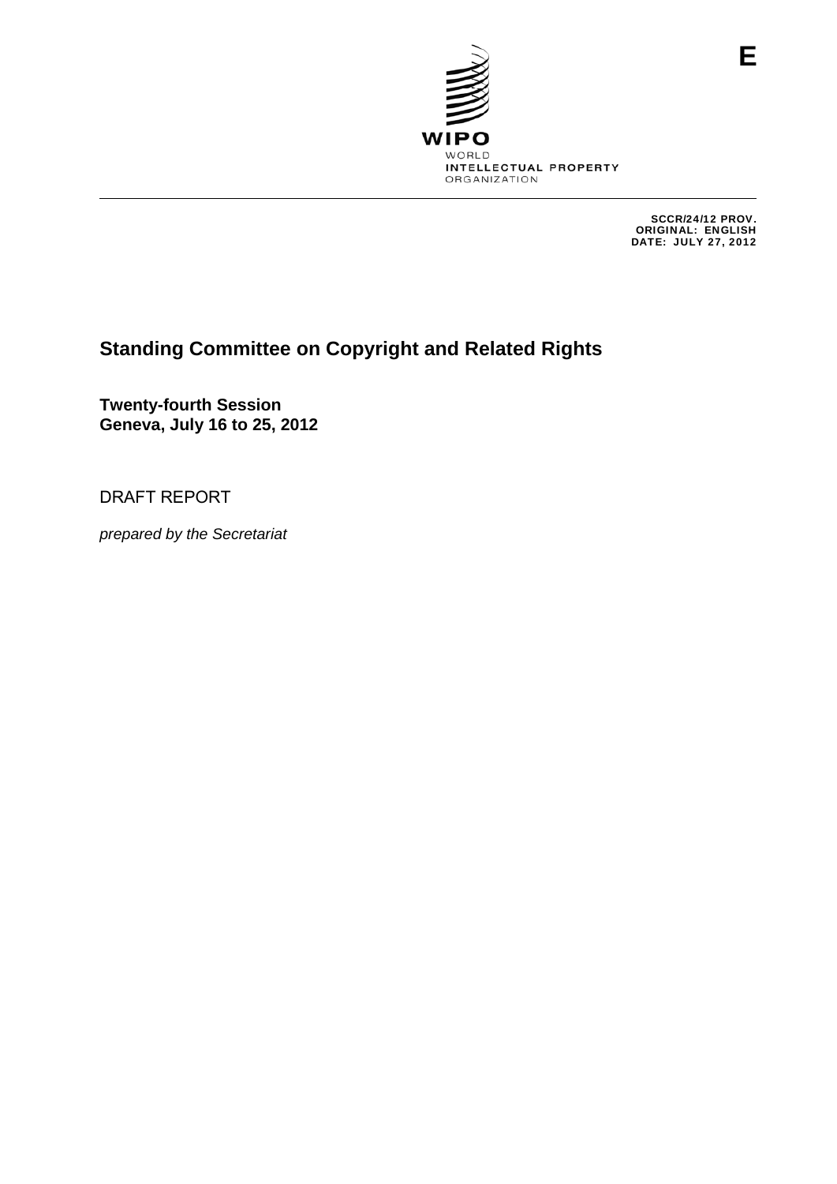E

WIPO
WORLD
INTELLECTUAL PROPERTY
ORGANIZATION

SCCR/24/12 PROV.
ORIGINAL: ENGLISH
DATE: JULY 27, 2012

# Standing Committee on Copyright and Related Rights

**Twenty-fourth Session**
**Geneva, July 16 to 25, 2012**

DRAFT REPORT

*prepared by the Secretariat*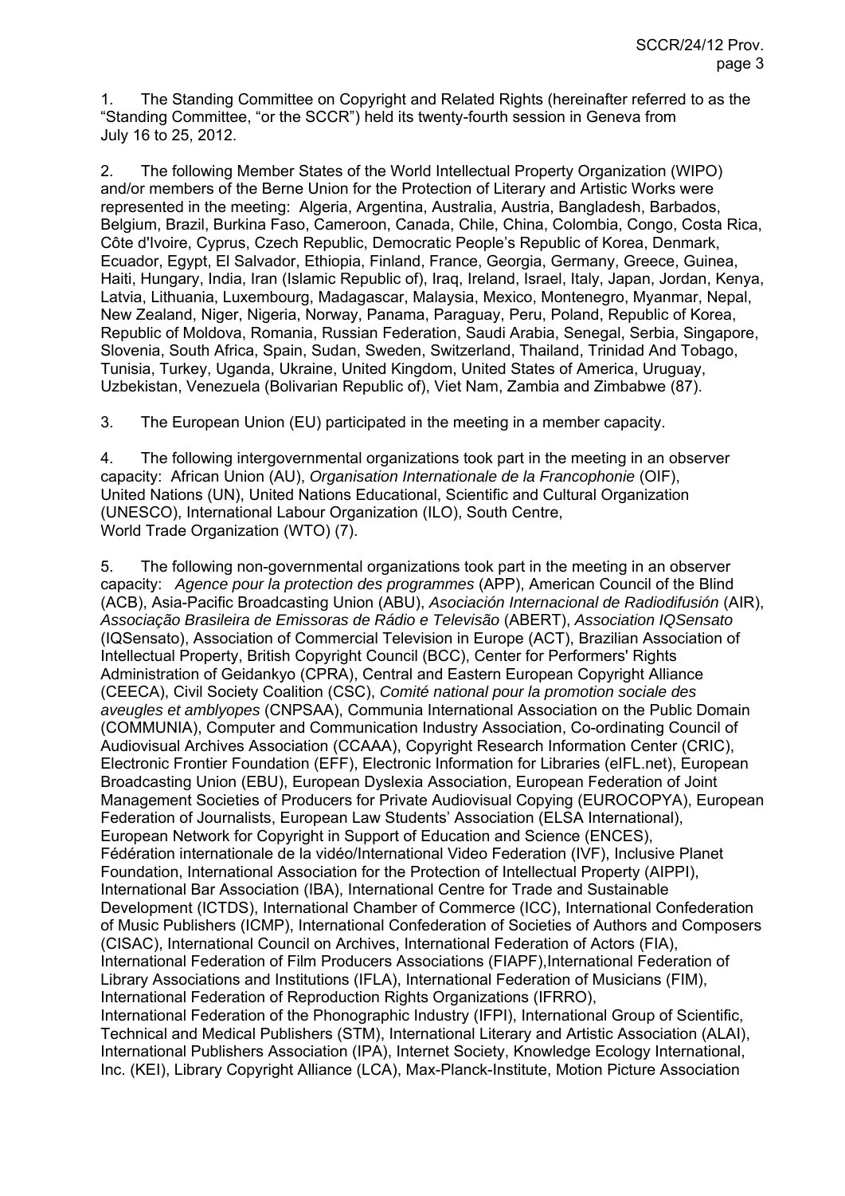1. The Standing Committee on Copyright and Related Rights (hereinafter referred to as the "Standing Committee, "or the SCCR") held its twenty-fourth session in Geneva from July 16 to 25, 2012.

2. The following Member States of the World Intellectual Property Organization (WIPO) and/or members of the Berne Union for the Protection of Literary and Artistic Works were represented in the meeting: Algeria, Argentina, Australia, Austria, Bangladesh, Barbados, Belgium, Brazil, Burkina Faso, Cameroon, Canada, Chile, China, Colombia, Congo, Costa Rica, Côte d'Ivoire, Cyprus, Czech Republic, Democratic People's Republic of Korea, Denmark, Ecuador, Egypt, El Salvador, Ethiopia, Finland, France, Georgia, Germany, Greece, Guinea, Haiti, Hungary, India, Iran (Islamic Republic of), Iraq, Ireland, Israel, Italy, Japan, Jordan, Kenya, Latvia, Lithuania, Luxembourg, Madagascar, Malaysia, Mexico, Montenegro, Myanmar, Nepal, New Zealand, Niger, Nigeria, Norway, Panama, Paraguay, Peru, Poland, Republic of Korea, Republic of Moldova, Romania, Russian Federation, Saudi Arabia, Senegal, Serbia, Singapore, Slovenia, South Africa, Spain, Sudan, Sweden, Switzerland, Thailand, Trinidad And Tobago, Tunisia, Turkey, Uganda, Ukraine, United Kingdom, United States of America, Uruguay, Uzbekistan, Venezuela (Bolivarian Republic of), Viet Nam, Zambia and Zimbabwe (87).

3. The European Union (EU) participated in the meeting in a member capacity.

4. The following intergovernmental organizations took part in the meeting in an observer capacity: African Union (AU), *Organisation Internationale de la Francophonie* (OIF), United Nations (UN), United Nations Educational, Scientific and Cultural Organization (UNESCO), International Labour Organization (ILO), South Centre, World Trade Organization (WTO) (7).

5. The following non-governmental organizations took part in the meeting in an observer capacity: *Agence pour la protection des programmes* (APP), American Council of the Blind (ACB), Asia-Pacific Broadcasting Union (ABU), *Asociación Internacional de Radiodifusión* (AIR), *Associação Brasileira de Emissoras de Rádio e Televisão* (ABERT), *Association IQSensato* (IQSensato), Association of Commercial Television in Europe (ACT), Brazilian Association of Intellectual Property, British Copyright Council (BCC), Center for Performers' Rights Administration of Geidankyo (CPRA), Central and Eastern European Copyright Alliance (CEECA), Civil Society Coalition (CSC), *Comité national pour la promotion sociale des aveugles et amblyopes* (CNPSAA), Communia International Association on the Public Domain (COMMUNIA), Computer and Communication Industry Association, Co-ordinating Council of Audiovisual Archives Association (CCAAA), Copyright Research Information Center (CRIC), Electronic Frontier Foundation (EFF), Electronic Information for Libraries (eIFL.net), European Broadcasting Union (EBU), European Dyslexia Association, European Federation of Joint Management Societies of Producers for Private Audiovisual Copying (EUROCOPYA), European Federation of Journalists, European Law Students' Association (ELSA International), European Network for Copyright in Support of Education and Science (ENCES), Fédération internationale de la vidéo/International Video Federation (IVF), Inclusive Planet Foundation, International Association for the Protection of Intellectual Property (AIPPI), International Bar Association (IBA), International Centre for Trade and Sustainable Development (ICTDS), International Chamber of Commerce (ICC), International Confederation of Music Publishers (ICMP), International Confederation of Societies of Authors and Composers (CISAC), International Council on Archives, International Federation of Actors (FIA), International Federation of Film Producers Associations (FIAPF),International Federation of Library Associations and Institutions (IFLA), International Federation of Musicians (FIM), International Federation of Reproduction Rights Organizations (IFRRO), International Federation of the Phonographic Industry (IFPI), International Group of Scientific, Technical and Medical Publishers (STM), International Literary and Artistic Association (ALAI), International Publishers Association (IPA), Internet Society, Knowledge Ecology International, Inc. (KEI), Library Copyright Alliance (LCA), Max-Planck-Institute, Motion Picture Association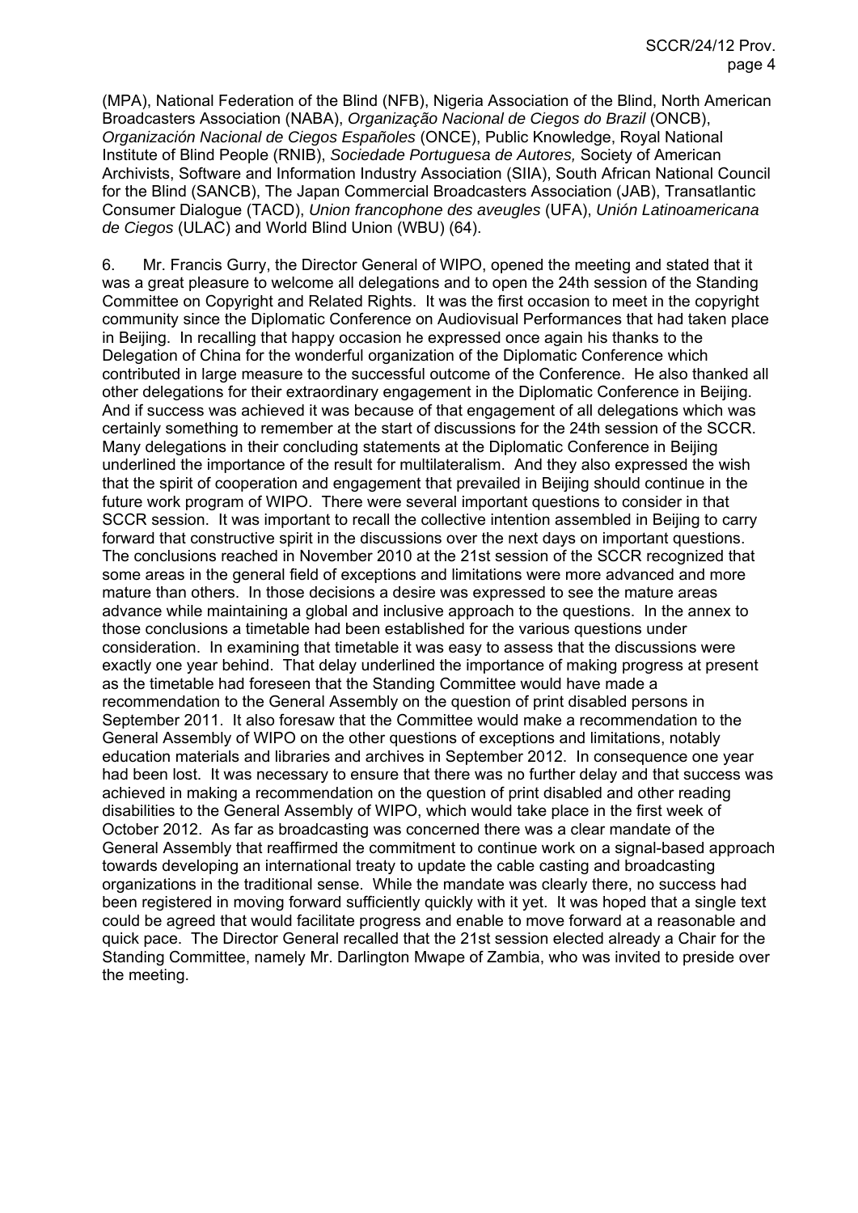(MPA), National Federation of the Blind (NFB), Nigeria Association of the Blind, North American Broadcasters Association (NABA), *Organização Nacional de Ciegos do Brazil* (ONCB), *Organización Nacional de Ciegos Españoles* (ONCE), Public Knowledge, Royal National Institute of Blind People (RNIB), *Sociedade Portuguesa de Autores,* Society of American Archivists, Software and Information Industry Association (SIIA), South African National Council for the Blind (SANCB), The Japan Commercial Broadcasters Association (JAB), Transatlantic Consumer Dialogue (TACD), *Union francophone des aveugles* (UFA), *Unión Latinoamericana de Ciegos* (ULAC) and World Blind Union (WBU) (64).

6. Mr. Francis Gurry, the Director General of WIPO, opened the meeting and stated that it was a great pleasure to welcome all delegations and to open the 24th session of the Standing Committee on Copyright and Related Rights. It was the first occasion to meet in the copyright community since the Diplomatic Conference on Audiovisual Performances that had taken place in Beijing. In recalling that happy occasion he expressed once again his thanks to the Delegation of China for the wonderful organization of the Diplomatic Conference which contributed in large measure to the successful outcome of the Conference. He also thanked all other delegations for their extraordinary engagement in the Diplomatic Conference in Beijing. And if success was achieved it was because of that engagement of all delegations which was certainly something to remember at the start of discussions for the 24th session of the SCCR. Many delegations in their concluding statements at the Diplomatic Conference in Beijing underlined the importance of the result for multilateralism. And they also expressed the wish that the spirit of cooperation and engagement that prevailed in Beijing should continue in the future work program of WIPO. There were several important questions to consider in that SCCR session. It was important to recall the collective intention assembled in Beijing to carry forward that constructive spirit in the discussions over the next days on important questions. The conclusions reached in November 2010 at the 21st session of the SCCR recognized that some areas in the general field of exceptions and limitations were more advanced and more mature than others. In those decisions a desire was expressed to see the mature areas advance while maintaining a global and inclusive approach to the questions. In the annex to those conclusions a timetable had been established for the various questions under consideration. In examining that timetable it was easy to assess that the discussions were exactly one year behind. That delay underlined the importance of making progress at present as the timetable had foreseen that the Standing Committee would have made a recommendation to the General Assembly on the question of print disabled persons in September 2011. It also foresaw that the Committee would make a recommendation to the General Assembly of WIPO on the other questions of exceptions and limitations, notably education materials and libraries and archives in September 2012. In consequence one year had been lost. It was necessary to ensure that there was no further delay and that success was achieved in making a recommendation on the question of print disabled and other reading disabilities to the General Assembly of WIPO, which would take place in the first week of October 2012. As far as broadcasting was concerned there was a clear mandate of the General Assembly that reaffirmed the commitment to continue work on a signal-based approach towards developing an international treaty to update the cable casting and broadcasting organizations in the traditional sense. While the mandate was clearly there, no success had been registered in moving forward sufficiently quickly with it yet. It was hoped that a single text could be agreed that would facilitate progress and enable to move forward at a reasonable and quick pace. The Director General recalled that the 21st session elected already a Chair for the Standing Committee, namely Mr. Darlington Mwape of Zambia, who was invited to preside over the meeting.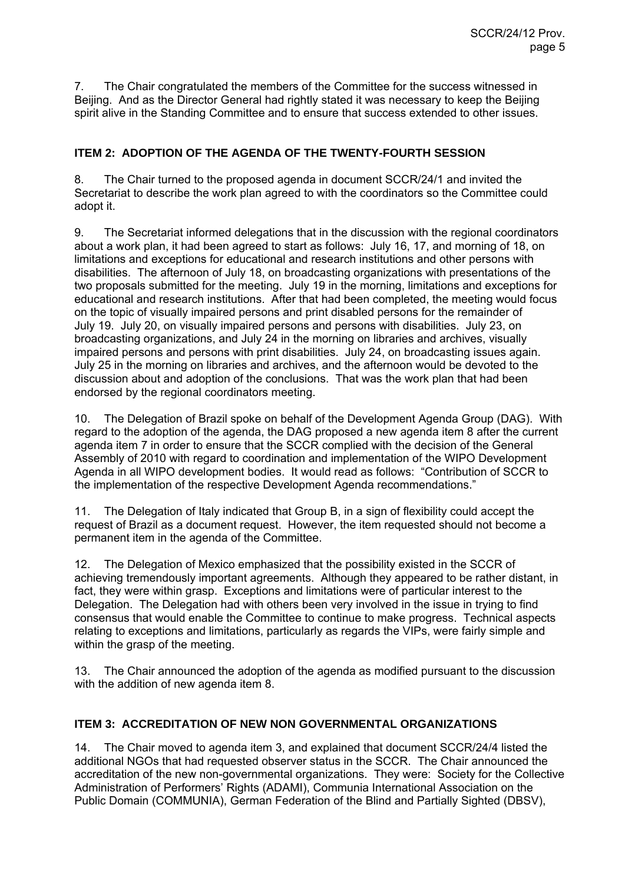7. The Chair congratulated the members of the Committee for the success witnessed in Beijing. And as the Director General had rightly stated it was necessary to keep the Beijing spirit alive in the Standing Committee and to ensure that success extended to other issues.

## ITEM 2: ADOPTION OF THE AGENDA OF THE TWENTY-FOURTH SESSION

8. The Chair turned to the proposed agenda in document SCCR/24/1 and invited the Secretariat to describe the work plan agreed to with the coordinators so the Committee could adopt it.

9. The Secretariat informed delegations that in the discussion with the regional coordinators about a work plan, it had been agreed to start as follows: July 16, 17, and morning of 18, on limitations and exceptions for educational and research institutions and other persons with disabilities. The afternoon of July 18, on broadcasting organizations with presentations of the two proposals submitted for the meeting. July 19 in the morning, limitations and exceptions for educational and research institutions. After that had been completed, the meeting would focus on the topic of visually impaired persons and print disabled persons for the remainder of July 19. July 20, on visually impaired persons and persons with disabilities. July 23, on broadcasting organizations, and July 24 in the morning on libraries and archives, visually impaired persons and persons with print disabilities. July 24, on broadcasting issues again. July 25 in the morning on libraries and archives, and the afternoon would be devoted to the discussion about and adoption of the conclusions. That was the work plan that had been endorsed by the regional coordinators meeting.

10. The Delegation of Brazil spoke on behalf of the Development Agenda Group (DAG). With regard to the adoption of the agenda, the DAG proposed a new agenda item 8 after the current agenda item 7 in order to ensure that the SCCR complied with the decision of the General Assembly of 2010 with regard to coordination and implementation of the WIPO Development Agenda in all WIPO development bodies. It would read as follows: "Contribution of SCCR to the implementation of the respective Development Agenda recommendations."

11. The Delegation of Italy indicated that Group B, in a sign of flexibility could accept the request of Brazil as a document request. However, the item requested should not become a permanent item in the agenda of the Committee.

12. The Delegation of Mexico emphasized that the possibility existed in the SCCR of achieving tremendously important agreements. Although they appeared to be rather distant, in fact, they were within grasp. Exceptions and limitations were of particular interest to the Delegation. The Delegation had with others been very involved in the issue in trying to find consensus that would enable the Committee to continue to make progress. Technical aspects relating to exceptions and limitations, particularly as regards the VIPs, were fairly simple and within the grasp of the meeting.

13. The Chair announced the adoption of the agenda as modified pursuant to the discussion with the addition of new agenda item 8.

## ITEM 3: ACCREDITATION OF NEW NON GOVERNMENTAL ORGANIZATIONS

14. The Chair moved to agenda item 3, and explained that document SCCR/24/4 listed the additional NGOs that had requested observer status in the SCCR. The Chair announced the accreditation of the new non-governmental organizations. They were: Society for the Collective Administration of Performers' Rights (ADAMI), Communia International Association on the Public Domain (COMMUNIA), German Federation of the Blind and Partially Sighted (DBSV),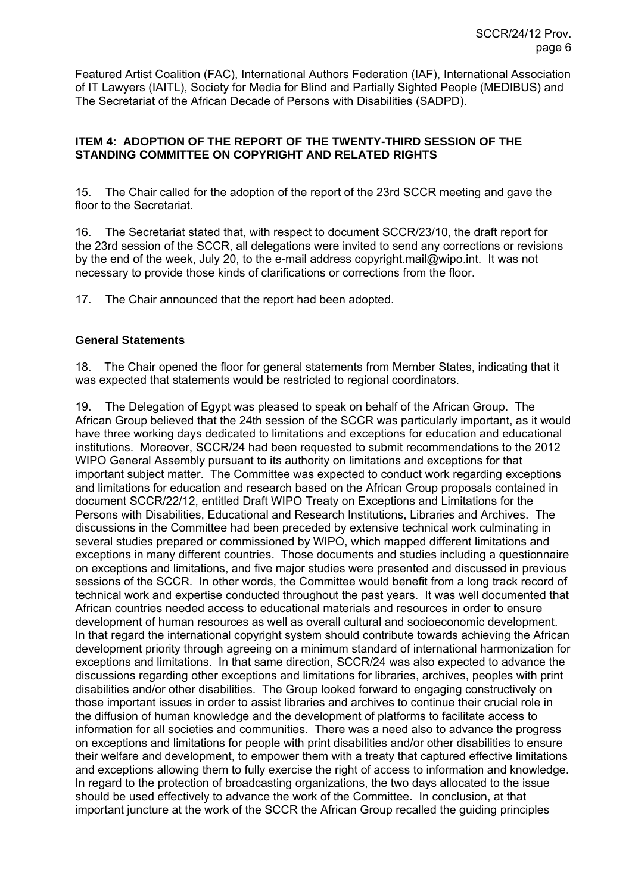Featured Artist Coalition (FAC), International Authors Federation (IAF), International Association of IT Lawyers (IAITL), Society for Media for Blind and Partially Sighted People (MEDIBUS) and The Secretariat of the African Decade of Persons with Disabilities (SADPD).

## ITEM 4: ADOPTION OF THE REPORT OF THE TWENTY-THIRD SESSION OF THE STANDING COMMITTEE ON COPYRIGHT AND RELATED RIGHTS

15. The Chair called for the adoption of the report of the 23rd SCCR meeting and gave the floor to the Secretariat.

16. The Secretariat stated that, with respect to document SCCR/23/10, the draft report for the 23rd session of the SCCR, all delegations were invited to send any corrections or revisions by the end of the week, July 20, to the e-mail address copyright.mail@wipo.int. It was not necessary to provide those kinds of clarifications or corrections from the floor.

17. The Chair announced that the report had been adopted.

### General Statements

18. The Chair opened the floor for general statements from Member States, indicating that it was expected that statements would be restricted to regional coordinators.

19. The Delegation of Egypt was pleased to speak on behalf of the African Group. The African Group believed that the 24th session of the SCCR was particularly important, as it would have three working days dedicated to limitations and exceptions for education and educational institutions. Moreover, SCCR/24 had been requested to submit recommendations to the 2012 WIPO General Assembly pursuant to its authority on limitations and exceptions for that important subject matter. The Committee was expected to conduct work regarding exceptions and limitations for education and research based on the African Group proposals contained in document SCCR/22/12, entitled Draft WIPO Treaty on Exceptions and Limitations for the Persons with Disabilities, Educational and Research Institutions, Libraries and Archives. The discussions in the Committee had been preceded by extensive technical work culminating in several studies prepared or commissioned by WIPO, which mapped different limitations and exceptions in many different countries. Those documents and studies including a questionnaire on exceptions and limitations, and five major studies were presented and discussed in previous sessions of the SCCR. In other words, the Committee would benefit from a long track record of technical work and expertise conducted throughout the past years. It was well documented that African countries needed access to educational materials and resources in order to ensure development of human resources as well as overall cultural and socioeconomic development. In that regard the international copyright system should contribute towards achieving the African development priority through agreeing on a minimum standard of international harmonization for exceptions and limitations. In that same direction, SCCR/24 was also expected to advance the discussions regarding other exceptions and limitations for libraries, archives, peoples with print disabilities and/or other disabilities. The Group looked forward to engaging constructively on those important issues in order to assist libraries and archives to continue their crucial role in the diffusion of human knowledge and the development of platforms to facilitate access to information for all societies and communities. There was a need also to advance the progress on exceptions and limitations for people with print disabilities and/or other disabilities to ensure their welfare and development, to empower them with a treaty that captured effective limitations and exceptions allowing them to fully exercise the right of access to information and knowledge. In regard to the protection of broadcasting organizations, the two days allocated to the issue should be used effectively to advance the work of the Committee. In conclusion, at that important juncture at the work of the SCCR the African Group recalled the guiding principles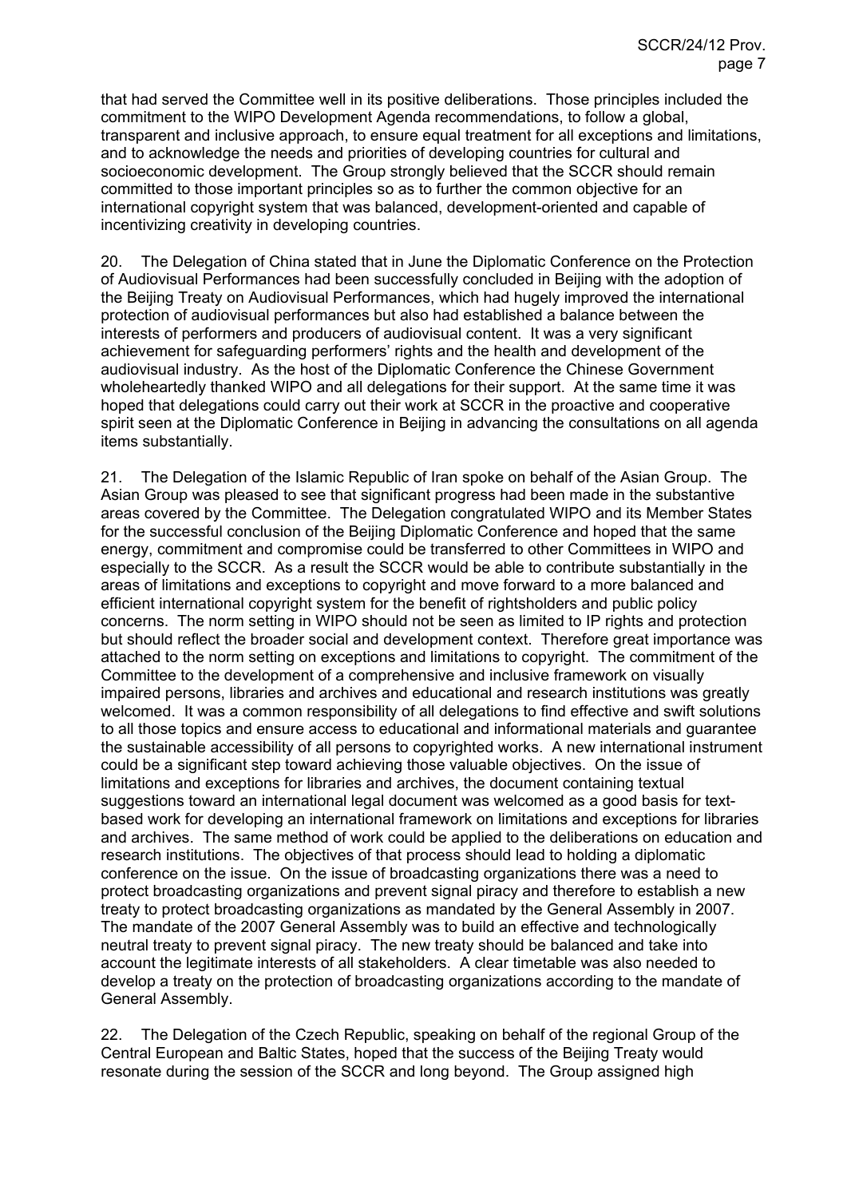that had served the Committee well in its positive deliberations. Those principles included the commitment to the WIPO Development Agenda recommendations, to follow a global, transparent and inclusive approach, to ensure equal treatment for all exceptions and limitations, and to acknowledge the needs and priorities of developing countries for cultural and socioeconomic development. The Group strongly believed that the SCCR should remain committed to those important principles so as to further the common objective for an international copyright system that was balanced, development-oriented and capable of incentivizing creativity in developing countries.

20. The Delegation of China stated that in June the Diplomatic Conference on the Protection of Audiovisual Performances had been successfully concluded in Beijing with the adoption of the Beijing Treaty on Audiovisual Performances, which had hugely improved the international protection of audiovisual performances but also had established a balance between the interests of performers and producers of audiovisual content. It was a very significant achievement for safeguarding performers' rights and the health and development of the audiovisual industry. As the host of the Diplomatic Conference the Chinese Government wholeheartedly thanked WIPO and all delegations for their support. At the same time it was hoped that delegations could carry out their work at SCCR in the proactive and cooperative spirit seen at the Diplomatic Conference in Beijing in advancing the consultations on all agenda items substantially.

21. The Delegation of the Islamic Republic of Iran spoke on behalf of the Asian Group. The Asian Group was pleased to see that significant progress had been made in the substantive areas covered by the Committee. The Delegation congratulated WIPO and its Member States for the successful conclusion of the Beijing Diplomatic Conference and hoped that the same energy, commitment and compromise could be transferred to other Committees in WIPO and especially to the SCCR. As a result the SCCR would be able to contribute substantially in the areas of limitations and exceptions to copyright and move forward to a more balanced and efficient international copyright system for the benefit of rightsholders and public policy concerns. The norm setting in WIPO should not be seen as limited to IP rights and protection but should reflect the broader social and development context. Therefore great importance was attached to the norm setting on exceptions and limitations to copyright. The commitment of the Committee to the development of a comprehensive and inclusive framework on visually impaired persons, libraries and archives and educational and research institutions was greatly welcomed. It was a common responsibility of all delegations to find effective and swift solutions to all those topics and ensure access to educational and informational materials and guarantee the sustainable accessibility of all persons to copyrighted works. A new international instrument could be a significant step toward achieving those valuable objectives. On the issue of limitations and exceptions for libraries and archives, the document containing textual suggestions toward an international legal document was welcomed as a good basis for text-based work for developing an international framework on limitations and exceptions for libraries and archives. The same method of work could be applied to the deliberations on education and research institutions. The objectives of that process should lead to holding a diplomatic conference on the issue. On the issue of broadcasting organizations there was a need to protect broadcasting organizations and prevent signal piracy and therefore to establish a new treaty to protect broadcasting organizations as mandated by the General Assembly in 2007. The mandate of the 2007 General Assembly was to build an effective and technologically neutral treaty to prevent signal piracy. The new treaty should be balanced and take into account the legitimate interests of all stakeholders. A clear timetable was also needed to develop a treaty on the protection of broadcasting organizations according to the mandate of General Assembly.

22. The Delegation of the Czech Republic, speaking on behalf of the regional Group of the Central European and Baltic States, hoped that the success of the Beijing Treaty would resonate during the session of the SCCR and long beyond. The Group assigned high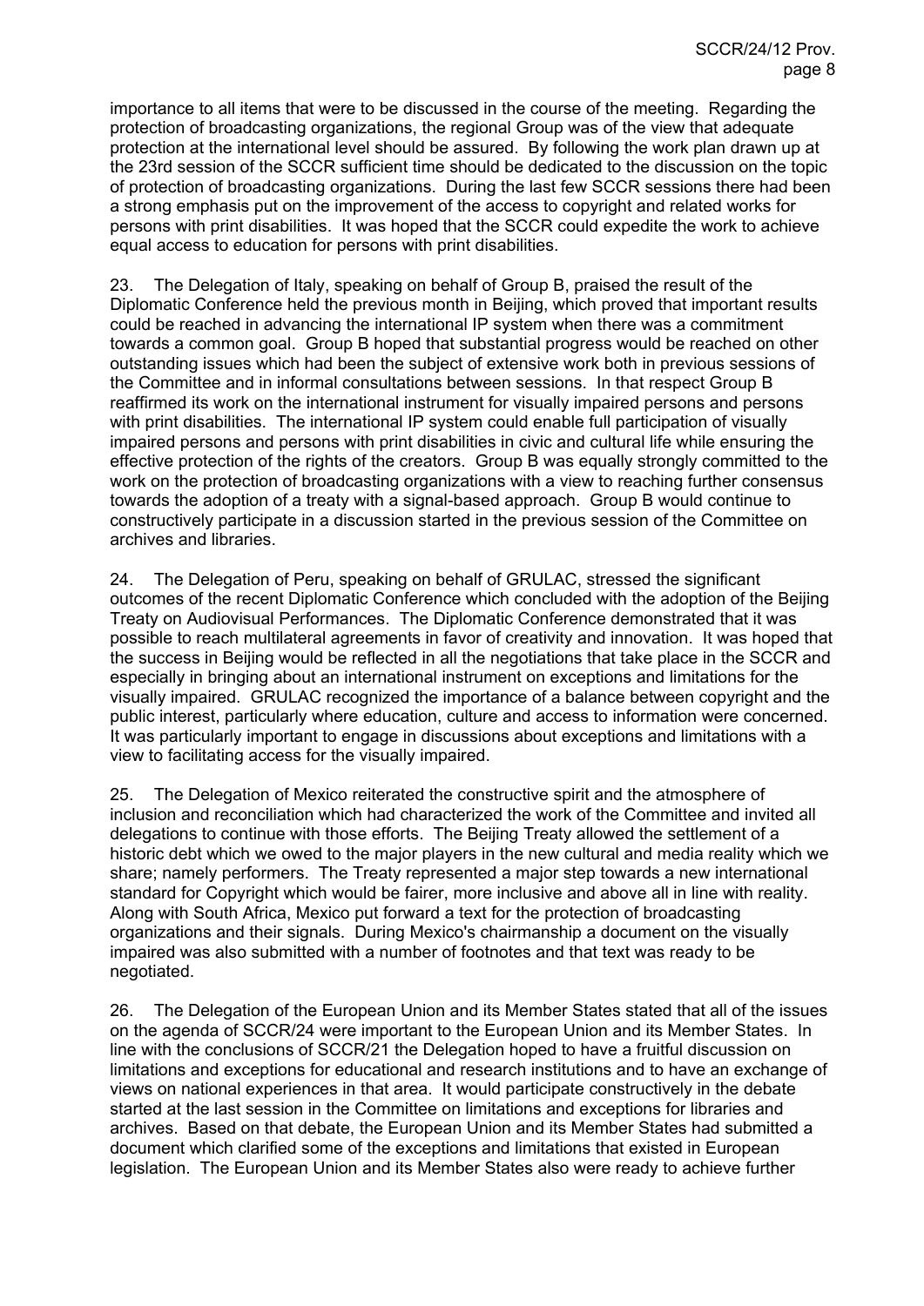importance to all items that were to be discussed in the course of the meeting. Regarding the protection of broadcasting organizations, the regional Group was of the view that adequate protection at the international level should be assured. By following the work plan drawn up at the 23rd session of the SCCR sufficient time should be dedicated to the discussion on the topic of protection of broadcasting organizations. During the last few SCCR sessions there had been a strong emphasis put on the improvement of the access to copyright and related works for persons with print disabilities. It was hoped that the SCCR could expedite the work to achieve equal access to education for persons with print disabilities.

23. The Delegation of Italy, speaking on behalf of Group B, praised the result of the Diplomatic Conference held the previous month in Beijing, which proved that important results could be reached in advancing the international IP system when there was a commitment towards a common goal. Group B hoped that substantial progress would be reached on other outstanding issues which had been the subject of extensive work both in previous sessions of the Committee and in informal consultations between sessions. In that respect Group B reaffirmed its work on the international instrument for visually impaired persons and persons with print disabilities. The international IP system could enable full participation of visually impaired persons and persons with print disabilities in civic and cultural life while ensuring the effective protection of the rights of the creators. Group B was equally strongly committed to the work on the protection of broadcasting organizations with a view to reaching further consensus towards the adoption of a treaty with a signal-based approach. Group B would continue to constructively participate in a discussion started in the previous session of the Committee on archives and libraries.

24. The Delegation of Peru, speaking on behalf of GRULAC, stressed the significant outcomes of the recent Diplomatic Conference which concluded with the adoption of the Beijing Treaty on Audiovisual Performances. The Diplomatic Conference demonstrated that it was possible to reach multilateral agreements in favor of creativity and innovation. It was hoped that the success in Beijing would be reflected in all the negotiations that take place in the SCCR and especially in bringing about an international instrument on exceptions and limitations for the visually impaired. GRULAC recognized the importance of a balance between copyright and the public interest, particularly where education, culture and access to information were concerned. It was particularly important to engage in discussions about exceptions and limitations with a view to facilitating access for the visually impaired.

25. The Delegation of Mexico reiterated the constructive spirit and the atmosphere of inclusion and reconciliation which had characterized the work of the Committee and invited all delegations to continue with those efforts. The Beijing Treaty allowed the settlement of a historic debt which we owed to the major players in the new cultural and media reality which we share; namely performers. The Treaty represented a major step towards a new international standard for Copyright which would be fairer, more inclusive and above all in line with reality. Along with South Africa, Mexico put forward a text for the protection of broadcasting organizations and their signals. During Mexico's chairmanship a document on the visually impaired was also submitted with a number of footnotes and that text was ready to be negotiated.

26. The Delegation of the European Union and its Member States stated that all of the issues on the agenda of SCCR/24 were important to the European Union and its Member States. In line with the conclusions of SCCR/21 the Delegation hoped to have a fruitful discussion on limitations and exceptions for educational and research institutions and to have an exchange of views on national experiences in that area. It would participate constructively in the debate started at the last session in the Committee on limitations and exceptions for libraries and archives. Based on that debate, the European Union and its Member States had submitted a document which clarified some of the exceptions and limitations that existed in European legislation. The European Union and its Member States also were ready to achieve further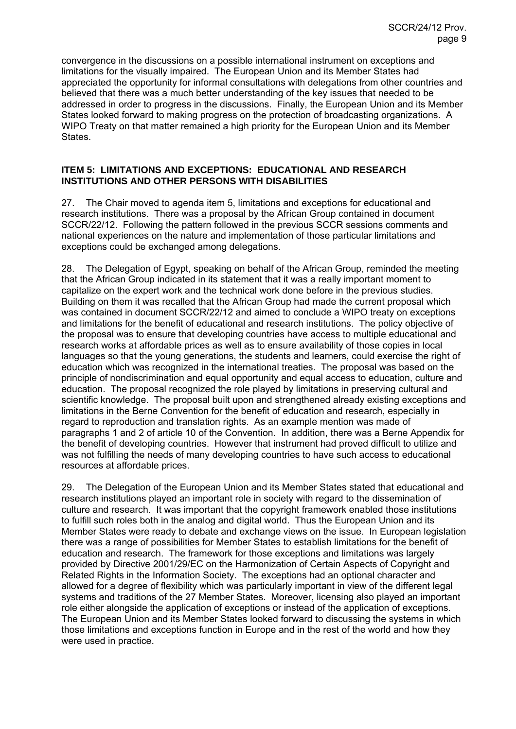convergence in the discussions on a possible international instrument on exceptions and limitations for the visually impaired. The European Union and its Member States had appreciated the opportunity for informal consultations with delegations from other countries and believed that there was a much better understanding of the key issues that needed to be addressed in order to progress in the discussions. Finally, the European Union and its Member States looked forward to making progress on the protection of broadcasting organizations. A WIPO Treaty on that matter remained a high priority for the European Union and its Member States.

## ITEM 5: LIMITATIONS AND EXCEPTIONS: EDUCATIONAL AND RESEARCH INSTITUTIONS AND OTHER PERSONS WITH DISABILITIES

27. The Chair moved to agenda item 5, limitations and exceptions for educational and research institutions. There was a proposal by the African Group contained in document SCCR/22/12. Following the pattern followed in the previous SCCR sessions comments and national experiences on the nature and implementation of those particular limitations and exceptions could be exchanged among delegations.

28. The Delegation of Egypt, speaking on behalf of the African Group, reminded the meeting that the African Group indicated in its statement that it was a really important moment to capitalize on the expert work and the technical work done before in the previous studies. Building on them it was recalled that the African Group had made the current proposal which was contained in document SCCR/22/12 and aimed to conclude a WIPO treaty on exceptions and limitations for the benefit of educational and research institutions. The policy objective of the proposal was to ensure that developing countries have access to multiple educational and research works at affordable prices as well as to ensure availability of those copies in local languages so that the young generations, the students and learners, could exercise the right of education which was recognized in the international treaties. The proposal was based on the principle of nondiscrimination and equal opportunity and equal access to education, culture and education. The proposal recognized the role played by limitations in preserving cultural and scientific knowledge. The proposal built upon and strengthened already existing exceptions and limitations in the Berne Convention for the benefit of education and research, especially in regard to reproduction and translation rights. As an example mention was made of paragraphs 1 and 2 of article 10 of the Convention. In addition, there was a Berne Appendix for the benefit of developing countries. However that instrument had proved difficult to utilize and was not fulfilling the needs of many developing countries to have such access to educational resources at affordable prices.

29. The Delegation of the European Union and its Member States stated that educational and research institutions played an important role in society with regard to the dissemination of culture and research. It was important that the copyright framework enabled those institutions to fulfill such roles both in the analog and digital world. Thus the European Union and its Member States were ready to debate and exchange views on the issue. In European legislation there was a range of possibilities for Member States to establish limitations for the benefit of education and research. The framework for those exceptions and limitations was largely provided by Directive 2001/29/EC on the Harmonization of Certain Aspects of Copyright and Related Rights in the Information Society. The exceptions had an optional character and allowed for a degree of flexibility which was particularly important in view of the different legal systems and traditions of the 27 Member States. Moreover, licensing also played an important role either alongside the application of exceptions or instead of the application of exceptions. The European Union and its Member States looked forward to discussing the systems in which those limitations and exceptions function in Europe and in the rest of the world and how they were used in practice.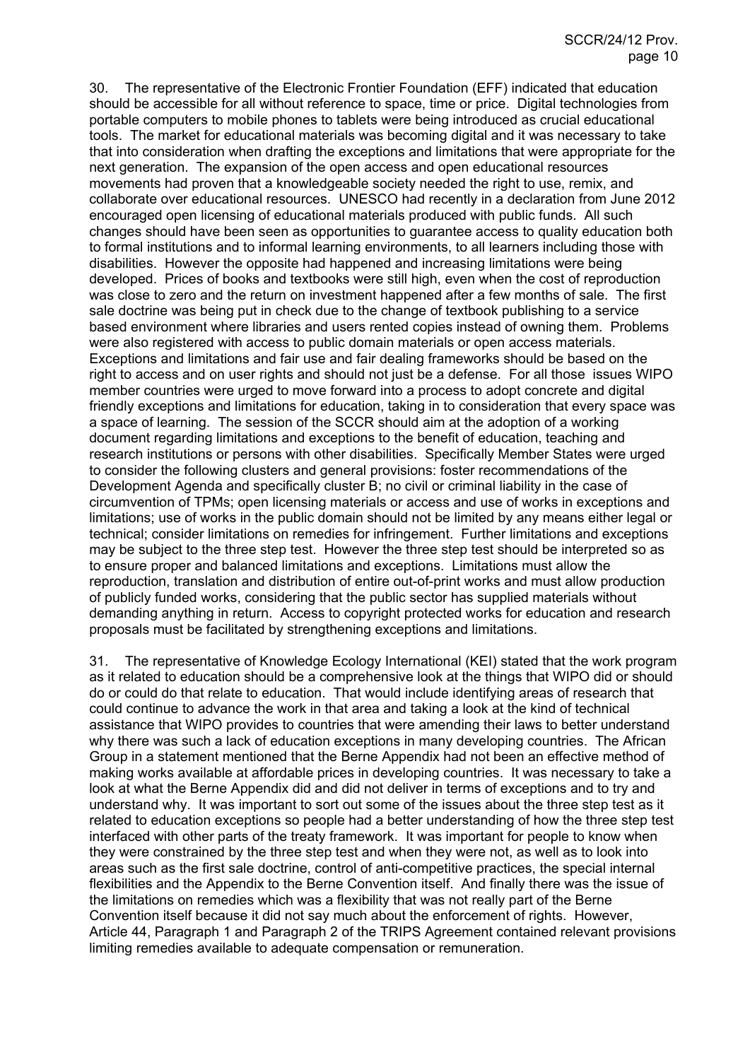30. The representative of the Electronic Frontier Foundation (EFF) indicated that education should be accessible for all without reference to space, time or price. Digital technologies from portable computers to mobile phones to tablets were being introduced as crucial educational tools. The market for educational materials was becoming digital and it was necessary to take that into consideration when drafting the exceptions and limitations that were appropriate for the next generation. The expansion of the open access and open educational resources movements had proven that a knowledgeable society needed the right to use, remix, and collaborate over educational resources. UNESCO had recently in a declaration from June 2012 encouraged open licensing of educational materials produced with public funds. All such changes should have been seen as opportunities to guarantee access to quality education both to formal institutions and to informal learning environments, to all learners including those with disabilities. However the opposite had happened and increasing limitations were being developed. Prices of books and textbooks were still high, even when the cost of reproduction was close to zero and the return on investment happened after a few months of sale. The first sale doctrine was being put in check due to the change of textbook publishing to a service based environment where libraries and users rented copies instead of owning them. Problems were also registered with access to public domain materials or open access materials. Exceptions and limitations and fair use and fair dealing frameworks should be based on the right to access and on user rights and should not just be a defense. For all those issues WIPO member countries were urged to move forward into a process to adopt concrete and digital friendly exceptions and limitations for education, taking in to consideration that every space was a space of learning. The session of the SCCR should aim at the adoption of a working document regarding limitations and exceptions to the benefit of education, teaching and research institutions or persons with other disabilities. Specifically Member States were urged to consider the following clusters and general provisions: foster recommendations of the Development Agenda and specifically cluster B; no civil or criminal liability in the case of circumvention of TPMs; open licensing materials or access and use of works in exceptions and limitations; use of works in the public domain should not be limited by any means either legal or technical; consider limitations on remedies for infringement. Further limitations and exceptions may be subject to the three step test. However the three step test should be interpreted so as to ensure proper and balanced limitations and exceptions. Limitations must allow the reproduction, translation and distribution of entire out-of-print works and must allow production of publicly funded works, considering that the public sector has supplied materials without demanding anything in return. Access to copyright protected works for education and research proposals must be facilitated by strengthening exceptions and limitations.

31. The representative of Knowledge Ecology International (KEI) stated that the work program as it related to education should be a comprehensive look at the things that WIPO did or should do or could do that relate to education. That would include identifying areas of research that could continue to advance the work in that area and taking a look at the kind of technical assistance that WIPO provides to countries that were amending their laws to better understand why there was such a lack of education exceptions in many developing countries. The African Group in a statement mentioned that the Berne Appendix had not been an effective method of making works available at affordable prices in developing countries. It was necessary to take a look at what the Berne Appendix did and did not deliver in terms of exceptions and to try and understand why. It was important to sort out some of the issues about the three step test as it related to education exceptions so people had a better understanding of how the three step test interfaced with other parts of the treaty framework. It was important for people to know when they were constrained by the three step test and when they were not, as well as to look into areas such as the first sale doctrine, control of anti-competitive practices, the special internal flexibilities and the Appendix to the Berne Convention itself. And finally there was the issue of the limitations on remedies which was a flexibility that was not really part of the Berne Convention itself because it did not say much about the enforcement of rights. However, Article 44, Paragraph 1 and Paragraph 2 of the TRIPS Agreement contained relevant provisions limiting remedies available to adequate compensation or remuneration.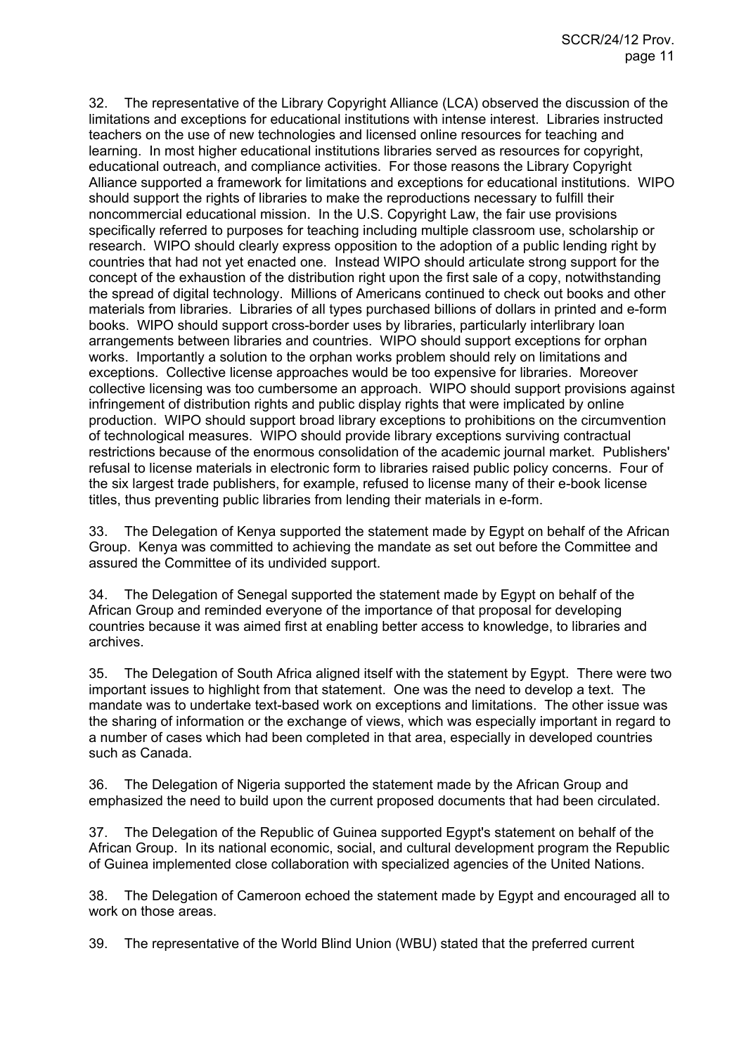32. The representative of the Library Copyright Alliance (LCA) observed the discussion of the limitations and exceptions for educational institutions with intense interest. Libraries instructed teachers on the use of new technologies and licensed online resources for teaching and learning. In most higher educational institutions libraries served as resources for copyright, educational outreach, and compliance activities. For those reasons the Library Copyright Alliance supported a framework for limitations and exceptions for educational institutions. WIPO should support the rights of libraries to make the reproductions necessary to fulfill their noncommercial educational mission. In the U.S. Copyright Law, the fair use provisions specifically referred to purposes for teaching including multiple classroom use, scholarship or research. WIPO should clearly express opposition to the adoption of a public lending right by countries that had not yet enacted one. Instead WIPO should articulate strong support for the concept of the exhaustion of the distribution right upon the first sale of a copy, notwithstanding the spread of digital technology. Millions of Americans continued to check out books and other materials from libraries. Libraries of all types purchased billions of dollars in printed and e-form books. WIPO should support cross-border uses by libraries, particularly interlibrary loan arrangements between libraries and countries. WIPO should support exceptions for orphan works. Importantly a solution to the orphan works problem should rely on limitations and exceptions. Collective license approaches would be too expensive for libraries. Moreover collective licensing was too cumbersome an approach. WIPO should support provisions against infringement of distribution rights and public display rights that were implicated by online production. WIPO should support broad library exceptions to prohibitions on the circumvention of technological measures. WIPO should provide library exceptions surviving contractual restrictions because of the enormous consolidation of the academic journal market. Publishers' refusal to license materials in electronic form to libraries raised public policy concerns. Four of the six largest trade publishers, for example, refused to license many of their e-book license titles, thus preventing public libraries from lending their materials in e-form.

33. The Delegation of Kenya supported the statement made by Egypt on behalf of the African Group. Kenya was committed to achieving the mandate as set out before the Committee and assured the Committee of its undivided support.

34. The Delegation of Senegal supported the statement made by Egypt on behalf of the African Group and reminded everyone of the importance of that proposal for developing countries because it was aimed first at enabling better access to knowledge, to libraries and archives.

35. The Delegation of South Africa aligned itself with the statement by Egypt. There were two important issues to highlight from that statement. One was the need to develop a text. The mandate was to undertake text-based work on exceptions and limitations. The other issue was the sharing of information or the exchange of views, which was especially important in regard to a number of cases which had been completed in that area, especially in developed countries such as Canada.

36. The Delegation of Nigeria supported the statement made by the African Group and emphasized the need to build upon the current proposed documents that had been circulated.

37. The Delegation of the Republic of Guinea supported Egypt's statement on behalf of the African Group. In its national economic, social, and cultural development program the Republic of Guinea implemented close collaboration with specialized agencies of the United Nations.

38. The Delegation of Cameroon echoed the statement made by Egypt and encouraged all to work on those areas.

39. The representative of the World Blind Union (WBU) stated that the preferred current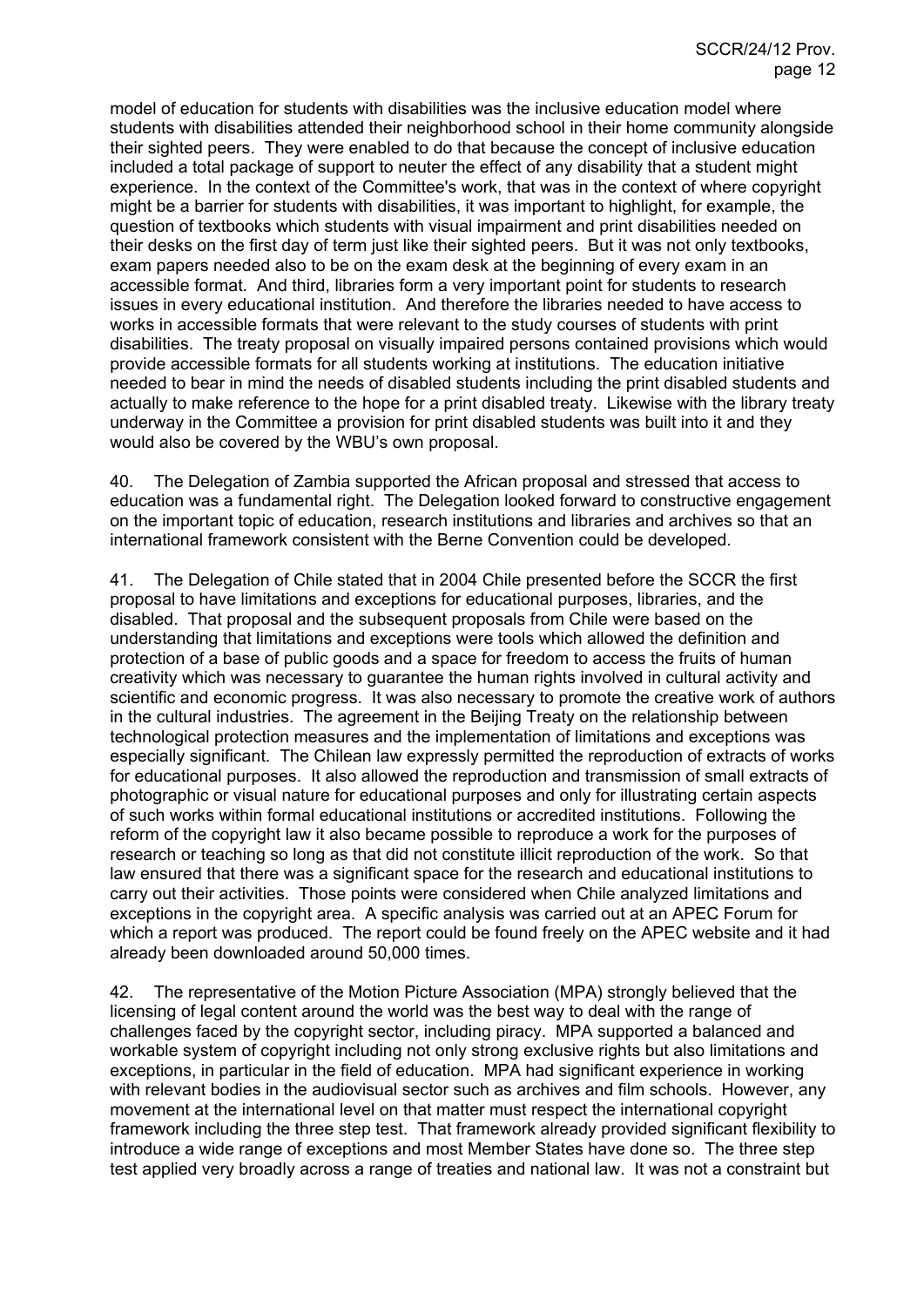model of education for students with disabilities was the inclusive education model where students with disabilities attended their neighborhood school in their home community alongside their sighted peers. They were enabled to do that because the concept of inclusive education included a total package of support to neuter the effect of any disability that a student might experience. In the context of the Committee's work, that was in the context of where copyright might be a barrier for students with disabilities, it was important to highlight, for example, the question of textbooks which students with visual impairment and print disabilities needed on their desks on the first day of term just like their sighted peers. But it was not only textbooks, exam papers needed also to be on the exam desk at the beginning of every exam in an accessible format. And third, libraries form a very important point for students to research issues in every educational institution. And therefore the libraries needed to have access to works in accessible formats that were relevant to the study courses of students with print disabilities. The treaty proposal on visually impaired persons contained provisions which would provide accessible formats for all students working at institutions. The education initiative needed to bear in mind the needs of disabled students including the print disabled students and actually to make reference to the hope for a print disabled treaty. Likewise with the library treaty underway in the Committee a provision for print disabled students was built into it and they would also be covered by the WBU's own proposal.

40. The Delegation of Zambia supported the African proposal and stressed that access to education was a fundamental right. The Delegation looked forward to constructive engagement on the important topic of education, research institutions and libraries and archives so that an international framework consistent with the Berne Convention could be developed.

41. The Delegation of Chile stated that in 2004 Chile presented before the SCCR the first proposal to have limitations and exceptions for educational purposes, libraries, and the disabled. That proposal and the subsequent proposals from Chile were based on the understanding that limitations and exceptions were tools which allowed the definition and protection of a base of public goods and a space for freedom to access the fruits of human creativity which was necessary to guarantee the human rights involved in cultural activity and scientific and economic progress. It was also necessary to promote the creative work of authors in the cultural industries. The agreement in the Beijing Treaty on the relationship between technological protection measures and the implementation of limitations and exceptions was especially significant. The Chilean law expressly permitted the reproduction of extracts of works for educational purposes. It also allowed the reproduction and transmission of small extracts of photographic or visual nature for educational purposes and only for illustrating certain aspects of such works within formal educational institutions or accredited institutions. Following the reform of the copyright law it also became possible to reproduce a work for the purposes of research or teaching so long as that did not constitute illicit reproduction of the work. So that law ensured that there was a significant space for the research and educational institutions to carry out their activities. Those points were considered when Chile analyzed limitations and exceptions in the copyright area. A specific analysis was carried out at an APEC Forum for which a report was produced. The report could be found freely on the APEC website and it had already been downloaded around 50,000 times.

42. The representative of the Motion Picture Association (MPA) strongly believed that the licensing of legal content around the world was the best way to deal with the range of challenges faced by the copyright sector, including piracy. MPA supported a balanced and workable system of copyright including not only strong exclusive rights but also limitations and exceptions, in particular in the field of education. MPA had significant experience in working with relevant bodies in the audiovisual sector such as archives and film schools. However, any movement at the international level on that matter must respect the international copyright framework including the three step test. That framework already provided significant flexibility to introduce a wide range of exceptions and most Member States have done so. The three step test applied very broadly across a range of treaties and national law. It was not a constraint but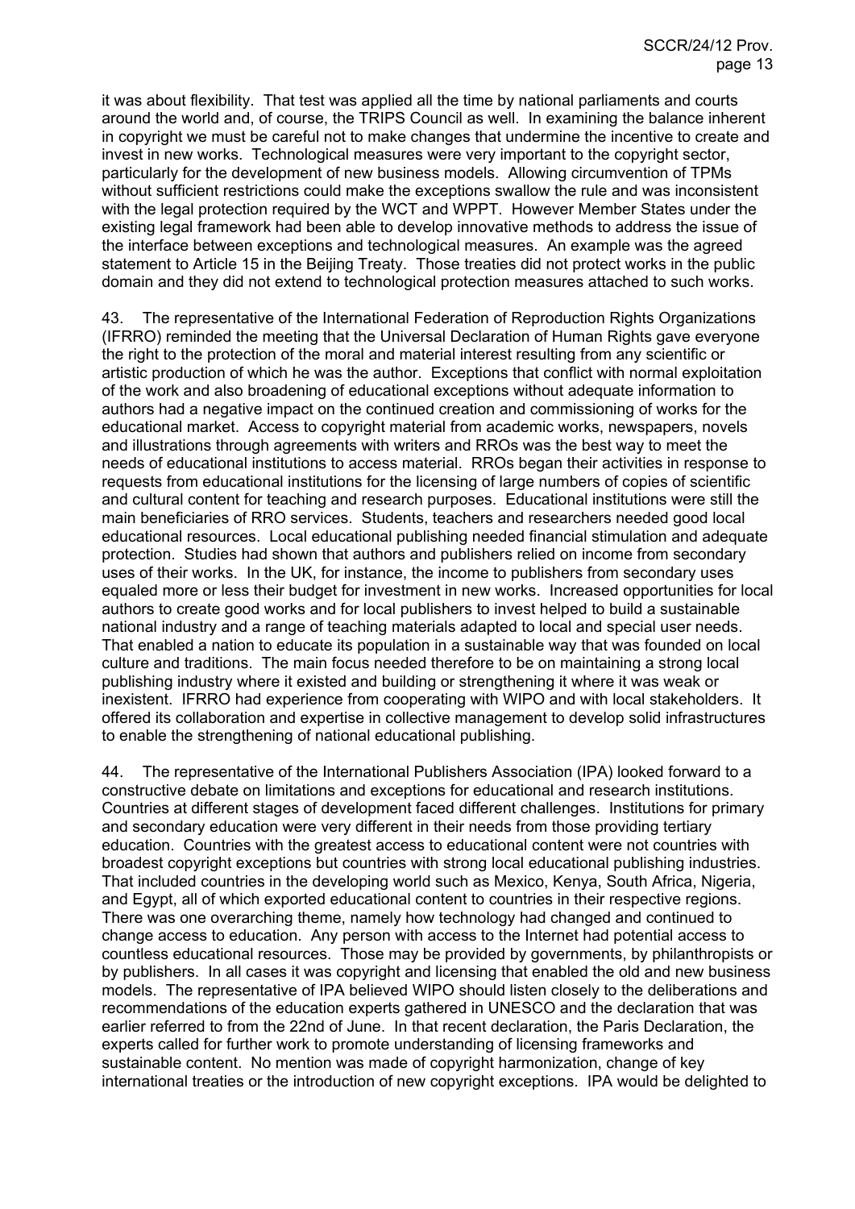it was about flexibility. That test was applied all the time by national parliaments and courts around the world and, of course, the TRIPS Council as well. In examining the balance inherent in copyright we must be careful not to make changes that undermine the incentive to create and invest in new works. Technological measures were very important to the copyright sector, particularly for the development of new business models. Allowing circumvention of TPMs without sufficient restrictions could make the exceptions swallow the rule and was inconsistent with the legal protection required by the WCT and WPPT. However Member States under the existing legal framework had been able to develop innovative methods to address the issue of the interface between exceptions and technological measures. An example was the agreed statement to Article 15 in the Beijing Treaty. Those treaties did not protect works in the public domain and they did not extend to technological protection measures attached to such works.

43. The representative of the International Federation of Reproduction Rights Organizations (IFRRO) reminded the meeting that the Universal Declaration of Human Rights gave everyone the right to the protection of the moral and material interest resulting from any scientific or artistic production of which he was the author. Exceptions that conflict with normal exploitation of the work and also broadening of educational exceptions without adequate information to authors had a negative impact on the continued creation and commissioning of works for the educational market. Access to copyright material from academic works, newspapers, novels and illustrations through agreements with writers and RROs was the best way to meet the needs of educational institutions to access material. RROs began their activities in response to requests from educational institutions for the licensing of large numbers of copies of scientific and cultural content for teaching and research purposes. Educational institutions were still the main beneficiaries of RRO services. Students, teachers and researchers needed good local educational resources. Local educational publishing needed financial stimulation and adequate protection. Studies had shown that authors and publishers relied on income from secondary uses of their works. In the UK, for instance, the income to publishers from secondary uses equaled more or less their budget for investment in new works. Increased opportunities for local authors to create good works and for local publishers to invest helped to build a sustainable national industry and a range of teaching materials adapted to local and special user needs. That enabled a nation to educate its population in a sustainable way that was founded on local culture and traditions. The main focus needed therefore to be on maintaining a strong local publishing industry where it existed and building or strengthening it where it was weak or inexistent. IFRRO had experience from cooperating with WIPO and with local stakeholders. It offered its collaboration and expertise in collective management to develop solid infrastructures to enable the strengthening of national educational publishing.

44. The representative of the International Publishers Association (IPA) looked forward to a constructive debate on limitations and exceptions for educational and research institutions. Countries at different stages of development faced different challenges. Institutions for primary and secondary education were very different in their needs from those providing tertiary education. Countries with the greatest access to educational content were not countries with broadest copyright exceptions but countries with strong local educational publishing industries. That included countries in the developing world such as Mexico, Kenya, South Africa, Nigeria, and Egypt, all of which exported educational content to countries in their respective regions. There was one overarching theme, namely how technology had changed and continued to change access to education. Any person with access to the Internet had potential access to countless educational resources. Those may be provided by governments, by philanthropists or by publishers. In all cases it was copyright and licensing that enabled the old and new business models. The representative of IPA believed WIPO should listen closely to the deliberations and recommendations of the education experts gathered in UNESCO and the declaration that was earlier referred to from the 22nd of June. In that recent declaration, the Paris Declaration, the experts called for further work to promote understanding of licensing frameworks and sustainable content. No mention was made of copyright harmonization, change of key international treaties or the introduction of new copyright exceptions. IPA would be delighted to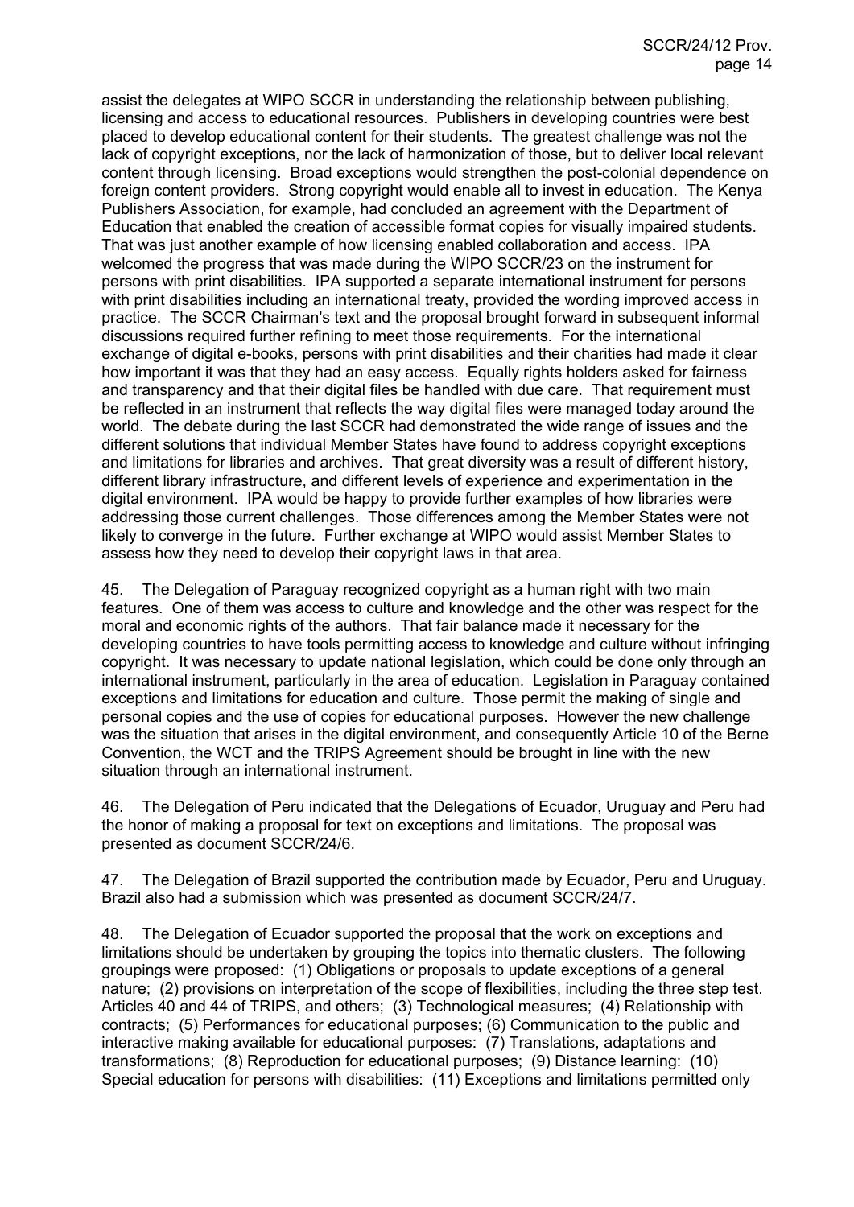assist the delegates at WIPO SCCR in understanding the relationship between publishing, licensing and access to educational resources. Publishers in developing countries were best placed to develop educational content for their students. The greatest challenge was not the lack of copyright exceptions, nor the lack of harmonization of those, but to deliver local relevant content through licensing. Broad exceptions would strengthen the post-colonial dependence on foreign content providers. Strong copyright would enable all to invest in education. The Kenya Publishers Association, for example, had concluded an agreement with the Department of Education that enabled the creation of accessible format copies for visually impaired students. That was just another example of how licensing enabled collaboration and access. IPA welcomed the progress that was made during the WIPO SCCR/23 on the instrument for persons with print disabilities. IPA supported a separate international instrument for persons with print disabilities including an international treaty, provided the wording improved access in practice. The SCCR Chairman's text and the proposal brought forward in subsequent informal discussions required further refining to meet those requirements. For the international exchange of digital e-books, persons with print disabilities and their charities had made it clear how important it was that they had an easy access. Equally rights holders asked for fairness and transparency and that their digital files be handled with due care. That requirement must be reflected in an instrument that reflects the way digital files were managed today around the world. The debate during the last SCCR had demonstrated the wide range of issues and the different solutions that individual Member States have found to address copyright exceptions and limitations for libraries and archives. That great diversity was a result of different history, different library infrastructure, and different levels of experience and experimentation in the digital environment. IPA would be happy to provide further examples of how libraries were addressing those current challenges. Those differences among the Member States were not likely to converge in the future. Further exchange at WIPO would assist Member States to assess how they need to develop their copyright laws in that area.

45. The Delegation of Paraguay recognized copyright as a human right with two main features. One of them was access to culture and knowledge and the other was respect for the moral and economic rights of the authors. That fair balance made it necessary for the developing countries to have tools permitting access to knowledge and culture without infringing copyright. It was necessary to update national legislation, which could be done only through an international instrument, particularly in the area of education. Legislation in Paraguay contained exceptions and limitations for education and culture. Those permit the making of single and personal copies and the use of copies for educational purposes. However the new challenge was the situation that arises in the digital environment, and consequently Article 10 of the Berne Convention, the WCT and the TRIPS Agreement should be brought in line with the new situation through an international instrument.

46. The Delegation of Peru indicated that the Delegations of Ecuador, Uruguay and Peru had the honor of making a proposal for text on exceptions and limitations. The proposal was presented as document SCCR/24/6.

47. The Delegation of Brazil supported the contribution made by Ecuador, Peru and Uruguay. Brazil also had a submission which was presented as document SCCR/24/7.

48. The Delegation of Ecuador supported the proposal that the work on exceptions and limitations should be undertaken by grouping the topics into thematic clusters. The following groupings were proposed: (1) Obligations or proposals to update exceptions of a general nature; (2) provisions on interpretation of the scope of flexibilities, including the three step test. Articles 40 and 44 of TRIPS, and others; (3) Technological measures; (4) Relationship with contracts; (5) Performances for educational purposes; (6) Communication to the public and interactive making available for educational purposes: (7) Translations, adaptations and transformations; (8) Reproduction for educational purposes; (9) Distance learning: (10) Special education for persons with disabilities: (11) Exceptions and limitations permitted only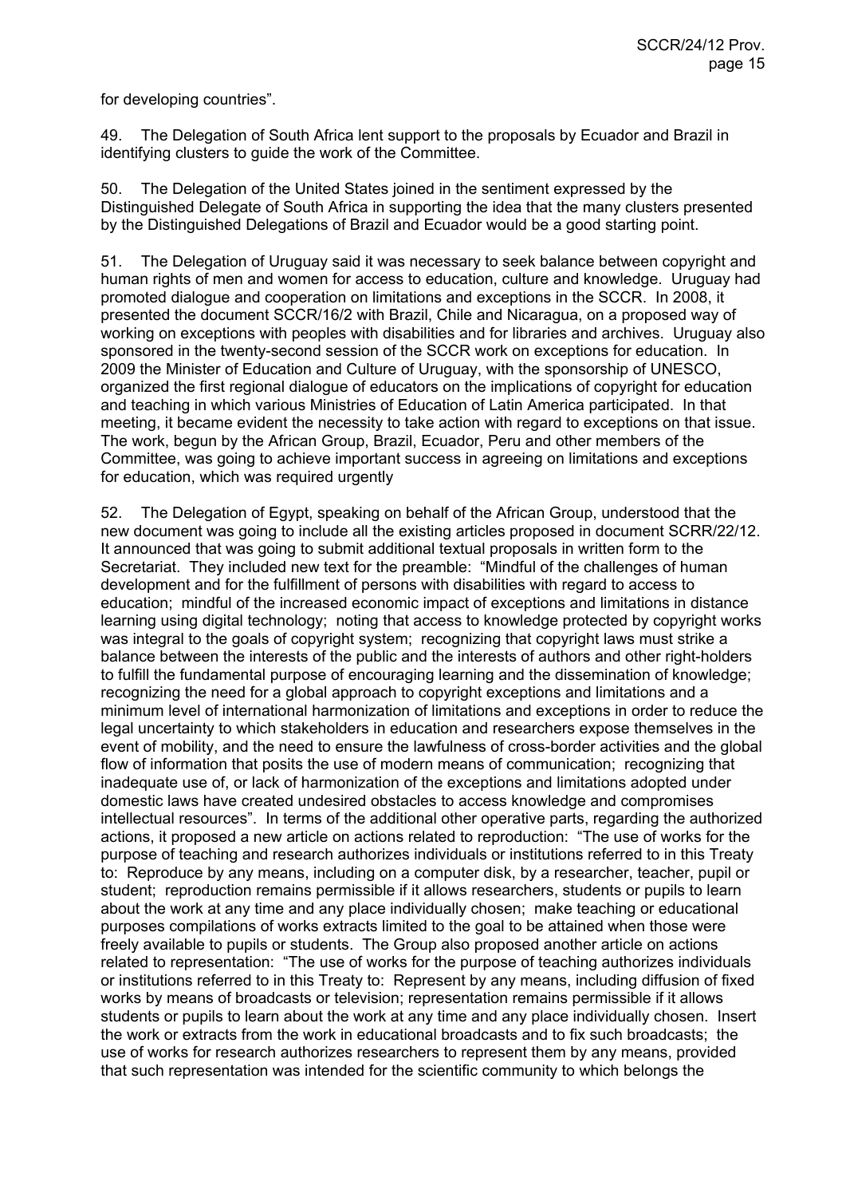for developing countries".

49. The Delegation of South Africa lent support to the proposals by Ecuador and Brazil in identifying clusters to guide the work of the Committee.

50. The Delegation of the United States joined in the sentiment expressed by the Distinguished Delegate of South Africa in supporting the idea that the many clusters presented by the Distinguished Delegations of Brazil and Ecuador would be a good starting point.

51. The Delegation of Uruguay said it was necessary to seek balance between copyright and human rights of men and women for access to education, culture and knowledge. Uruguay had promoted dialogue and cooperation on limitations and exceptions in the SCCR. In 2008, it presented the document SCCR/16/2 with Brazil, Chile and Nicaragua, on a proposed way of working on exceptions with peoples with disabilities and for libraries and archives. Uruguay also sponsored in the twenty-second session of the SCCR work on exceptions for education. In 2009 the Minister of Education and Culture of Uruguay, with the sponsorship of UNESCO, organized the first regional dialogue of educators on the implications of copyright for education and teaching in which various Ministries of Education of Latin America participated. In that meeting, it became evident the necessity to take action with regard to exceptions on that issue. The work, begun by the African Group, Brazil, Ecuador, Peru and other members of the Committee, was going to achieve important success in agreeing on limitations and exceptions for education, which was required urgently

52. The Delegation of Egypt, speaking on behalf of the African Group, understood that the new document was going to include all the existing articles proposed in document SCRR/22/12. It announced that was going to submit additional textual proposals in written form to the Secretariat. They included new text for the preamble: "Mindful of the challenges of human development and for the fulfillment of persons with disabilities with regard to access to education; mindful of the increased economic impact of exceptions and limitations in distance learning using digital technology; noting that access to knowledge protected by copyright works was integral to the goals of copyright system; recognizing that copyright laws must strike a balance between the interests of the public and the interests of authors and other right-holders to fulfill the fundamental purpose of encouraging learning and the dissemination of knowledge; recognizing the need for a global approach to copyright exceptions and limitations and a minimum level of international harmonization of limitations and exceptions in order to reduce the legal uncertainty to which stakeholders in education and researchers expose themselves in the event of mobility, and the need to ensure the lawfulness of cross-border activities and the global flow of information that posits the use of modern means of communication; recognizing that inadequate use of, or lack of harmonization of the exceptions and limitations adopted under domestic laws have created undesired obstacles to access knowledge and compromises intellectual resources". In terms of the additional other operative parts, regarding the authorized actions, it proposed a new article on actions related to reproduction: "The use of works for the purpose of teaching and research authorizes individuals or institutions referred to in this Treaty to: Reproduce by any means, including on a computer disk, by a researcher, teacher, pupil or student; reproduction remains permissible if it allows researchers, students or pupils to learn about the work at any time and any place individually chosen; make teaching or educational purposes compilations of works extracts limited to the goal to be attained when those were freely available to pupils or students. The Group also proposed another article on actions related to representation: "The use of works for the purpose of teaching authorizes individuals or institutions referred to in this Treaty to: Represent by any means, including diffusion of fixed works by means of broadcasts or television; representation remains permissible if it allows students or pupils to learn about the work at any time and any place individually chosen. Insert the work or extracts from the work in educational broadcasts and to fix such broadcasts; the use of works for research authorizes researchers to represent them by any means, provided that such representation was intended for the scientific community to which belongs the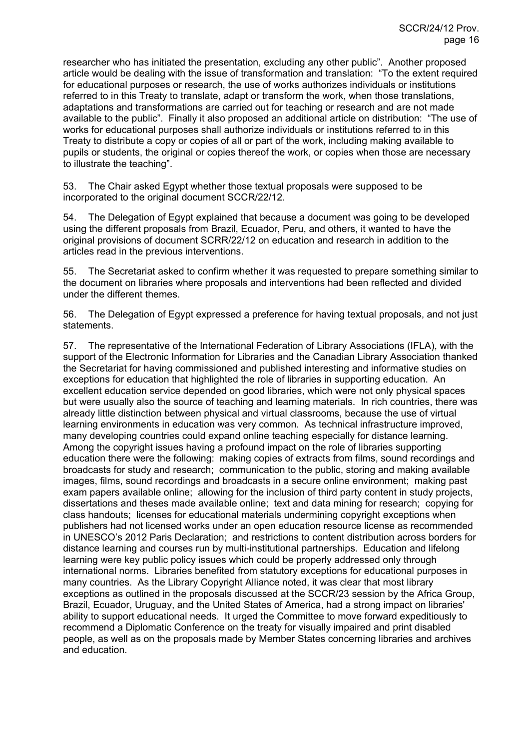researcher who has initiated the presentation, excluding any other public". Another proposed article would be dealing with the issue of transformation and translation: "To the extent required for educational purposes or research, the use of works authorizes individuals or institutions referred to in this Treaty to translate, adapt or transform the work, when those translations, adaptations and transformations are carried out for teaching or research and are not made available to the public". Finally it also proposed an additional article on distribution: "The use of works for educational purposes shall authorize individuals or institutions referred to in this Treaty to distribute a copy or copies of all or part of the work, including making available to pupils or students, the original or copies thereof the work, or copies when those are necessary to illustrate the teaching".

53. The Chair asked Egypt whether those textual proposals were supposed to be incorporated to the original document SCCR/22/12.

54. The Delegation of Egypt explained that because a document was going to be developed using the different proposals from Brazil, Ecuador, Peru, and others, it wanted to have the original provisions of document SCRR/22/12 on education and research in addition to the articles read in the previous interventions.

55. The Secretariat asked to confirm whether it was requested to prepare something similar to the document on libraries where proposals and interventions had been reflected and divided under the different themes.

56. The Delegation of Egypt expressed a preference for having textual proposals, and not just statements.

57. The representative of the International Federation of Library Associations (IFLA), with the support of the Electronic Information for Libraries and the Canadian Library Association thanked the Secretariat for having commissioned and published interesting and informative studies on exceptions for education that highlighted the role of libraries in supporting education. An excellent education service depended on good libraries, which were not only physical spaces but were usually also the source of teaching and learning materials. In rich countries, there was already little distinction between physical and virtual classrooms, because the use of virtual learning environments in education was very common. As technical infrastructure improved, many developing countries could expand online teaching especially for distance learning. Among the copyright issues having a profound impact on the role of libraries supporting education there were the following: making copies of extracts from films, sound recordings and broadcasts for study and research; communication to the public, storing and making available images, films, sound recordings and broadcasts in a secure online environment; making past exam papers available online; allowing for the inclusion of third party content in study projects, dissertations and theses made available online; text and data mining for research; copying for class handouts; licenses for educational materials undermining copyright exceptions when publishers had not licensed works under an open education resource license as recommended in UNESCO's 2012 Paris Declaration; and restrictions to content distribution across borders for distance learning and courses run by multi-institutional partnerships. Education and lifelong learning were key public policy issues which could be properly addressed only through international norms. Libraries benefited from statutory exceptions for educational purposes in many countries. As the Library Copyright Alliance noted, it was clear that most library exceptions as outlined in the proposals discussed at the SCCR/23 session by the Africa Group, Brazil, Ecuador, Uruguay, and the United States of America, had a strong impact on libraries' ability to support educational needs. It urged the Committee to move forward expeditiously to recommend a Diplomatic Conference on the treaty for visually impaired and print disabled people, as well as on the proposals made by Member States concerning libraries and archives and education.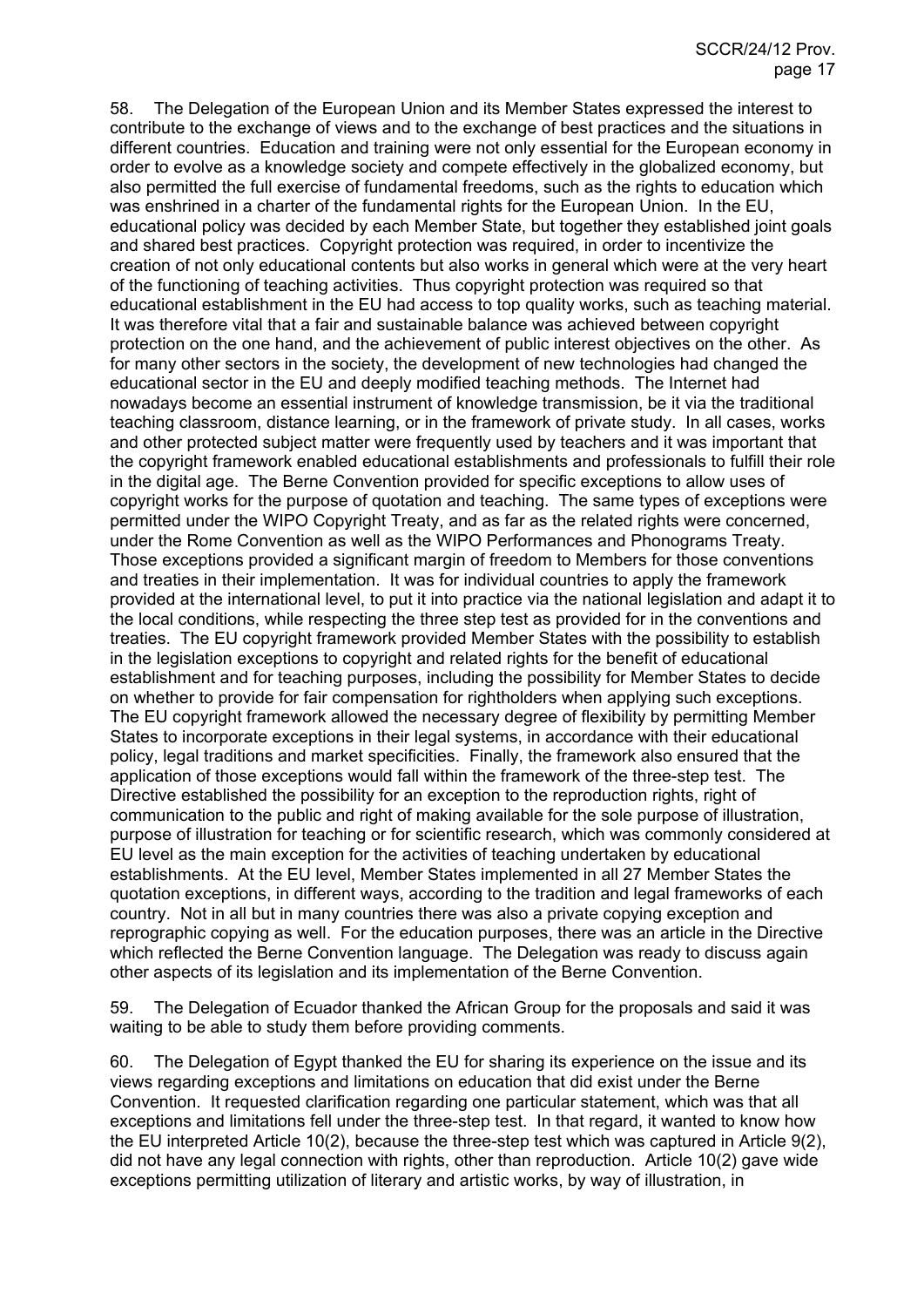58. The Delegation of the European Union and its Member States expressed the interest to contribute to the exchange of views and to the exchange of best practices and the situations in different countries. Education and training were not only essential for the European economy in order to evolve as a knowledge society and compete effectively in the globalized economy, but also permitted the full exercise of fundamental freedoms, such as the rights to education which was enshrined in a charter of the fundamental rights for the European Union. In the EU, educational policy was decided by each Member State, but together they established joint goals and shared best practices. Copyright protection was required, in order to incentivize the creation of not only educational contents but also works in general which were at the very heart of the functioning of teaching activities. Thus copyright protection was required so that educational establishment in the EU had access to top quality works, such as teaching material. It was therefore vital that a fair and sustainable balance was achieved between copyright protection on the one hand, and the achievement of public interest objectives on the other. As for many other sectors in the society, the development of new technologies had changed the educational sector in the EU and deeply modified teaching methods. The Internet had nowadays become an essential instrument of knowledge transmission, be it via the traditional teaching classroom, distance learning, or in the framework of private study. In all cases, works and other protected subject matter were frequently used by teachers and it was important that the copyright framework enabled educational establishments and professionals to fulfill their role in the digital age. The Berne Convention provided for specific exceptions to allow uses of copyright works for the purpose of quotation and teaching. The same types of exceptions were permitted under the WIPO Copyright Treaty, and as far as the related rights were concerned, under the Rome Convention as well as the WIPO Performances and Phonograms Treaty. Those exceptions provided a significant margin of freedom to Members for those conventions and treaties in their implementation. It was for individual countries to apply the framework provided at the international level, to put it into practice via the national legislation and adapt it to the local conditions, while respecting the three step test as provided for in the conventions and treaties. The EU copyright framework provided Member States with the possibility to establish in the legislation exceptions to copyright and related rights for the benefit of educational establishment and for teaching purposes, including the possibility for Member States to decide on whether to provide for fair compensation for rightholders when applying such exceptions. The EU copyright framework allowed the necessary degree of flexibility by permitting Member States to incorporate exceptions in their legal systems, in accordance with their educational policy, legal traditions and market specificities. Finally, the framework also ensured that the application of those exceptions would fall within the framework of the three-step test. The Directive established the possibility for an exception to the reproduction rights, right of communication to the public and right of making available for the sole purpose of illustration, purpose of illustration for teaching or for scientific research, which was commonly considered at EU level as the main exception for the activities of teaching undertaken by educational establishments. At the EU level, Member States implemented in all 27 Member States the quotation exceptions, in different ways, according to the tradition and legal frameworks of each country. Not in all but in many countries there was also a private copying exception and reprographic copying as well. For the education purposes, there was an article in the Directive which reflected the Berne Convention language. The Delegation was ready to discuss again other aspects of its legislation and its implementation of the Berne Convention.

59. The Delegation of Ecuador thanked the African Group for the proposals and said it was waiting to be able to study them before providing comments.

60. The Delegation of Egypt thanked the EU for sharing its experience on the issue and its views regarding exceptions and limitations on education that did exist under the Berne Convention. It requested clarification regarding one particular statement, which was that all exceptions and limitations fell under the three-step test. In that regard, it wanted to know how the EU interpreted Article 10(2), because the three-step test which was captured in Article 9(2), did not have any legal connection with rights, other than reproduction. Article 10(2) gave wide exceptions permitting utilization of literary and artistic works, by way of illustration, in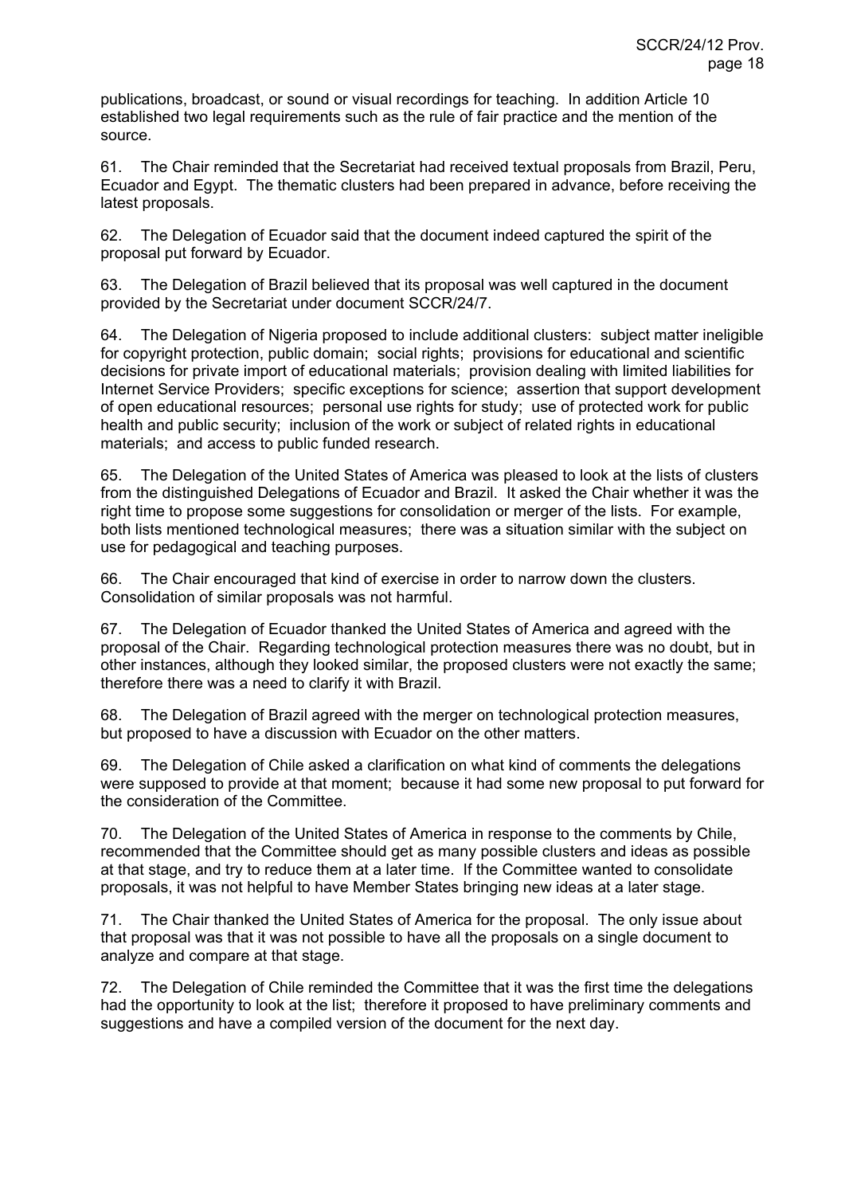publications, broadcast, or sound or visual recordings for teaching. In addition Article 10 established two legal requirements such as the rule of fair practice and the mention of the source.

61. The Chair reminded that the Secretariat had received textual proposals from Brazil, Peru, Ecuador and Egypt. The thematic clusters had been prepared in advance, before receiving the latest proposals.

62. The Delegation of Ecuador said that the document indeed captured the spirit of the proposal put forward by Ecuador.

63. The Delegation of Brazil believed that its proposal was well captured in the document provided by the Secretariat under document SCCR/24/7.

64. The Delegation of Nigeria proposed to include additional clusters: subject matter ineligible for copyright protection, public domain; social rights; provisions for educational and scientific decisions for private import of educational materials; provision dealing with limited liabilities for Internet Service Providers; specific exceptions for science; assertion that support development of open educational resources; personal use rights for study; use of protected work for public health and public security; inclusion of the work or subject of related rights in educational materials; and access to public funded research.

65. The Delegation of the United States of America was pleased to look at the lists of clusters from the distinguished Delegations of Ecuador and Brazil. It asked the Chair whether it was the right time to propose some suggestions for consolidation or merger of the lists. For example, both lists mentioned technological measures; there was a situation similar with the subject on use for pedagogical and teaching purposes.

66. The Chair encouraged that kind of exercise in order to narrow down the clusters. Consolidation of similar proposals was not harmful.

67. The Delegation of Ecuador thanked the United States of America and agreed with the proposal of the Chair. Regarding technological protection measures there was no doubt, but in other instances, although they looked similar, the proposed clusters were not exactly the same; therefore there was a need to clarify it with Brazil.

68. The Delegation of Brazil agreed with the merger on technological protection measures, but proposed to have a discussion with Ecuador on the other matters.

69. The Delegation of Chile asked a clarification on what kind of comments the delegations were supposed to provide at that moment; because it had some new proposal to put forward for the consideration of the Committee.

70. The Delegation of the United States of America in response to the comments by Chile, recommended that the Committee should get as many possible clusters and ideas as possible at that stage, and try to reduce them at a later time. If the Committee wanted to consolidate proposals, it was not helpful to have Member States bringing new ideas at a later stage.

71. The Chair thanked the United States of America for the proposal. The only issue about that proposal was that it was not possible to have all the proposals on a single document to analyze and compare at that stage.

72. The Delegation of Chile reminded the Committee that it was the first time the delegations had the opportunity to look at the list; therefore it proposed to have preliminary comments and suggestions and have a compiled version of the document for the next day.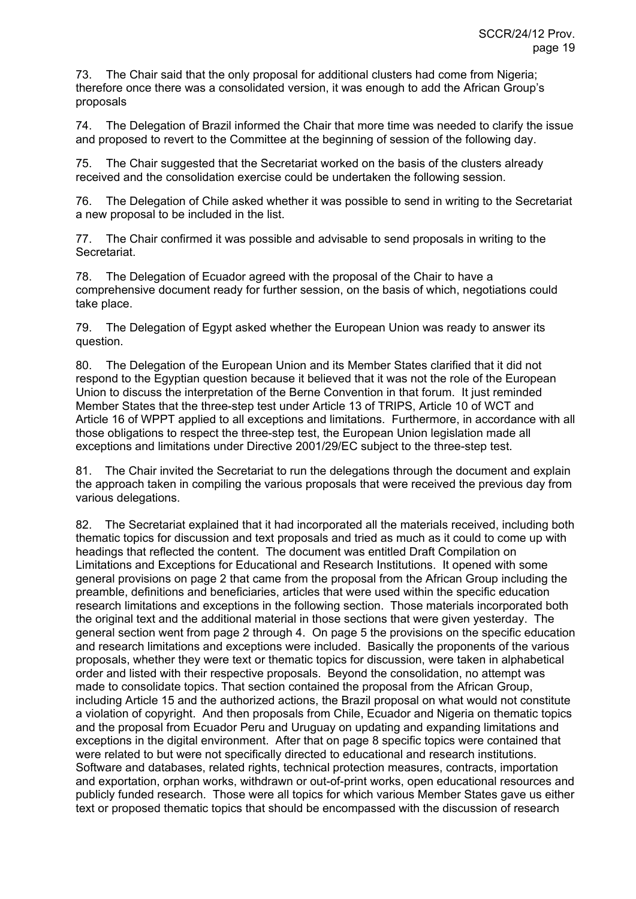73. The Chair said that the only proposal for additional clusters had come from Nigeria; therefore once there was a consolidated version, it was enough to add the African Group's proposals

74. The Delegation of Brazil informed the Chair that more time was needed to clarify the issue and proposed to revert to the Committee at the beginning of session of the following day.

75. The Chair suggested that the Secretariat worked on the basis of the clusters already received and the consolidation exercise could be undertaken the following session.

76. The Delegation of Chile asked whether it was possible to send in writing to the Secretariat a new proposal to be included in the list.

77. The Chair confirmed it was possible and advisable to send proposals in writing to the Secretariat.

78. The Delegation of Ecuador agreed with the proposal of the Chair to have a comprehensive document ready for further session, on the basis of which, negotiations could take place.

79. The Delegation of Egypt asked whether the European Union was ready to answer its question.

80. The Delegation of the European Union and its Member States clarified that it did not respond to the Egyptian question because it believed that it was not the role of the European Union to discuss the interpretation of the Berne Convention in that forum. It just reminded Member States that the three-step test under Article 13 of TRIPS, Article 10 of WCT and Article 16 of WPPT applied to all exceptions and limitations. Furthermore, in accordance with all those obligations to respect the three-step test, the European Union legislation made all exceptions and limitations under Directive 2001/29/EC subject to the three-step test.

81. The Chair invited the Secretariat to run the delegations through the document and explain the approach taken in compiling the various proposals that were received the previous day from various delegations.

82. The Secretariat explained that it had incorporated all the materials received, including both thematic topics for discussion and text proposals and tried as much as it could to come up with headings that reflected the content. The document was entitled Draft Compilation on Limitations and Exceptions for Educational and Research Institutions. It opened with some general provisions on page 2 that came from the proposal from the African Group including the preamble, definitions and beneficiaries, articles that were used within the specific education research limitations and exceptions in the following section. Those materials incorporated both the original text and the additional material in those sections that were given yesterday. The general section went from page 2 through 4. On page 5 the provisions on the specific education and research limitations and exceptions were included. Basically the proponents of the various proposals, whether they were text or thematic topics for discussion, were taken in alphabetical order and listed with their respective proposals. Beyond the consolidation, no attempt was made to consolidate topics. That section contained the proposal from the African Group, including Article 15 and the authorized actions, the Brazil proposal on what would not constitute a violation of copyright. And then proposals from Chile, Ecuador and Nigeria on thematic topics and the proposal from Ecuador Peru and Uruguay on updating and expanding limitations and exceptions in the digital environment. After that on page 8 specific topics were contained that were related to but were not specifically directed to educational and research institutions. Software and databases, related rights, technical protection measures, contracts, importation and exportation, orphan works, withdrawn or out-of-print works, open educational resources and publicly funded research. Those were all topics for which various Member States gave us either text or proposed thematic topics that should be encompassed with the discussion of research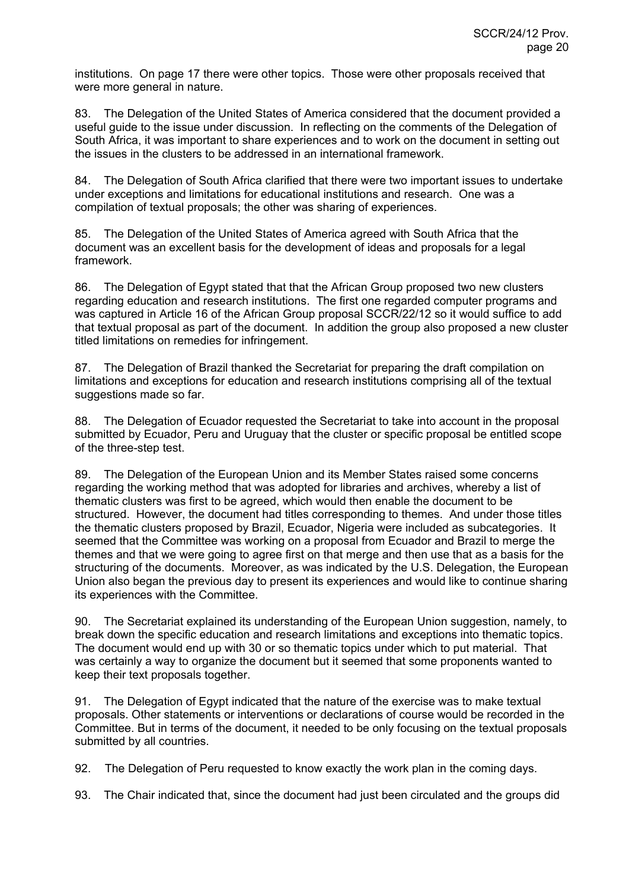institutions. On page 17 there were other topics. Those were other proposals received that were more general in nature.

83. The Delegation of the United States of America considered that the document provided a useful guide to the issue under discussion. In reflecting on the comments of the Delegation of South Africa, it was important to share experiences and to work on the document in setting out the issues in the clusters to be addressed in an international framework.

84. The Delegation of South Africa clarified that there were two important issues to undertake under exceptions and limitations for educational institutions and research. One was a compilation of textual proposals; the other was sharing of experiences.

85. The Delegation of the United States of America agreed with South Africa that the document was an excellent basis for the development of ideas and proposals for a legal framework.

86. The Delegation of Egypt stated that that the African Group proposed two new clusters regarding education and research institutions. The first one regarded computer programs and was captured in Article 16 of the African Group proposal SCCR/22/12 so it would suffice to add that textual proposal as part of the document. In addition the group also proposed a new cluster titled limitations on remedies for infringement.

87. The Delegation of Brazil thanked the Secretariat for preparing the draft compilation on limitations and exceptions for education and research institutions comprising all of the textual suggestions made so far.

88. The Delegation of Ecuador requested the Secretariat to take into account in the proposal submitted by Ecuador, Peru and Uruguay that the cluster or specific proposal be entitled scope of the three-step test.

89. The Delegation of the European Union and its Member States raised some concerns regarding the working method that was adopted for libraries and archives, whereby a list of thematic clusters was first to be agreed, which would then enable the document to be structured. However, the document had titles corresponding to themes. And under those titles the thematic clusters proposed by Brazil, Ecuador, Nigeria were included as subcategories. It seemed that the Committee was working on a proposal from Ecuador and Brazil to merge the themes and that we were going to agree first on that merge and then use that as a basis for the structuring of the documents. Moreover, as was indicated by the U.S. Delegation, the European Union also began the previous day to present its experiences and would like to continue sharing its experiences with the Committee.

90. The Secretariat explained its understanding of the European Union suggestion, namely, to break down the specific education and research limitations and exceptions into thematic topics. The document would end up with 30 or so thematic topics under which to put material. That was certainly a way to organize the document but it seemed that some proponents wanted to keep their text proposals together.

91. The Delegation of Egypt indicated that the nature of the exercise was to make textual proposals. Other statements or interventions or declarations of course would be recorded in the Committee. But in terms of the document, it needed to be only focusing on the textual proposals submitted by all countries.

92. The Delegation of Peru requested to know exactly the work plan in the coming days.

93. The Chair indicated that, since the document had just been circulated and the groups did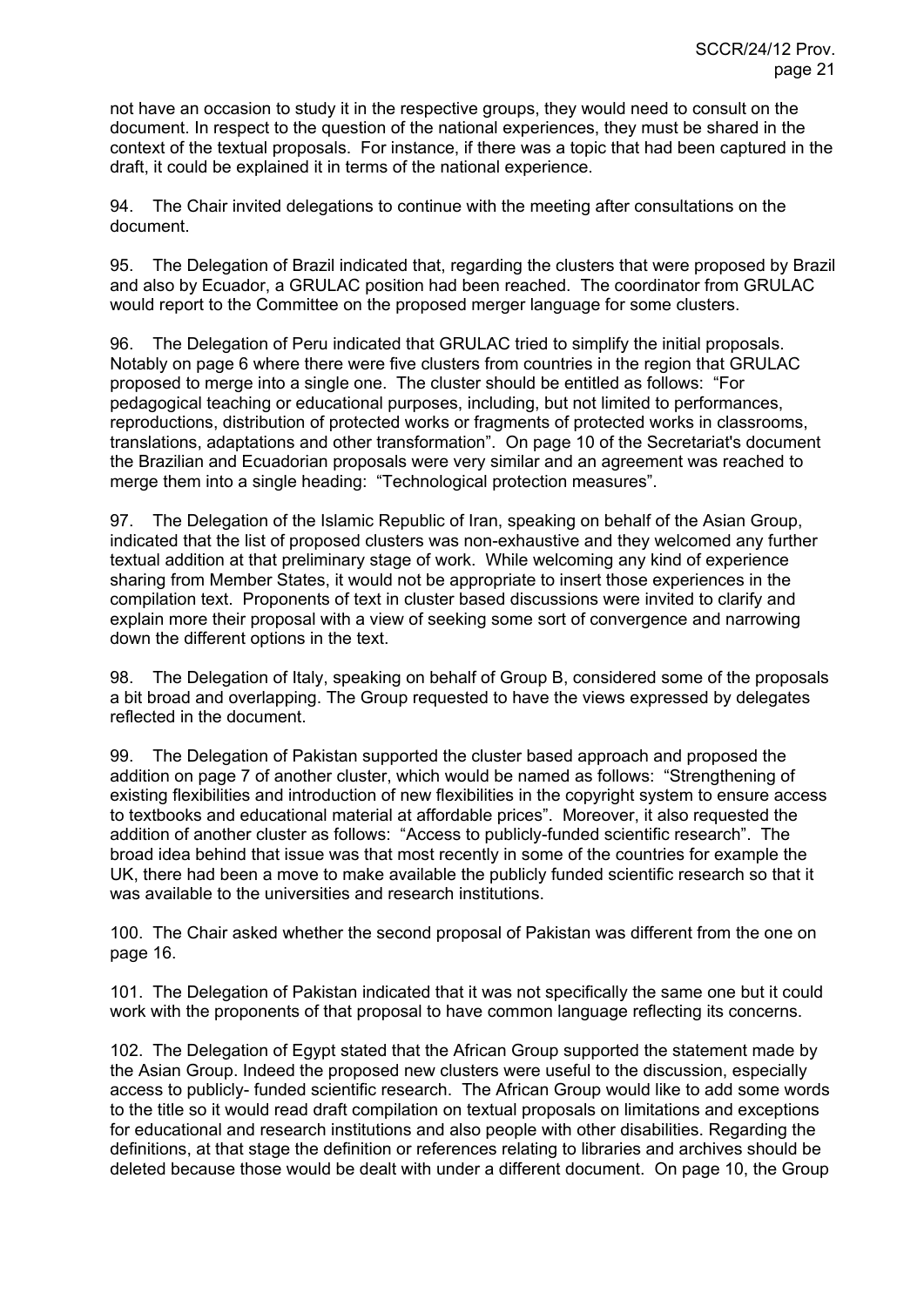not have an occasion to study it in the respective groups, they would need to consult on the document. In respect to the question of the national experiences, they must be shared in the context of the textual proposals. For instance, if there was a topic that had been captured in the draft, it could be explained it in terms of the national experience.

94. The Chair invited delegations to continue with the meeting after consultations on the document.

95. The Delegation of Brazil indicated that, regarding the clusters that were proposed by Brazil and also by Ecuador, a GRULAC position had been reached. The coordinator from GRULAC would report to the Committee on the proposed merger language for some clusters.

96. The Delegation of Peru indicated that GRULAC tried to simplify the initial proposals. Notably on page 6 where there were five clusters from countries in the region that GRULAC proposed to merge into a single one. The cluster should be entitled as follows: "For pedagogical teaching or educational purposes, including, but not limited to performances, reproductions, distribution of protected works or fragments of protected works in classrooms, translations, adaptations and other transformation". On page 10 of the Secretariat's document the Brazilian and Ecuadorian proposals were very similar and an agreement was reached to merge them into a single heading: "Technological protection measures".

97. The Delegation of the Islamic Republic of Iran, speaking on behalf of the Asian Group, indicated that the list of proposed clusters was non-exhaustive and they welcomed any further textual addition at that preliminary stage of work. While welcoming any kind of experience sharing from Member States, it would not be appropriate to insert those experiences in the compilation text. Proponents of text in cluster based discussions were invited to clarify and explain more their proposal with a view of seeking some sort of convergence and narrowing down the different options in the text.

98. The Delegation of Italy, speaking on behalf of Group B, considered some of the proposals a bit broad and overlapping. The Group requested to have the views expressed by delegates reflected in the document.

99. The Delegation of Pakistan supported the cluster based approach and proposed the addition on page 7 of another cluster, which would be named as follows: "Strengthening of existing flexibilities and introduction of new flexibilities in the copyright system to ensure access to textbooks and educational material at affordable prices". Moreover, it also requested the addition of another cluster as follows: "Access to publicly-funded scientific research". The broad idea behind that issue was that most recently in some of the countries for example the UK, there had been a move to make available the publicly funded scientific research so that it was available to the universities and research institutions.

100. The Chair asked whether the second proposal of Pakistan was different from the one on page 16.

101. The Delegation of Pakistan indicated that it was not specifically the same one but it could work with the proponents of that proposal to have common language reflecting its concerns.

102. The Delegation of Egypt stated that the African Group supported the statement made by the Asian Group. Indeed the proposed new clusters were useful to the discussion, especially access to publicly- funded scientific research. The African Group would like to add some words to the title so it would read draft compilation on textual proposals on limitations and exceptions for educational and research institutions and also people with other disabilities. Regarding the definitions, at that stage the definition or references relating to libraries and archives should be deleted because those would be dealt with under a different document. On page 10, the Group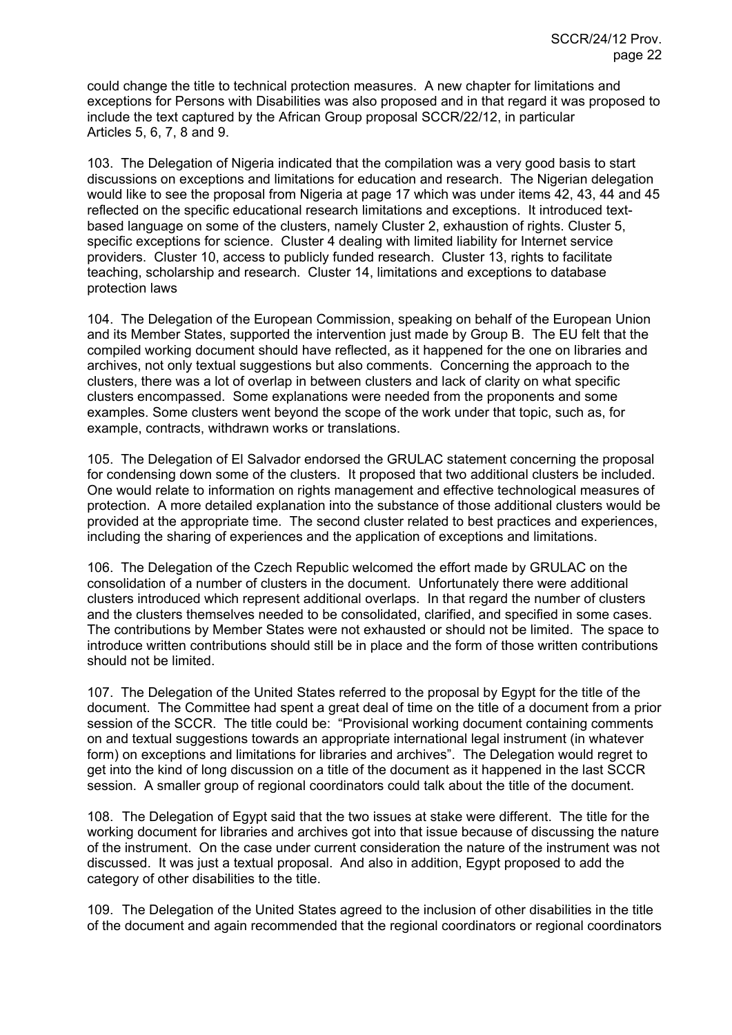could change the title to technical protection measures. A new chapter for limitations and exceptions for Persons with Disabilities was also proposed and in that regard it was proposed to include the text captured by the African Group proposal SCCR/22/12, in particular Articles 5, 6, 7, 8 and 9.

103. The Delegation of Nigeria indicated that the compilation was a very good basis to start discussions on exceptions and limitations for education and research. The Nigerian delegation would like to see the proposal from Nigeria at page 17 which was under items 42, 43, 44 and 45 reflected on the specific educational research limitations and exceptions. It introduced text-based language on some of the clusters, namely Cluster 2, exhaustion of rights. Cluster 5, specific exceptions for science. Cluster 4 dealing with limited liability for Internet service providers. Cluster 10, access to publicly funded research. Cluster 13, rights to facilitate teaching, scholarship and research. Cluster 14, limitations and exceptions to database protection laws

104. The Delegation of the European Commission, speaking on behalf of the European Union and its Member States, supported the intervention just made by Group B. The EU felt that the compiled working document should have reflected, as it happened for the one on libraries and archives, not only textual suggestions but also comments. Concerning the approach to the clusters, there was a lot of overlap in between clusters and lack of clarity on what specific clusters encompassed. Some explanations were needed from the proponents and some examples. Some clusters went beyond the scope of the work under that topic, such as, for example, contracts, withdrawn works or translations.

105. The Delegation of El Salvador endorsed the GRULAC statement concerning the proposal for condensing down some of the clusters. It proposed that two additional clusters be included. One would relate to information on rights management and effective technological measures of protection. A more detailed explanation into the substance of those additional clusters would be provided at the appropriate time. The second cluster related to best practices and experiences, including the sharing of experiences and the application of exceptions and limitations.

106. The Delegation of the Czech Republic welcomed the effort made by GRULAC on the consolidation of a number of clusters in the document. Unfortunately there were additional clusters introduced which represent additional overlaps. In that regard the number of clusters and the clusters themselves needed to be consolidated, clarified, and specified in some cases. The contributions by Member States were not exhausted or should not be limited. The space to introduce written contributions should still be in place and the form of those written contributions should not be limited.

107. The Delegation of the United States referred to the proposal by Egypt for the title of the document. The Committee had spent a great deal of time on the title of a document from a prior session of the SCCR. The title could be: "Provisional working document containing comments on and textual suggestions towards an appropriate international legal instrument (in whatever form) on exceptions and limitations for libraries and archives". The Delegation would regret to get into the kind of long discussion on a title of the document as it happened in the last SCCR session. A smaller group of regional coordinators could talk about the title of the document.

108. The Delegation of Egypt said that the two issues at stake were different. The title for the working document for libraries and archives got into that issue because of discussing the nature of the instrument. On the case under current consideration the nature of the instrument was not discussed. It was just a textual proposal. And also in addition, Egypt proposed to add the category of other disabilities to the title.

109. The Delegation of the United States agreed to the inclusion of other disabilities in the title of the document and again recommended that the regional coordinators or regional coordinators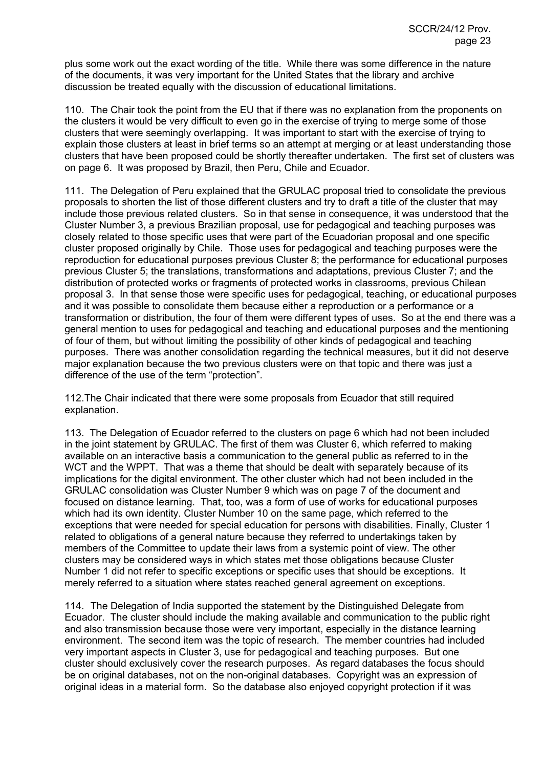plus some work out the exact wording of the title. While there was some difference in the nature of the documents, it was very important for the United States that the library and archive discussion be treated equally with the discussion of educational limitations.

110. The Chair took the point from the EU that if there was no explanation from the proponents on the clusters it would be very difficult to even go in the exercise of trying to merge some of those clusters that were seemingly overlapping. It was important to start with the exercise of trying to explain those clusters at least in brief terms so an attempt at merging or at least understanding those clusters that have been proposed could be shortly thereafter undertaken. The first set of clusters was on page 6. It was proposed by Brazil, then Peru, Chile and Ecuador.

111. The Delegation of Peru explained that the GRULAC proposal tried to consolidate the previous proposals to shorten the list of those different clusters and try to draft a title of the cluster that may include those previous related clusters. So in that sense in consequence, it was understood that the Cluster Number 3, a previous Brazilian proposal, use for pedagogical and teaching purposes was closely related to those specific uses that were part of the Ecuadorian proposal and one specific cluster proposed originally by Chile. Those uses for pedagogical and teaching purposes were the reproduction for educational purposes previous Cluster 8; the performance for educational purposes previous Cluster 5; the translations, transformations and adaptations, previous Cluster 7; and the distribution of protected works or fragments of protected works in classrooms, previous Chilean proposal 3. In that sense those were specific uses for pedagogical, teaching, or educational purposes and it was possible to consolidate them because either a reproduction or a performance or a transformation or distribution, the four of them were different types of uses. So at the end there was a general mention to uses for pedagogical and teaching and educational purposes and the mentioning of four of them, but without limiting the possibility of other kinds of pedagogical and teaching purposes. There was another consolidation regarding the technical measures, but it did not deserve major explanation because the two previous clusters were on that topic and there was just a difference of the use of the term "protection".

112.The Chair indicated that there were some proposals from Ecuador that still required explanation.

113. The Delegation of Ecuador referred to the clusters on page 6 which had not been included in the joint statement by GRULAC. The first of them was Cluster 6, which referred to making available on an interactive basis a communication to the general public as referred to in the WCT and the WPPT. That was a theme that should be dealt with separately because of its implications for the digital environment. The other cluster which had not been included in the GRULAC consolidation was Cluster Number 9 which was on page 7 of the document and focused on distance learning. That, too, was a form of use of works for educational purposes which had its own identity. Cluster Number 10 on the same page, which referred to the exceptions that were needed for special education for persons with disabilities. Finally, Cluster 1 related to obligations of a general nature because they referred to undertakings taken by members of the Committee to update their laws from a systemic point of view. The other clusters may be considered ways in which states met those obligations because Cluster Number 1 did not refer to specific exceptions or specific uses that should be exceptions. It merely referred to a situation where states reached general agreement on exceptions.

114. The Delegation of India supported the statement by the Distinguished Delegate from Ecuador. The cluster should include the making available and communication to the public right and also transmission because those were very important, especially in the distance learning environment. The second item was the topic of research. The member countries had included very important aspects in Cluster 3, use for pedagogical and teaching purposes. But one cluster should exclusively cover the research purposes. As regard databases the focus should be on original databases, not on the non-original databases. Copyright was an expression of original ideas in a material form. So the database also enjoyed copyright protection if it was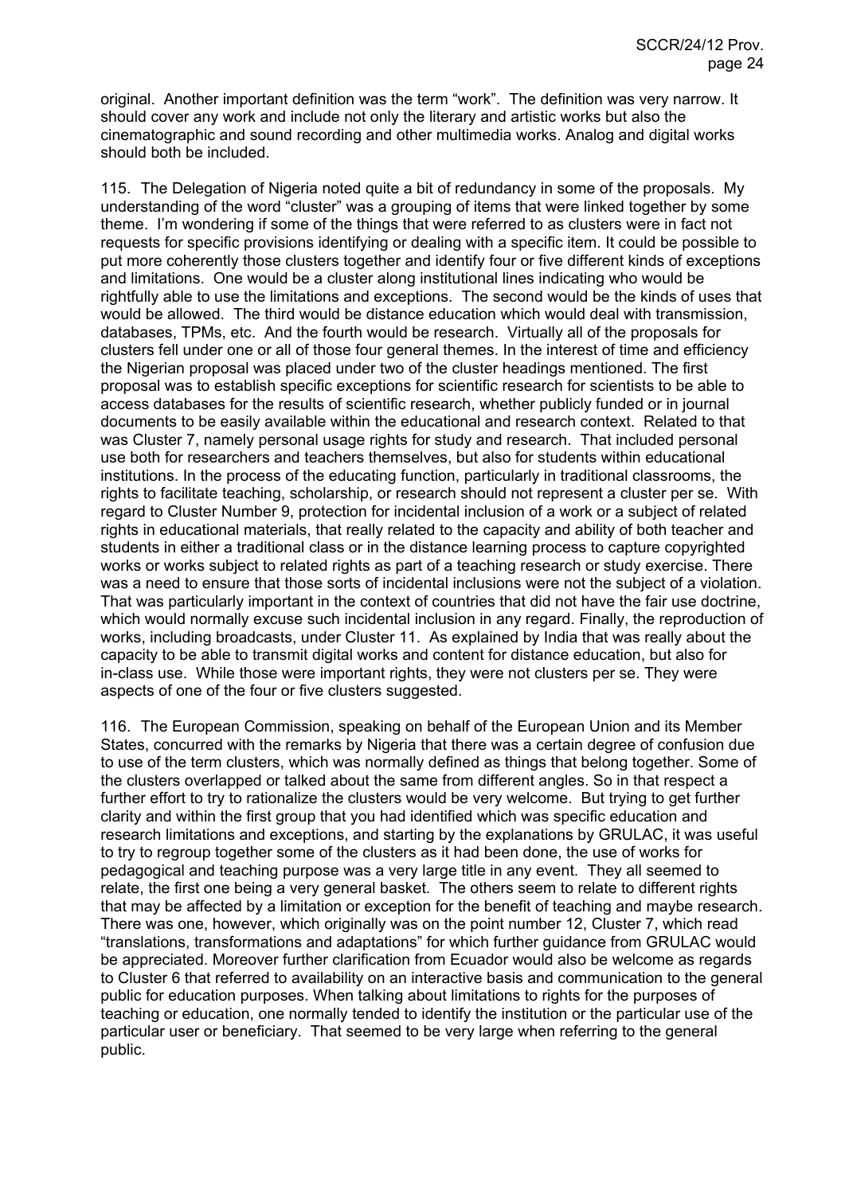original. Another important definition was the term “work”. The definition was very narrow. It should cover any work and include not only the literary and artistic works but also the cinematographic and sound recording and other multimedia works. Analog and digital works should both be included.

115. The Delegation of Nigeria noted quite a bit of redundancy in some of the proposals. My understanding of the word “cluster” was a grouping of items that were linked together by some theme. I’m wondering if some of the things that were referred to as clusters were in fact not requests for specific provisions identifying or dealing with a specific item. It could be possible to put more coherently those clusters together and identify four or five different kinds of exceptions and limitations. One would be a cluster along institutional lines indicating who would be rightfully able to use the limitations and exceptions. The second would be the kinds of uses that would be allowed. The third would be distance education which would deal with transmission, databases, TPMs, etc. And the fourth would be research. Virtually all of the proposals for clusters fell under one or all of those four general themes. In the interest of time and efficiency the Nigerian proposal was placed under two of the cluster headings mentioned. The first proposal was to establish specific exceptions for scientific research for scientists to be able to access databases for the results of scientific research, whether publicly funded or in journal documents to be easily available within the educational and research context. Related to that was Cluster 7, namely personal usage rights for study and research. That included personal use both for researchers and teachers themselves, but also for students within educational institutions. In the process of the educating function, particularly in traditional classrooms, the rights to facilitate teaching, scholarship, or research should not represent a cluster per se. With regard to Cluster Number 9, protection for incidental inclusion of a work or a subject of related rights in educational materials, that really related to the capacity and ability of both teacher and students in either a traditional class or in the distance learning process to capture copyrighted works or works subject to related rights as part of a teaching research or study exercise. There was a need to ensure that those sorts of incidental inclusions were not the subject of a violation. That was particularly important in the context of countries that did not have the fair use doctrine, which would normally excuse such incidental inclusion in any regard. Finally, the reproduction of works, including broadcasts, under Cluster 11. As explained by India that was really about the capacity to be able to transmit digital works and content for distance education, but also for in-class use. While those were important rights, they were not clusters per se. They were aspects of one of the four or five clusters suggested.

116. The European Commission, speaking on behalf of the European Union and its Member States, concurred with the remarks by Nigeria that there was a certain degree of confusion due to use of the term clusters, which was normally defined as things that belong together. Some of the clusters overlapped or talked about the same from different angles. So in that respect a further effort to try to rationalize the clusters would be very welcome. But trying to get further clarity and within the first group that you had identified which was specific education and research limitations and exceptions, and starting by the explanations by GRULAC, it was useful to try to regroup together some of the clusters as it had been done, the use of works for pedagogical and teaching purpose was a very large title in any event. They all seemed to relate, the first one being a very general basket. The others seem to relate to different rights that may be affected by a limitation or exception for the benefit of teaching and maybe research. There was one, however, which originally was on the point number 12, Cluster 7, which read “translations, transformations and adaptations” for which further guidance from GRULAC would be appreciated. Moreover further clarification from Ecuador would also be welcome as regards to Cluster 6 that referred to availability on an interactive basis and communication to the general public for education purposes. When talking about limitations to rights for the purposes of teaching or education, one normally tended to identify the institution or the particular use of the particular user or beneficiary. That seemed to be very large when referring to the general public.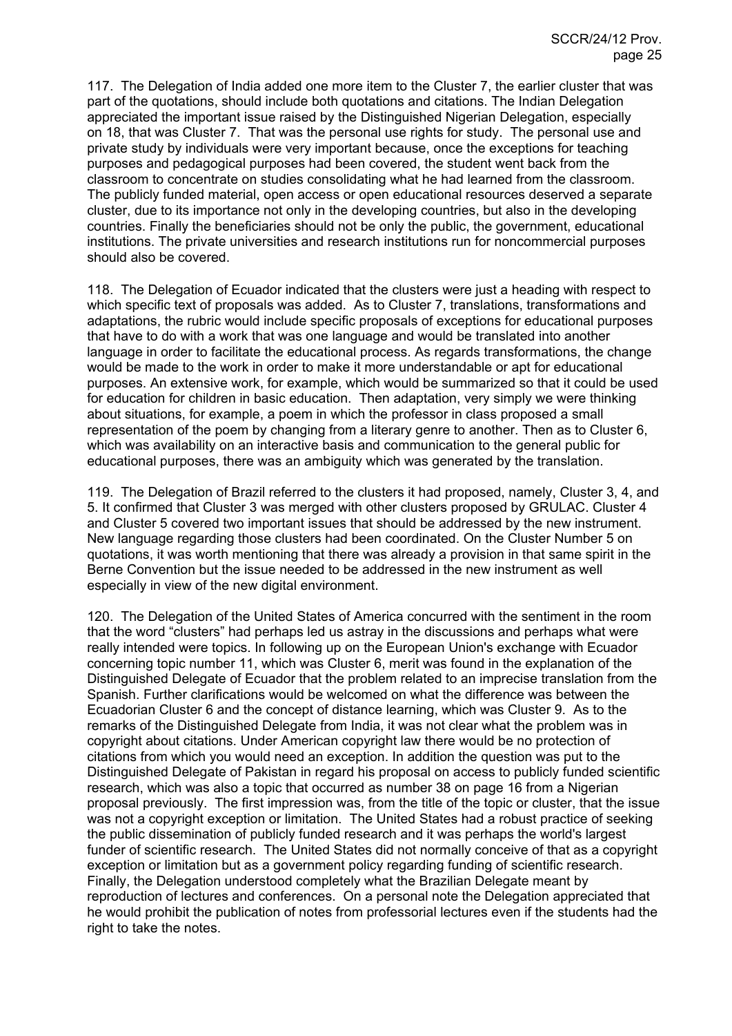117. The Delegation of India added one more item to the Cluster 7, the earlier cluster that was part of the quotations, should include both quotations and citations. The Indian Delegation appreciated the important issue raised by the Distinguished Nigerian Delegation, especially on 18, that was Cluster 7. That was the personal use rights for study. The personal use and private study by individuals were very important because, once the exceptions for teaching purposes and pedagogical purposes had been covered, the student went back from the classroom to concentrate on studies consolidating what he had learned from the classroom. The publicly funded material, open access or open educational resources deserved a separate cluster, due to its importance not only in the developing countries, but also in the developing countries. Finally the beneficiaries should not be only the public, the government, educational institutions. The private universities and research institutions run for noncommercial purposes should also be covered.

118. The Delegation of Ecuador indicated that the clusters were just a heading with respect to which specific text of proposals was added. As to Cluster 7, translations, transformations and adaptations, the rubric would include specific proposals of exceptions for educational purposes that have to do with a work that was one language and would be translated into another language in order to facilitate the educational process. As regards transformations, the change would be made to the work in order to make it more understandable or apt for educational purposes. An extensive work, for example, which would be summarized so that it could be used for education for children in basic education. Then adaptation, very simply we were thinking about situations, for example, a poem in which the professor in class proposed a small representation of the poem by changing from a literary genre to another. Then as to Cluster 6, which was availability on an interactive basis and communication to the general public for educational purposes, there was an ambiguity which was generated by the translation.

119. The Delegation of Brazil referred to the clusters it had proposed, namely, Cluster 3, 4, and 5. It confirmed that Cluster 3 was merged with other clusters proposed by GRULAC. Cluster 4 and Cluster 5 covered two important issues that should be addressed by the new instrument. New language regarding those clusters had been coordinated. On the Cluster Number 5 on quotations, it was worth mentioning that there was already a provision in that same spirit in the Berne Convention but the issue needed to be addressed in the new instrument as well especially in view of the new digital environment.

120. The Delegation of the United States of America concurred with the sentiment in the room that the word "clusters" had perhaps led us astray in the discussions and perhaps what were really intended were topics. In following up on the European Union's exchange with Ecuador concerning topic number 11, which was Cluster 6, merit was found in the explanation of the Distinguished Delegate of Ecuador that the problem related to an imprecise translation from the Spanish. Further clarifications would be welcomed on what the difference was between the Ecuadorian Cluster 6 and the concept of distance learning, which was Cluster 9. As to the remarks of the Distinguished Delegate from India, it was not clear what the problem was in copyright about citations. Under American copyright law there would be no protection of citations from which you would need an exception. In addition the question was put to the Distinguished Delegate of Pakistan in regard his proposal on access to publicly funded scientific research, which was also a topic that occurred as number 38 on page 16 from a Nigerian proposal previously. The first impression was, from the title of the topic or cluster, that the issue was not a copyright exception or limitation. The United States had a robust practice of seeking the public dissemination of publicly funded research and it was perhaps the world's largest funder of scientific research. The United States did not normally conceive of that as a copyright exception or limitation but as a government policy regarding funding of scientific research. Finally, the Delegation understood completely what the Brazilian Delegate meant by reproduction of lectures and conferences. On a personal note the Delegation appreciated that he would prohibit the publication of notes from professorial lectures even if the students had the right to take the notes.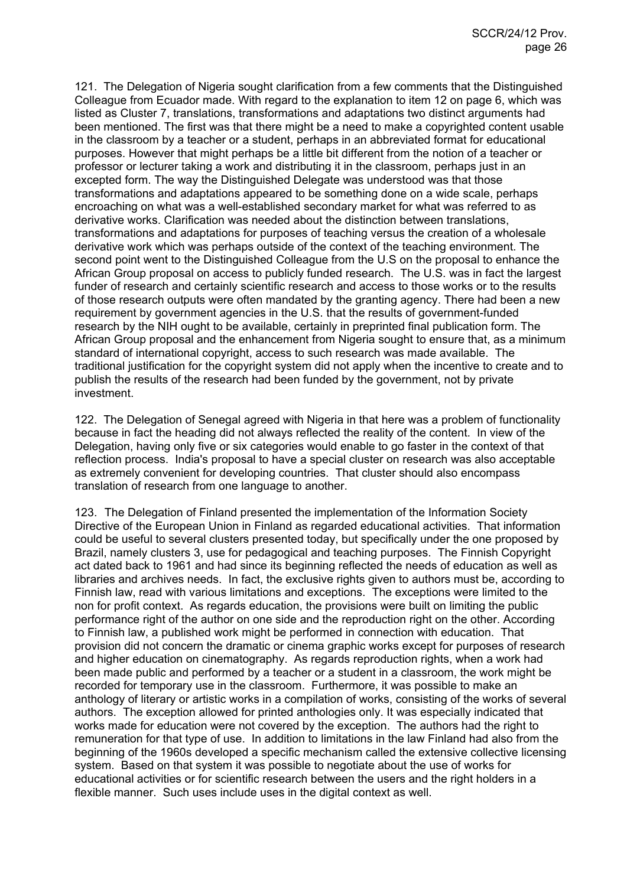121. The Delegation of Nigeria sought clarification from a few comments that the Distinguished Colleague from Ecuador made. With regard to the explanation to item 12 on page 6, which was listed as Cluster 7, translations, transformations and adaptations two distinct arguments had been mentioned. The first was that there might be a need to make a copyrighted content usable in the classroom by a teacher or a student, perhaps in an abbreviated format for educational purposes. However that might perhaps be a little bit different from the notion of a teacher or professor or lecturer taking a work and distributing it in the classroom, perhaps just in an excepted form. The way the Distinguished Delegate was understood was that those transformations and adaptations appeared to be something done on a wide scale, perhaps encroaching on what was a well-established secondary market for what was referred to as derivative works. Clarification was needed about the distinction between translations, transformations and adaptations for purposes of teaching versus the creation of a wholesale derivative work which was perhaps outside of the context of the teaching environment. The second point went to the Distinguished Colleague from the U.S on the proposal to enhance the African Group proposal on access to publicly funded research. The U.S. was in fact the largest funder of research and certainly scientific research and access to those works or to the results of those research outputs were often mandated by the granting agency. There had been a new requirement by government agencies in the U.S. that the results of government-funded research by the NIH ought to be available, certainly in preprinted final publication form. The African Group proposal and the enhancement from Nigeria sought to ensure that, as a minimum standard of international copyright, access to such research was made available. The traditional justification for the copyright system did not apply when the incentive to create and to publish the results of the research had been funded by the government, not by private investment.

122. The Delegation of Senegal agreed with Nigeria in that here was a problem of functionality because in fact the heading did not always reflected the reality of the content. In view of the Delegation, having only five or six categories would enable to go faster in the context of that reflection process. India's proposal to have a special cluster on research was also acceptable as extremely convenient for developing countries. That cluster should also encompass translation of research from one language to another.

123. The Delegation of Finland presented the implementation of the Information Society Directive of the European Union in Finland as regarded educational activities. That information could be useful to several clusters presented today, but specifically under the one proposed by Brazil, namely clusters 3, use for pedagogical and teaching purposes. The Finnish Copyright act dated back to 1961 and had since its beginning reflected the needs of education as well as libraries and archives needs. In fact, the exclusive rights given to authors must be, according to Finnish law, read with various limitations and exceptions. The exceptions were limited to the non for profit context. As regards education, the provisions were built on limiting the public performance right of the author on one side and the reproduction right on the other. According to Finnish law, a published work might be performed in connection with education. That provision did not concern the dramatic or cinema graphic works except for purposes of research and higher education on cinematography. As regards reproduction rights, when a work had been made public and performed by a teacher or a student in a classroom, the work might be recorded for temporary use in the classroom. Furthermore, it was possible to make an anthology of literary or artistic works in a compilation of works, consisting of the works of several authors. The exception allowed for printed anthologies only. It was especially indicated that works made for education were not covered by the exception. The authors had the right to remuneration for that type of use. In addition to limitations in the law Finland had also from the beginning of the 1960s developed a specific mechanism called the extensive collective licensing system. Based on that system it was possible to negotiate about the use of works for educational activities or for scientific research between the users and the right holders in a flexible manner. Such uses include uses in the digital context as well.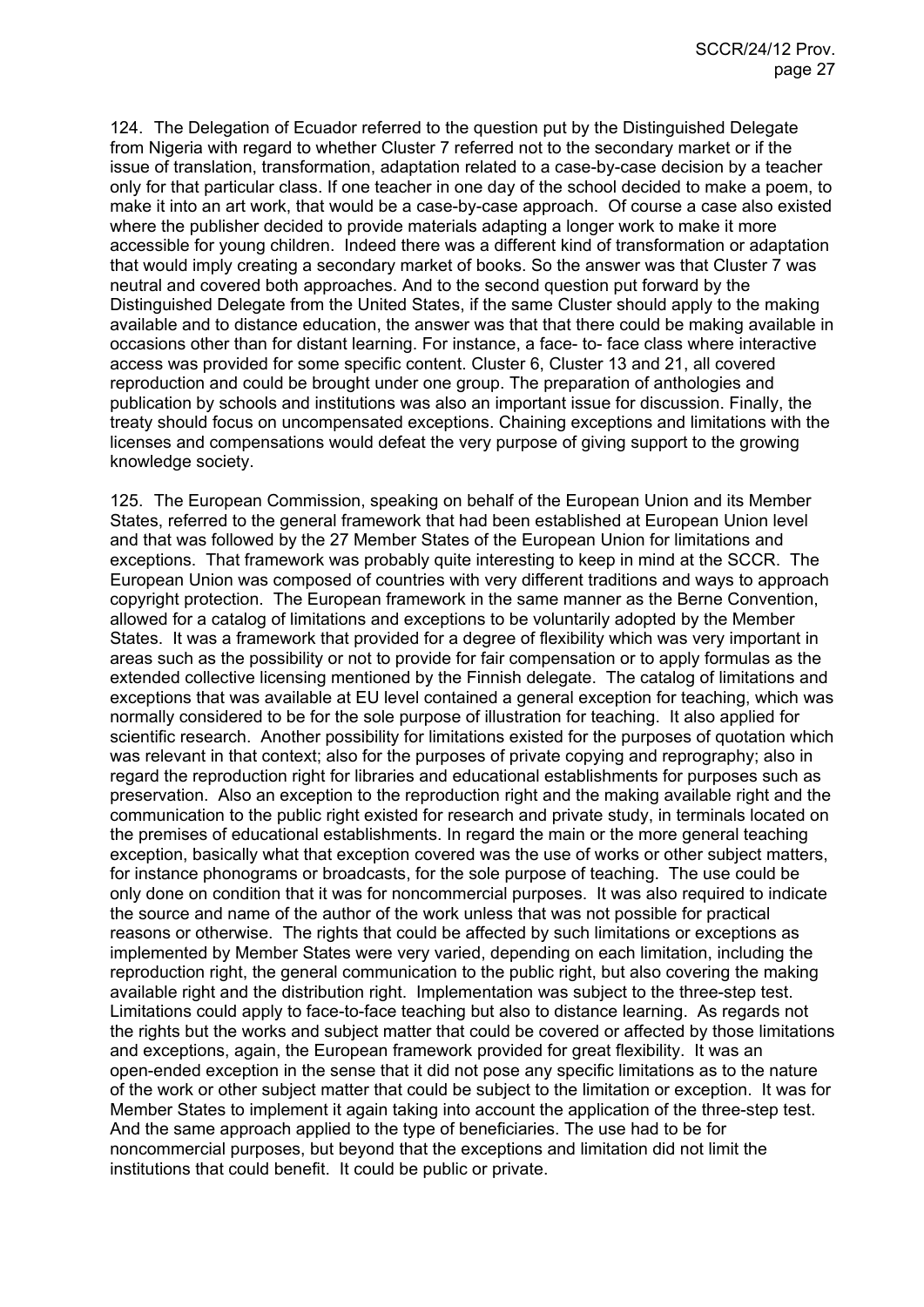124. The Delegation of Ecuador referred to the question put by the Distinguished Delegate from Nigeria with regard to whether Cluster 7 referred not to the secondary market or if the issue of translation, transformation, adaptation related to a case-by-case decision by a teacher only for that particular class. If one teacher in one day of the school decided to make a poem, to make it into an art work, that would be a case-by-case approach. Of course a case also existed where the publisher decided to provide materials adapting a longer work to make it more accessible for young children. Indeed there was a different kind of transformation or adaptation that would imply creating a secondary market of books. So the answer was that Cluster 7 was neutral and covered both approaches. And to the second question put forward by the Distinguished Delegate from the United States, if the same Cluster should apply to the making available and to distance education, the answer was that that there could be making available in occasions other than for distant learning. For instance, a face- to- face class where interactive access was provided for some specific content. Cluster 6, Cluster 13 and 21, all covered reproduction and could be brought under one group. The preparation of anthologies and publication by schools and institutions was also an important issue for discussion. Finally, the treaty should focus on uncompensated exceptions. Chaining exceptions and limitations with the licenses and compensations would defeat the very purpose of giving support to the growing knowledge society.

125. The European Commission, speaking on behalf of the European Union and its Member States, referred to the general framework that had been established at European Union level and that was followed by the 27 Member States of the European Union for limitations and exceptions. That framework was probably quite interesting to keep in mind at the SCCR. The European Union was composed of countries with very different traditions and ways to approach copyright protection. The European framework in the same manner as the Berne Convention, allowed for a catalog of limitations and exceptions to be voluntarily adopted by the Member States. It was a framework that provided for a degree of flexibility which was very important in areas such as the possibility or not to provide for fair compensation or to apply formulas as the extended collective licensing mentioned by the Finnish delegate. The catalog of limitations and exceptions that was available at EU level contained a general exception for teaching, which was normally considered to be for the sole purpose of illustration for teaching. It also applied for scientific research. Another possibility for limitations existed for the purposes of quotation which was relevant in that context; also for the purposes of private copying and reprography; also in regard the reproduction right for libraries and educational establishments for purposes such as preservation. Also an exception to the reproduction right and the making available right and the communication to the public right existed for research and private study, in terminals located on the premises of educational establishments. In regard the main or the more general teaching exception, basically what that exception covered was the use of works or other subject matters, for instance phonograms or broadcasts, for the sole purpose of teaching. The use could be only done on condition that it was for noncommercial purposes. It was also required to indicate the source and name of the author of the work unless that was not possible for practical reasons or otherwise. The rights that could be affected by such limitations or exceptions as implemented by Member States were very varied, depending on each limitation, including the reproduction right, the general communication to the public right, but also covering the making available right and the distribution right. Implementation was subject to the three-step test. Limitations could apply to face-to-face teaching but also to distance learning. As regards not the rights but the works and subject matter that could be covered or affected by those limitations and exceptions, again, the European framework provided for great flexibility. It was an open-ended exception in the sense that it did not pose any specific limitations as to the nature of the work or other subject matter that could be subject to the limitation or exception. It was for Member States to implement it again taking into account the application of the three-step test. And the same approach applied to the type of beneficiaries. The use had to be for noncommercial purposes, but beyond that the exceptions and limitation did not limit the institutions that could benefit. It could be public or private.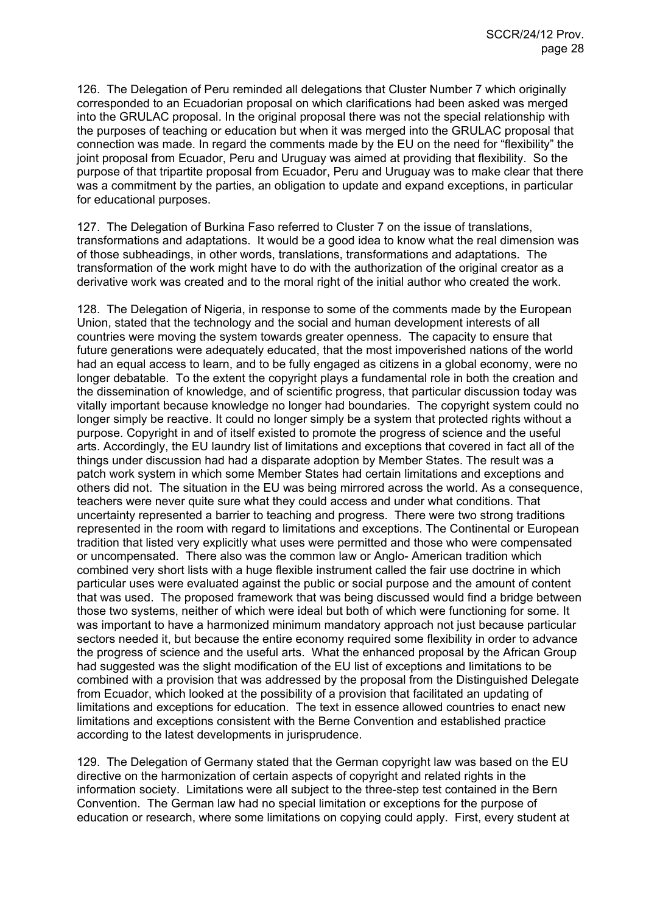126. The Delegation of Peru reminded all delegations that Cluster Number 7 which originally corresponded to an Ecuadorian proposal on which clarifications had been asked was merged into the GRULAC proposal. In the original proposal there was not the special relationship with the purposes of teaching or education but when it was merged into the GRULAC proposal that connection was made. In regard the comments made by the EU on the need for "flexibility" the joint proposal from Ecuador, Peru and Uruguay was aimed at providing that flexibility. So the purpose of that tripartite proposal from Ecuador, Peru and Uruguay was to make clear that there was a commitment by the parties, an obligation to update and expand exceptions, in particular for educational purposes.

127. The Delegation of Burkina Faso referred to Cluster 7 on the issue of translations, transformations and adaptations. It would be a good idea to know what the real dimension was of those subheadings, in other words, translations, transformations and adaptations. The transformation of the work might have to do with the authorization of the original creator as a derivative work was created and to the moral right of the initial author who created the work.

128. The Delegation of Nigeria, in response to some of the comments made by the European Union, stated that the technology and the social and human development interests of all countries were moving the system towards greater openness. The capacity to ensure that future generations were adequately educated, that the most impoverished nations of the world had an equal access to learn, and to be fully engaged as citizens in a global economy, were no longer debatable. To the extent the copyright plays a fundamental role in both the creation and the dissemination of knowledge, and of scientific progress, that particular discussion today was vitally important because knowledge no longer had boundaries. The copyright system could no longer simply be reactive. It could no longer simply be a system that protected rights without a purpose. Copyright in and of itself existed to promote the progress of science and the useful arts. Accordingly, the EU laundry list of limitations and exceptions that covered in fact all of the things under discussion had had a disparate adoption by Member States. The result was a patch work system in which some Member States had certain limitations and exceptions and others did not. The situation in the EU was being mirrored across the world. As a consequence, teachers were never quite sure what they could access and under what conditions. That uncertainty represented a barrier to teaching and progress. There were two strong traditions represented in the room with regard to limitations and exceptions. The Continental or European tradition that listed very explicitly what uses were permitted and those who were compensated or uncompensated. There also was the common law or Anglo- American tradition which combined very short lists with a huge flexible instrument called the fair use doctrine in which particular uses were evaluated against the public or social purpose and the amount of content that was used. The proposed framework that was being discussed would find a bridge between those two systems, neither of which were ideal but both of which were functioning for some. It was important to have a harmonized minimum mandatory approach not just because particular sectors needed it, but because the entire economy required some flexibility in order to advance the progress of science and the useful arts. What the enhanced proposal by the African Group had suggested was the slight modification of the EU list of exceptions and limitations to be combined with a provision that was addressed by the proposal from the Distinguished Delegate from Ecuador, which looked at the possibility of a provision that facilitated an updating of limitations and exceptions for education. The text in essence allowed countries to enact new limitations and exceptions consistent with the Berne Convention and established practice according to the latest developments in jurisprudence.

129. The Delegation of Germany stated that the German copyright law was based on the EU directive on the harmonization of certain aspects of copyright and related rights in the information society. Limitations were all subject to the three-step test contained in the Bern Convention. The German law had no special limitation or exceptions for the purpose of education or research, where some limitations on copying could apply. First, every student at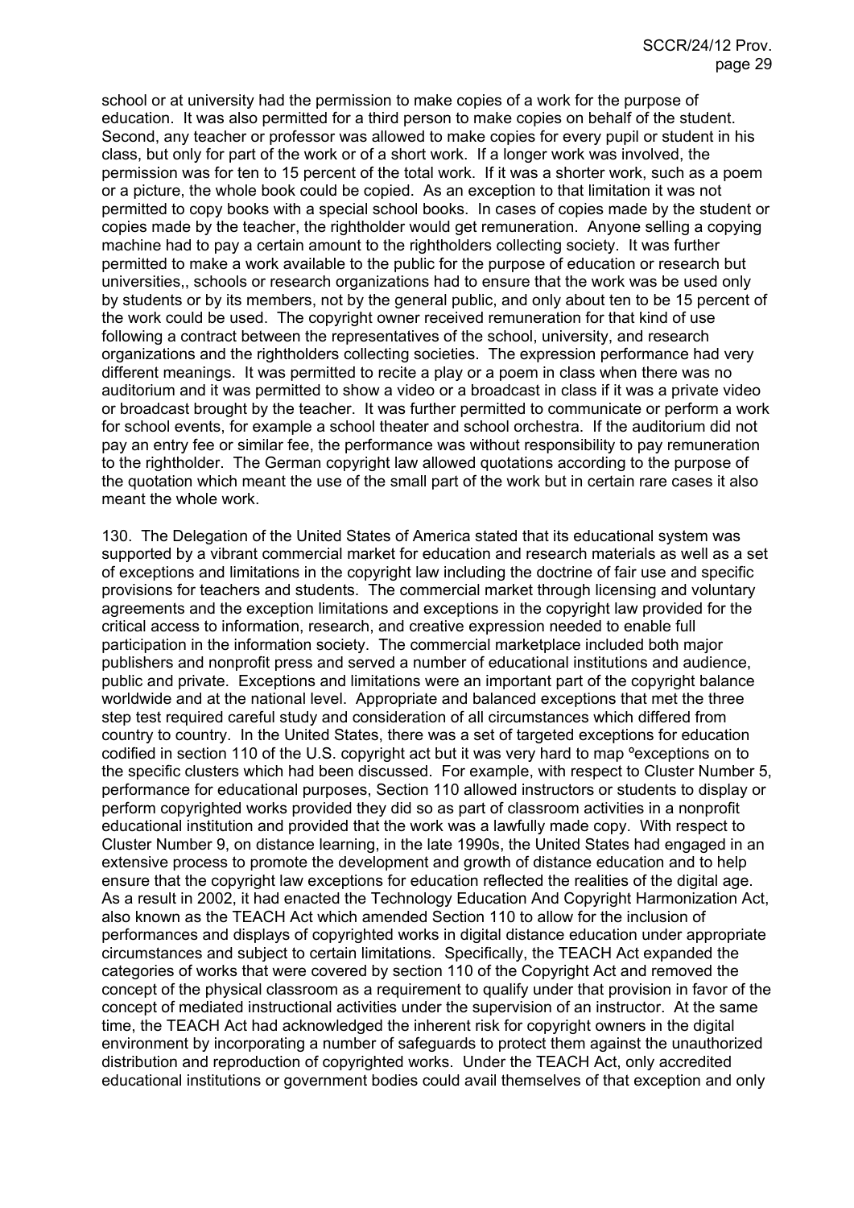school or at university had the permission to make copies of a work for the purpose of education. It was also permitted for a third person to make copies on behalf of the student. Second, any teacher or professor was allowed to make copies for every pupil or student in his class, but only for part of the work or of a short work. If a longer work was involved, the permission was for ten to 15 percent of the total work. If it was a shorter work, such as a poem or a picture, the whole book could be copied. As an exception to that limitation it was not permitted to copy books with a special school books. In cases of copies made by the student or copies made by the teacher, the rightholder would get remuneration. Anyone selling a copying machine had to pay a certain amount to the rightholders collecting society. It was further permitted to make a work available to the public for the purpose of education or research but universities,, schools or research organizations had to ensure that the work was be used only by students or by its members, not by the general public, and only about ten to be 15 percent of the work could be used. The copyright owner received remuneration for that kind of use following a contract between the representatives of the school, university, and research organizations and the rightholders collecting societies. The expression performance had very different meanings. It was permitted to recite a play or a poem in class when there was no auditorium and it was permitted to show a video or a broadcast in class if it was a private video or broadcast brought by the teacher. It was further permitted to communicate or perform a work for school events, for example a school theater and school orchestra. If the auditorium did not pay an entry fee or similar fee, the performance was without responsibility to pay remuneration to the rightholder. The German copyright law allowed quotations according to the purpose of the quotation which meant the use of the small part of the work but in certain rare cases it also meant the whole work.

130. The Delegation of the United States of America stated that its educational system was supported by a vibrant commercial market for education and research materials as well as a set of exceptions and limitations in the copyright law including the doctrine of fair use and specific provisions for teachers and students. The commercial market through licensing and voluntary agreements and the exception limitations and exceptions in the copyright law provided for the critical access to information, research, and creative expression needed to enable full participation in the information society. The commercial marketplace included both major publishers and nonprofit press and served a number of educational institutions and audience, public and private. Exceptions and limitations were an important part of the copyright balance worldwide and at the national level. Appropriate and balanced exceptions that met the three step test required careful study and consideration of all circumstances which differed from country to country. In the United States, there was a set of targeted exceptions for education codified in section 110 of the U.S. copyright act but it was very hard to map ºexceptions on to the specific clusters which had been discussed. For example, with respect to Cluster Number 5, performance for educational purposes, Section 110 allowed instructors or students to display or perform copyrighted works provided they did so as part of classroom activities in a nonprofit educational institution and provided that the work was a lawfully made copy. With respect to Cluster Number 9, on distance learning, in the late 1990s, the United States had engaged in an extensive process to promote the development and growth of distance education and to help ensure that the copyright law exceptions for education reflected the realities of the digital age. As a result in 2002, it had enacted the Technology Education And Copyright Harmonization Act, also known as the TEACH Act which amended Section 110 to allow for the inclusion of performances and displays of copyrighted works in digital distance education under appropriate circumstances and subject to certain limitations. Specifically, the TEACH Act expanded the categories of works that were covered by section 110 of the Copyright Act and removed the concept of the physical classroom as a requirement to qualify under that provision in favor of the concept of mediated instructional activities under the supervision of an instructor. At the same time, the TEACH Act had acknowledged the inherent risk for copyright owners in the digital environment by incorporating a number of safeguards to protect them against the unauthorized distribution and reproduction of copyrighted works. Under the TEACH Act, only accredited educational institutions or government bodies could avail themselves of that exception and only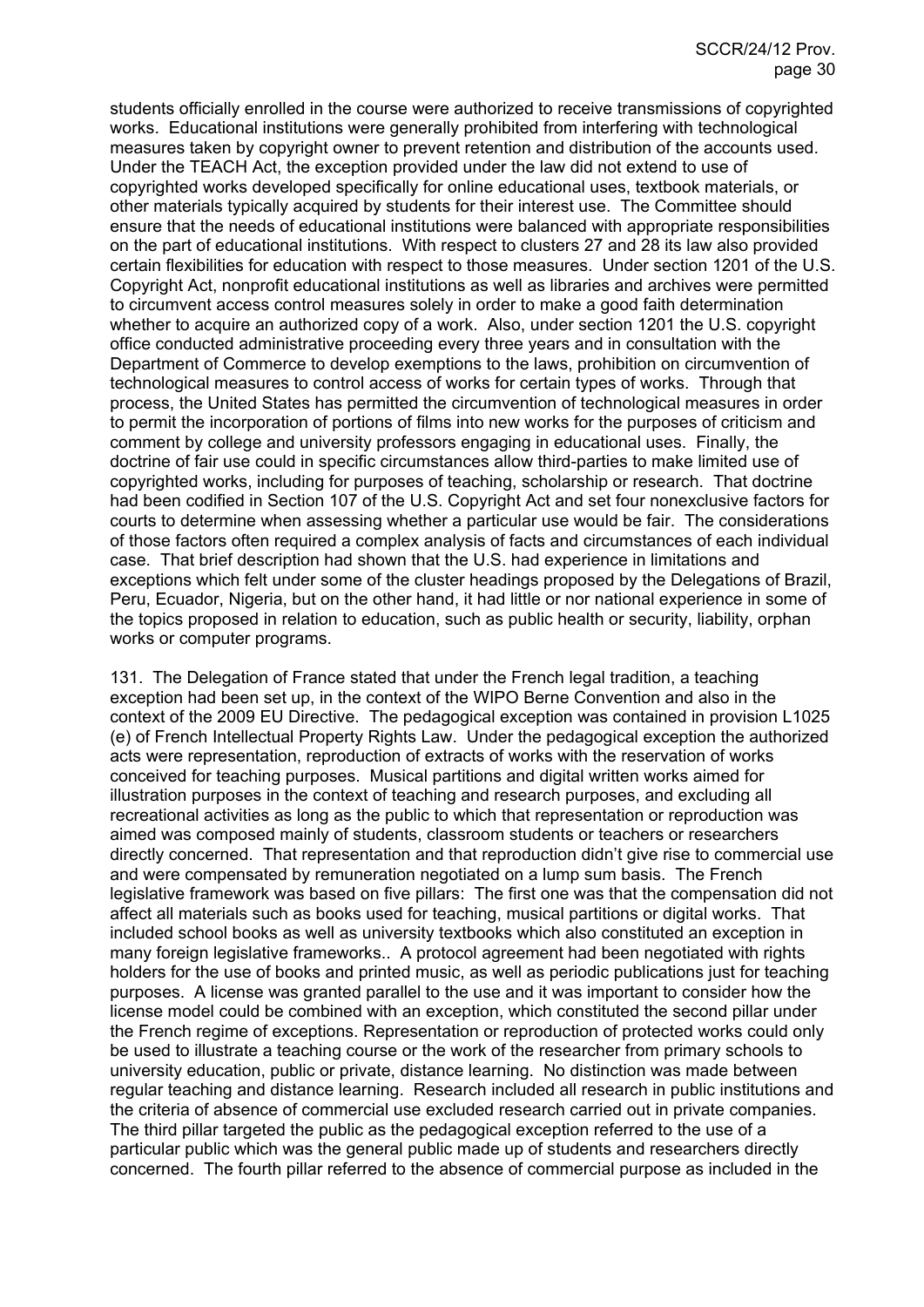students officially enrolled in the course were authorized to receive transmissions of copyrighted works. Educational institutions were generally prohibited from interfering with technological measures taken by copyright owner to prevent retention and distribution of the accounts used. Under the TEACH Act, the exception provided under the law did not extend to use of copyrighted works developed specifically for online educational uses, textbook materials, or other materials typically acquired by students for their interest use. The Committee should ensure that the needs of educational institutions were balanced with appropriate responsibilities on the part of educational institutions. With respect to clusters 27 and 28 its law also provided certain flexibilities for education with respect to those measures. Under section 1201 of the U.S. Copyright Act, nonprofit educational institutions as well as libraries and archives were permitted to circumvent access control measures solely in order to make a good faith determination whether to acquire an authorized copy of a work. Also, under section 1201 the U.S. copyright office conducted administrative proceeding every three years and in consultation with the Department of Commerce to develop exemptions to the laws, prohibition on circumvention of technological measures to control access of works for certain types of works. Through that process, the United States has permitted the circumvention of technological measures in order to permit the incorporation of portions of films into new works for the purposes of criticism and comment by college and university professors engaging in educational uses. Finally, the doctrine of fair use could in specific circumstances allow third-parties to make limited use of copyrighted works, including for purposes of teaching, scholarship or research. That doctrine had been codified in Section 107 of the U.S. Copyright Act and set four nonexclusive factors for courts to determine when assessing whether a particular use would be fair. The considerations of those factors often required a complex analysis of facts and circumstances of each individual case. That brief description had shown that the U.S. had experience in limitations and exceptions which felt under some of the cluster headings proposed by the Delegations of Brazil, Peru, Ecuador, Nigeria, but on the other hand, it had little or nor national experience in some of the topics proposed in relation to education, such as public health or security, liability, orphan works or computer programs.

131. The Delegation of France stated that under the French legal tradition, a teaching exception had been set up, in the context of the WIPO Berne Convention and also in the context of the 2009 EU Directive. The pedagogical exception was contained in provision L1025 (e) of French Intellectual Property Rights Law. Under the pedagogical exception the authorized acts were representation, reproduction of extracts of works with the reservation of works conceived for teaching purposes. Musical partitions and digital written works aimed for illustration purposes in the context of teaching and research purposes, and excluding all recreational activities as long as the public to which that representation or reproduction was aimed was composed mainly of students, classroom students or teachers or researchers directly concerned. That representation and that reproduction didn't give rise to commercial use and were compensated by remuneration negotiated on a lump sum basis. The French legislative framework was based on five pillars: The first one was that the compensation did not affect all materials such as books used for teaching, musical partitions or digital works. That included school books as well as university textbooks which also constituted an exception in many foreign legislative frameworks.. A protocol agreement had been negotiated with rights holders for the use of books and printed music, as well as periodic publications just for teaching purposes. A license was granted parallel to the use and it was important to consider how the license model could be combined with an exception, which constituted the second pillar under the French regime of exceptions. Representation or reproduction of protected works could only be used to illustrate a teaching course or the work of the researcher from primary schools to university education, public or private, distance learning. No distinction was made between regular teaching and distance learning. Research included all research in public institutions and the criteria of absence of commercial use excluded research carried out in private companies. The third pillar targeted the public as the pedagogical exception referred to the use of a particular public which was the general public made up of students and researchers directly concerned. The fourth pillar referred to the absence of commercial purpose as included in the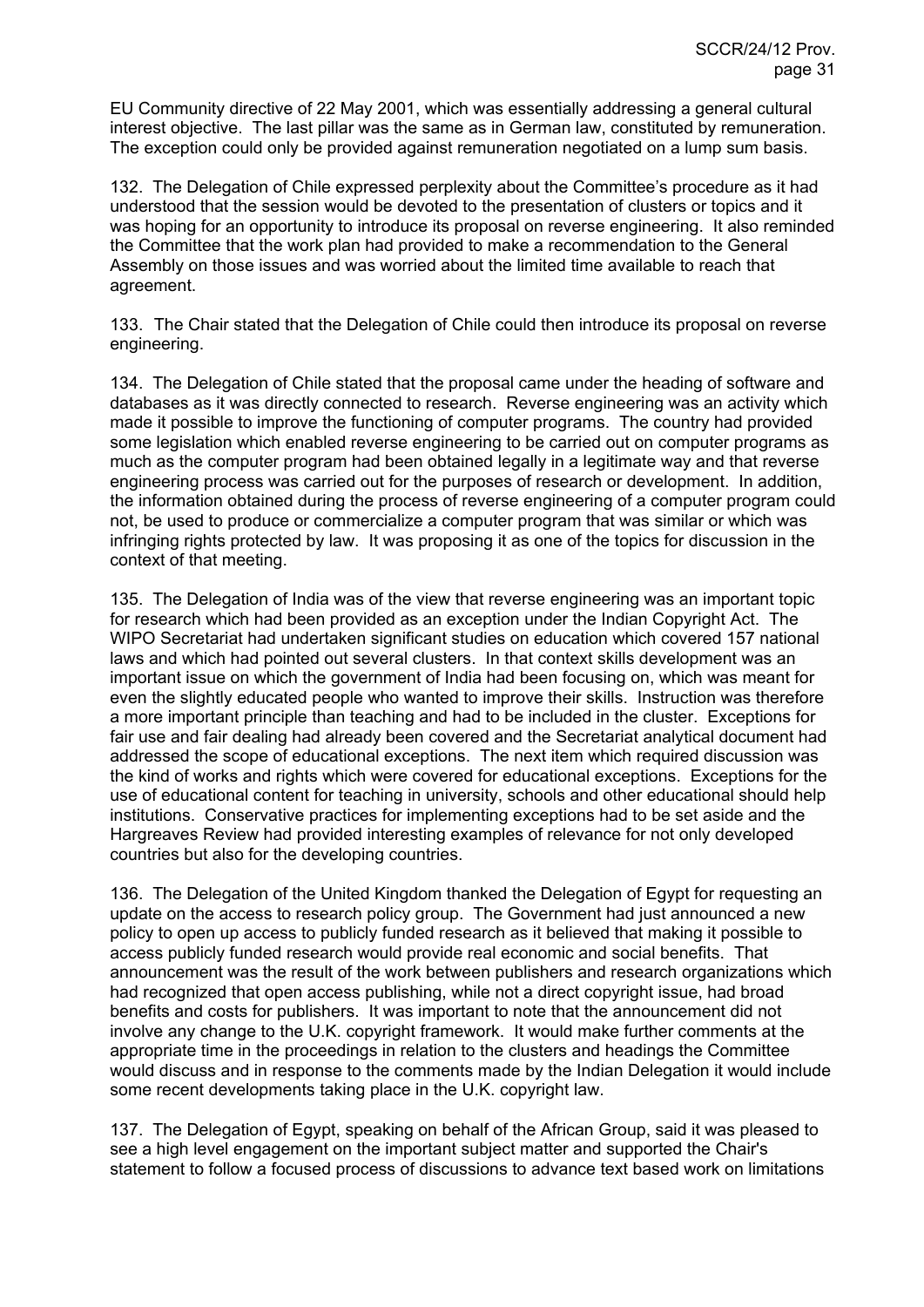EU Community directive of 22 May 2001, which was essentially addressing a general cultural interest objective. The last pillar was the same as in German law, constituted by remuneration. The exception could only be provided against remuneration negotiated on a lump sum basis.

132. The Delegation of Chile expressed perplexity about the Committee's procedure as it had understood that the session would be devoted to the presentation of clusters or topics and it was hoping for an opportunity to introduce its proposal on reverse engineering. It also reminded the Committee that the work plan had provided to make a recommendation to the General Assembly on those issues and was worried about the limited time available to reach that agreement.

133. The Chair stated that the Delegation of Chile could then introduce its proposal on reverse engineering.

134. The Delegation of Chile stated that the proposal came under the heading of software and databases as it was directly connected to research. Reverse engineering was an activity which made it possible to improve the functioning of computer programs. The country had provided some legislation which enabled reverse engineering to be carried out on computer programs as much as the computer program had been obtained legally in a legitimate way and that reverse engineering process was carried out for the purposes of research or development. In addition, the information obtained during the process of reverse engineering of a computer program could not, be used to produce or commercialize a computer program that was similar or which was infringing rights protected by law. It was proposing it as one of the topics for discussion in the context of that meeting.

135. The Delegation of India was of the view that reverse engineering was an important topic for research which had been provided as an exception under the Indian Copyright Act. The WIPO Secretariat had undertaken significant studies on education which covered 157 national laws and which had pointed out several clusters. In that context skills development was an important issue on which the government of India had been focusing on, which was meant for even the slightly educated people who wanted to improve their skills. Instruction was therefore a more important principle than teaching and had to be included in the cluster. Exceptions for fair use and fair dealing had already been covered and the Secretariat analytical document had addressed the scope of educational exceptions. The next item which required discussion was the kind of works and rights which were covered for educational exceptions. Exceptions for the use of educational content for teaching in university, schools and other educational should help institutions. Conservative practices for implementing exceptions had to be set aside and the Hargreaves Review had provided interesting examples of relevance for not only developed countries but also for the developing countries.

136. The Delegation of the United Kingdom thanked the Delegation of Egypt for requesting an update on the access to research policy group. The Government had just announced a new policy to open up access to publicly funded research as it believed that making it possible to access publicly funded research would provide real economic and social benefits. That announcement was the result of the work between publishers and research organizations which had recognized that open access publishing, while not a direct copyright issue, had broad benefits and costs for publishers. It was important to note that the announcement did not involve any change to the U.K. copyright framework. It would make further comments at the appropriate time in the proceedings in relation to the clusters and headings the Committee would discuss and in response to the comments made by the Indian Delegation it would include some recent developments taking place in the U.K. copyright law.

137. The Delegation of Egypt, speaking on behalf of the African Group, said it was pleased to see a high level engagement on the important subject matter and supported the Chair's statement to follow a focused process of discussions to advance text based work on limitations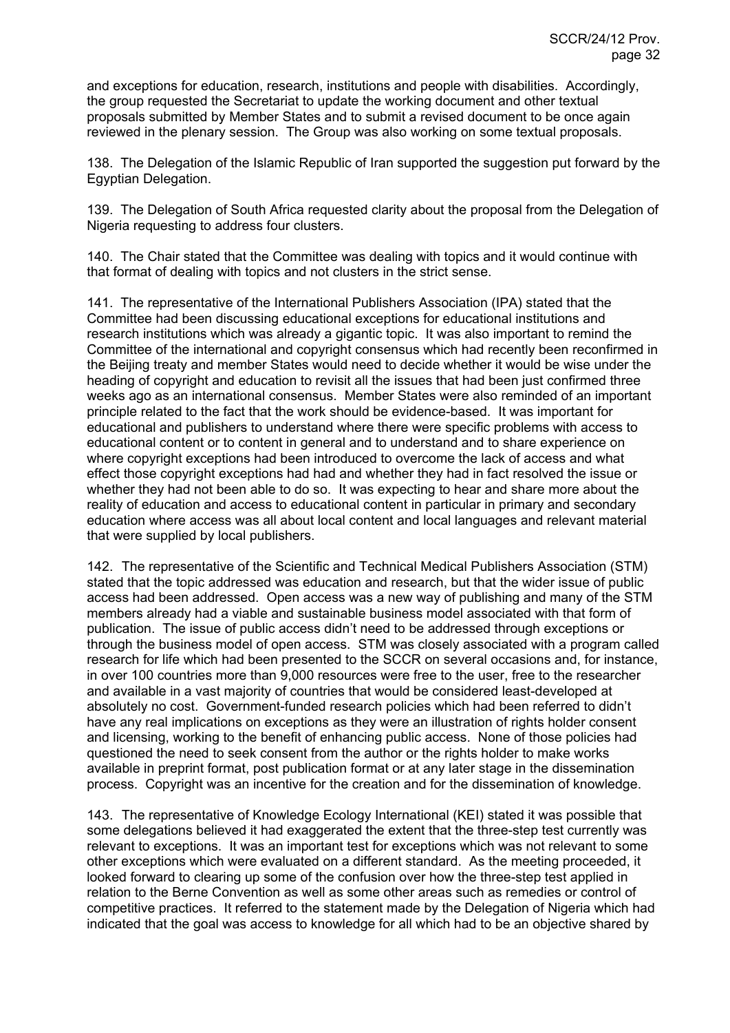and exceptions for education, research, institutions and people with disabilities. Accordingly, the group requested the Secretariat to update the working document and other textual proposals submitted by Member States and to submit a revised document to be once again reviewed in the plenary session. The Group was also working on some textual proposals.

138. The Delegation of the Islamic Republic of Iran supported the suggestion put forward by the Egyptian Delegation.

139. The Delegation of South Africa requested clarity about the proposal from the Delegation of Nigeria requesting to address four clusters.

140. The Chair stated that the Committee was dealing with topics and it would continue with that format of dealing with topics and not clusters in the strict sense.

141. The representative of the International Publishers Association (IPA) stated that the Committee had been discussing educational exceptions for educational institutions and research institutions which was already a gigantic topic. It was also important to remind the Committee of the international and copyright consensus which had recently been reconfirmed in the Beijing treaty and member States would need to decide whether it would be wise under the heading of copyright and education to revisit all the issues that had been just confirmed three weeks ago as an international consensus. Member States were also reminded of an important principle related to the fact that the work should be evidence-based. It was important for educational and publishers to understand where there were specific problems with access to educational content or to content in general and to understand and to share experience on where copyright exceptions had been introduced to overcome the lack of access and what effect those copyright exceptions had had and whether they had in fact resolved the issue or whether they had not been able to do so. It was expecting to hear and share more about the reality of education and access to educational content in particular in primary and secondary education where access was all about local content and local languages and relevant material that were supplied by local publishers.

142. The representative of the Scientific and Technical Medical Publishers Association (STM) stated that the topic addressed was education and research, but that the wider issue of public access had been addressed. Open access was a new way of publishing and many of the STM members already had a viable and sustainable business model associated with that form of publication. The issue of public access didn't need to be addressed through exceptions or through the business model of open access. STM was closely associated with a program called research for life which had been presented to the SCCR on several occasions and, for instance, in over 100 countries more than 9,000 resources were free to the user, free to the researcher and available in a vast majority of countries that would be considered least-developed at absolutely no cost. Government-funded research policies which had been referred to didn't have any real implications on exceptions as they were an illustration of rights holder consent and licensing, working to the benefit of enhancing public access. None of those policies had questioned the need to seek consent from the author or the rights holder to make works available in preprint format, post publication format or at any later stage in the dissemination process. Copyright was an incentive for the creation and for the dissemination of knowledge.

143. The representative of Knowledge Ecology International (KEI) stated it was possible that some delegations believed it had exaggerated the extent that the three-step test currently was relevant to exceptions. It was an important test for exceptions which was not relevant to some other exceptions which were evaluated on a different standard. As the meeting proceeded, it looked forward to clearing up some of the confusion over how the three-step test applied in relation to the Berne Convention as well as some other areas such as remedies or control of competitive practices. It referred to the statement made by the Delegation of Nigeria which had indicated that the goal was access to knowledge for all which had to be an objective shared by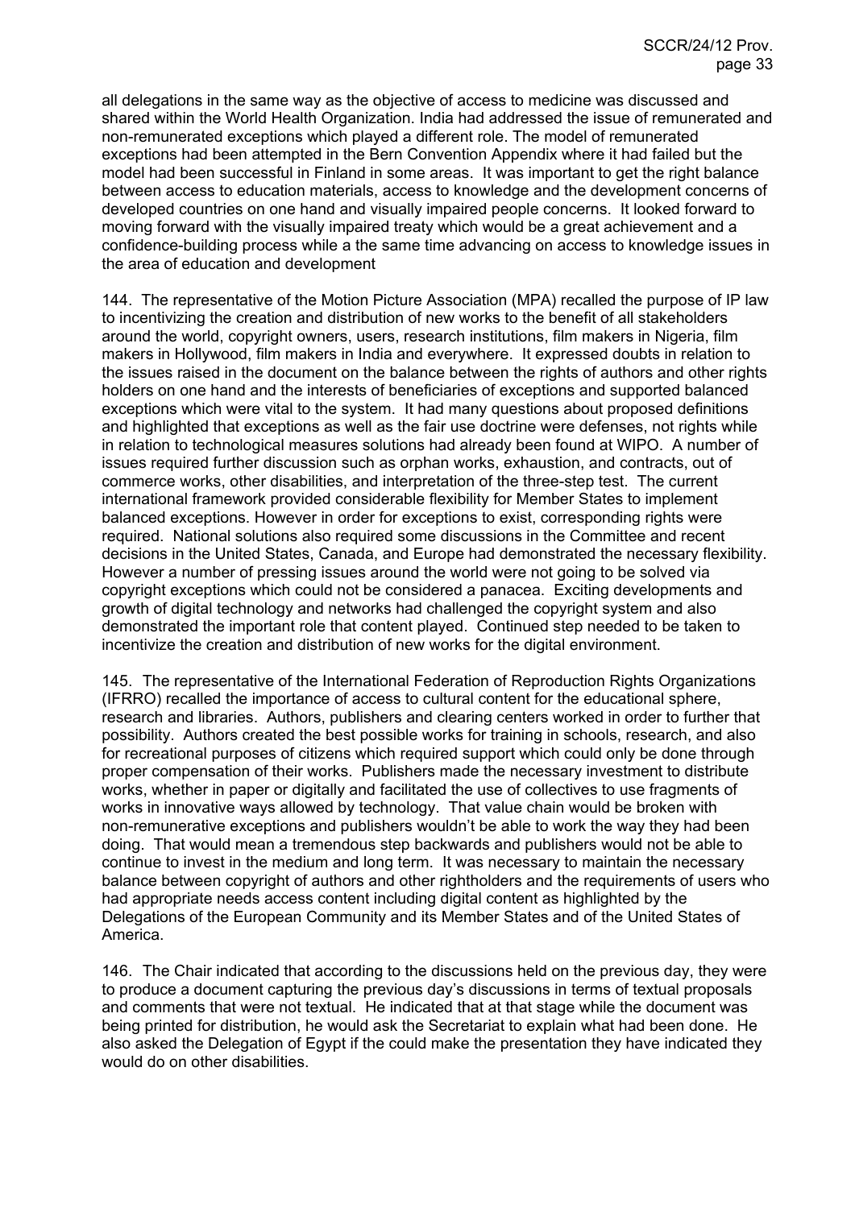all delegations in the same way as the objective of access to medicine was discussed and shared within the World Health Organization. India had addressed the issue of remunerated and non-remunerated exceptions which played a different role. The model of remunerated exceptions had been attempted in the Bern Convention Appendix where it had failed but the model had been successful in Finland in some areas. It was important to get the right balance between access to education materials, access to knowledge and the development concerns of developed countries on one hand and visually impaired people concerns. It looked forward to moving forward with the visually impaired treaty which would be a great achievement and a confidence-building process while a the same time advancing on access to knowledge issues in the area of education and development

144. The representative of the Motion Picture Association (MPA) recalled the purpose of IP law to incentivizing the creation and distribution of new works to the benefit of all stakeholders around the world, copyright owners, users, research institutions, film makers in Nigeria, film makers in Hollywood, film makers in India and everywhere. It expressed doubts in relation to the issues raised in the document on the balance between the rights of authors and other rights holders on one hand and the interests of beneficiaries of exceptions and supported balanced exceptions which were vital to the system. It had many questions about proposed definitions and highlighted that exceptions as well as the fair use doctrine were defenses, not rights while in relation to technological measures solutions had already been found at WIPO. A number of issues required further discussion such as orphan works, exhaustion, and contracts, out of commerce works, other disabilities, and interpretation of the three-step test. The current international framework provided considerable flexibility for Member States to implement balanced exceptions. However in order for exceptions to exist, corresponding rights were required. National solutions also required some discussions in the Committee and recent decisions in the United States, Canada, and Europe had demonstrated the necessary flexibility. However a number of pressing issues around the world were not going to be solved via copyright exceptions which could not be considered a panacea. Exciting developments and growth of digital technology and networks had challenged the copyright system and also demonstrated the important role that content played. Continued step needed to be taken to incentivize the creation and distribution of new works for the digital environment.

145. The representative of the International Federation of Reproduction Rights Organizations (IFRRO) recalled the importance of access to cultural content for the educational sphere, research and libraries. Authors, publishers and clearing centers worked in order to further that possibility. Authors created the best possible works for training in schools, research, and also for recreational purposes of citizens which required support which could only be done through proper compensation of their works. Publishers made the necessary investment to distribute works, whether in paper or digitally and facilitated the use of collectives to use fragments of works in innovative ways allowed by technology. That value chain would be broken with non-remunerative exceptions and publishers wouldn't be able to work the way they had been doing. That would mean a tremendous step backwards and publishers would not be able to continue to invest in the medium and long term. It was necessary to maintain the necessary balance between copyright of authors and other rightholders and the requirements of users who had appropriate needs access content including digital content as highlighted by the Delegations of the European Community and its Member States and of the United States of America.

146. The Chair indicated that according to the discussions held on the previous day, they were to produce a document capturing the previous day's discussions in terms of textual proposals and comments that were not textual. He indicated that at that stage while the document was being printed for distribution, he would ask the Secretariat to explain what had been done. He also asked the Delegation of Egypt if the could make the presentation they have indicated they would do on other disabilities.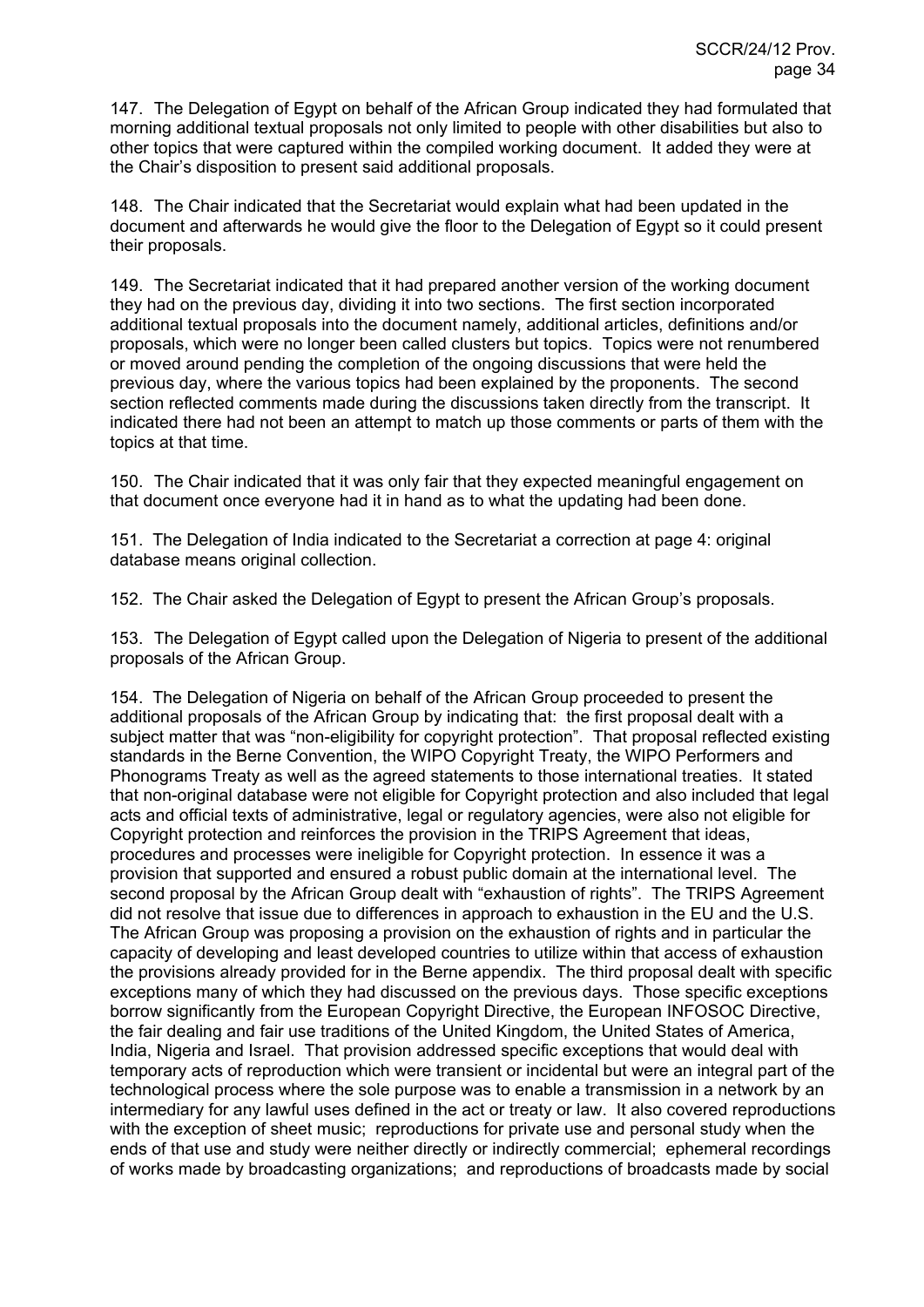147. The Delegation of Egypt on behalf of the African Group indicated they had formulated that morning additional textual proposals not only limited to people with other disabilities but also to other topics that were captured within the compiled working document. It added they were at the Chair's disposition to present said additional proposals.

148. The Chair indicated that the Secretariat would explain what had been updated in the document and afterwards he would give the floor to the Delegation of Egypt so it could present their proposals.

149. The Secretariat indicated that it had prepared another version of the working document they had on the previous day, dividing it into two sections. The first section incorporated additional textual proposals into the document namely, additional articles, definitions and/or proposals, which were no longer been called clusters but topics. Topics were not renumbered or moved around pending the completion of the ongoing discussions that were held the previous day, where the various topics had been explained by the proponents. The second section reflected comments made during the discussions taken directly from the transcript. It indicated there had not been an attempt to match up those comments or parts of them with the topics at that time.

150. The Chair indicated that it was only fair that they expected meaningful engagement on that document once everyone had it in hand as to what the updating had been done.

151. The Delegation of India indicated to the Secretariat a correction at page 4: original database means original collection.

152. The Chair asked the Delegation of Egypt to present the African Group's proposals.

153. The Delegation of Egypt called upon the Delegation of Nigeria to present of the additional proposals of the African Group.

154. The Delegation of Nigeria on behalf of the African Group proceeded to present the additional proposals of the African Group by indicating that: the first proposal dealt with a subject matter that was "non-eligibility for copyright protection". That proposal reflected existing standards in the Berne Convention, the WIPO Copyright Treaty, the WIPO Performers and Phonograms Treaty as well as the agreed statements to those international treaties. It stated that non-original database were not eligible for Copyright protection and also included that legal acts and official texts of administrative, legal or regulatory agencies, were also not eligible for Copyright protection and reinforces the provision in the TRIPS Agreement that ideas, procedures and processes were ineligible for Copyright protection. In essence it was a provision that supported and ensured a robust public domain at the international level. The second proposal by the African Group dealt with "exhaustion of rights". The TRIPS Agreement did not resolve that issue due to differences in approach to exhaustion in the EU and the U.S. The African Group was proposing a provision on the exhaustion of rights and in particular the capacity of developing and least developed countries to utilize within that access of exhaustion the provisions already provided for in the Berne appendix. The third proposal dealt with specific exceptions many of which they had discussed on the previous days. Those specific exceptions borrow significantly from the European Copyright Directive, the European INFOSOC Directive, the fair dealing and fair use traditions of the United Kingdom, the United States of America, India, Nigeria and Israel. That provision addressed specific exceptions that would deal with temporary acts of reproduction which were transient or incidental but were an integral part of the technological process where the sole purpose was to enable a transmission in a network by an intermediary for any lawful uses defined in the act or treaty or law. It also covered reproductions with the exception of sheet music; reproductions for private use and personal study when the ends of that use and study were neither directly or indirectly commercial; ephemeral recordings of works made by broadcasting organizations; and reproductions of broadcasts made by social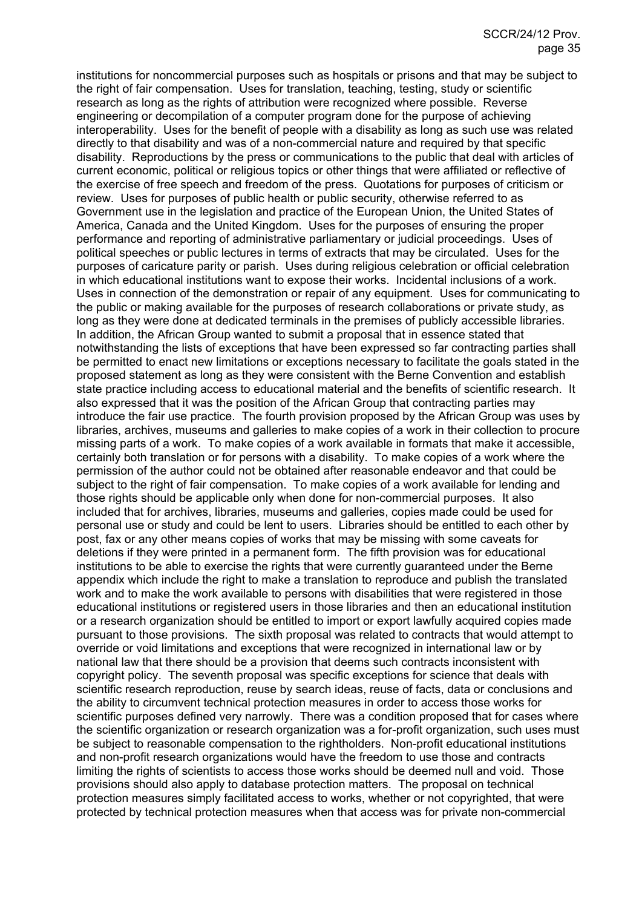institutions for noncommercial purposes such as hospitals or prisons and that may be subject to the right of fair compensation. Uses for translation, teaching, testing, study or scientific research as long as the rights of attribution were recognized where possible. Reverse engineering or decompilation of a computer program done for the purpose of achieving interoperability. Uses for the benefit of people with a disability as long as such use was related directly to that disability and was of a non-commercial nature and required by that specific disability. Reproductions by the press or communications to the public that deal with articles of current economic, political or religious topics or other things that were affiliated or reflective of the exercise of free speech and freedom of the press. Quotations for purposes of criticism or review. Uses for purposes of public health or public security, otherwise referred to as Government use in the legislation and practice of the European Union, the United States of America, Canada and the United Kingdom. Uses for the purposes of ensuring the proper performance and reporting of administrative parliamentary or judicial proceedings. Uses of political speeches or public lectures in terms of extracts that may be circulated. Uses for the purposes of caricature parity or parish. Uses during religious celebration or official celebration in which educational institutions want to expose their works. Incidental inclusions of a work. Uses in connection of the demonstration or repair of any equipment. Uses for communicating to the public or making available for the purposes of research collaborations or private study, as long as they were done at dedicated terminals in the premises of publicly accessible libraries. In addition, the African Group wanted to submit a proposal that in essence stated that notwithstanding the lists of exceptions that have been expressed so far contracting parties shall be permitted to enact new limitations or exceptions necessary to facilitate the goals stated in the proposed statement as long as they were consistent with the Berne Convention and establish state practice including access to educational material and the benefits of scientific research. It also expressed that it was the position of the African Group that contracting parties may introduce the fair use practice. The fourth provision proposed by the African Group was uses by libraries, archives, museums and galleries to make copies of a work in their collection to procure missing parts of a work. To make copies of a work available in formats that make it accessible, certainly both translation or for persons with a disability. To make copies of a work where the permission of the author could not be obtained after reasonable endeavor and that could be subject to the right of fair compensation. To make copies of a work available for lending and those rights should be applicable only when done for non-commercial purposes. It also included that for archives, libraries, museums and galleries, copies made could be used for personal use or study and could be lent to users. Libraries should be entitled to each other by post, fax or any other means copies of works that may be missing with some caveats for deletions if they were printed in a permanent form. The fifth provision was for educational institutions to be able to exercise the rights that were currently guaranteed under the Berne appendix which include the right to make a translation to reproduce and publish the translated work and to make the work available to persons with disabilities that were registered in those educational institutions or registered users in those libraries and then an educational institution or a research organization should be entitled to import or export lawfully acquired copies made pursuant to those provisions. The sixth proposal was related to contracts that would attempt to override or void limitations and exceptions that were recognized in international law or by national law that there should be a provision that deems such contracts inconsistent with copyright policy. The seventh proposal was specific exceptions for science that deals with scientific research reproduction, reuse by search ideas, reuse of facts, data or conclusions and the ability to circumvent technical protection measures in order to access those works for scientific purposes defined very narrowly. There was a condition proposed that for cases where the scientific organization or research organization was a for-profit organization, such uses must be subject to reasonable compensation to the rightholders. Non-profit educational institutions and non-profit research organizations would have the freedom to use those and contracts limiting the rights of scientists to access those works should be deemed null and void. Those provisions should also apply to database protection matters. The proposal on technical protection measures simply facilitated access to works, whether or not copyrighted, that were protected by technical protection measures when that access was for private non-commercial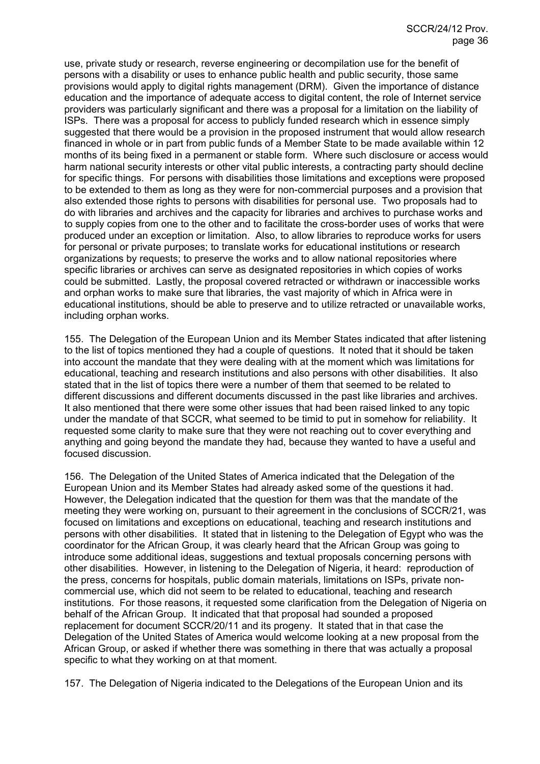use, private study or research, reverse engineering or decompilation use for the benefit of persons with a disability or uses to enhance public health and public security, those same provisions would apply to digital rights management (DRM). Given the importance of distance education and the importance of adequate access to digital content, the role of Internet service providers was particularly significant and there was a proposal for a limitation on the liability of ISPs. There was a proposal for access to publicly funded research which in essence simply suggested that there would be a provision in the proposed instrument that would allow research financed in whole or in part from public funds of a Member State to be made available within 12 months of its being fixed in a permanent or stable form. Where such disclosure or access would harm national security interests or other vital public interests, a contracting party should decline for specific things. For persons with disabilities those limitations and exceptions were proposed to be extended to them as long as they were for non-commercial purposes and a provision that also extended those rights to persons with disabilities for personal use. Two proposals had to do with libraries and archives and the capacity for libraries and archives to purchase works and to supply copies from one to the other and to facilitate the cross-border uses of works that were produced under an exception or limitation. Also, to allow libraries to reproduce works for users for personal or private purposes; to translate works for educational institutions or research organizations by requests; to preserve the works and to allow national repositories where specific libraries or archives can serve as designated repositories in which copies of works could be submitted. Lastly, the proposal covered retracted or withdrawn or inaccessible works and orphan works to make sure that libraries, the vast majority of which in Africa were in educational institutions, should be able to preserve and to utilize retracted or unavailable works, including orphan works.

155. The Delegation of the European Union and its Member States indicated that after listening to the list of topics mentioned they had a couple of questions. It noted that it should be taken into account the mandate that they were dealing with at the moment which was limitations for educational, teaching and research institutions and also persons with other disabilities. It also stated that in the list of topics there were a number of them that seemed to be related to different discussions and different documents discussed in the past like libraries and archives. It also mentioned that there were some other issues that had been raised linked to any topic under the mandate of that SCCR, what seemed to be timid to put in somehow for reliability. It requested some clarity to make sure that they were not reaching out to cover everything and anything and going beyond the mandate they had, because they wanted to have a useful and focused discussion.

156. The Delegation of the United States of America indicated that the Delegation of the European Union and its Member States had already asked some of the questions it had. However, the Delegation indicated that the question for them was that the mandate of the meeting they were working on, pursuant to their agreement in the conclusions of SCCR/21, was focused on limitations and exceptions on educational, teaching and research institutions and persons with other disabilities. It stated that in listening to the Delegation of Egypt who was the coordinator for the African Group, it was clearly heard that the African Group was going to introduce some additional ideas, suggestions and textual proposals concerning persons with other disabilities. However, in listening to the Delegation of Nigeria, it heard: reproduction of the press, concerns for hospitals, public domain materials, limitations on ISPs, private non-commercial use, which did not seem to be related to educational, teaching and research institutions. For those reasons, it requested some clarification from the Delegation of Nigeria on behalf of the African Group. It indicated that that proposal had sounded a proposed replacement for document SCCR/20/11 and its progeny. It stated that in that case the Delegation of the United States of America would welcome looking at a new proposal from the African Group, or asked if whether there was something in there that was actually a proposal specific to what they working on at that moment.

157. The Delegation of Nigeria indicated to the Delegations of the European Union and its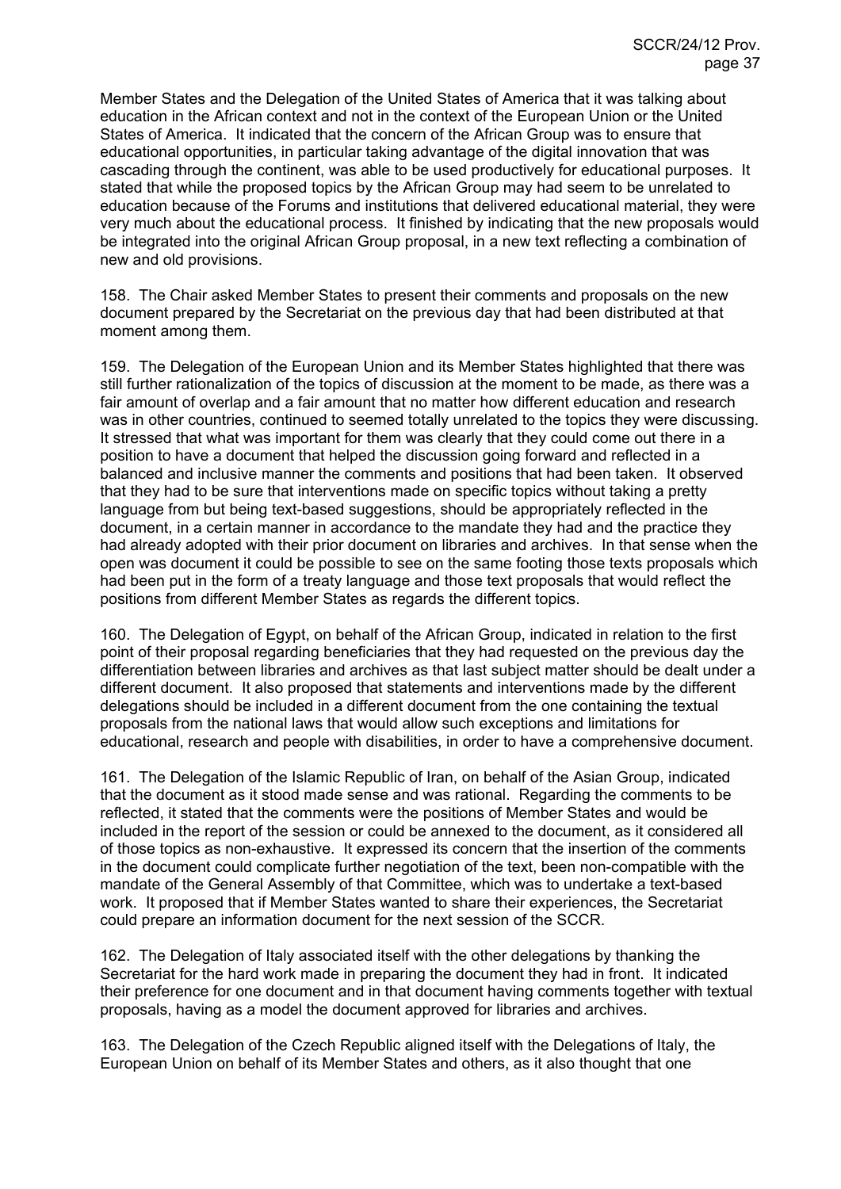Member States and the Delegation of the United States of America that it was talking about education in the African context and not in the context of the European Union or the United States of America. It indicated that the concern of the African Group was to ensure that educational opportunities, in particular taking advantage of the digital innovation that was cascading through the continent, was able to be used productively for educational purposes. It stated that while the proposed topics by the African Group may had seem to be unrelated to education because of the Forums and institutions that delivered educational material, they were very much about the educational process. It finished by indicating that the new proposals would be integrated into the original African Group proposal, in a new text reflecting a combination of new and old provisions.

158. The Chair asked Member States to present their comments and proposals on the new document prepared by the Secretariat on the previous day that had been distributed at that moment among them.

159. The Delegation of the European Union and its Member States highlighted that there was still further rationalization of the topics of discussion at the moment to be made, as there was a fair amount of overlap and a fair amount that no matter how different education and research was in other countries, continued to seemed totally unrelated to the topics they were discussing. It stressed that what was important for them was clearly that they could come out there in a position to have a document that helped the discussion going forward and reflected in a balanced and inclusive manner the comments and positions that had been taken. It observed that they had to be sure that interventions made on specific topics without taking a pretty language from but being text-based suggestions, should be appropriately reflected in the document, in a certain manner in accordance to the mandate they had and the practice they had already adopted with their prior document on libraries and archives. In that sense when the open was document it could be possible to see on the same footing those texts proposals which had been put in the form of a treaty language and those text proposals that would reflect the positions from different Member States as regards the different topics.

160. The Delegation of Egypt, on behalf of the African Group, indicated in relation to the first point of their proposal regarding beneficiaries that they had requested on the previous day the differentiation between libraries and archives as that last subject matter should be dealt under a different document. It also proposed that statements and interventions made by the different delegations should be included in a different document from the one containing the textual proposals from the national laws that would allow such exceptions and limitations for educational, research and people with disabilities, in order to have a comprehensive document.

161. The Delegation of the Islamic Republic of Iran, on behalf of the Asian Group, indicated that the document as it stood made sense and was rational. Regarding the comments to be reflected, it stated that the comments were the positions of Member States and would be included in the report of the session or could be annexed to the document, as it considered all of those topics as non-exhaustive. It expressed its concern that the insertion of the comments in the document could complicate further negotiation of the text, been non-compatible with the mandate of the General Assembly of that Committee, which was to undertake a text-based work. It proposed that if Member States wanted to share their experiences, the Secretariat could prepare an information document for the next session of the SCCR.

162. The Delegation of Italy associated itself with the other delegations by thanking the Secretariat for the hard work made in preparing the document they had in front. It indicated their preference for one document and in that document having comments together with textual proposals, having as a model the document approved for libraries and archives.

163. The Delegation of the Czech Republic aligned itself with the Delegations of Italy, the European Union on behalf of its Member States and others, as it also thought that one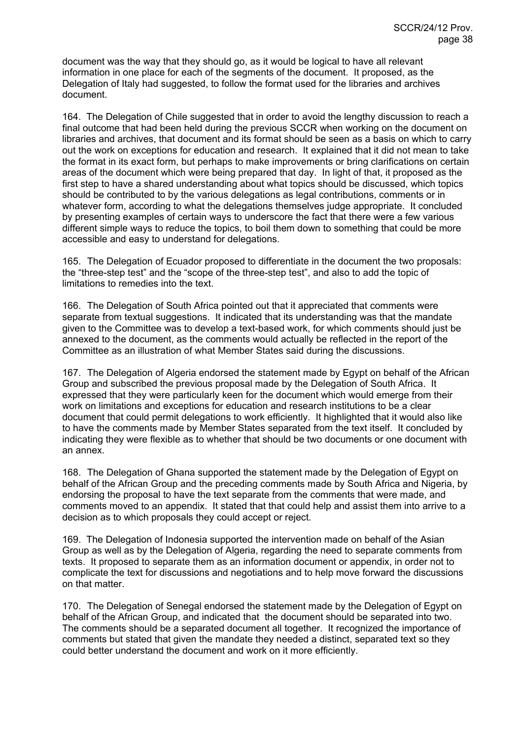document was the way that they should go, as it would be logical to have all relevant information in one place for each of the segments of the document. It proposed, as the Delegation of Italy had suggested, to follow the format used for the libraries and archives document.

164. The Delegation of Chile suggested that in order to avoid the lengthy discussion to reach a final outcome that had been held during the previous SCCR when working on the document on libraries and archives, that document and its format should be seen as a basis on which to carry out the work on exceptions for education and research. It explained that it did not mean to take the format in its exact form, but perhaps to make improvements or bring clarifications on certain areas of the document which were being prepared that day. In light of that, it proposed as the first step to have a shared understanding about what topics should be discussed, which topics should be contributed to by the various delegations as legal contributions, comments or in whatever form, according to what the delegations themselves judge appropriate. It concluded by presenting examples of certain ways to underscore the fact that there were a few various different simple ways to reduce the topics, to boil them down to something that could be more accessible and easy to understand for delegations.

165. The Delegation of Ecuador proposed to differentiate in the document the two proposals: the "three-step test" and the "scope of the three-step test", and also to add the topic of limitations to remedies into the text.

166. The Delegation of South Africa pointed out that it appreciated that comments were separate from textual suggestions. It indicated that its understanding was that the mandate given to the Committee was to develop a text-based work, for which comments should just be annexed to the document, as the comments would actually be reflected in the report of the Committee as an illustration of what Member States said during the discussions.

167. The Delegation of Algeria endorsed the statement made by Egypt on behalf of the African Group and subscribed the previous proposal made by the Delegation of South Africa. It expressed that they were particularly keen for the document which would emerge from their work on limitations and exceptions for education and research institutions to be a clear document that could permit delegations to work efficiently. It highlighted that it would also like to have the comments made by Member States separated from the text itself. It concluded by indicating they were flexible as to whether that should be two documents or one document with an annex.

168. The Delegation of Ghana supported the statement made by the Delegation of Egypt on behalf of the African Group and the preceding comments made by South Africa and Nigeria, by endorsing the proposal to have the text separate from the comments that were made, and comments moved to an appendix. It stated that that could help and assist them into arrive to a decision as to which proposals they could accept or reject.

169. The Delegation of Indonesia supported the intervention made on behalf of the Asian Group as well as by the Delegation of Algeria, regarding the need to separate comments from texts. It proposed to separate them as an information document or appendix, in order not to complicate the text for discussions and negotiations and to help move forward the discussions on that matter.

170. The Delegation of Senegal endorsed the statement made by the Delegation of Egypt on behalf of the African Group, and indicated that the document should be separated into two. The comments should be a separated document all together. It recognized the importance of comments but stated that given the mandate they needed a distinct, separated text so they could better understand the document and work on it more efficiently.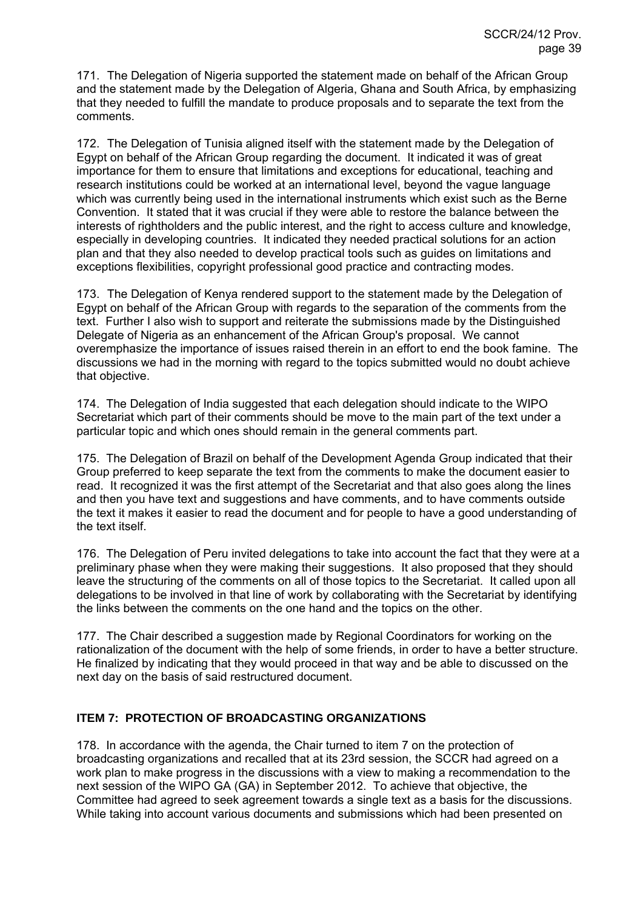171. The Delegation of Nigeria supported the statement made on behalf of the African Group and the statement made by the Delegation of Algeria, Ghana and South Africa, by emphasizing that they needed to fulfill the mandate to produce proposals and to separate the text from the comments.

172. The Delegation of Tunisia aligned itself with the statement made by the Delegation of Egypt on behalf of the African Group regarding the document. It indicated it was of great importance for them to ensure that limitations and exceptions for educational, teaching and research institutions could be worked at an international level, beyond the vague language which was currently being used in the international instruments which exist such as the Berne Convention. It stated that it was crucial if they were able to restore the balance between the interests of rightholders and the public interest, and the right to access culture and knowledge, especially in developing countries. It indicated they needed practical solutions for an action plan and that they also needed to develop practical tools such as guides on limitations and exceptions flexibilities, copyright professional good practice and contracting modes.

173. The Delegation of Kenya rendered support to the statement made by the Delegation of Egypt on behalf of the African Group with regards to the separation of the comments from the text. Further I also wish to support and reiterate the submissions made by the Distinguished Delegate of Nigeria as an enhancement of the African Group's proposal. We cannot overemphasize the importance of issues raised therein in an effort to end the book famine. The discussions we had in the morning with regard to the topics submitted would no doubt achieve that objective.

174. The Delegation of India suggested that each delegation should indicate to the WIPO Secretariat which part of their comments should be move to the main part of the text under a particular topic and which ones should remain in the general comments part.

175. The Delegation of Brazil on behalf of the Development Agenda Group indicated that their Group preferred to keep separate the text from the comments to make the document easier to read. It recognized it was the first attempt of the Secretariat and that also goes along the lines and then you have text and suggestions and have comments, and to have comments outside the text it makes it easier to read the document and for people to have a good understanding of the text itself.

176. The Delegation of Peru invited delegations to take into account the fact that they were at a preliminary phase when they were making their suggestions. It also proposed that they should leave the structuring of the comments on all of those topics to the Secretariat. It called upon all delegations to be involved in that line of work by collaborating with the Secretariat by identifying the links between the comments on the one hand and the topics on the other.

177. The Chair described a suggestion made by Regional Coordinators for working on the rationalization of the document with the help of some friends, in order to have a better structure. He finalized by indicating that they would proceed in that way and be able to discussed on the next day on the basis of said restructured document.

## ITEM 7: PROTECTION OF BROADCASTING ORGANIZATIONS

178. In accordance with the agenda, the Chair turned to item 7 on the protection of broadcasting organizations and recalled that at its 23rd session, the SCCR had agreed on a work plan to make progress in the discussions with a view to making a recommendation to the next session of the WIPO GA (GA) in September 2012. To achieve that objective, the Committee had agreed to seek agreement towards a single text as a basis for the discussions. While taking into account various documents and submissions which had been presented on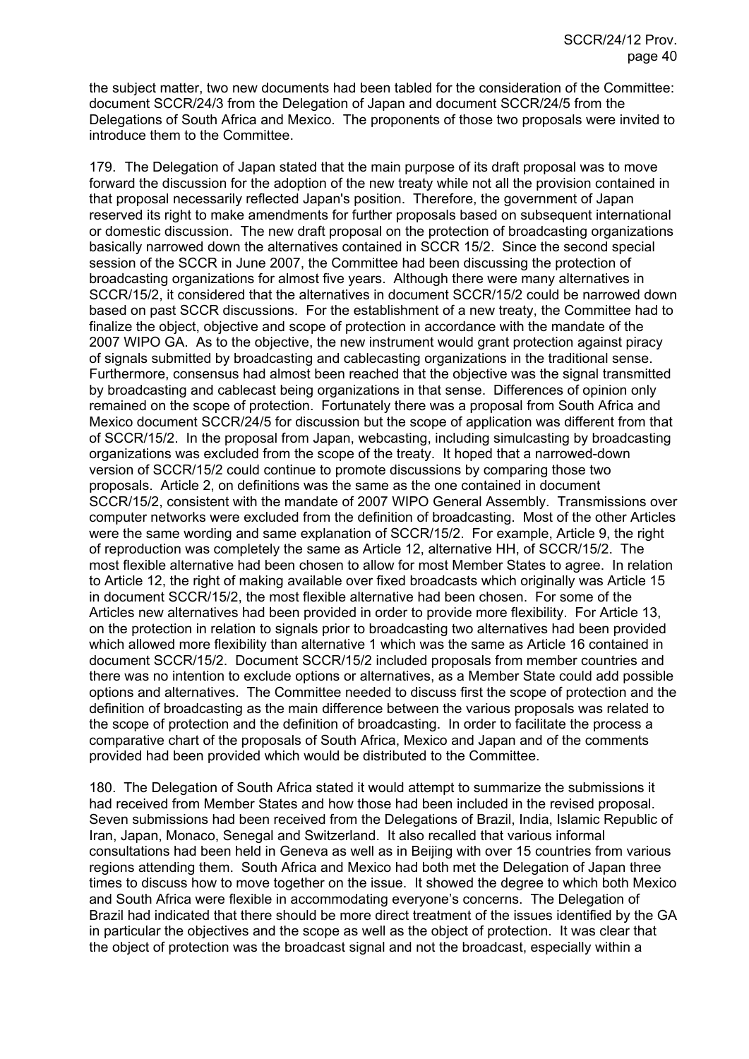the subject matter, two new documents had been tabled for the consideration of the Committee: document SCCR/24/3 from the Delegation of Japan and document SCCR/24/5 from the Delegations of South Africa and Mexico. The proponents of those two proposals were invited to introduce them to the Committee.

179. The Delegation of Japan stated that the main purpose of its draft proposal was to move forward the discussion for the adoption of the new treaty while not all the provision contained in that proposal necessarily reflected Japan's position. Therefore, the government of Japan reserved its right to make amendments for further proposals based on subsequent international or domestic discussion. The new draft proposal on the protection of broadcasting organizations basically narrowed down the alternatives contained in SCCR 15/2. Since the second special session of the SCCR in June 2007, the Committee had been discussing the protection of broadcasting organizations for almost five years. Although there were many alternatives in SCCR/15/2, it considered that the alternatives in document SCCR/15/2 could be narrowed down based on past SCCR discussions. For the establishment of a new treaty, the Committee had to finalize the object, objective and scope of protection in accordance with the mandate of the 2007 WIPO GA. As to the objective, the new instrument would grant protection against piracy of signals submitted by broadcasting and cablecasting organizations in the traditional sense. Furthermore, consensus had almost been reached that the objective was the signal transmitted by broadcasting and cablecast being organizations in that sense. Differences of opinion only remained on the scope of protection. Fortunately there was a proposal from South Africa and Mexico document SCCR/24/5 for discussion but the scope of application was different from that of SCCR/15/2. In the proposal from Japan, webcasting, including simulcasting by broadcasting organizations was excluded from the scope of the treaty. It hoped that a narrowed-down version of SCCR/15/2 could continue to promote discussions by comparing those two proposals. Article 2, on definitions was the same as the one contained in document SCCR/15/2, consistent with the mandate of 2007 WIPO General Assembly. Transmissions over computer networks were excluded from the definition of broadcasting. Most of the other Articles were the same wording and same explanation of SCCR/15/2. For example, Article 9, the right of reproduction was completely the same as Article 12, alternative HH, of SCCR/15/2. The most flexible alternative had been chosen to allow for most Member States to agree. In relation to Article 12, the right of making available over fixed broadcasts which originally was Article 15 in document SCCR/15/2, the most flexible alternative had been chosen. For some of the Articles new alternatives had been provided in order to provide more flexibility. For Article 13, on the protection in relation to signals prior to broadcasting two alternatives had been provided which allowed more flexibility than alternative 1 which was the same as Article 16 contained in document SCCR/15/2. Document SCCR/15/2 included proposals from member countries and there was no intention to exclude options or alternatives, as a Member State could add possible options and alternatives. The Committee needed to discuss first the scope of protection and the definition of broadcasting as the main difference between the various proposals was related to the scope of protection and the definition of broadcasting. In order to facilitate the process a comparative chart of the proposals of South Africa, Mexico and Japan and of the comments provided had been provided which would be distributed to the Committee.

180. The Delegation of South Africa stated it would attempt to summarize the submissions it had received from Member States and how those had been included in the revised proposal. Seven submissions had been received from the Delegations of Brazil, India, Islamic Republic of Iran, Japan, Monaco, Senegal and Switzerland. It also recalled that various informal consultations had been held in Geneva as well as in Beijing with over 15 countries from various regions attending them. South Africa and Mexico had both met the Delegation of Japan three times to discuss how to move together on the issue. It showed the degree to which both Mexico and South Africa were flexible in accommodating everyone's concerns. The Delegation of Brazil had indicated that there should be more direct treatment of the issues identified by the GA in particular the objectives and the scope as well as the object of protection. It was clear that the object of protection was the broadcast signal and not the broadcast, especially within a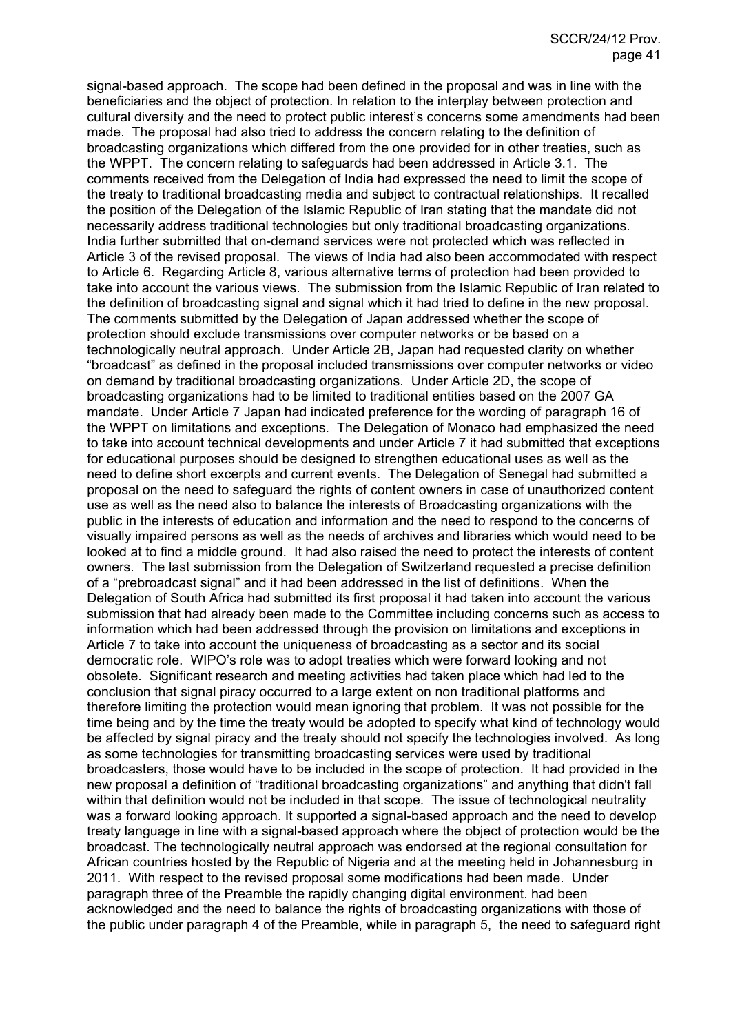signal-based approach. The scope had been defined in the proposal and was in line with the beneficiaries and the object of protection. In relation to the interplay between protection and cultural diversity and the need to protect public interest's concerns some amendments had been made. The proposal had also tried to address the concern relating to the definition of broadcasting organizations which differed from the one provided for in other treaties, such as the WPPT. The concern relating to safeguards had been addressed in Article 3.1. The comments received from the Delegation of India had expressed the need to limit the scope of the treaty to traditional broadcasting media and subject to contractual relationships. It recalled the position of the Delegation of the Islamic Republic of Iran stating that the mandate did not necessarily address traditional technologies but only traditional broadcasting organizations. India further submitted that on-demand services were not protected which was reflected in Article 3 of the revised proposal. The views of India had also been accommodated with respect to Article 6. Regarding Article 8, various alternative terms of protection had been provided to take into account the various views. The submission from the Islamic Republic of Iran related to the definition of broadcasting signal and signal which it had tried to define in the new proposal. The comments submitted by the Delegation of Japan addressed whether the scope of protection should exclude transmissions over computer networks or be based on a technologically neutral approach. Under Article 2B, Japan had requested clarity on whether "broadcast" as defined in the proposal included transmissions over computer networks or video on demand by traditional broadcasting organizations. Under Article 2D, the scope of broadcasting organizations had to be limited to traditional entities based on the 2007 GA mandate. Under Article 7 Japan had indicated preference for the wording of paragraph 16 of the WPPT on limitations and exceptions. The Delegation of Monaco had emphasized the need to take into account technical developments and under Article 7 it had submitted that exceptions for educational purposes should be designed to strengthen educational uses as well as the need to define short excerpts and current events. The Delegation of Senegal had submitted a proposal on the need to safeguard the rights of content owners in case of unauthorized content use as well as the need also to balance the interests of Broadcasting organizations with the public in the interests of education and information and the need to respond to the concerns of visually impaired persons as well as the needs of archives and libraries which would need to be looked at to find a middle ground. It had also raised the need to protect the interests of content owners. The last submission from the Delegation of Switzerland requested a precise definition of a "prebroadcast signal" and it had been addressed in the list of definitions. When the Delegation of South Africa had submitted its first proposal it had taken into account the various submission that had already been made to the Committee including concerns such as access to information which had been addressed through the provision on limitations and exceptions in Article 7 to take into account the uniqueness of broadcasting as a sector and its social democratic role. WIPO's role was to adopt treaties which were forward looking and not obsolete. Significant research and meeting activities had taken place which had led to the conclusion that signal piracy occurred to a large extent on non traditional platforms and therefore limiting the protection would mean ignoring that problem. It was not possible for the time being and by the time the treaty would be adopted to specify what kind of technology would be affected by signal piracy and the treaty should not specify the technologies involved. As long as some technologies for transmitting broadcasting services were used by traditional broadcasters, those would have to be included in the scope of protection. It had provided in the new proposal a definition of "traditional broadcasting organizations" and anything that didn't fall within that definition would not be included in that scope. The issue of technological neutrality was a forward looking approach. It supported a signal-based approach and the need to develop treaty language in line with a signal-based approach where the object of protection would be the broadcast. The technologically neutral approach was endorsed at the regional consultation for African countries hosted by the Republic of Nigeria and at the meeting held in Johannesburg in 2011. With respect to the revised proposal some modifications had been made. Under paragraph three of the Preamble the rapidly changing digital environment. had been acknowledged and the need to balance the rights of broadcasting organizations with those of the public under paragraph 4 of the Preamble, while in paragraph 5, the need to safeguard right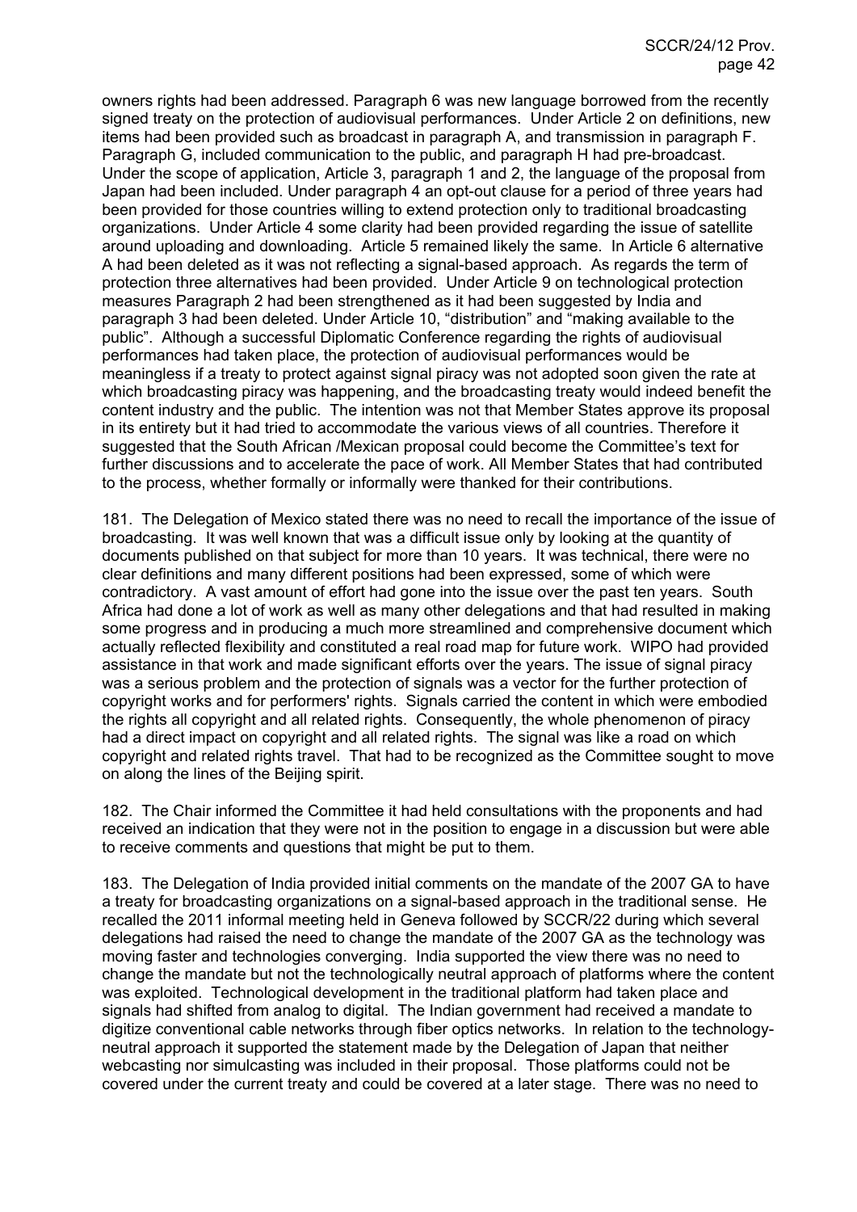owners rights had been addressed. Paragraph 6 was new language borrowed from the recently signed treaty on the protection of audiovisual performances. Under Article 2 on definitions, new items had been provided such as broadcast in paragraph A, and transmission in paragraph F. Paragraph G, included communication to the public, and paragraph H had pre-broadcast. Under the scope of application, Article 3, paragraph 1 and 2, the language of the proposal from Japan had been included. Under paragraph 4 an opt-out clause for a period of three years had been provided for those countries willing to extend protection only to traditional broadcasting organizations. Under Article 4 some clarity had been provided regarding the issue of satellite around uploading and downloading. Article 5 remained likely the same. In Article 6 alternative A had been deleted as it was not reflecting a signal-based approach. As regards the term of protection three alternatives had been provided. Under Article 9 on technological protection measures Paragraph 2 had been strengthened as it had been suggested by India and paragraph 3 had been deleted. Under Article 10, "distribution" and "making available to the public". Although a successful Diplomatic Conference regarding the rights of audiovisual performances had taken place, the protection of audiovisual performances would be meaningless if a treaty to protect against signal piracy was not adopted soon given the rate at which broadcasting piracy was happening, and the broadcasting treaty would indeed benefit the content industry and the public. The intention was not that Member States approve its proposal in its entirety but it had tried to accommodate the various views of all countries. Therefore it suggested that the South African /Mexican proposal could become the Committee's text for further discussions and to accelerate the pace of work. All Member States that had contributed to the process, whether formally or informally were thanked for their contributions.

181. The Delegation of Mexico stated there was no need to recall the importance of the issue of broadcasting. It was well known that was a difficult issue only by looking at the quantity of documents published on that subject for more than 10 years. It was technical, there were no clear definitions and many different positions had been expressed, some of which were contradictory. A vast amount of effort had gone into the issue over the past ten years. South Africa had done a lot of work as well as many other delegations and that had resulted in making some progress and in producing a much more streamlined and comprehensive document which actually reflected flexibility and constituted a real road map for future work. WIPO had provided assistance in that work and made significant efforts over the years. The issue of signal piracy was a serious problem and the protection of signals was a vector for the further protection of copyright works and for performers' rights. Signals carried the content in which were embodied the rights all copyright and all related rights. Consequently, the whole phenomenon of piracy had a direct impact on copyright and all related rights. The signal was like a road on which copyright and related rights travel. That had to be recognized as the Committee sought to move on along the lines of the Beijing spirit.

182. The Chair informed the Committee it had held consultations with the proponents and had received an indication that they were not in the position to engage in a discussion but were able to receive comments and questions that might be put to them.

183. The Delegation of India provided initial comments on the mandate of the 2007 GA to have a treaty for broadcasting organizations on a signal-based approach in the traditional sense. He recalled the 2011 informal meeting held in Geneva followed by SCCR/22 during which several delegations had raised the need to change the mandate of the 2007 GA as the technology was moving faster and technologies converging. India supported the view there was no need to change the mandate but not the technologically neutral approach of platforms where the content was exploited. Technological development in the traditional platform had taken place and signals had shifted from analog to digital. The Indian government had received a mandate to digitize conventional cable networks through fiber optics networks. In relation to the technology-neutral approach it supported the statement made by the Delegation of Japan that neither webcasting nor simulcasting was included in their proposal. Those platforms could not be covered under the current treaty and could be covered at a later stage. There was no need to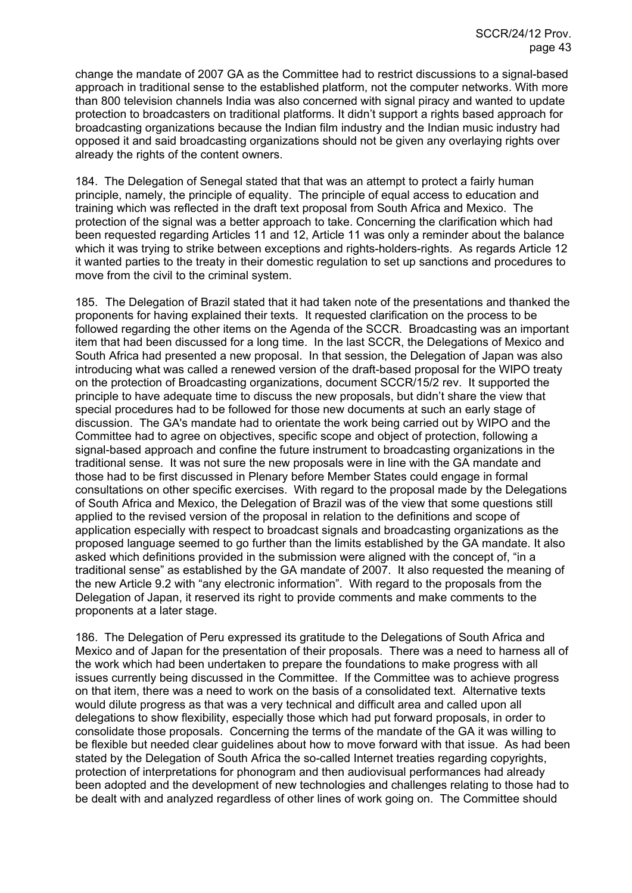change the mandate of 2007 GA as the Committee had to restrict discussions to a signal-based approach in traditional sense to the established platform, not the computer networks. With more than 800 television channels India was also concerned with signal piracy and wanted to update protection to broadcasters on traditional platforms. It didn't support a rights based approach for broadcasting organizations because the Indian film industry and the Indian music industry had opposed it and said broadcasting organizations should not be given any overlaying rights over already the rights of the content owners.

184. The Delegation of Senegal stated that that was an attempt to protect a fairly human principle, namely, the principle of equality. The principle of equal access to education and training which was reflected in the draft text proposal from South Africa and Mexico. The protection of the signal was a better approach to take. Concerning the clarification which had been requested regarding Articles 11 and 12, Article 11 was only a reminder about the balance which it was trying to strike between exceptions and rights-holders-rights. As regards Article 12 it wanted parties to the treaty in their domestic regulation to set up sanctions and procedures to move from the civil to the criminal system.

185. The Delegation of Brazil stated that it had taken note of the presentations and thanked the proponents for having explained their texts. It requested clarification on the process to be followed regarding the other items on the Agenda of the SCCR. Broadcasting was an important item that had been discussed for a long time. In the last SCCR, the Delegations of Mexico and South Africa had presented a new proposal. In that session, the Delegation of Japan was also introducing what was called a renewed version of the draft-based proposal for the WIPO treaty on the protection of Broadcasting organizations, document SCCR/15/2 rev. It supported the principle to have adequate time to discuss the new proposals, but didn't share the view that special procedures had to be followed for those new documents at such an early stage of discussion. The GA's mandate had to orientate the work being carried out by WIPO and the Committee had to agree on objectives, specific scope and object of protection, following a signal-based approach and confine the future instrument to broadcasting organizations in the traditional sense. It was not sure the new proposals were in line with the GA mandate and those had to be first discussed in Plenary before Member States could engage in formal consultations on other specific exercises. With regard to the proposal made by the Delegations of South Africa and Mexico, the Delegation of Brazil was of the view that some questions still applied to the revised version of the proposal in relation to the definitions and scope of application especially with respect to broadcast signals and broadcasting organizations as the proposed language seemed to go further than the limits established by the GA mandate. It also asked which definitions provided in the submission were aligned with the concept of, "in a traditional sense" as established by the GA mandate of 2007. It also requested the meaning of the new Article 9.2 with "any electronic information". With regard to the proposals from the Delegation of Japan, it reserved its right to provide comments and make comments to the proponents at a later stage.

186. The Delegation of Peru expressed its gratitude to the Delegations of South Africa and Mexico and of Japan for the presentation of their proposals. There was a need to harness all of the work which had been undertaken to prepare the foundations to make progress with all issues currently being discussed in the Committee. If the Committee was to achieve progress on that item, there was a need to work on the basis of a consolidated text. Alternative texts would dilute progress as that was a very technical and difficult area and called upon all delegations to show flexibility, especially those which had put forward proposals, in order to consolidate those proposals. Concerning the terms of the mandate of the GA it was willing to be flexible but needed clear guidelines about how to move forward with that issue. As had been stated by the Delegation of South Africa the so-called Internet treaties regarding copyrights, protection of interpretations for phonogram and then audiovisual performances had already been adopted and the development of new technologies and challenges relating to those had to be dealt with and analyzed regardless of other lines of work going on. The Committee should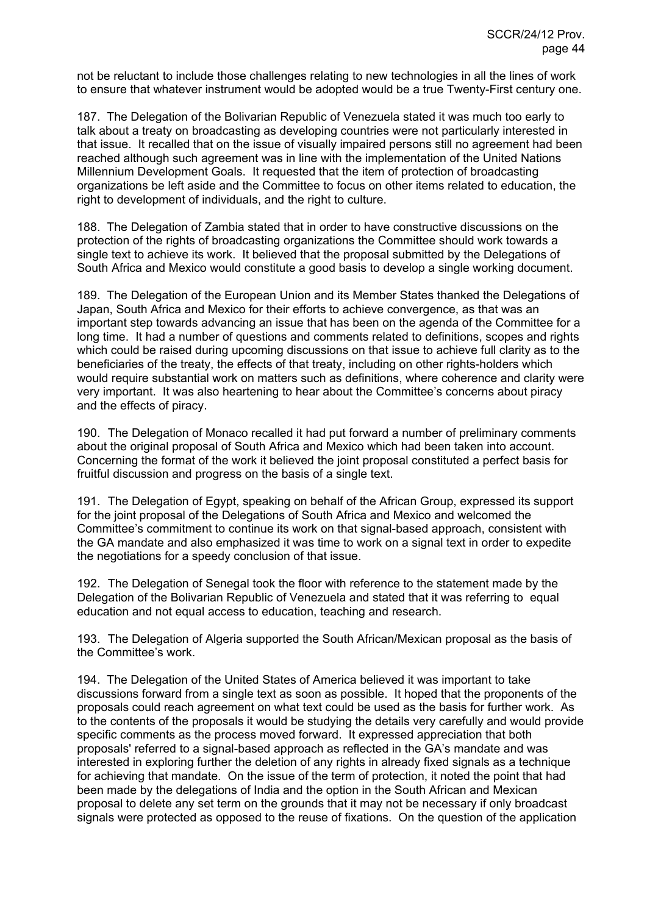not be reluctant to include those challenges relating to new technologies in all the lines of work to ensure that whatever instrument would be adopted would be a true Twenty-First century one.

187. The Delegation of the Bolivarian Republic of Venezuela stated it was much too early to talk about a treaty on broadcasting as developing countries were not particularly interested in that issue. It recalled that on the issue of visually impaired persons still no agreement had been reached although such agreement was in line with the implementation of the United Nations Millennium Development Goals. It requested that the item of protection of broadcasting organizations be left aside and the Committee to focus on other items related to education, the right to development of individuals, and the right to culture.

188. The Delegation of Zambia stated that in order to have constructive discussions on the protection of the rights of broadcasting organizations the Committee should work towards a single text to achieve its work. It believed that the proposal submitted by the Delegations of South Africa and Mexico would constitute a good basis to develop a single working document.

189. The Delegation of the European Union and its Member States thanked the Delegations of Japan, South Africa and Mexico for their efforts to achieve convergence, as that was an important step towards advancing an issue that has been on the agenda of the Committee for a long time. It had a number of questions and comments related to definitions, scopes and rights which could be raised during upcoming discussions on that issue to achieve full clarity as to the beneficiaries of the treaty, the effects of that treaty, including on other rights-holders which would require substantial work on matters such as definitions, where coherence and clarity were very important. It was also heartening to hear about the Committee's concerns about piracy and the effects of piracy.

190. The Delegation of Monaco recalled it had put forward a number of preliminary comments about the original proposal of South Africa and Mexico which had been taken into account. Concerning the format of the work it believed the joint proposal constituted a perfect basis for fruitful discussion and progress on the basis of a single text.

191. The Delegation of Egypt, speaking on behalf of the African Group, expressed its support for the joint proposal of the Delegations of South Africa and Mexico and welcomed the Committee's commitment to continue its work on that signal-based approach, consistent with the GA mandate and also emphasized it was time to work on a signal text in order to expedite the negotiations for a speedy conclusion of that issue.

192. The Delegation of Senegal took the floor with reference to the statement made by the Delegation of the Bolivarian Republic of Venezuela and stated that it was referring to equal education and not equal access to education, teaching and research.

193. The Delegation of Algeria supported the South African/Mexican proposal as the basis of the Committee's work.

194. The Delegation of the United States of America believed it was important to take discussions forward from a single text as soon as possible. It hoped that the proponents of the proposals could reach agreement on what text could be used as the basis for further work. As to the contents of the proposals it would be studying the details very carefully and would provide specific comments as the process moved forward. It expressed appreciation that both proposals' referred to a signal-based approach as reflected in the GA's mandate and was interested in exploring further the deletion of any rights in already fixed signals as a technique for achieving that mandate. On the issue of the term of protection, it noted the point that had been made by the delegations of India and the option in the South African and Mexican proposal to delete any set term on the grounds that it may not be necessary if only broadcast signals were protected as opposed to the reuse of fixations. On the question of the application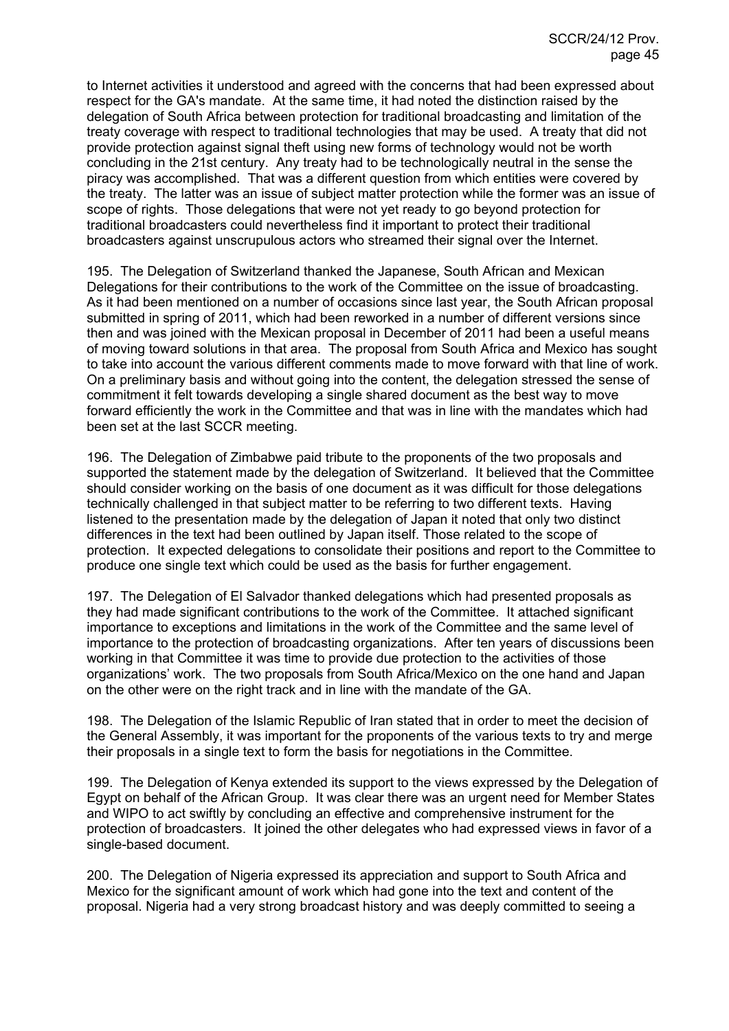to Internet activities it understood and agreed with the concerns that had been expressed about respect for the GA's mandate. At the same time, it had noted the distinction raised by the delegation of South Africa between protection for traditional broadcasting and limitation of the treaty coverage with respect to traditional technologies that may be used. A treaty that did not provide protection against signal theft using new forms of technology would not be worth concluding in the 21st century. Any treaty had to be technologically neutral in the sense the piracy was accomplished. That was a different question from which entities were covered by the treaty. The latter was an issue of subject matter protection while the former was an issue of scope of rights. Those delegations that were not yet ready to go beyond protection for traditional broadcasters could nevertheless find it important to protect their traditional broadcasters against unscrupulous actors who streamed their signal over the Internet.

195. The Delegation of Switzerland thanked the Japanese, South African and Mexican Delegations for their contributions to the work of the Committee on the issue of broadcasting. As it had been mentioned on a number of occasions since last year, the South African proposal submitted in spring of 2011, which had been reworked in a number of different versions since then and was joined with the Mexican proposal in December of 2011 had been a useful means of moving toward solutions in that area. The proposal from South Africa and Mexico has sought to take into account the various different comments made to move forward with that line of work. On a preliminary basis and without going into the content, the delegation stressed the sense of commitment it felt towards developing a single shared document as the best way to move forward efficiently the work in the Committee and that was in line with the mandates which had been set at the last SCCR meeting.

196. The Delegation of Zimbabwe paid tribute to the proponents of the two proposals and supported the statement made by the delegation of Switzerland. It believed that the Committee should consider working on the basis of one document as it was difficult for those delegations technically challenged in that subject matter to be referring to two different texts. Having listened to the presentation made by the delegation of Japan it noted that only two distinct differences in the text had been outlined by Japan itself. Those related to the scope of protection. It expected delegations to consolidate their positions and report to the Committee to produce one single text which could be used as the basis for further engagement.

197. The Delegation of El Salvador thanked delegations which had presented proposals as they had made significant contributions to the work of the Committee. It attached significant importance to exceptions and limitations in the work of the Committee and the same level of importance to the protection of broadcasting organizations. After ten years of discussions been working in that Committee it was time to provide due protection to the activities of those organizations' work. The two proposals from South Africa/Mexico on the one hand and Japan on the other were on the right track and in line with the mandate of the GA.

198. The Delegation of the Islamic Republic of Iran stated that in order to meet the decision of the General Assembly, it was important for the proponents of the various texts to try and merge their proposals in a single text to form the basis for negotiations in the Committee.

199. The Delegation of Kenya extended its support to the views expressed by the Delegation of Egypt on behalf of the African Group. It was clear there was an urgent need for Member States and WIPO to act swiftly by concluding an effective and comprehensive instrument for the protection of broadcasters. It joined the other delegates who had expressed views in favor of a single-based document.

200. The Delegation of Nigeria expressed its appreciation and support to South Africa and Mexico for the significant amount of work which had gone into the text and content of the proposal. Nigeria had a very strong broadcast history and was deeply committed to seeing a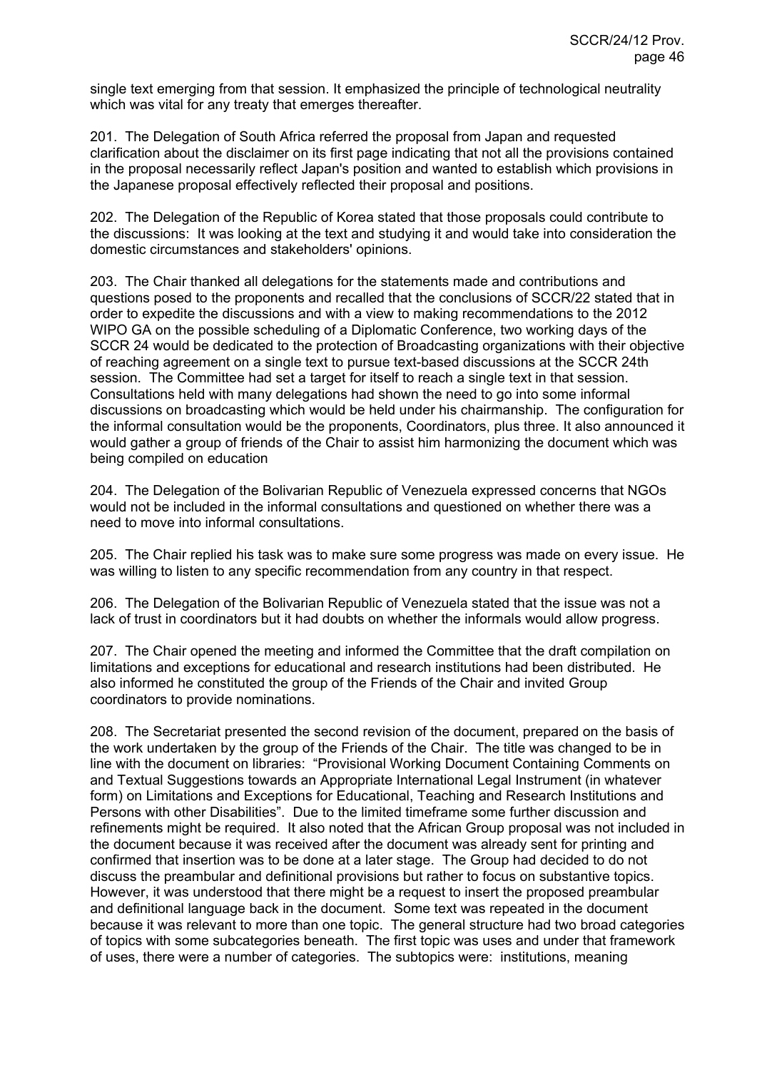single text emerging from that session. It emphasized the principle of technological neutrality which was vital for any treaty that emerges thereafter.

201. The Delegation of South Africa referred the proposal from Japan and requested clarification about the disclaimer on its first page indicating that not all the provisions contained in the proposal necessarily reflect Japan's position and wanted to establish which provisions in the Japanese proposal effectively reflected their proposal and positions.

202. The Delegation of the Republic of Korea stated that those proposals could contribute to the discussions: It was looking at the text and studying it and would take into consideration the domestic circumstances and stakeholders' opinions.

203. The Chair thanked all delegations for the statements made and contributions and questions posed to the proponents and recalled that the conclusions of SCCR/22 stated that in order to expedite the discussions and with a view to making recommendations to the 2012 WIPO GA on the possible scheduling of a Diplomatic Conference, two working days of the SCCR 24 would be dedicated to the protection of Broadcasting organizations with their objective of reaching agreement on a single text to pursue text-based discussions at the SCCR 24th session. The Committee had set a target for itself to reach a single text in that session. Consultations held with many delegations had shown the need to go into some informal discussions on broadcasting which would be held under his chairmanship. The configuration for the informal consultation would be the proponents, Coordinators, plus three. It also announced it would gather a group of friends of the Chair to assist him harmonizing the document which was being compiled on education

204. The Delegation of the Bolivarian Republic of Venezuela expressed concerns that NGOs would not be included in the informal consultations and questioned on whether there was a need to move into informal consultations.

205. The Chair replied his task was to make sure some progress was made on every issue. He was willing to listen to any specific recommendation from any country in that respect.

206. The Delegation of the Bolivarian Republic of Venezuela stated that the issue was not a lack of trust in coordinators but it had doubts on whether the informals would allow progress.

207. The Chair opened the meeting and informed the Committee that the draft compilation on limitations and exceptions for educational and research institutions had been distributed. He also informed he constituted the group of the Friends of the Chair and invited Group coordinators to provide nominations.

208. The Secretariat presented the second revision of the document, prepared on the basis of the work undertaken by the group of the Friends of the Chair. The title was changed to be in line with the document on libraries: "Provisional Working Document Containing Comments on and Textual Suggestions towards an Appropriate International Legal Instrument (in whatever form) on Limitations and Exceptions for Educational, Teaching and Research Institutions and Persons with other Disabilities". Due to the limited timeframe some further discussion and refinements might be required. It also noted that the African Group proposal was not included in the document because it was received after the document was already sent for printing and confirmed that insertion was to be done at a later stage. The Group had decided to do not discuss the preambular and definitional provisions but rather to focus on substantive topics. However, it was understood that there might be a request to insert the proposed preambular and definitional language back in the document. Some text was repeated in the document because it was relevant to more than one topic. The general structure had two broad categories of topics with some subcategories beneath. The first topic was uses and under that framework of uses, there were a number of categories. The subtopics were: institutions, meaning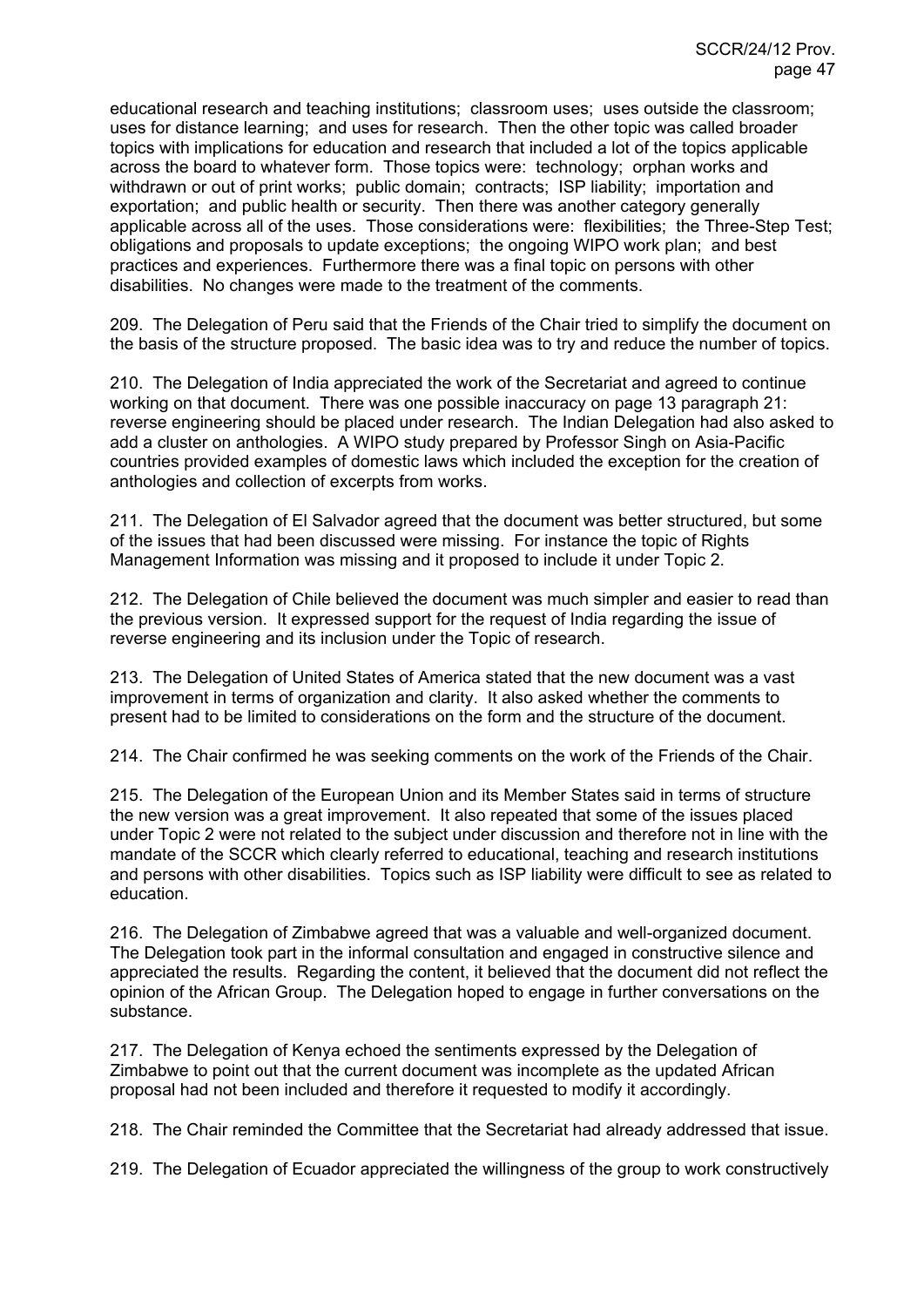educational research and teaching institutions; classroom uses; uses outside the classroom; uses for distance learning; and uses for research. Then the other topic was called broader topics with implications for education and research that included a lot of the topics applicable across the board to whatever form. Those topics were: technology; orphan works and withdrawn or out of print works; public domain; contracts; ISP liability; importation and exportation; and public health or security. Then there was another category generally applicable across all of the uses. Those considerations were: flexibilities; the Three-Step Test; obligations and proposals to update exceptions; the ongoing WIPO work plan; and best practices and experiences. Furthermore there was a final topic on persons with other disabilities. No changes were made to the treatment of the comments.

209. The Delegation of Peru said that the Friends of the Chair tried to simplify the document on the basis of the structure proposed. The basic idea was to try and reduce the number of topics.

210. The Delegation of India appreciated the work of the Secretariat and agreed to continue working on that document. There was one possible inaccuracy on page 13 paragraph 21: reverse engineering should be placed under research. The Indian Delegation had also asked to add a cluster on anthologies. A WIPO study prepared by Professor Singh on Asia-Pacific countries provided examples of domestic laws which included the exception for the creation of anthologies and collection of excerpts from works.

211. The Delegation of El Salvador agreed that the document was better structured, but some of the issues that had been discussed were missing. For instance the topic of Rights Management Information was missing and it proposed to include it under Topic 2.

212. The Delegation of Chile believed the document was much simpler and easier to read than the previous version. It expressed support for the request of India regarding the issue of reverse engineering and its inclusion under the Topic of research.

213. The Delegation of United States of America stated that the new document was a vast improvement in terms of organization and clarity. It also asked whether the comments to present had to be limited to considerations on the form and the structure of the document.

214. The Chair confirmed he was seeking comments on the work of the Friends of the Chair.

215. The Delegation of the European Union and its Member States said in terms of structure the new version was a great improvement. It also repeated that some of the issues placed under Topic 2 were not related to the subject under discussion and therefore not in line with the mandate of the SCCR which clearly referred to educational, teaching and research institutions and persons with other disabilities. Topics such as ISP liability were difficult to see as related to education.

216. The Delegation of Zimbabwe agreed that was a valuable and well-organized document. The Delegation took part in the informal consultation and engaged in constructive silence and appreciated the results. Regarding the content, it believed that the document did not reflect the opinion of the African Group. The Delegation hoped to engage in further conversations on the substance.

217. The Delegation of Kenya echoed the sentiments expressed by the Delegation of Zimbabwe to point out that the current document was incomplete as the updated African proposal had not been included and therefore it requested to modify it accordingly.

218. The Chair reminded the Committee that the Secretariat had already addressed that issue.

219. The Delegation of Ecuador appreciated the willingness of the group to work constructively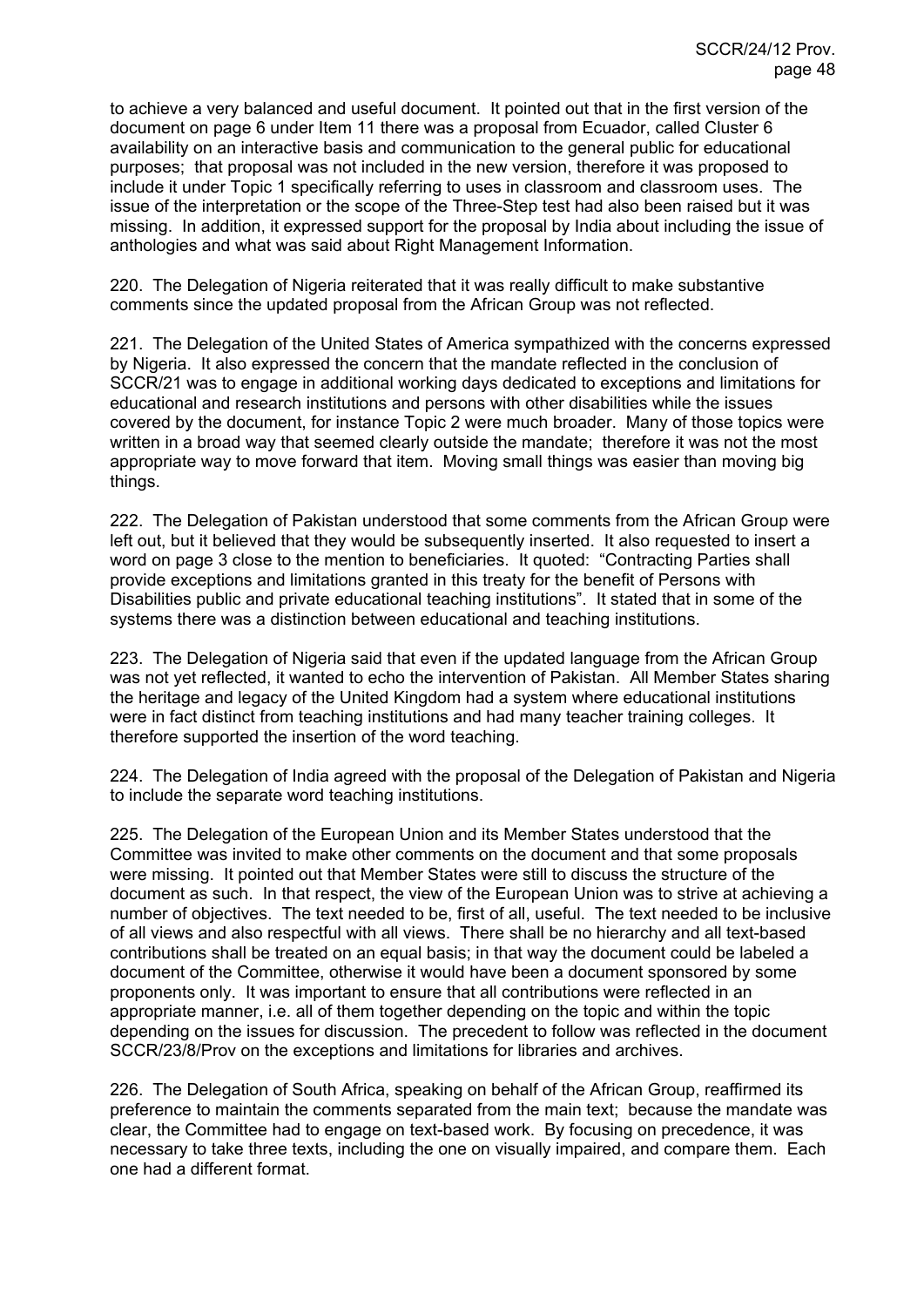to achieve a very balanced and useful document. It pointed out that in the first version of the document on page 6 under Item 11 there was a proposal from Ecuador, called Cluster 6 availability on an interactive basis and communication to the general public for educational purposes; that proposal was not included in the new version, therefore it was proposed to include it under Topic 1 specifically referring to uses in classroom and classroom uses. The issue of the interpretation or the scope of the Three-Step test had also been raised but it was missing. In addition, it expressed support for the proposal by India about including the issue of anthologies and what was said about Right Management Information.

220. The Delegation of Nigeria reiterated that it was really difficult to make substantive comments since the updated proposal from the African Group was not reflected.

221. The Delegation of the United States of America sympathized with the concerns expressed by Nigeria. It also expressed the concern that the mandate reflected in the conclusion of SCCR/21 was to engage in additional working days dedicated to exceptions and limitations for educational and research institutions and persons with other disabilities while the issues covered by the document, for instance Topic 2 were much broader. Many of those topics were written in a broad way that seemed clearly outside the mandate; therefore it was not the most appropriate way to move forward that item. Moving small things was easier than moving big things.

222. The Delegation of Pakistan understood that some comments from the African Group were left out, but it believed that they would be subsequently inserted. It also requested to insert a word on page 3 close to the mention to beneficiaries. It quoted: "Contracting Parties shall provide exceptions and limitations granted in this treaty for the benefit of Persons with Disabilities public and private educational teaching institutions". It stated that in some of the systems there was a distinction between educational and teaching institutions.

223. The Delegation of Nigeria said that even if the updated language from the African Group was not yet reflected, it wanted to echo the intervention of Pakistan. All Member States sharing the heritage and legacy of the United Kingdom had a system where educational institutions were in fact distinct from teaching institutions and had many teacher training colleges. It therefore supported the insertion of the word teaching.

224. The Delegation of India agreed with the proposal of the Delegation of Pakistan and Nigeria to include the separate word teaching institutions.

225. The Delegation of the European Union and its Member States understood that the Committee was invited to make other comments on the document and that some proposals were missing. It pointed out that Member States were still to discuss the structure of the document as such. In that respect, the view of the European Union was to strive at achieving a number of objectives. The text needed to be, first of all, useful. The text needed to be inclusive of all views and also respectful with all views. There shall be no hierarchy and all text-based contributions shall be treated on an equal basis; in that way the document could be labeled a document of the Committee, otherwise it would have been a document sponsored by some proponents only. It was important to ensure that all contributions were reflected in an appropriate manner, i.e. all of them together depending on the topic and within the topic depending on the issues for discussion. The precedent to follow was reflected in the document SCCR/23/8/Prov on the exceptions and limitations for libraries and archives.

226. The Delegation of South Africa, speaking on behalf of the African Group, reaffirmed its preference to maintain the comments separated from the main text; because the mandate was clear, the Committee had to engage on text-based work. By focusing on precedence, it was necessary to take three texts, including the one on visually impaired, and compare them. Each one had a different format.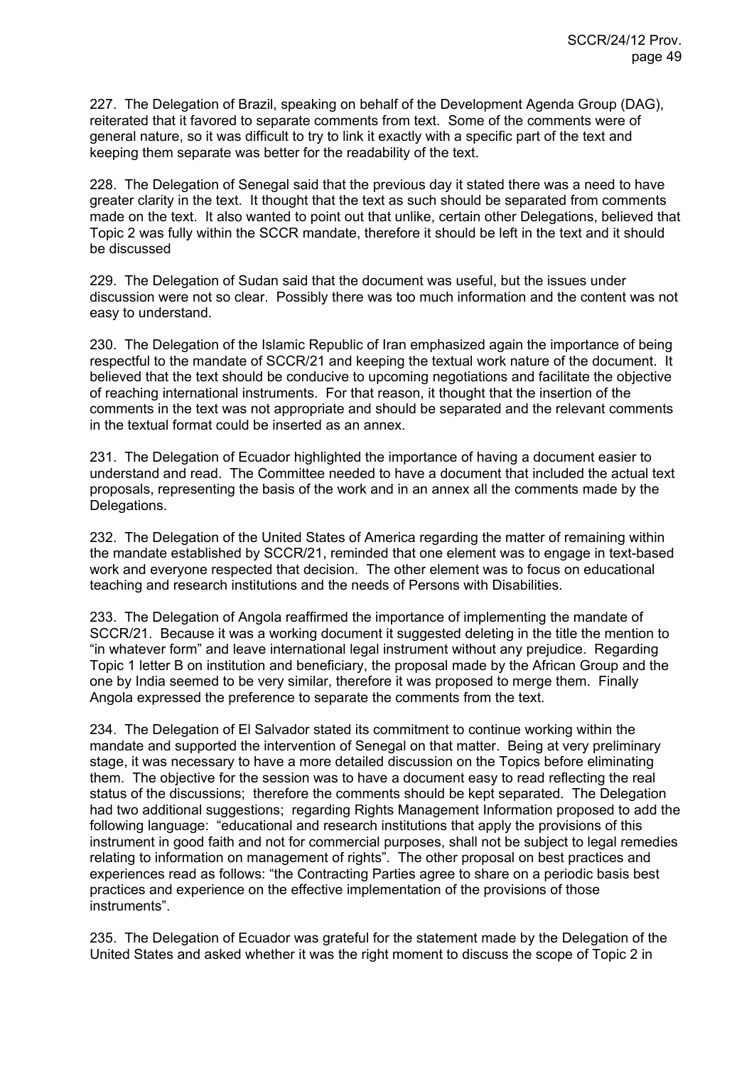227. The Delegation of Brazil, speaking on behalf of the Development Agenda Group (DAG), reiterated that it favored to separate comments from text. Some of the comments were of general nature, so it was difficult to try to link it exactly with a specific part of the text and keeping them separate was better for the readability of the text.

228. The Delegation of Senegal said that the previous day it stated there was a need to have greater clarity in the text. It thought that the text as such should be separated from comments made on the text. It also wanted to point out that unlike, certain other Delegations, believed that Topic 2 was fully within the SCCR mandate, therefore it should be left in the text and it should be discussed

229. The Delegation of Sudan said that the document was useful, but the issues under discussion were not so clear. Possibly there was too much information and the content was not easy to understand.

230. The Delegation of the Islamic Republic of Iran emphasized again the importance of being respectful to the mandate of SCCR/21 and keeping the textual work nature of the document. It believed that the text should be conducive to upcoming negotiations and facilitate the objective of reaching international instruments. For that reason, it thought that the insertion of the comments in the text was not appropriate and should be separated and the relevant comments in the textual format could be inserted as an annex.

231. The Delegation of Ecuador highlighted the importance of having a document easier to understand and read. The Committee needed to have a document that included the actual text proposals, representing the basis of the work and in an annex all the comments made by the Delegations.

232. The Delegation of the United States of America regarding the matter of remaining within the mandate established by SCCR/21, reminded that one element was to engage in text-based work and everyone respected that decision. The other element was to focus on educational teaching and research institutions and the needs of Persons with Disabilities.

233. The Delegation of Angola reaffirmed the importance of implementing the mandate of SCCR/21. Because it was a working document it suggested deleting in the title the mention to "in whatever form" and leave international legal instrument without any prejudice. Regarding Topic 1 letter B on institution and beneficiary, the proposal made by the African Group and the one by India seemed to be very similar, therefore it was proposed to merge them. Finally Angola expressed the preference to separate the comments from the text.

234. The Delegation of El Salvador stated its commitment to continue working within the mandate and supported the intervention of Senegal on that matter. Being at very preliminary stage, it was necessary to have a more detailed discussion on the Topics before eliminating them. The objective for the session was to have a document easy to read reflecting the real status of the discussions; therefore the comments should be kept separated. The Delegation had two additional suggestions; regarding Rights Management Information proposed to add the following language: "educational and research institutions that apply the provisions of this instrument in good faith and not for commercial purposes, shall not be subject to legal remedies relating to information on management of rights". The other proposal on best practices and experiences read as follows: "the Contracting Parties agree to share on a periodic basis best practices and experience on the effective implementation of the provisions of those instruments".

235. The Delegation of Ecuador was grateful for the statement made by the Delegation of the United States and asked whether it was the right moment to discuss the scope of Topic 2 in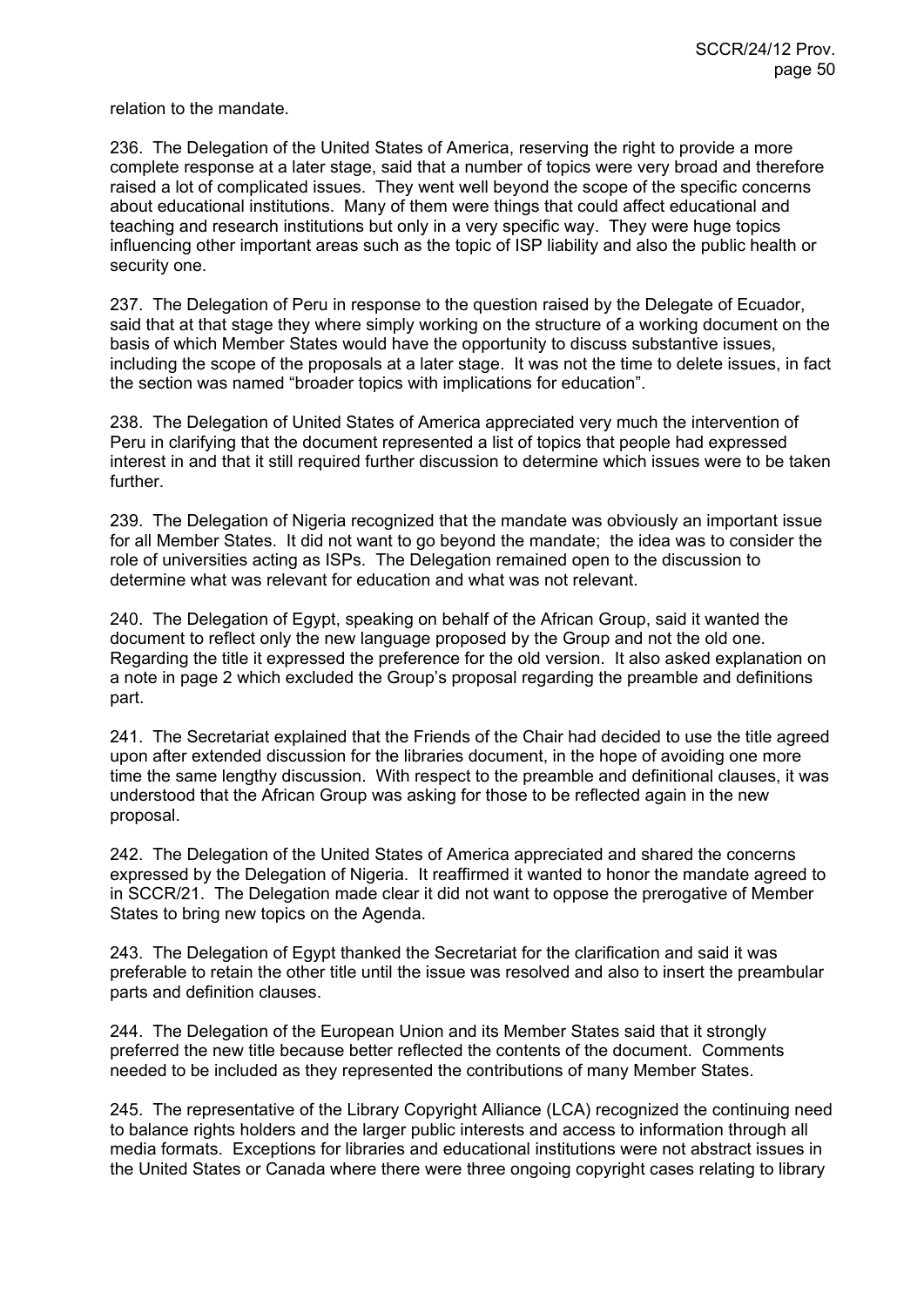relation to the mandate.

236. The Delegation of the United States of America, reserving the right to provide a more complete response at a later stage, said that a number of topics were very broad and therefore raised a lot of complicated issues. They went well beyond the scope of the specific concerns about educational institutions. Many of them were things that could affect educational and teaching and research institutions but only in a very specific way. They were huge topics influencing other important areas such as the topic of ISP liability and also the public health or security one.

237. The Delegation of Peru in response to the question raised by the Delegate of Ecuador, said that at that stage they where simply working on the structure of a working document on the basis of which Member States would have the opportunity to discuss substantive issues, including the scope of the proposals at a later stage. It was not the time to delete issues, in fact the section was named "broader topics with implications for education".

238. The Delegation of United States of America appreciated very much the intervention of Peru in clarifying that the document represented a list of topics that people had expressed interest in and that it still required further discussion to determine which issues were to be taken further.

239. The Delegation of Nigeria recognized that the mandate was obviously an important issue for all Member States. It did not want to go beyond the mandate; the idea was to consider the role of universities acting as ISPs. The Delegation remained open to the discussion to determine what was relevant for education and what was not relevant.

240. The Delegation of Egypt, speaking on behalf of the African Group, said it wanted the document to reflect only the new language proposed by the Group and not the old one. Regarding the title it expressed the preference for the old version. It also asked explanation on a note in page 2 which excluded the Group's proposal regarding the preamble and definitions part.

241. The Secretariat explained that the Friends of the Chair had decided to use the title agreed upon after extended discussion for the libraries document, in the hope of avoiding one more time the same lengthy discussion. With respect to the preamble and definitional clauses, it was understood that the African Group was asking for those to be reflected again in the new proposal.

242. The Delegation of the United States of America appreciated and shared the concerns expressed by the Delegation of Nigeria. It reaffirmed it wanted to honor the mandate agreed to in SCCR/21. The Delegation made clear it did not want to oppose the prerogative of Member States to bring new topics on the Agenda.

243. The Delegation of Egypt thanked the Secretariat for the clarification and said it was preferable to retain the other title until the issue was resolved and also to insert the preambular parts and definition clauses.

244. The Delegation of the European Union and its Member States said that it strongly preferred the new title because better reflected the contents of the document. Comments needed to be included as they represented the contributions of many Member States.

245. The representative of the Library Copyright Alliance (LCA) recognized the continuing need to balance rights holders and the larger public interests and access to information through all media formats. Exceptions for libraries and educational institutions were not abstract issues in the United States or Canada where there were three ongoing copyright cases relating to library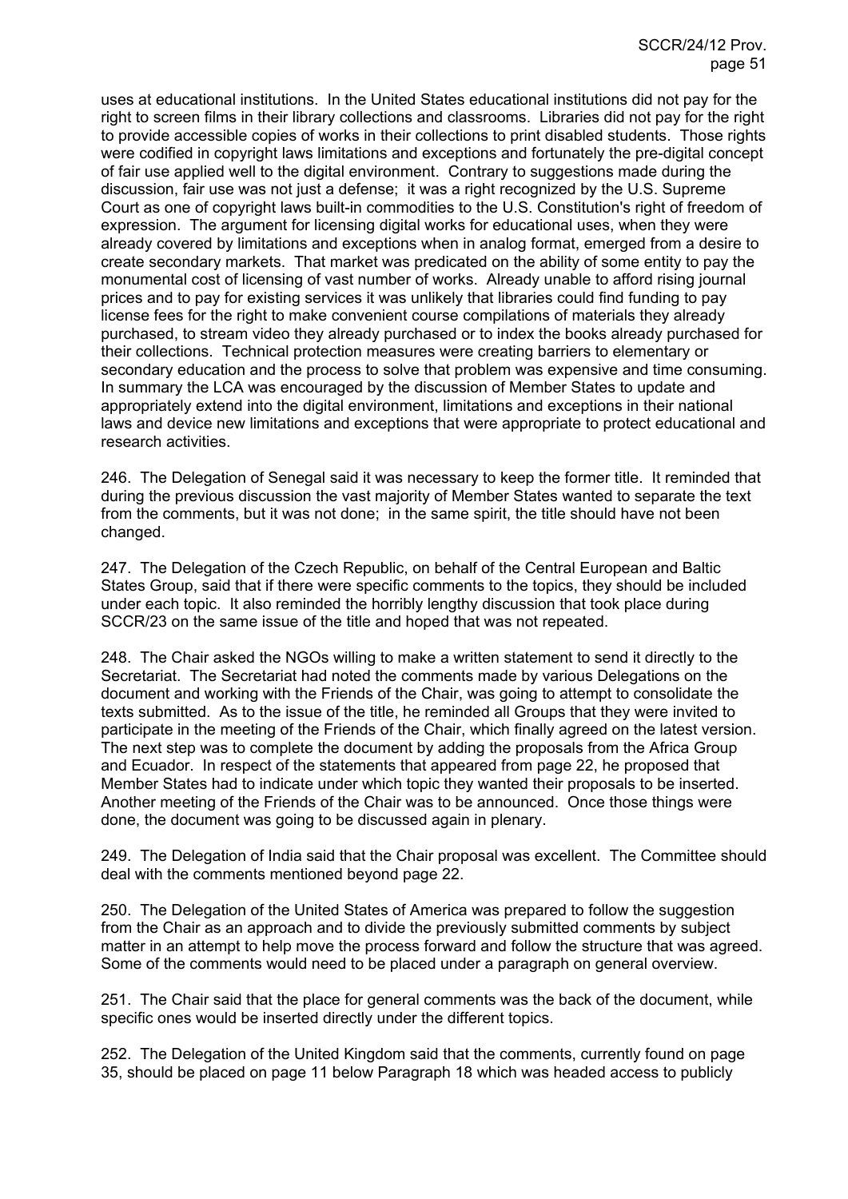uses at educational institutions. In the United States educational institutions did not pay for the right to screen films in their library collections and classrooms. Libraries did not pay for the right to provide accessible copies of works in their collections to print disabled students. Those rights were codified in copyright laws limitations and exceptions and fortunately the pre-digital concept of fair use applied well to the digital environment. Contrary to suggestions made during the discussion, fair use was not just a defense; it was a right recognized by the U.S. Supreme Court as one of copyright laws built-in commodities to the U.S. Constitution's right of freedom of expression. The argument for licensing digital works for educational uses, when they were already covered by limitations and exceptions when in analog format, emerged from a desire to create secondary markets. That market was predicated on the ability of some entity to pay the monumental cost of licensing of vast number of works. Already unable to afford rising journal prices and to pay for existing services it was unlikely that libraries could find funding to pay license fees for the right to make convenient course compilations of materials they already purchased, to stream video they already purchased or to index the books already purchased for their collections. Technical protection measures were creating barriers to elementary or secondary education and the process to solve that problem was expensive and time consuming. In summary the LCA was encouraged by the discussion of Member States to update and appropriately extend into the digital environment, limitations and exceptions in their national laws and device new limitations and exceptions that were appropriate to protect educational and research activities.

246. The Delegation of Senegal said it was necessary to keep the former title. It reminded that during the previous discussion the vast majority of Member States wanted to separate the text from the comments, but it was not done; in the same spirit, the title should have not been changed.

247. The Delegation of the Czech Republic, on behalf of the Central European and Baltic States Group, said that if there were specific comments to the topics, they should be included under each topic. It also reminded the horribly lengthy discussion that took place during SCCR/23 on the same issue of the title and hoped that was not repeated.

248. The Chair asked the NGOs willing to make a written statement to send it directly to the Secretariat. The Secretariat had noted the comments made by various Delegations on the document and working with the Friends of the Chair, was going to attempt to consolidate the texts submitted. As to the issue of the title, he reminded all Groups that they were invited to participate in the meeting of the Friends of the Chair, which finally agreed on the latest version. The next step was to complete the document by adding the proposals from the Africa Group and Ecuador. In respect of the statements that appeared from page 22, he proposed that Member States had to indicate under which topic they wanted their proposals to be inserted. Another meeting of the Friends of the Chair was to be announced. Once those things were done, the document was going to be discussed again in plenary.

249. The Delegation of India said that the Chair proposal was excellent. The Committee should deal with the comments mentioned beyond page 22.

250. The Delegation of the United States of America was prepared to follow the suggestion from the Chair as an approach and to divide the previously submitted comments by subject matter in an attempt to help move the process forward and follow the structure that was agreed. Some of the comments would need to be placed under a paragraph on general overview.

251. The Chair said that the place for general comments was the back of the document, while specific ones would be inserted directly under the different topics.

252. The Delegation of the United Kingdom said that the comments, currently found on page 35, should be placed on page 11 below Paragraph 18 which was headed access to publicly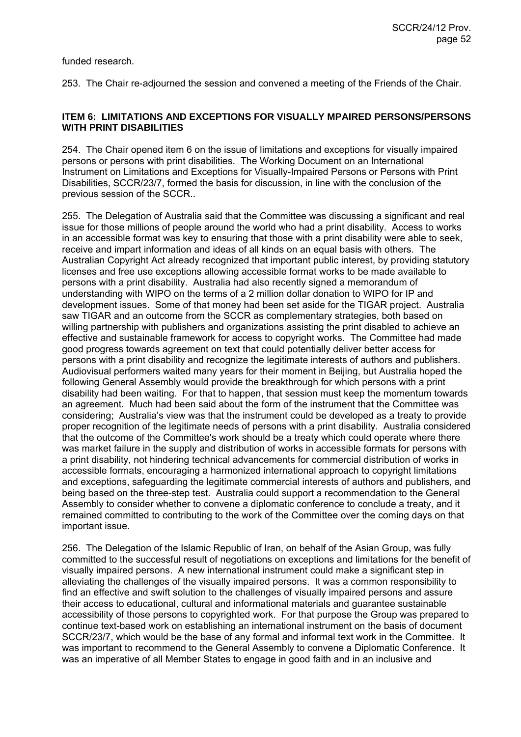funded research.

253. The Chair re-adjourned the session and convened a meeting of the Friends of the Chair.

**ITEM 6: LIMITATIONS AND EXCEPTIONS FOR VISUALLY MPAIRED PERSONS/PERSONS WITH PRINT DISABILITIES**

254. The Chair opened item 6 on the issue of limitations and exceptions for visually impaired persons or persons with print disabilities. The Working Document on an International Instrument on Limitations and Exceptions for Visually-Impaired Persons or Persons with Print Disabilities, SCCR/23/7, formed the basis for discussion, in line with the conclusion of the previous session of the SCCR..

255. The Delegation of Australia said that the Committee was discussing a significant and real issue for those millions of people around the world who had a print disability. Access to works in an accessible format was key to ensuring that those with a print disability were able to seek, receive and impart information and ideas of all kinds on an equal basis with others. The Australian Copyright Act already recognized that important public interest, by providing statutory licenses and free use exceptions allowing accessible format works to be made available to persons with a print disability. Australia had also recently signed a memorandum of understanding with WIPO on the terms of a 2 million dollar donation to WIPO for IP and development issues. Some of that money had been set aside for the TIGAR project. Australia saw TIGAR and an outcome from the SCCR as complementary strategies, both based on willing partnership with publishers and organizations assisting the print disabled to achieve an effective and sustainable framework for access to copyright works. The Committee had made good progress towards agreement on text that could potentially deliver better access for persons with a print disability and recognize the legitimate interests of authors and publishers. Audiovisual performers waited many years for their moment in Beijing, but Australia hoped the following General Assembly would provide the breakthrough for which persons with a print disability had been waiting. For that to happen, that session must keep the momentum towards an agreement. Much had been said about the form of the instrument that the Committee was considering; Australia's view was that the instrument could be developed as a treaty to provide proper recognition of the legitimate needs of persons with a print disability. Australia considered that the outcome of the Committee's work should be a treaty which could operate where there was market failure in the supply and distribution of works in accessible formats for persons with a print disability, not hindering technical advancements for commercial distribution of works in accessible formats, encouraging a harmonized international approach to copyright limitations and exceptions, safeguarding the legitimate commercial interests of authors and publishers, and being based on the three-step test. Australia could support a recommendation to the General Assembly to consider whether to convene a diplomatic conference to conclude a treaty, and it remained committed to contributing to the work of the Committee over the coming days on that important issue.

256. The Delegation of the Islamic Republic of Iran, on behalf of the Asian Group, was fully committed to the successful result of negotiations on exceptions and limitations for the benefit of visually impaired persons. A new international instrument could make a significant step in alleviating the challenges of the visually impaired persons. It was a common responsibility to find an effective and swift solution to the challenges of visually impaired persons and assure their access to educational, cultural and informational materials and guarantee sustainable accessibility of those persons to copyrighted work. For that purpose the Group was prepared to continue text-based work on establishing an international instrument on the basis of document SCCR/23/7, which would be the base of any formal and informal text work in the Committee. It was important to recommend to the General Assembly to convene a Diplomatic Conference. It was an imperative of all Member States to engage in good faith and in an inclusive and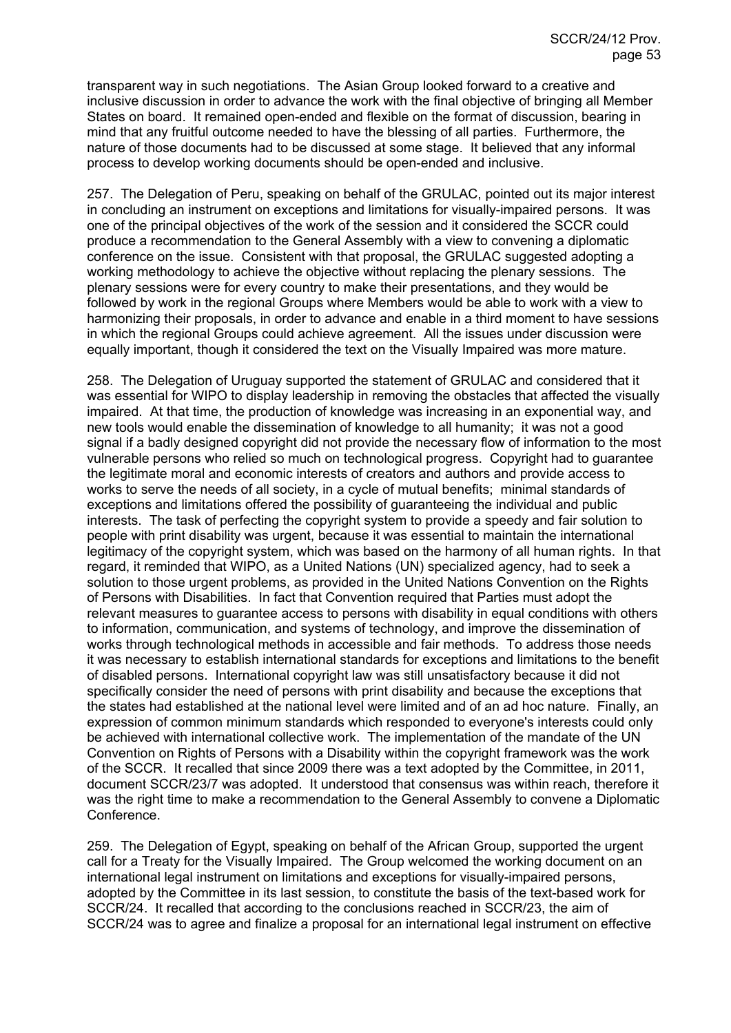transparent way in such negotiations. The Asian Group looked forward to a creative and inclusive discussion in order to advance the work with the final objective of bringing all Member States on board. It remained open-ended and flexible on the format of discussion, bearing in mind that any fruitful outcome needed to have the blessing of all parties. Furthermore, the nature of those documents had to be discussed at some stage. It believed that any informal process to develop working documents should be open-ended and inclusive.

257. The Delegation of Peru, speaking on behalf of the GRULAC, pointed out its major interest in concluding an instrument on exceptions and limitations for visually-impaired persons. It was one of the principal objectives of the work of the session and it considered the SCCR could produce a recommendation to the General Assembly with a view to convening a diplomatic conference on the issue. Consistent with that proposal, the GRULAC suggested adopting a working methodology to achieve the objective without replacing the plenary sessions. The plenary sessions were for every country to make their presentations, and they would be followed by work in the regional Groups where Members would be able to work with a view to harmonizing their proposals, in order to advance and enable in a third moment to have sessions in which the regional Groups could achieve agreement. All the issues under discussion were equally important, though it considered the text on the Visually Impaired was more mature.

258. The Delegation of Uruguay supported the statement of GRULAC and considered that it was essential for WIPO to display leadership in removing the obstacles that affected the visually impaired. At that time, the production of knowledge was increasing in an exponential way, and new tools would enable the dissemination of knowledge to all humanity; it was not a good signal if a badly designed copyright did not provide the necessary flow of information to the most vulnerable persons who relied so much on technological progress. Copyright had to guarantee the legitimate moral and economic interests of creators and authors and provide access to works to serve the needs of all society, in a cycle of mutual benefits; minimal standards of exceptions and limitations offered the possibility of guaranteeing the individual and public interests. The task of perfecting the copyright system to provide a speedy and fair solution to people with print disability was urgent, because it was essential to maintain the international legitimacy of the copyright system, which was based on the harmony of all human rights. In that regard, it reminded that WIPO, as a United Nations (UN) specialized agency, had to seek a solution to those urgent problems, as provided in the United Nations Convention on the Rights of Persons with Disabilities. In fact that Convention required that Parties must adopt the relevant measures to guarantee access to persons with disability in equal conditions with others to information, communication, and systems of technology, and improve the dissemination of works through technological methods in accessible and fair methods. To address those needs it was necessary to establish international standards for exceptions and limitations to the benefit of disabled persons. International copyright law was still unsatisfactory because it did not specifically consider the need of persons with print disability and because the exceptions that the states had established at the national level were limited and of an ad hoc nature. Finally, an expression of common minimum standards which responded to everyone's interests could only be achieved with international collective work. The implementation of the mandate of the UN Convention on Rights of Persons with a Disability within the copyright framework was the work of the SCCR. It recalled that since 2009 there was a text adopted by the Committee, in 2011, document SCCR/23/7 was adopted. It understood that consensus was within reach, therefore it was the right time to make a recommendation to the General Assembly to convene a Diplomatic Conference.

259. The Delegation of Egypt, speaking on behalf of the African Group, supported the urgent call for a Treaty for the Visually Impaired. The Group welcomed the working document on an international legal instrument on limitations and exceptions for visually-impaired persons, adopted by the Committee in its last session, to constitute the basis of the text-based work for SCCR/24. It recalled that according to the conclusions reached in SCCR/23, the aim of SCCR/24 was to agree and finalize a proposal for an international legal instrument on effective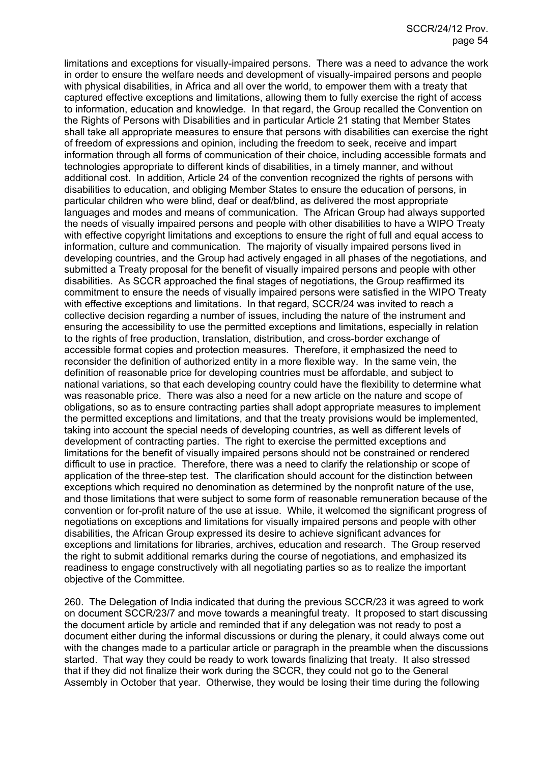limitations and exceptions for visually-impaired persons. There was a need to advance the work in order to ensure the welfare needs and development of visually-impaired persons and people with physical disabilities, in Africa and all over the world, to empower them with a treaty that captured effective exceptions and limitations, allowing them to fully exercise the right of access to information, education and knowledge. In that regard, the Group recalled the Convention on the Rights of Persons with Disabilities and in particular Article 21 stating that Member States shall take all appropriate measures to ensure that persons with disabilities can exercise the right of freedom of expressions and opinion, including the freedom to seek, receive and impart information through all forms of communication of their choice, including accessible formats and technologies appropriate to different kinds of disabilities, in a timely manner, and without additional cost. In addition, Article 24 of the convention recognized the rights of persons with disabilities to education, and obliging Member States to ensure the education of persons, in particular children who were blind, deaf or deaf/blind, as delivered the most appropriate languages and modes and means of communication. The African Group had always supported the needs of visually impaired persons and people with other disabilities to have a WIPO Treaty with effective copyright limitations and exceptions to ensure the right of full and equal access to information, culture and communication. The majority of visually impaired persons lived in developing countries, and the Group had actively engaged in all phases of the negotiations, and submitted a Treaty proposal for the benefit of visually impaired persons and people with other disabilities. As SCCR approached the final stages of negotiations, the Group reaffirmed its commitment to ensure the needs of visually impaired persons were satisfied in the WIPO Treaty with effective exceptions and limitations. In that regard, SCCR/24 was invited to reach a collective decision regarding a number of issues, including the nature of the instrument and ensuring the accessibility to use the permitted exceptions and limitations, especially in relation to the rights of free production, translation, distribution, and cross-border exchange of accessible format copies and protection measures. Therefore, it emphasized the need to reconsider the definition of authorized entity in a more flexible way. In the same vein, the definition of reasonable price for developing countries must be affordable, and subject to national variations, so that each developing country could have the flexibility to determine what was reasonable price. There was also a need for a new article on the nature and scope of obligations, so as to ensure contracting parties shall adopt appropriate measures to implement the permitted exceptions and limitations, and that the treaty provisions would be implemented, taking into account the special needs of developing countries, as well as different levels of development of contracting parties. The right to exercise the permitted exceptions and limitations for the benefit of visually impaired persons should not be constrained or rendered difficult to use in practice. Therefore, there was a need to clarify the relationship or scope of application of the three-step test. The clarification should account for the distinction between exceptions which required no denomination as determined by the nonprofit nature of the use, and those limitations that were subject to some form of reasonable remuneration because of the convention or for-profit nature of the use at issue. While, it welcomed the significant progress of negotiations on exceptions and limitations for visually impaired persons and people with other disabilities, the African Group expressed its desire to achieve significant advances for exceptions and limitations for libraries, archives, education and research. The Group reserved the right to submit additional remarks during the course of negotiations, and emphasized its readiness to engage constructively with all negotiating parties so as to realize the important objective of the Committee.

260. The Delegation of India indicated that during the previous SCCR/23 it was agreed to work on document SCCR/23/7 and move towards a meaningful treaty. It proposed to start discussing the document article by article and reminded that if any delegation was not ready to post a document either during the informal discussions or during the plenary, it could always come out with the changes made to a particular article or paragraph in the preamble when the discussions started. That way they could be ready to work towards finalizing that treaty. It also stressed that if they did not finalize their work during the SCCR, they could not go to the General Assembly in October that year. Otherwise, they would be losing their time during the following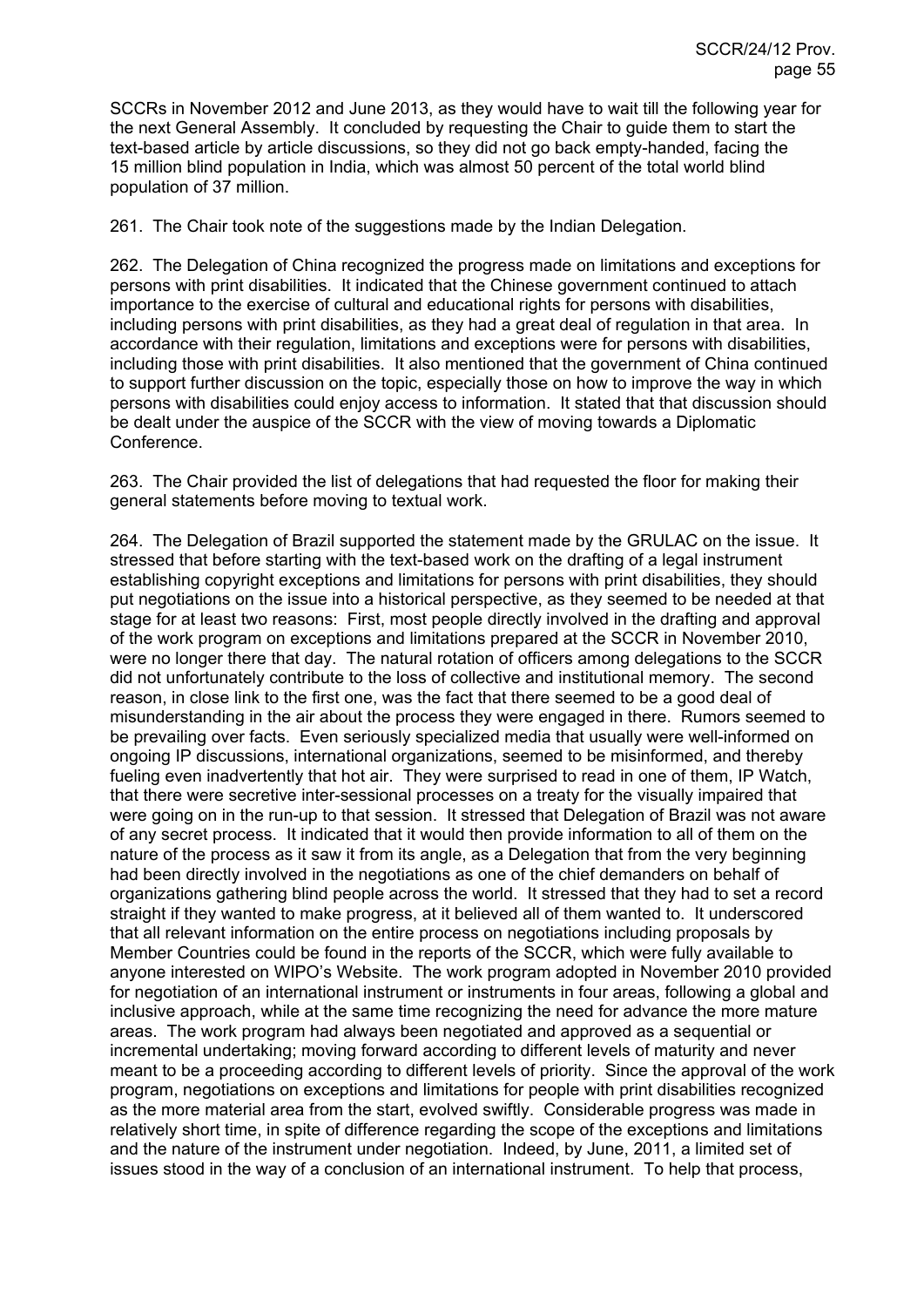SCCRs in November 2012 and June 2013, as they would have to wait till the following year for the next General Assembly. It concluded by requesting the Chair to guide them to start the text-based article by article discussions, so they did not go back empty-handed, facing the 15 million blind population in India, which was almost 50 percent of the total world blind population of 37 million.

261. The Chair took note of the suggestions made by the Indian Delegation.

262. The Delegation of China recognized the progress made on limitations and exceptions for persons with print disabilities. It indicated that the Chinese government continued to attach importance to the exercise of cultural and educational rights for persons with disabilities, including persons with print disabilities, as they had a great deal of regulation in that area. In accordance with their regulation, limitations and exceptions were for persons with disabilities, including those with print disabilities. It also mentioned that the government of China continued to support further discussion on the topic, especially those on how to improve the way in which persons with disabilities could enjoy access to information. It stated that that discussion should be dealt under the auspice of the SCCR with the view of moving towards a Diplomatic Conference.

263. The Chair provided the list of delegations that had requested the floor for making their general statements before moving to textual work.

264. The Delegation of Brazil supported the statement made by the GRULAC on the issue. It stressed that before starting with the text-based work on the drafting of a legal instrument establishing copyright exceptions and limitations for persons with print disabilities, they should put negotiations on the issue into a historical perspective, as they seemed to be needed at that stage for at least two reasons: First, most people directly involved in the drafting and approval of the work program on exceptions and limitations prepared at the SCCR in November 2010, were no longer there that day. The natural rotation of officers among delegations to the SCCR did not unfortunately contribute to the loss of collective and institutional memory. The second reason, in close link to the first one, was the fact that there seemed to be a good deal of misunderstanding in the air about the process they were engaged in there. Rumors seemed to be prevailing over facts. Even seriously specialized media that usually were well-informed on ongoing IP discussions, international organizations, seemed to be misinformed, and thereby fueling even inadvertently that hot air. They were surprised to read in one of them, IP Watch, that there were secretive inter-sessional processes on a treaty for the visually impaired that were going on in the run-up to that session. It stressed that Delegation of Brazil was not aware of any secret process. It indicated that it would then provide information to all of them on the nature of the process as it saw it from its angle, as a Delegation that from the very beginning had been directly involved in the negotiations as one of the chief demanders on behalf of organizations gathering blind people across the world. It stressed that they had to set a record straight if they wanted to make progress, at it believed all of them wanted to. It underscored that all relevant information on the entire process on negotiations including proposals by Member Countries could be found in the reports of the SCCR, which were fully available to anyone interested on WIPO's Website. The work program adopted in November 2010 provided for negotiation of an international instrument or instruments in four areas, following a global and inclusive approach, while at the same time recognizing the need for advance the more mature areas. The work program had always been negotiated and approved as a sequential or incremental undertaking; moving forward according to different levels of maturity and never meant to be a proceeding according to different levels of priority. Since the approval of the work program, negotiations on exceptions and limitations for people with print disabilities recognized as the more material area from the start, evolved swiftly. Considerable progress was made in relatively short time, in spite of difference regarding the scope of the exceptions and limitations and the nature of the instrument under negotiation. Indeed, by June, 2011, a limited set of issues stood in the way of a conclusion of an international instrument. To help that process,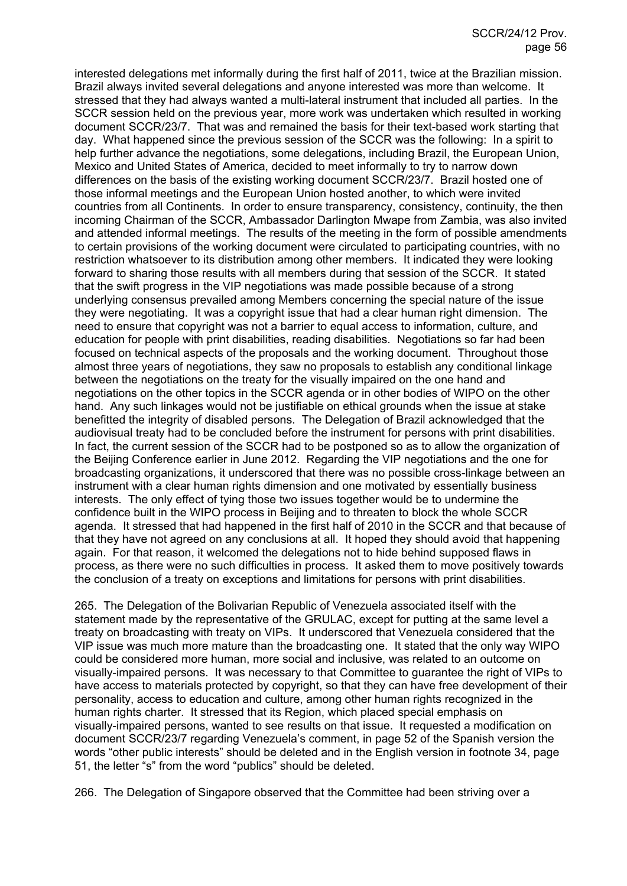interested delegations met informally during the first half of 2011, twice at the Brazilian mission. Brazil always invited several delegations and anyone interested was more than welcome. It stressed that they had always wanted a multi-lateral instrument that included all parties. In the SCCR session held on the previous year, more work was undertaken which resulted in working document SCCR/23/7. That was and remained the basis for their text-based work starting that day. What happened since the previous session of the SCCR was the following: In a spirit to help further advance the negotiations, some delegations, including Brazil, the European Union, Mexico and United States of America, decided to meet informally to try to narrow down differences on the basis of the existing working document SCCR/23/7. Brazil hosted one of those informal meetings and the European Union hosted another, to which were invited countries from all Continents. In order to ensure transparency, consistency, continuity, the then incoming Chairman of the SCCR, Ambassador Darlington Mwape from Zambia, was also invited and attended informal meetings. The results of the meeting in the form of possible amendments to certain provisions of the working document were circulated to participating countries, with no restriction whatsoever to its distribution among other members. It indicated they were looking forward to sharing those results with all members during that session of the SCCR. It stated that the swift progress in the VIP negotiations was made possible because of a strong underlying consensus prevailed among Members concerning the special nature of the issue they were negotiating. It was a copyright issue that had a clear human right dimension. The need to ensure that copyright was not a barrier to equal access to information, culture, and education for people with print disabilities, reading disabilities. Negotiations so far had been focused on technical aspects of the proposals and the working document. Throughout those almost three years of negotiations, they saw no proposals to establish any conditional linkage between the negotiations on the treaty for the visually impaired on the one hand and negotiations on the other topics in the SCCR agenda or in other bodies of WIPO on the other hand. Any such linkages would not be justifiable on ethical grounds when the issue at stake benefitted the integrity of disabled persons. The Delegation of Brazil acknowledged that the audiovisual treaty had to be concluded before the instrument for persons with print disabilities. In fact, the current session of the SCCR had to be postponed so as to allow the organization of the Beijing Conference earlier in June 2012. Regarding the VIP negotiations and the one for broadcasting organizations, it underscored that there was no possible cross-linkage between an instrument with a clear human rights dimension and one motivated by essentially business interests. The only effect of tying those two issues together would be to undermine the confidence built in the WIPO process in Beijing and to threaten to block the whole SCCR agenda. It stressed that had happened in the first half of 2010 in the SCCR and that because of that they have not agreed on any conclusions at all. It hoped they should avoid that happening again. For that reason, it welcomed the delegations not to hide behind supposed flaws in process, as there were no such difficulties in process. It asked them to move positively towards the conclusion of a treaty on exceptions and limitations for persons with print disabilities.

265. The Delegation of the Bolivarian Republic of Venezuela associated itself with the statement made by the representative of the GRULAC, except for putting at the same level a treaty on broadcasting with treaty on VIPs. It underscored that Venezuela considered that the VIP issue was much more mature than the broadcasting one. It stated that the only way WIPO could be considered more human, more social and inclusive, was related to an outcome on visually-impaired persons. It was necessary to that Committee to guarantee the right of VIPs to have access to materials protected by copyright, so that they can have free development of their personality, access to education and culture, among other human rights recognized in the human rights charter. It stressed that its Region, which placed special emphasis on visually-impaired persons, wanted to see results on that issue. It requested a modification on document SCCR/23/7 regarding Venezuela's comment, in page 52 of the Spanish version the words "other public interests" should be deleted and in the English version in footnote 34, page 51, the letter "s" from the word "publics" should be deleted.

266. The Delegation of Singapore observed that the Committee had been striving over a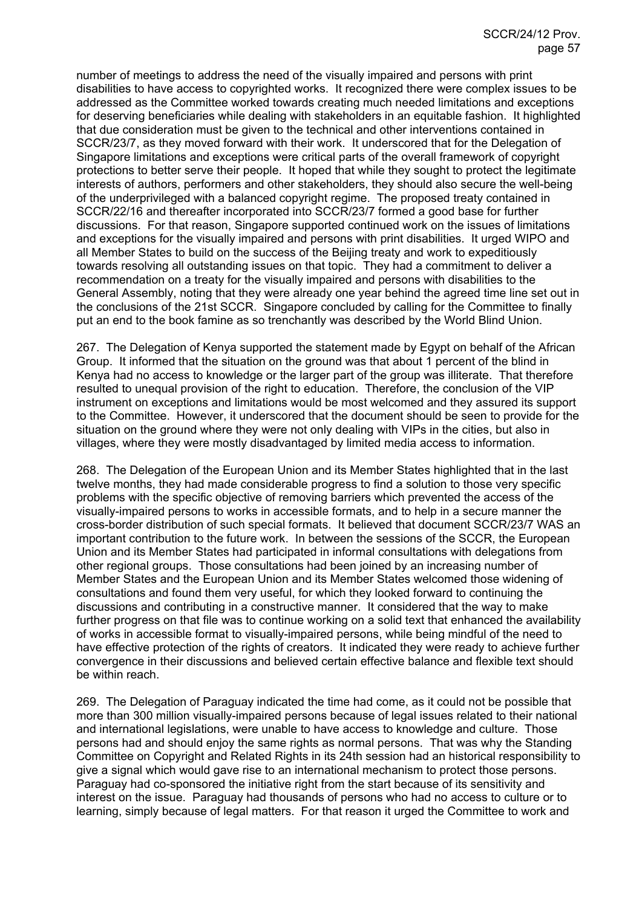number of meetings to address the need of the visually impaired and persons with print disabilities to have access to copyrighted works. It recognized there were complex issues to be addressed as the Committee worked towards creating much needed limitations and exceptions for deserving beneficiaries while dealing with stakeholders in an equitable fashion. It highlighted that due consideration must be given to the technical and other interventions contained in SCCR/23/7, as they moved forward with their work. It underscored that for the Delegation of Singapore limitations and exceptions were critical parts of the overall framework of copyright protections to better serve their people. It hoped that while they sought to protect the legitimate interests of authors, performers and other stakeholders, they should also secure the well-being of the underprivileged with a balanced copyright regime. The proposed treaty contained in SCCR/22/16 and thereafter incorporated into SCCR/23/7 formed a good base for further discussions. For that reason, Singapore supported continued work on the issues of limitations and exceptions for the visually impaired and persons with print disabilities. It urged WIPO and all Member States to build on the success of the Beijing treaty and work to expeditiously towards resolving all outstanding issues on that topic. They had a commitment to deliver a recommendation on a treaty for the visually impaired and persons with disabilities to the General Assembly, noting that they were already one year behind the agreed time line set out in the conclusions of the 21st SCCR. Singapore concluded by calling for the Committee to finally put an end to the book famine as so trenchantly was described by the World Blind Union.

267. The Delegation of Kenya supported the statement made by Egypt on behalf of the African Group. It informed that the situation on the ground was that about 1 percent of the blind in Kenya had no access to knowledge or the larger part of the group was illiterate. That therefore resulted to unequal provision of the right to education. Therefore, the conclusion of the VIP instrument on exceptions and limitations would be most welcomed and they assured its support to the Committee. However, it underscored that the document should be seen to provide for the situation on the ground where they were not only dealing with VIPs in the cities, but also in villages, where they were mostly disadvantaged by limited media access to information.

268. The Delegation of the European Union and its Member States highlighted that in the last twelve months, they had made considerable progress to find a solution to those very specific problems with the specific objective of removing barriers which prevented the access of the visually-impaired persons to works in accessible formats, and to help in a secure manner the cross-border distribution of such special formats. It believed that document SCCR/23/7 WAS an important contribution to the future work. In between the sessions of the SCCR, the European Union and its Member States had participated in informal consultations with delegations from other regional groups. Those consultations had been joined by an increasing number of Member States and the European Union and its Member States welcomed those widening of consultations and found them very useful, for which they looked forward to continuing the discussions and contributing in a constructive manner. It considered that the way to make further progress on that file was to continue working on a solid text that enhanced the availability of works in accessible format to visually-impaired persons, while being mindful of the need to have effective protection of the rights of creators. It indicated they were ready to achieve further convergence in their discussions and believed certain effective balance and flexible text should be within reach.

269. The Delegation of Paraguay indicated the time had come, as it could not be possible that more than 300 million visually-impaired persons because of legal issues related to their national and international legislations, were unable to have access to knowledge and culture. Those persons had and should enjoy the same rights as normal persons. That was why the Standing Committee on Copyright and Related Rights in its 24th session had an historical responsibility to give a signal which would gave rise to an international mechanism to protect those persons. Paraguay had co-sponsored the initiative right from the start because of its sensitivity and interest on the issue. Paraguay had thousands of persons who had no access to culture or to learning, simply because of legal matters. For that reason it urged the Committee to work and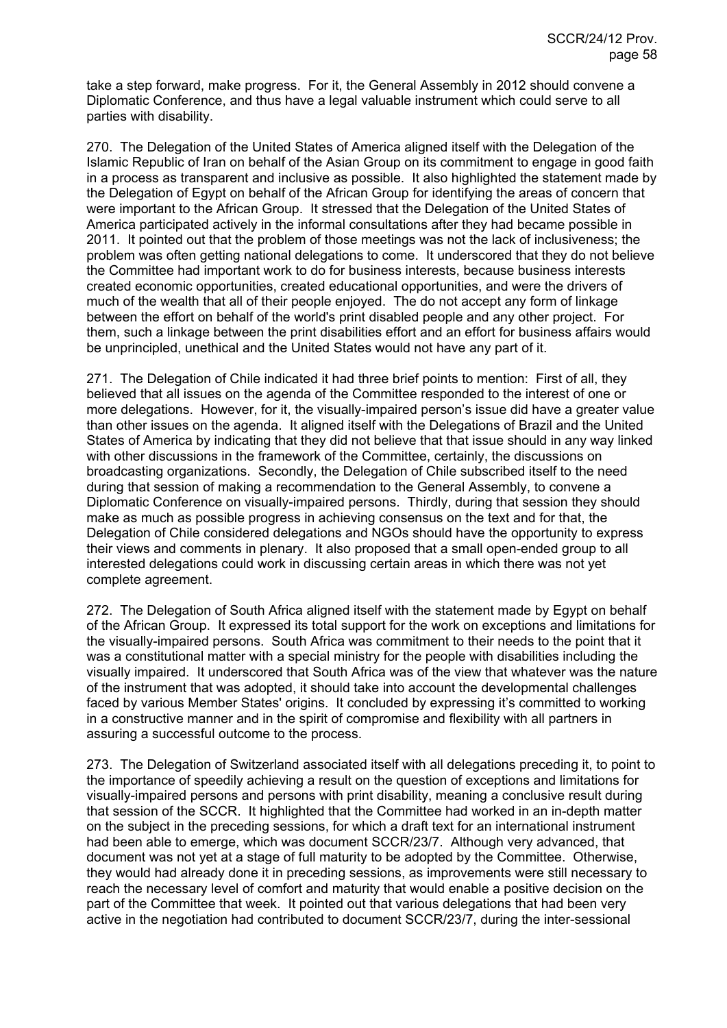take a step forward, make progress. For it, the General Assembly in 2012 should convene a Diplomatic Conference, and thus have a legal valuable instrument which could serve to all parties with disability.

270. The Delegation of the United States of America aligned itself with the Delegation of the Islamic Republic of Iran on behalf of the Asian Group on its commitment to engage in good faith in a process as transparent and inclusive as possible. It also highlighted the statement made by the Delegation of Egypt on behalf of the African Group for identifying the areas of concern that were important to the African Group. It stressed that the Delegation of the United States of America participated actively in the informal consultations after they had became possible in 2011. It pointed out that the problem of those meetings was not the lack of inclusiveness; the problem was often getting national delegations to come. It underscored that they do not believe the Committee had important work to do for business interests, because business interests created economic opportunities, created educational opportunities, and were the drivers of much of the wealth that all of their people enjoyed. The do not accept any form of linkage between the effort on behalf of the world's print disabled people and any other project. For them, such a linkage between the print disabilities effort and an effort for business affairs would be unprincipled, unethical and the United States would not have any part of it.

271. The Delegation of Chile indicated it had three brief points to mention: First of all, they believed that all issues on the agenda of the Committee responded to the interest of one or more delegations. However, for it, the visually-impaired person's issue did have a greater value than other issues on the agenda. It aligned itself with the Delegations of Brazil and the United States of America by indicating that they did not believe that that issue should in any way linked with other discussions in the framework of the Committee, certainly, the discussions on broadcasting organizations. Secondly, the Delegation of Chile subscribed itself to the need during that session of making a recommendation to the General Assembly, to convene a Diplomatic Conference on visually-impaired persons. Thirdly, during that session they should make as much as possible progress in achieving consensus on the text and for that, the Delegation of Chile considered delegations and NGOs should have the opportunity to express their views and comments in plenary. It also proposed that a small open-ended group to all interested delegations could work in discussing certain areas in which there was not yet complete agreement.

272. The Delegation of South Africa aligned itself with the statement made by Egypt on behalf of the African Group. It expressed its total support for the work on exceptions and limitations for the visually-impaired persons. South Africa was commitment to their needs to the point that it was a constitutional matter with a special ministry for the people with disabilities including the visually impaired. It underscored that South Africa was of the view that whatever was the nature of the instrument that was adopted, it should take into account the developmental challenges faced by various Member States' origins. It concluded by expressing it's committed to working in a constructive manner and in the spirit of compromise and flexibility with all partners in assuring a successful outcome to the process.

273. The Delegation of Switzerland associated itself with all delegations preceding it, to point to the importance of speedily achieving a result on the question of exceptions and limitations for visually-impaired persons and persons with print disability, meaning a conclusive result during that session of the SCCR. It highlighted that the Committee had worked in an in-depth matter on the subject in the preceding sessions, for which a draft text for an international instrument had been able to emerge, which was document SCCR/23/7. Although very advanced, that document was not yet at a stage of full maturity to be adopted by the Committee. Otherwise, they would had already done it in preceding sessions, as improvements were still necessary to reach the necessary level of comfort and maturity that would enable a positive decision on the part of the Committee that week. It pointed out that various delegations that had been very active in the negotiation had contributed to document SCCR/23/7, during the inter-sessional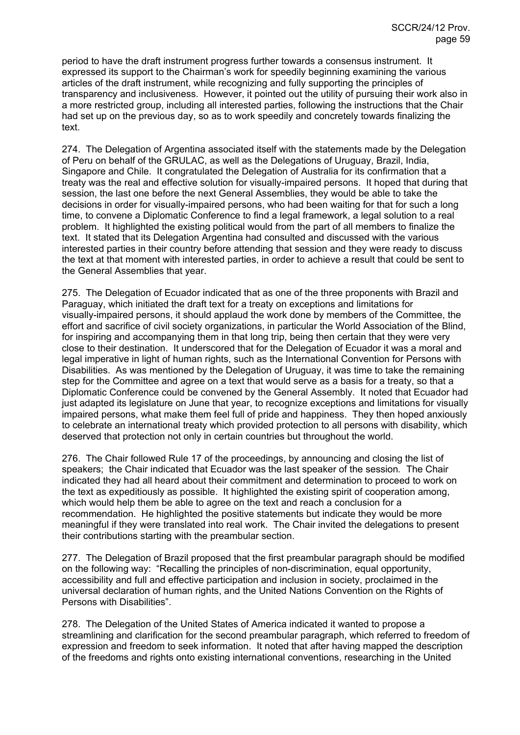period to have the draft instrument progress further towards a consensus instrument. It expressed its support to the Chairman's work for speedily beginning examining the various articles of the draft instrument, while recognizing and fully supporting the principles of transparency and inclusiveness. However, it pointed out the utility of pursuing their work also in a more restricted group, including all interested parties, following the instructions that the Chair had set up on the previous day, so as to work speedily and concretely towards finalizing the text.

274. The Delegation of Argentina associated itself with the statements made by the Delegation of Peru on behalf of the GRULAC, as well as the Delegations of Uruguay, Brazil, India, Singapore and Chile. It congratulated the Delegation of Australia for its confirmation that a treaty was the real and effective solution for visually-impaired persons. It hoped that during that session, the last one before the next General Assemblies, they would be able to take the decisions in order for visually-impaired persons, who had been waiting for that for such a long time, to convene a Diplomatic Conference to find a legal framework, a legal solution to a real problem. It highlighted the existing political would from the part of all members to finalize the text. It stated that its Delegation Argentina had consulted and discussed with the various interested parties in their country before attending that session and they were ready to discuss the text at that moment with interested parties, in order to achieve a result that could be sent to the General Assemblies that year.

275. The Delegation of Ecuador indicated that as one of the three proponents with Brazil and Paraguay, which initiated the draft text for a treaty on exceptions and limitations for visually-impaired persons, it should applaud the work done by members of the Committee, the effort and sacrifice of civil society organizations, in particular the World Association of the Blind, for inspiring and accompanying them in that long trip, being then certain that they were very close to their destination. It underscored that for the Delegation of Ecuador it was a moral and legal imperative in light of human rights, such as the International Convention for Persons with Disabilities. As was mentioned by the Delegation of Uruguay, it was time to take the remaining step for the Committee and agree on a text that would serve as a basis for a treaty, so that a Diplomatic Conference could be convened by the General Assembly. It noted that Ecuador had just adapted its legislature on June that year, to recognize exceptions and limitations for visually impaired persons, what make them feel full of pride and happiness. They then hoped anxiously to celebrate an international treaty which provided protection to all persons with disability, which deserved that protection not only in certain countries but throughout the world.

276. The Chair followed Rule 17 of the proceedings, by announcing and closing the list of speakers; the Chair indicated that Ecuador was the last speaker of the session*.* The Chair indicated they had all heard about their commitment and determination to proceed to work on the text as expeditiously as possible. It highlighted the existing spirit of cooperation among, which would help them be able to agree on the text and reach a conclusion for a recommendation. He highlighted the positive statements but indicate they would be more meaningful if they were translated into real work. The Chair invited the delegations to present their contributions starting with the preambular section.

277. The Delegation of Brazil proposed that the first preambular paragraph should be modified on the following way: "Recalling the principles of non-discrimination, equal opportunity, accessibility and full and effective participation and inclusion in society, proclaimed in the universal declaration of human rights, and the United Nations Convention on the Rights of Persons with Disabilities".

278. The Delegation of the United States of America indicated it wanted to propose a streamlining and clarification for the second preambular paragraph, which referred to freedom of expression and freedom to seek information. It noted that after having mapped the description of the freedoms and rights onto existing international conventions, researching in the United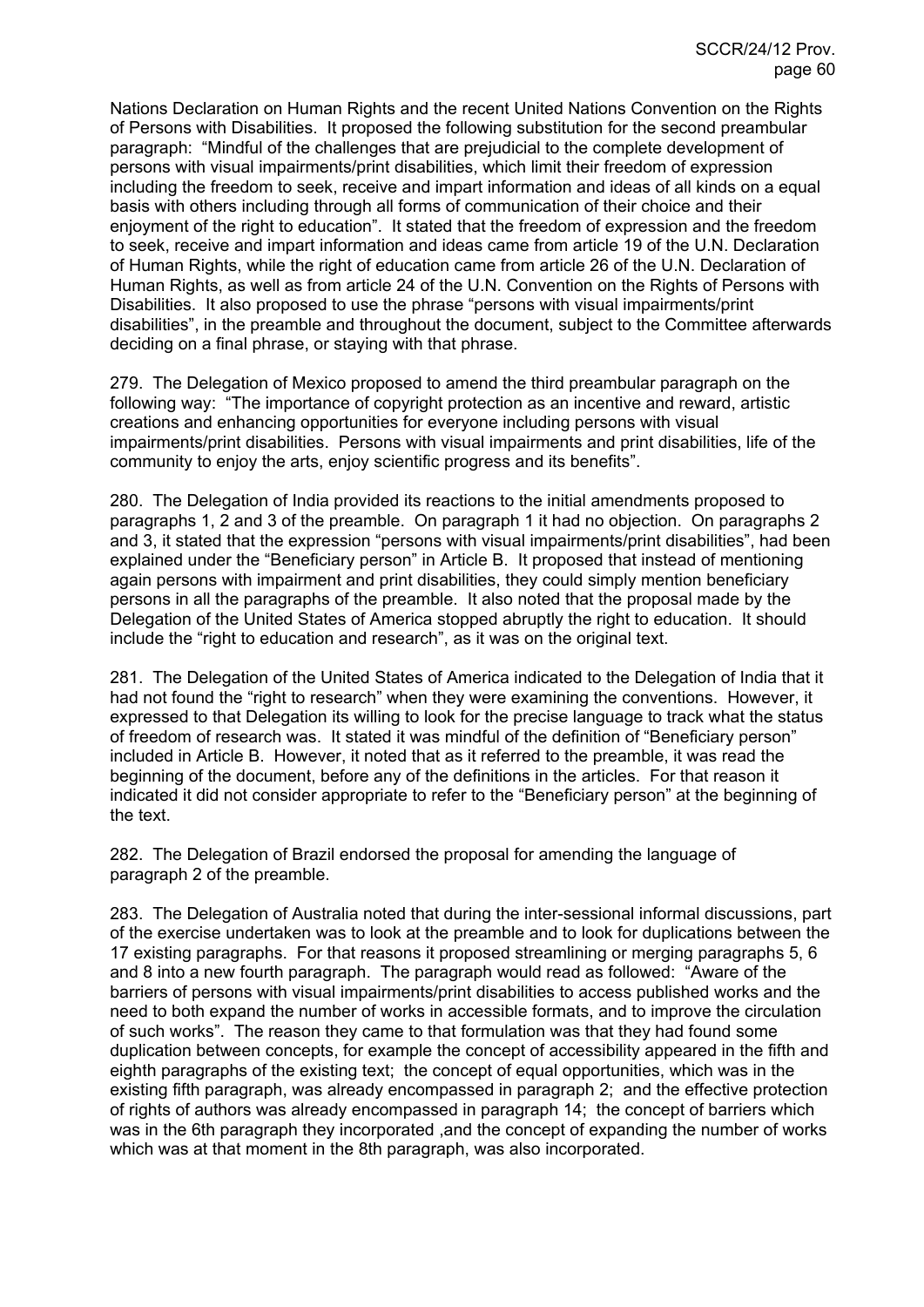Nations Declaration on Human Rights and the recent United Nations Convention on the Rights of Persons with Disabilities. It proposed the following substitution for the second preambular paragraph: "Mindful of the challenges that are prejudicial to the complete development of persons with visual impairments/print disabilities, which limit their freedom of expression including the freedom to seek, receive and impart information and ideas of all kinds on a equal basis with others including through all forms of communication of their choice and their enjoyment of the right to education". It stated that the freedom of expression and the freedom to seek, receive and impart information and ideas came from article 19 of the U.N. Declaration of Human Rights, while the right of education came from article 26 of the U.N. Declaration of Human Rights, as well as from article 24 of the U.N. Convention on the Rights of Persons with Disabilities. It also proposed to use the phrase "persons with visual impairments/print disabilities", in the preamble and throughout the document, subject to the Committee afterwards deciding on a final phrase, or staying with that phrase.

279. The Delegation of Mexico proposed to amend the third preambular paragraph on the following way: "The importance of copyright protection as an incentive and reward, artistic creations and enhancing opportunities for everyone including persons with visual impairments/print disabilities. Persons with visual impairments and print disabilities, life of the community to enjoy the arts, enjoy scientific progress and its benefits".

280. The Delegation of India provided its reactions to the initial amendments proposed to paragraphs 1, 2 and 3 of the preamble. On paragraph 1 it had no objection. On paragraphs 2 and 3, it stated that the expression "persons with visual impairments/print disabilities", had been explained under the "Beneficiary person" in Article B. It proposed that instead of mentioning again persons with impairment and print disabilities, they could simply mention beneficiary persons in all the paragraphs of the preamble. It also noted that the proposal made by the Delegation of the United States of America stopped abruptly the right to education. It should include the "right to education and research", as it was on the original text.

281. The Delegation of the United States of America indicated to the Delegation of India that it had not found the "right to research" when they were examining the conventions. However, it expressed to that Delegation its willing to look for the precise language to track what the status of freedom of research was. It stated it was mindful of the definition of "Beneficiary person" included in Article B. However, it noted that as it referred to the preamble, it was read the beginning of the document, before any of the definitions in the articles. For that reason it indicated it did not consider appropriate to refer to the "Beneficiary person" at the beginning of the text.

282. The Delegation of Brazil endorsed the proposal for amending the language of paragraph 2 of the preamble.

283. The Delegation of Australia noted that during the inter-sessional informal discussions, part of the exercise undertaken was to look at the preamble and to look for duplications between the 17 existing paragraphs. For that reasons it proposed streamlining or merging paragraphs 5, 6 and 8 into a new fourth paragraph. The paragraph would read as followed: "Aware of the barriers of persons with visual impairments/print disabilities to access published works and the need to both expand the number of works in accessible formats, and to improve the circulation of such works". The reason they came to that formulation was that they had found some duplication between concepts, for example the concept of accessibility appeared in the fifth and eighth paragraphs of the existing text; the concept of equal opportunities, which was in the existing fifth paragraph, was already encompassed in paragraph 2; and the effective protection of rights of authors was already encompassed in paragraph 14; the concept of barriers which was in the 6th paragraph they incorporated ,and the concept of expanding the number of works which was at that moment in the 8th paragraph, was also incorporated.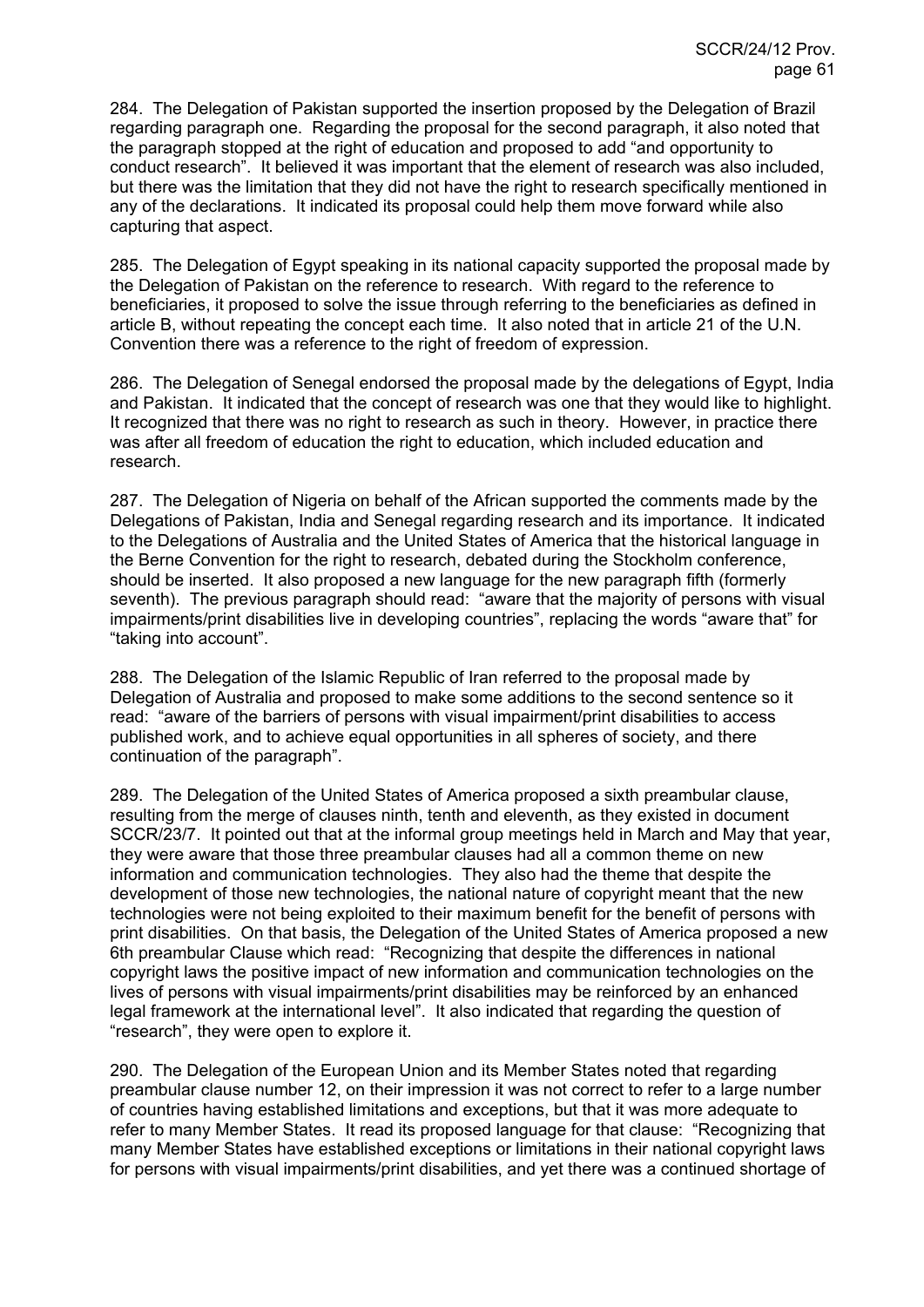284. The Delegation of Pakistan supported the insertion proposed by the Delegation of Brazil regarding paragraph one. Regarding the proposal for the second paragraph, it also noted that the paragraph stopped at the right of education and proposed to add "and opportunity to conduct research". It believed it was important that the element of research was also included, but there was the limitation that they did not have the right to research specifically mentioned in any of the declarations. It indicated its proposal could help them move forward while also capturing that aspect.

285. The Delegation of Egypt speaking in its national capacity supported the proposal made by the Delegation of Pakistan on the reference to research. With regard to the reference to beneficiaries, it proposed to solve the issue through referring to the beneficiaries as defined in article B, without repeating the concept each time. It also noted that in article 21 of the U.N. Convention there was a reference to the right of freedom of expression.

286. The Delegation of Senegal endorsed the proposal made by the delegations of Egypt, India and Pakistan. It indicated that the concept of research was one that they would like to highlight. It recognized that there was no right to research as such in theory. However, in practice there was after all freedom of education the right to education, which included education and research.

287. The Delegation of Nigeria on behalf of the African supported the comments made by the Delegations of Pakistan, India and Senegal regarding research and its importance. It indicated to the Delegations of Australia and the United States of America that the historical language in the Berne Convention for the right to research, debated during the Stockholm conference, should be inserted. It also proposed a new language for the new paragraph fifth (formerly seventh). The previous paragraph should read: "aware that the majority of persons with visual impairments/print disabilities live in developing countries", replacing the words "aware that" for "taking into account".

288. The Delegation of the Islamic Republic of Iran referred to the proposal made by Delegation of Australia and proposed to make some additions to the second sentence so it read: "aware of the barriers of persons with visual impairment/print disabilities to access published work, and to achieve equal opportunities in all spheres of society, and there continuation of the paragraph".

289. The Delegation of the United States of America proposed a sixth preambular clause, resulting from the merge of clauses ninth, tenth and eleventh, as they existed in document SCCR/23/7. It pointed out that at the informal group meetings held in March and May that year, they were aware that those three preambular clauses had all a common theme on new information and communication technologies. They also had the theme that despite the development of those new technologies, the national nature of copyright meant that the new technologies were not being exploited to their maximum benefit for the benefit of persons with print disabilities. On that basis, the Delegation of the United States of America proposed a new 6th preambular Clause which read: "Recognizing that despite the differences in national copyright laws the positive impact of new information and communication technologies on the lives of persons with visual impairments/print disabilities may be reinforced by an enhanced legal framework at the international level". It also indicated that regarding the question of "research", they were open to explore it.

290. The Delegation of the European Union and its Member States noted that regarding preambular clause number 12, on their impression it was not correct to refer to a large number of countries having established limitations and exceptions, but that it was more adequate to refer to many Member States. It read its proposed language for that clause: "Recognizing that many Member States have established exceptions or limitations in their national copyright laws for persons with visual impairments/print disabilities, and yet there was a continued shortage of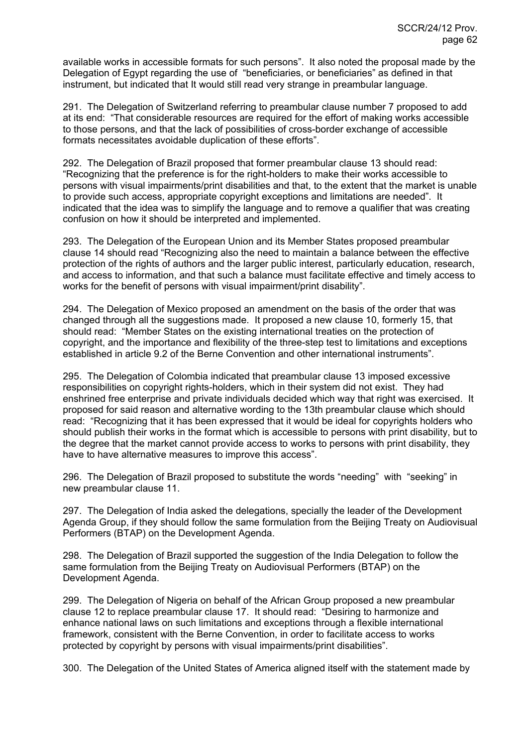available works in accessible formats for such persons". It also noted the proposal made by the Delegation of Egypt regarding the use of "beneficiaries, or beneficiaries" as defined in that instrument, but indicated that It would still read very strange in preambular language.

291. The Delegation of Switzerland referring to preambular clause number 7 proposed to add at its end: "That considerable resources are required for the effort of making works accessible to those persons, and that the lack of possibilities of cross-border exchange of accessible formats necessitates avoidable duplication of these efforts".

292. The Delegation of Brazil proposed that former preambular clause 13 should read: "Recognizing that the preference is for the right-holders to make their works accessible to persons with visual impairments/print disabilities and that, to the extent that the market is unable to provide such access, appropriate copyright exceptions and limitations are needed". It indicated that the idea was to simplify the language and to remove a qualifier that was creating confusion on how it should be interpreted and implemented.

293. The Delegation of the European Union and its Member States proposed preambular clause 14 should read "Recognizing also the need to maintain a balance between the effective protection of the rights of authors and the larger public interest, particularly education, research, and access to information, and that such a balance must facilitate effective and timely access to works for the benefit of persons with visual impairment/print disability".

294. The Delegation of Mexico proposed an amendment on the basis of the order that was changed through all the suggestions made. It proposed a new clause 10, formerly 15, that should read: "Member States on the existing international treaties on the protection of copyright, and the importance and flexibility of the three-step test to limitations and exceptions established in article 9.2 of the Berne Convention and other international instruments".

295. The Delegation of Colombia indicated that preambular clause 13 imposed excessive responsibilities on copyright rights-holders, which in their system did not exist. They had enshrined free enterprise and private individuals decided which way that right was exercised. It proposed for said reason and alternative wording to the 13th preambular clause which should read: "Recognizing that it has been expressed that it would be ideal for copyrights holders who should publish their works in the format which is accessible to persons with print disability, but to the degree that the market cannot provide access to works to persons with print disability, they have to have alternative measures to improve this access".

296. The Delegation of Brazil proposed to substitute the words "needing" with "seeking" in new preambular clause 11.

297. The Delegation of India asked the delegations, specially the leader of the Development Agenda Group, if they should follow the same formulation from the Beijing Treaty on Audiovisual Performers (BTAP) on the Development Agenda.

298. The Delegation of Brazil supported the suggestion of the India Delegation to follow the same formulation from the Beijing Treaty on Audiovisual Performers (BTAP) on the Development Agenda.

299. The Delegation of Nigeria on behalf of the African Group proposed a new preambular clause 12 to replace preambular clause 17. It should read: "Desiring to harmonize and enhance national laws on such limitations and exceptions through a flexible international framework, consistent with the Berne Convention, in order to facilitate access to works protected by copyright by persons with visual impairments/print disabilities".

300. The Delegation of the United States of America aligned itself with the statement made by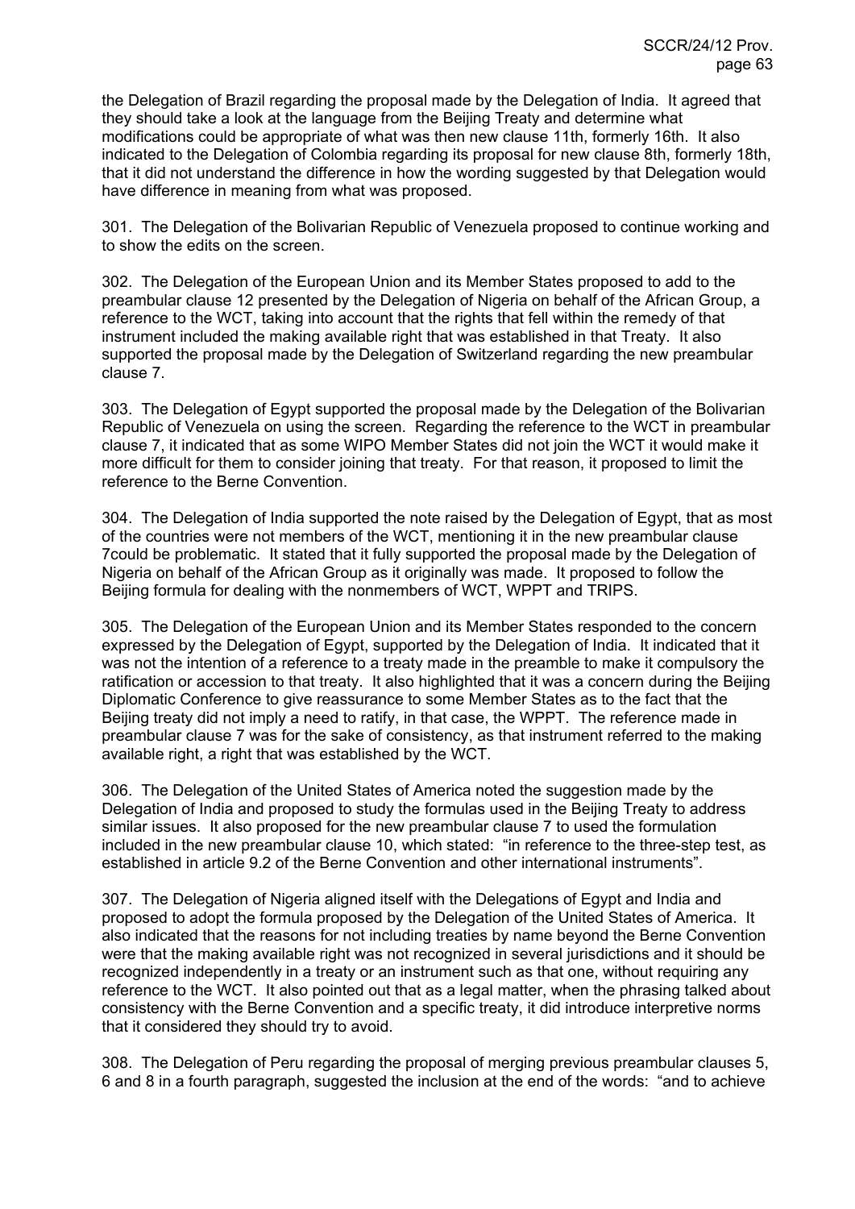the Delegation of Brazil regarding the proposal made by the Delegation of India. It agreed that they should take a look at the language from the Beijing Treaty and determine what modifications could be appropriate of what was then new clause 11th, formerly 16th. It also indicated to the Delegation of Colombia regarding its proposal for new clause 8th, formerly 18th, that it did not understand the difference in how the wording suggested by that Delegation would have difference in meaning from what was proposed.

301. The Delegation of the Bolivarian Republic of Venezuela proposed to continue working and to show the edits on the screen.

302. The Delegation of the European Union and its Member States proposed to add to the preambular clause 12 presented by the Delegation of Nigeria on behalf of the African Group, a reference to the WCT, taking into account that the rights that fell within the remedy of that instrument included the making available right that was established in that Treaty. It also supported the proposal made by the Delegation of Switzerland regarding the new preambular clause 7.

303. The Delegation of Egypt supported the proposal made by the Delegation of the Bolivarian Republic of Venezuela on using the screen. Regarding the reference to the WCT in preambular clause 7, it indicated that as some WIPO Member States did not join the WCT it would make it more difficult for them to consider joining that treaty. For that reason, it proposed to limit the reference to the Berne Convention.

304. The Delegation of India supported the note raised by the Delegation of Egypt, that as most of the countries were not members of the WCT, mentioning it in the new preambular clause 7could be problematic. It stated that it fully supported the proposal made by the Delegation of Nigeria on behalf of the African Group as it originally was made. It proposed to follow the Beijing formula for dealing with the nonmembers of WCT, WPPT and TRIPS.

305. The Delegation of the European Union and its Member States responded to the concern expressed by the Delegation of Egypt, supported by the Delegation of India. It indicated that it was not the intention of a reference to a treaty made in the preamble to make it compulsory the ratification or accession to that treaty. It also highlighted that it was a concern during the Beijing Diplomatic Conference to give reassurance to some Member States as to the fact that the Beijing treaty did not imply a need to ratify, in that case, the WPPT. The reference made in preambular clause 7 was for the sake of consistency, as that instrument referred to the making available right, a right that was established by the WCT.

306. The Delegation of the United States of America noted the suggestion made by the Delegation of India and proposed to study the formulas used in the Beijing Treaty to address similar issues. It also proposed for the new preambular clause 7 to used the formulation included in the new preambular clause 10, which stated: "in reference to the three-step test, as established in article 9.2 of the Berne Convention and other international instruments".

307. The Delegation of Nigeria aligned itself with the Delegations of Egypt and India and proposed to adopt the formula proposed by the Delegation of the United States of America. It also indicated that the reasons for not including treaties by name beyond the Berne Convention were that the making available right was not recognized in several jurisdictions and it should be recognized independently in a treaty or an instrument such as that one, without requiring any reference to the WCT. It also pointed out that as a legal matter, when the phrasing talked about consistency with the Berne Convention and a specific treaty, it did introduce interpretive norms that it considered they should try to avoid.

308. The Delegation of Peru regarding the proposal of merging previous preambular clauses 5, 6 and 8 in a fourth paragraph, suggested the inclusion at the end of the words: "and to achieve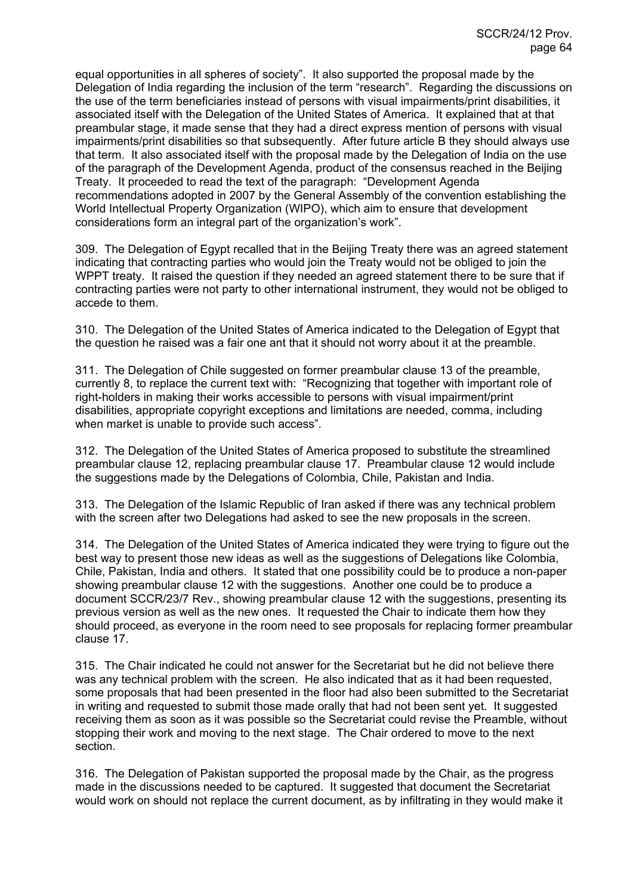equal opportunities in all spheres of society". It also supported the proposal made by the Delegation of India regarding the inclusion of the term "research". Regarding the discussions on the use of the term beneficiaries instead of persons with visual impairments/print disabilities, it associated itself with the Delegation of the United States of America. It explained that at that preambular stage, it made sense that they had a direct express mention of persons with visual impairments/print disabilities so that subsequently. After future article B they should always use that term. It also associated itself with the proposal made by the Delegation of India on the use of the paragraph of the Development Agenda, product of the consensus reached in the Beijing Treaty. It proceeded to read the text of the paragraph: "Development Agenda recommendations adopted in 2007 by the General Assembly of the convention establishing the World Intellectual Property Organization (WIPO), which aim to ensure that development considerations form an integral part of the organization's work".

309. The Delegation of Egypt recalled that in the Beijing Treaty there was an agreed statement indicating that contracting parties who would join the Treaty would not be obliged to join the WPPT treaty. It raised the question if they needed an agreed statement there to be sure that if contracting parties were not party to other international instrument, they would not be obliged to accede to them.

310. The Delegation of the United States of America indicated to the Delegation of Egypt that the question he raised was a fair one ant that it should not worry about it at the preamble.

311. The Delegation of Chile suggested on former preambular clause 13 of the preamble, currently 8, to replace the current text with: "Recognizing that together with important role of right-holders in making their works accessible to persons with visual impairment/print disabilities, appropriate copyright exceptions and limitations are needed, comma, including when market is unable to provide such access".

312. The Delegation of the United States of America proposed to substitute the streamlined preambular clause 12, replacing preambular clause 17. Preambular clause 12 would include the suggestions made by the Delegations of Colombia, Chile, Pakistan and India.

313. The Delegation of the Islamic Republic of Iran asked if there was any technical problem with the screen after two Delegations had asked to see the new proposals in the screen.

314. The Delegation of the United States of America indicated they were trying to figure out the best way to present those new ideas as well as the suggestions of Delegations like Colombia, Chile, Pakistan, India and others. It stated that one possibility could be to produce a non-paper showing preambular clause 12 with the suggestions. Another one could be to produce a document SCCR/23/7 Rev., showing preambular clause 12 with the suggestions, presenting its previous version as well as the new ones. It requested the Chair to indicate them how they should proceed, as everyone in the room need to see proposals for replacing former preambular clause 17.

315. The Chair indicated he could not answer for the Secretariat but he did not believe there was any technical problem with the screen. He also indicated that as it had been requested, some proposals that had been presented in the floor had also been submitted to the Secretariat in writing and requested to submit those made orally that had not been sent yet. It suggested receiving them as soon as it was possible so the Secretariat could revise the Preamble, without stopping their work and moving to the next stage. The Chair ordered to move to the next section.

316. The Delegation of Pakistan supported the proposal made by the Chair, as the progress made in the discussions needed to be captured. It suggested that document the Secretariat would work on should not replace the current document, as by infiltrating in they would make it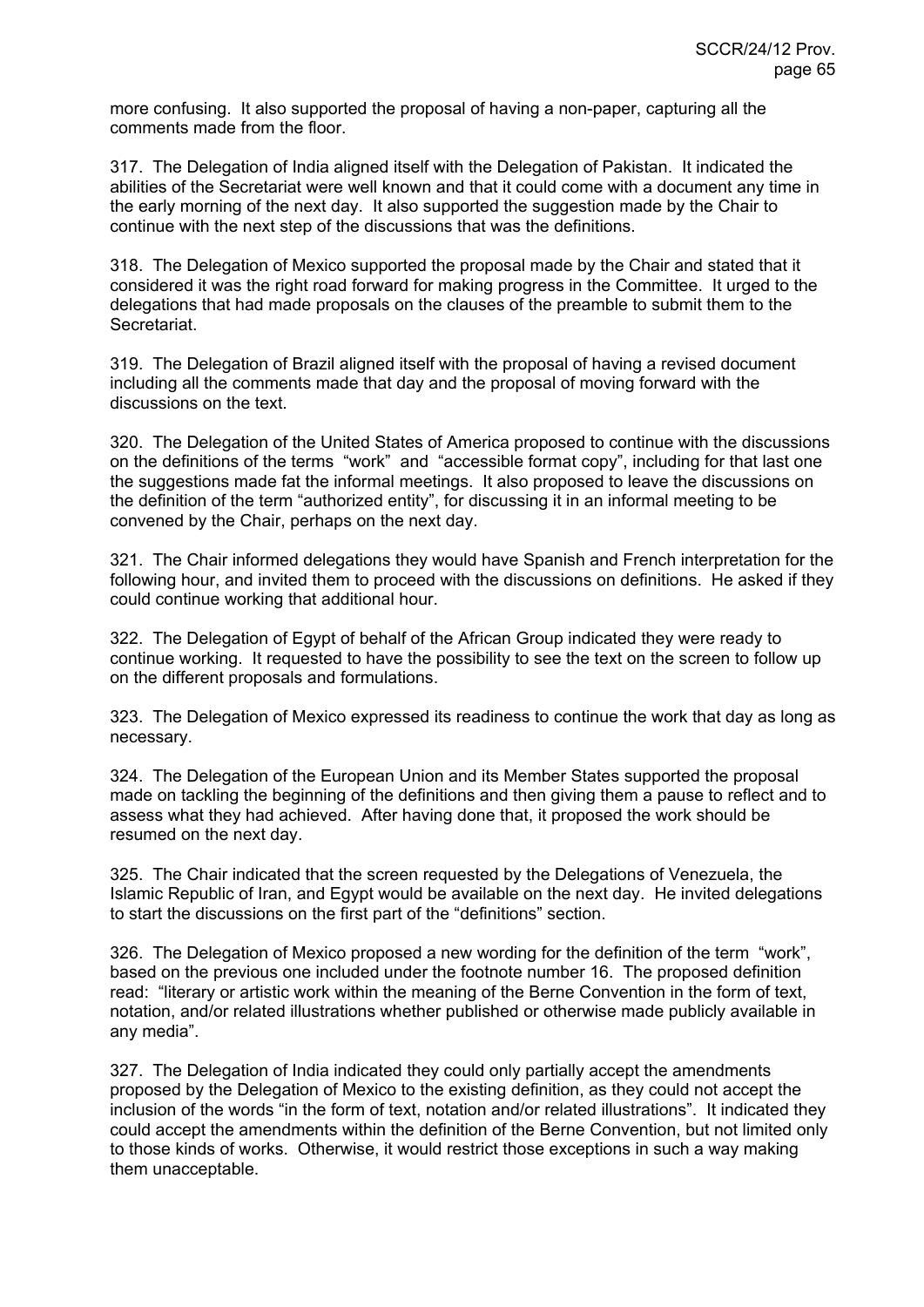more confusing. It also supported the proposal of having a non-paper, capturing all the comments made from the floor.

317. The Delegation of India aligned itself with the Delegation of Pakistan. It indicated the abilities of the Secretariat were well known and that it could come with a document any time in the early morning of the next day. It also supported the suggestion made by the Chair to continue with the next step of the discussions that was the definitions.

318. The Delegation of Mexico supported the proposal made by the Chair and stated that it considered it was the right road forward for making progress in the Committee. It urged to the delegations that had made proposals on the clauses of the preamble to submit them to the Secretariat.

319. The Delegation of Brazil aligned itself with the proposal of having a revised document including all the comments made that day and the proposal of moving forward with the discussions on the text.

320. The Delegation of the United States of America proposed to continue with the discussions on the definitions of the terms "work" and "accessible format copy", including for that last one the suggestions made fat the informal meetings. It also proposed to leave the discussions on the definition of the term "authorized entity", for discussing it in an informal meeting to be convened by the Chair, perhaps on the next day.

321. The Chair informed delegations they would have Spanish and French interpretation for the following hour, and invited them to proceed with the discussions on definitions. He asked if they could continue working that additional hour.

322. The Delegation of Egypt of behalf of the African Group indicated they were ready to continue working. It requested to have the possibility to see the text on the screen to follow up on the different proposals and formulations.

323. The Delegation of Mexico expressed its readiness to continue the work that day as long as necessary.

324. The Delegation of the European Union and its Member States supported the proposal made on tackling the beginning of the definitions and then giving them a pause to reflect and to assess what they had achieved. After having done that, it proposed the work should be resumed on the next day.

325. The Chair indicated that the screen requested by the Delegations of Venezuela, the Islamic Republic of Iran, and Egypt would be available on the next day. He invited delegations to start the discussions on the first part of the "definitions" section.

326. The Delegation of Mexico proposed a new wording for the definition of the term "work", based on the previous one included under the footnote number 16. The proposed definition read: "literary or artistic work within the meaning of the Berne Convention in the form of text, notation, and/or related illustrations whether published or otherwise made publicly available in any media".

327. The Delegation of India indicated they could only partially accept the amendments proposed by the Delegation of Mexico to the existing definition, as they could not accept the inclusion of the words "in the form of text, notation and/or related illustrations". It indicated they could accept the amendments within the definition of the Berne Convention, but not limited only to those kinds of works. Otherwise, it would restrict those exceptions in such a way making them unacceptable.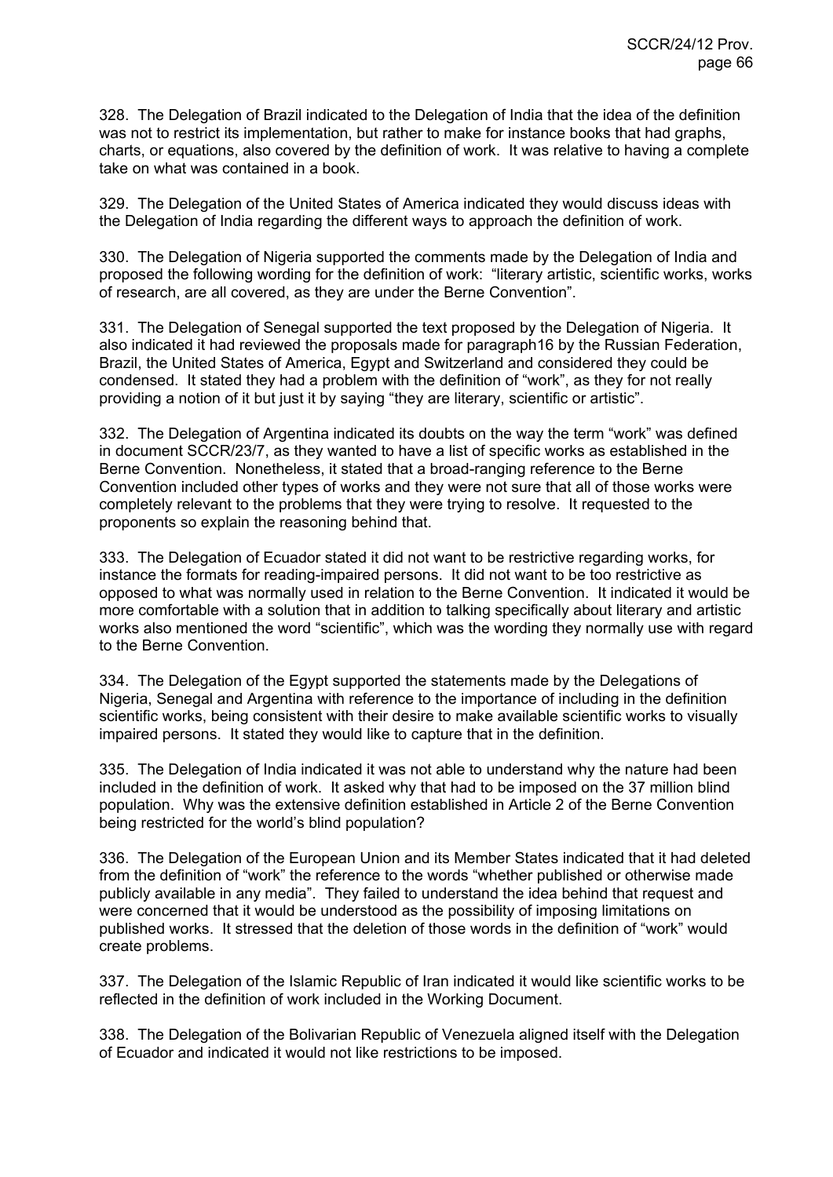328. The Delegation of Brazil indicated to the Delegation of India that the idea of the definition was not to restrict its implementation, but rather to make for instance books that had graphs, charts, or equations, also covered by the definition of work. It was relative to having a complete take on what was contained in a book.

329. The Delegation of the United States of America indicated they would discuss ideas with the Delegation of India regarding the different ways to approach the definition of work.

330. The Delegation of Nigeria supported the comments made by the Delegation of India and proposed the following wording for the definition of work: "literary artistic, scientific works, works of research, are all covered, as they are under the Berne Convention".

331. The Delegation of Senegal supported the text proposed by the Delegation of Nigeria. It also indicated it had reviewed the proposals made for paragraph16 by the Russian Federation, Brazil, the United States of America, Egypt and Switzerland and considered they could be condensed. It stated they had a problem with the definition of "work", as they for not really providing a notion of it but just it by saying "they are literary, scientific or artistic".

332. The Delegation of Argentina indicated its doubts on the way the term "work" was defined in document SCCR/23/7, as they wanted to have a list of specific works as established in the Berne Convention. Nonetheless, it stated that a broad-ranging reference to the Berne Convention included other types of works and they were not sure that all of those works were completely relevant to the problems that they were trying to resolve. It requested to the proponents so explain the reasoning behind that.

333. The Delegation of Ecuador stated it did not want to be restrictive regarding works, for instance the formats for reading-impaired persons. It did not want to be too restrictive as opposed to what was normally used in relation to the Berne Convention. It indicated it would be more comfortable with a solution that in addition to talking specifically about literary and artistic works also mentioned the word "scientific", which was the wording they normally use with regard to the Berne Convention.

334. The Delegation of the Egypt supported the statements made by the Delegations of Nigeria, Senegal and Argentina with reference to the importance of including in the definition scientific works, being consistent with their desire to make available scientific works to visually impaired persons. It stated they would like to capture that in the definition.

335. The Delegation of India indicated it was not able to understand why the nature had been included in the definition of work. It asked why that had to be imposed on the 37 million blind population. Why was the extensive definition established in Article 2 of the Berne Convention being restricted for the world's blind population?

336. The Delegation of the European Union and its Member States indicated that it had deleted from the definition of "work" the reference to the words "whether published or otherwise made publicly available in any media". They failed to understand the idea behind that request and were concerned that it would be understood as the possibility of imposing limitations on published works. It stressed that the deletion of those words in the definition of "work" would create problems.

337. The Delegation of the Islamic Republic of Iran indicated it would like scientific works to be reflected in the definition of work included in the Working Document.

338. The Delegation of the Bolivarian Republic of Venezuela aligned itself with the Delegation of Ecuador and indicated it would not like restrictions to be imposed.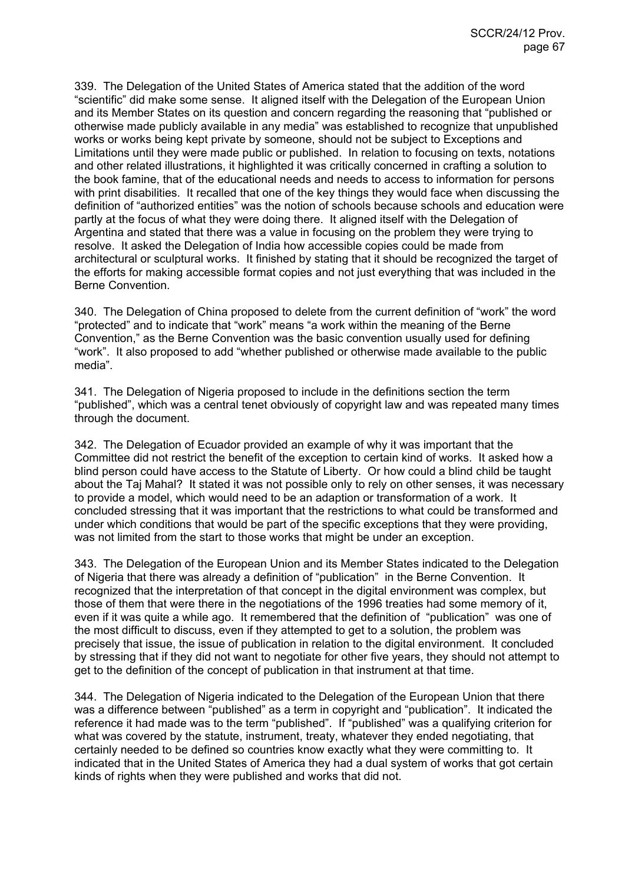339. The Delegation of the United States of America stated that the addition of the word "scientific" did make some sense. It aligned itself with the Delegation of the European Union and its Member States on its question and concern regarding the reasoning that "published or otherwise made publicly available in any media" was established to recognize that unpublished works or works being kept private by someone, should not be subject to Exceptions and Limitations until they were made public or published. In relation to focusing on texts, notations and other related illustrations, it highlighted it was critically concerned in crafting a solution to the book famine, that of the educational needs and needs to access to information for persons with print disabilities. It recalled that one of the key things they would face when discussing the definition of "authorized entities" was the notion of schools because schools and education were partly at the focus of what they were doing there. It aligned itself with the Delegation of Argentina and stated that there was a value in focusing on the problem they were trying to resolve. It asked the Delegation of India how accessible copies could be made from architectural or sculptural works. It finished by stating that it should be recognized the target of the efforts for making accessible format copies and not just everything that was included in the Berne Convention.

340. The Delegation of China proposed to delete from the current definition of "work" the word "protected" and to indicate that "work" means "a work within the meaning of the Berne Convention," as the Berne Convention was the basic convention usually used for defining "work". It also proposed to add "whether published or otherwise made available to the public media".

341. The Delegation of Nigeria proposed to include in the definitions section the term "published", which was a central tenet obviously of copyright law and was repeated many times through the document.

342. The Delegation of Ecuador provided an example of why it was important that the Committee did not restrict the benefit of the exception to certain kind of works. It asked how a blind person could have access to the Statute of Liberty. Or how could a blind child be taught about the Taj Mahal? It stated it was not possible only to rely on other senses, it was necessary to provide a model, which would need to be an adaption or transformation of a work. It concluded stressing that it was important that the restrictions to what could be transformed and under which conditions that would be part of the specific exceptions that they were providing, was not limited from the start to those works that might be under an exception.

343. The Delegation of the European Union and its Member States indicated to the Delegation of Nigeria that there was already a definition of "publication" in the Berne Convention. It recognized that the interpretation of that concept in the digital environment was complex, but those of them that were there in the negotiations of the 1996 treaties had some memory of it, even if it was quite a while ago. It remembered that the definition of "publication" was one of the most difficult to discuss, even if they attempted to get to a solution, the problem was precisely that issue, the issue of publication in relation to the digital environment. It concluded by stressing that if they did not want to negotiate for other five years, they should not attempt to get to the definition of the concept of publication in that instrument at that time.

344. The Delegation of Nigeria indicated to the Delegation of the European Union that there was a difference between "published" as a term in copyright and "publication". It indicated the reference it had made was to the term "published". If "published" was a qualifying criterion for what was covered by the statute, instrument, treaty, whatever they ended negotiating, that certainly needed to be defined so countries know exactly what they were committing to. It indicated that in the United States of America they had a dual system of works that got certain kinds of rights when they were published and works that did not.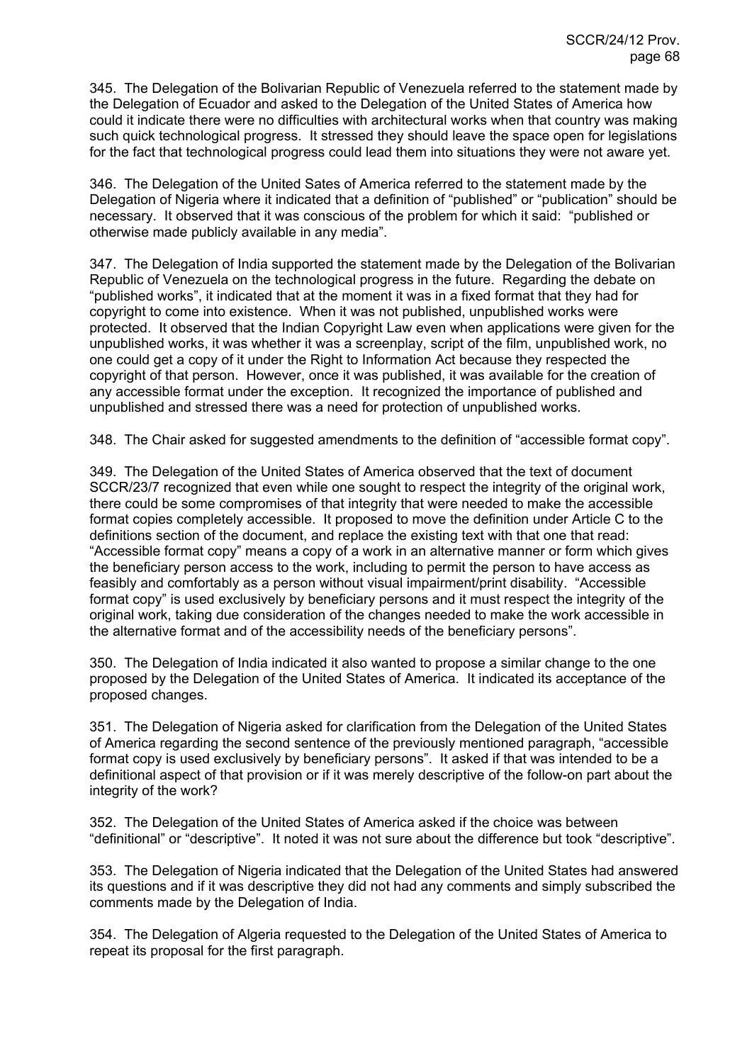345. The Delegation of the Bolivarian Republic of Venezuela referred to the statement made by the Delegation of Ecuador and asked to the Delegation of the United States of America how could it indicate there were no difficulties with architectural works when that country was making such quick technological progress. It stressed they should leave the space open for legislations for the fact that technological progress could lead them into situations they were not aware yet.

346. The Delegation of the United Sates of America referred to the statement made by the Delegation of Nigeria where it indicated that a definition of "published" or "publication" should be necessary. It observed that it was conscious of the problem for which it said: "published or otherwise made publicly available in any media".

347. The Delegation of India supported the statement made by the Delegation of the Bolivarian Republic of Venezuela on the technological progress in the future. Regarding the debate on "published works", it indicated that at the moment it was in a fixed format that they had for copyright to come into existence. When it was not published, unpublished works were protected. It observed that the Indian Copyright Law even when applications were given for the unpublished works, it was whether it was a screenplay, script of the film, unpublished work, no one could get a copy of it under the Right to Information Act because they respected the copyright of that person. However, once it was published, it was available for the creation of any accessible format under the exception. It recognized the importance of published and unpublished and stressed there was a need for protection of unpublished works.

348. The Chair asked for suggested amendments to the definition of "accessible format copy".

349. The Delegation of the United States of America observed that the text of document SCCR/23/7 recognized that even while one sought to respect the integrity of the original work, there could be some compromises of that integrity that were needed to make the accessible format copies completely accessible. It proposed to move the definition under Article C to the definitions section of the document, and replace the existing text with that one that read: "Accessible format copy" means a copy of a work in an alternative manner or form which gives the beneficiary person access to the work, including to permit the person to have access as feasibly and comfortably as a person without visual impairment/print disability. "Accessible format copy" is used exclusively by beneficiary persons and it must respect the integrity of the original work, taking due consideration of the changes needed to make the work accessible in the alternative format and of the accessibility needs of the beneficiary persons".

350. The Delegation of India indicated it also wanted to propose a similar change to the one proposed by the Delegation of the United States of America. It indicated its acceptance of the proposed changes.

351. The Delegation of Nigeria asked for clarification from the Delegation of the United States of America regarding the second sentence of the previously mentioned paragraph, "accessible format copy is used exclusively by beneficiary persons". It asked if that was intended to be a definitional aspect of that provision or if it was merely descriptive of the follow-on part about the integrity of the work?

352. The Delegation of the United States of America asked if the choice was between "definitional" or "descriptive". It noted it was not sure about the difference but took "descriptive".

353. The Delegation of Nigeria indicated that the Delegation of the United States had answered its questions and if it was descriptive they did not had any comments and simply subscribed the comments made by the Delegation of India.

354. The Delegation of Algeria requested to the Delegation of the United States of America to repeat its proposal for the first paragraph.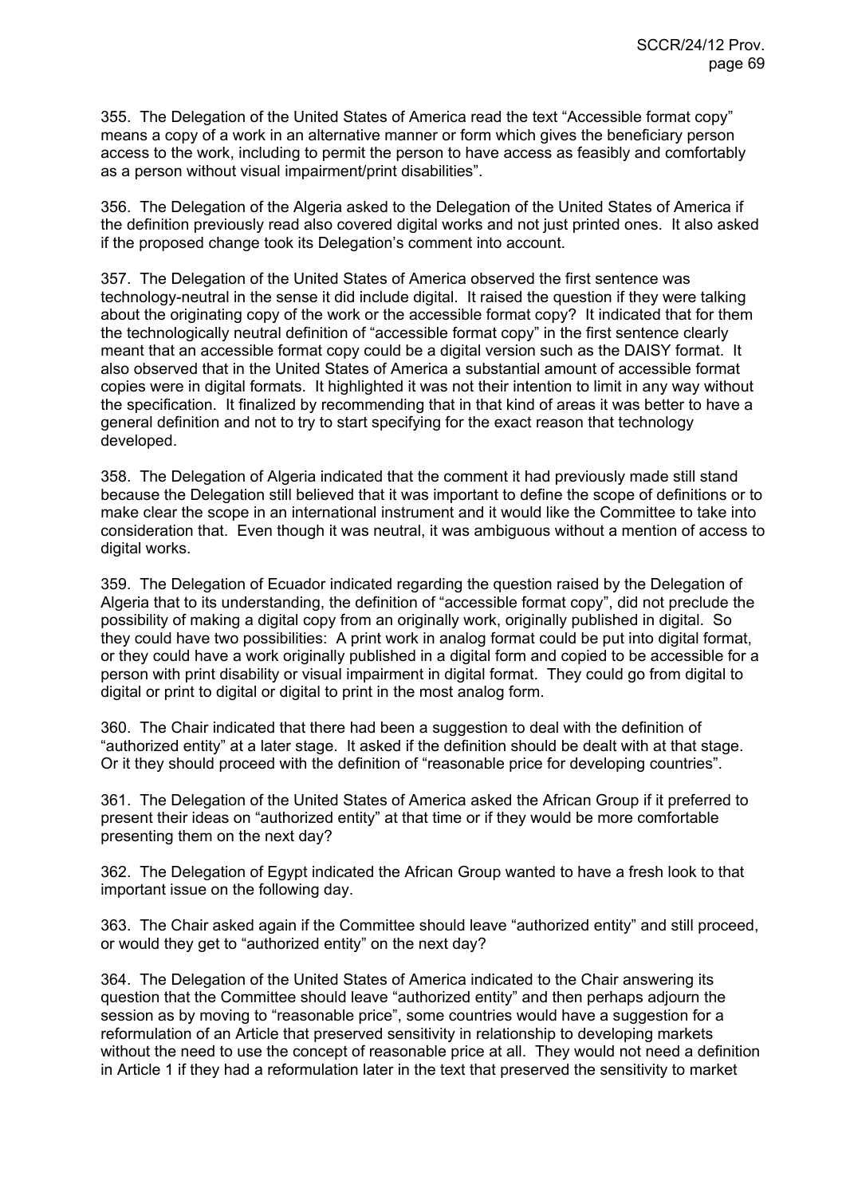355. The Delegation of the United States of America read the text "Accessible format copy" means a copy of a work in an alternative manner or form which gives the beneficiary person access to the work, including to permit the person to have access as feasibly and comfortably as a person without visual impairment/print disabilities".

356. The Delegation of the Algeria asked to the Delegation of the United States of America if the definition previously read also covered digital works and not just printed ones. It also asked if the proposed change took its Delegation's comment into account.

357. The Delegation of the United States of America observed the first sentence was technology-neutral in the sense it did include digital. It raised the question if they were talking about the originating copy of the work or the accessible format copy? It indicated that for them the technologically neutral definition of "accessible format copy" in the first sentence clearly meant that an accessible format copy could be a digital version such as the DAISY format. It also observed that in the United States of America a substantial amount of accessible format copies were in digital formats. It highlighted it was not their intention to limit in any way without the specification. It finalized by recommending that in that kind of areas it was better to have a general definition and not to try to start specifying for the exact reason that technology developed.

358. The Delegation of Algeria indicated that the comment it had previously made still stand because the Delegation still believed that it was important to define the scope of definitions or to make clear the scope in an international instrument and it would like the Committee to take into consideration that. Even though it was neutral, it was ambiguous without a mention of access to digital works.

359. The Delegation of Ecuador indicated regarding the question raised by the Delegation of Algeria that to its understanding, the definition of "accessible format copy", did not preclude the possibility of making a digital copy from an originally work, originally published in digital. So they could have two possibilities: A print work in analog format could be put into digital format, or they could have a work originally published in a digital form and copied to be accessible for a person with print disability or visual impairment in digital format. They could go from digital to digital or print to digital or digital to print in the most analog form.

360. The Chair indicated that there had been a suggestion to deal with the definition of "authorized entity" at a later stage. It asked if the definition should be dealt with at that stage. Or it they should proceed with the definition of "reasonable price for developing countries".

361. The Delegation of the United States of America asked the African Group if it preferred to present their ideas on "authorized entity" at that time or if they would be more comfortable presenting them on the next day?

362. The Delegation of Egypt indicated the African Group wanted to have a fresh look to that important issue on the following day.

363. The Chair asked again if the Committee should leave "authorized entity" and still proceed, or would they get to "authorized entity" on the next day?

364. The Delegation of the United States of America indicated to the Chair answering its question that the Committee should leave "authorized entity" and then perhaps adjourn the session as by moving to "reasonable price", some countries would have a suggestion for a reformulation of an Article that preserved sensitivity in relationship to developing markets without the need to use the concept of reasonable price at all. They would not need a definition in Article 1 if they had a reformulation later in the text that preserved the sensitivity to market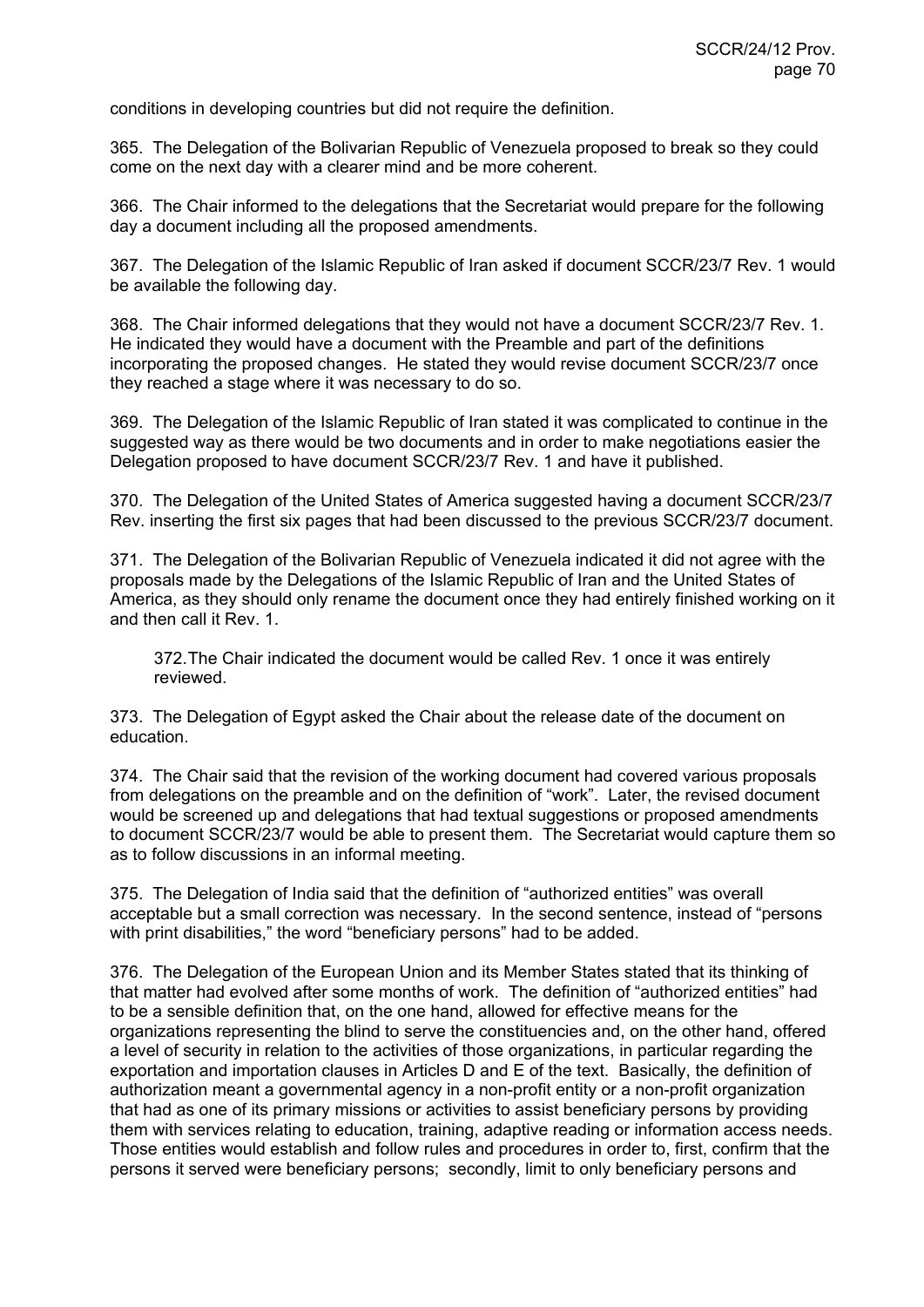conditions in developing countries but did not require the definition.

365. The Delegation of the Bolivarian Republic of Venezuela proposed to break so they could come on the next day with a clearer mind and be more coherent.

366. The Chair informed to the delegations that the Secretariat would prepare for the following day a document including all the proposed amendments.

367. The Delegation of the Islamic Republic of Iran asked if document SCCR/23/7 Rev. 1 would be available the following day.

368. The Chair informed delegations that they would not have a document SCCR/23/7 Rev. 1. He indicated they would have a document with the Preamble and part of the definitions incorporating the proposed changes. He stated they would revise document SCCR/23/7 once they reached a stage where it was necessary to do so.

369. The Delegation of the Islamic Republic of Iran stated it was complicated to continue in the suggested way as there would be two documents and in order to make negotiations easier the Delegation proposed to have document SCCR/23/7 Rev. 1 and have it published.

370. The Delegation of the United States of America suggested having a document SCCR/23/7 Rev. inserting the first six pages that had been discussed to the previous SCCR/23/7 document.

371. The Delegation of the Bolivarian Republic of Venezuela indicated it did not agree with the proposals made by the Delegations of the Islamic Republic of Iran and the United States of America, as they should only rename the document once they had entirely finished working on it and then call it Rev. 1.

372. The Chair indicated the document would be called Rev. 1 once it was entirely reviewed.

373. The Delegation of Egypt asked the Chair about the release date of the document on education.

374. The Chair said that the revision of the working document had covered various proposals from delegations on the preamble and on the definition of "work". Later, the revised document would be screened up and delegations that had textual suggestions or proposed amendments to document SCCR/23/7 would be able to present them. The Secretariat would capture them so as to follow discussions in an informal meeting.

375. The Delegation of India said that the definition of "authorized entities" was overall acceptable but a small correction was necessary. In the second sentence, instead of "persons with print disabilities," the word "beneficiary persons" had to be added.

376. The Delegation of the European Union and its Member States stated that its thinking of that matter had evolved after some months of work. The definition of "authorized entities" had to be a sensible definition that, on the one hand, allowed for effective means for the organizations representing the blind to serve the constituencies and, on the other hand, offered a level of security in relation to the activities of those organizations, in particular regarding the exportation and importation clauses in Articles D and E of the text. Basically, the definition of authorization meant a governmental agency in a non-profit entity or a non-profit organization that had as one of its primary missions or activities to assist beneficiary persons by providing them with services relating to education, training, adaptive reading or information access needs. Those entities would establish and follow rules and procedures in order to, first, confirm that the persons it served were beneficiary persons; secondly, limit to only beneficiary persons and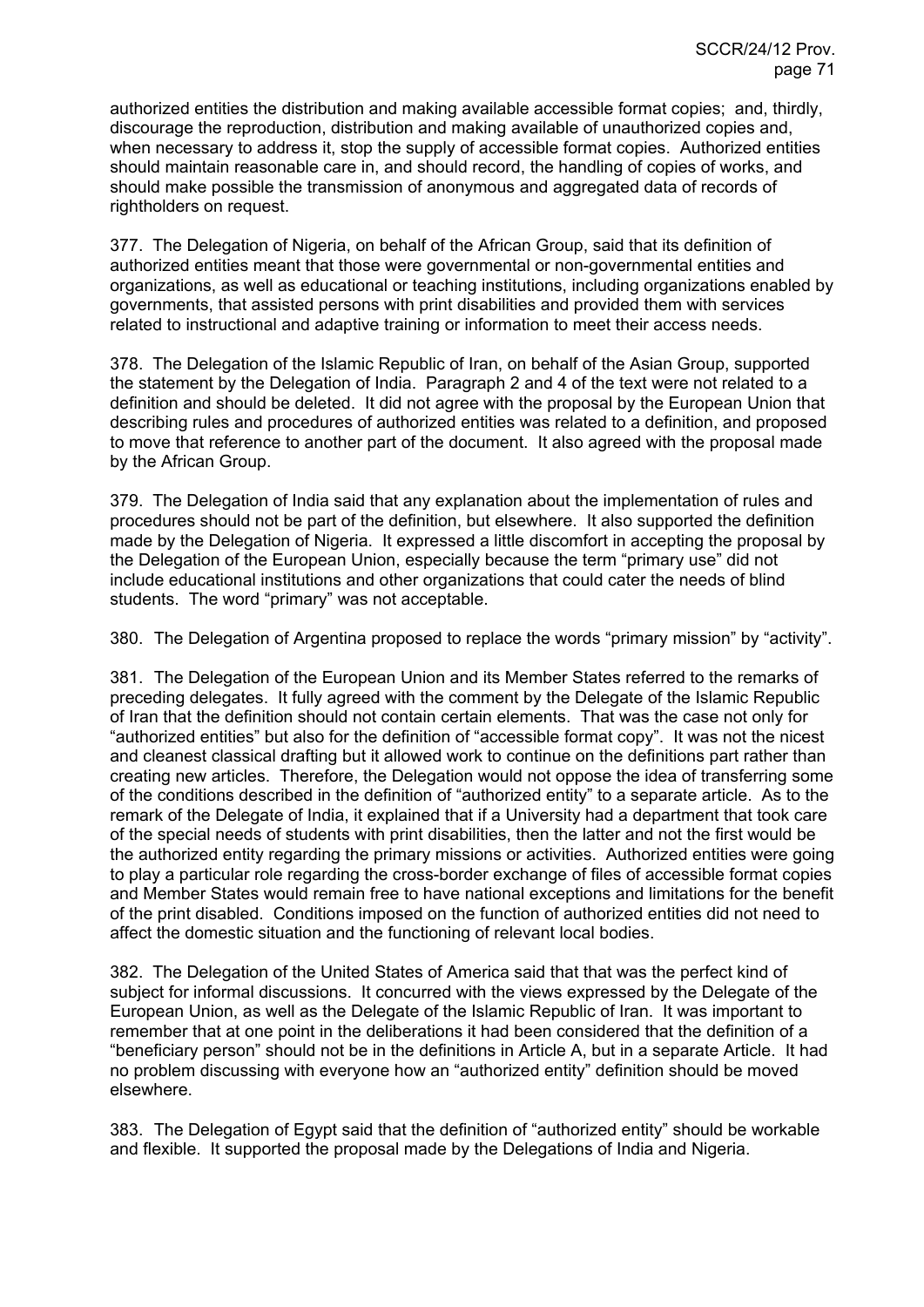authorized entities the distribution and making available accessible format copies; and, thirdly, discourage the reproduction, distribution and making available of unauthorized copies and, when necessary to address it, stop the supply of accessible format copies. Authorized entities should maintain reasonable care in, and should record, the handling of copies of works, and should make possible the transmission of anonymous and aggregated data of records of rightholders on request.

377. The Delegation of Nigeria, on behalf of the African Group, said that its definition of authorized entities meant that those were governmental or non-governmental entities and organizations, as well as educational or teaching institutions, including organizations enabled by governments, that assisted persons with print disabilities and provided them with services related to instructional and adaptive training or information to meet their access needs.

378. The Delegation of the Islamic Republic of Iran, on behalf of the Asian Group, supported the statement by the Delegation of India. Paragraph 2 and 4 of the text were not related to a definition and should be deleted. It did not agree with the proposal by the European Union that describing rules and procedures of authorized entities was related to a definition, and proposed to move that reference to another part of the document. It also agreed with the proposal made by the African Group.

379. The Delegation of India said that any explanation about the implementation of rules and procedures should not be part of the definition, but elsewhere. It also supported the definition made by the Delegation of Nigeria. It expressed a little discomfort in accepting the proposal by the Delegation of the European Union, especially because the term "primary use" did not include educational institutions and other organizations that could cater the needs of blind students. The word "primary" was not acceptable.

380. The Delegation of Argentina proposed to replace the words "primary mission" by "activity".

381. The Delegation of the European Union and its Member States referred to the remarks of preceding delegates. It fully agreed with the comment by the Delegate of the Islamic Republic of Iran that the definition should not contain certain elements. That was the case not only for "authorized entities" but also for the definition of "accessible format copy". It was not the nicest and cleanest classical drafting but it allowed work to continue on the definitions part rather than creating new articles. Therefore, the Delegation would not oppose the idea of transferring some of the conditions described in the definition of "authorized entity" to a separate article. As to the remark of the Delegate of India, it explained that if a University had a department that took care of the special needs of students with print disabilities, then the latter and not the first would be the authorized entity regarding the primary missions or activities. Authorized entities were going to play a particular role regarding the cross-border exchange of files of accessible format copies and Member States would remain free to have national exceptions and limitations for the benefit of the print disabled. Conditions imposed on the function of authorized entities did not need to affect the domestic situation and the functioning of relevant local bodies.

382. The Delegation of the United States of America said that that was the perfect kind of subject for informal discussions. It concurred with the views expressed by the Delegate of the European Union, as well as the Delegate of the Islamic Republic of Iran. It was important to remember that at one point in the deliberations it had been considered that the definition of a "beneficiary person" should not be in the definitions in Article A, but in a separate Article. It had no problem discussing with everyone how an "authorized entity" definition should be moved elsewhere.

383. The Delegation of Egypt said that the definition of "authorized entity" should be workable and flexible. It supported the proposal made by the Delegations of India and Nigeria.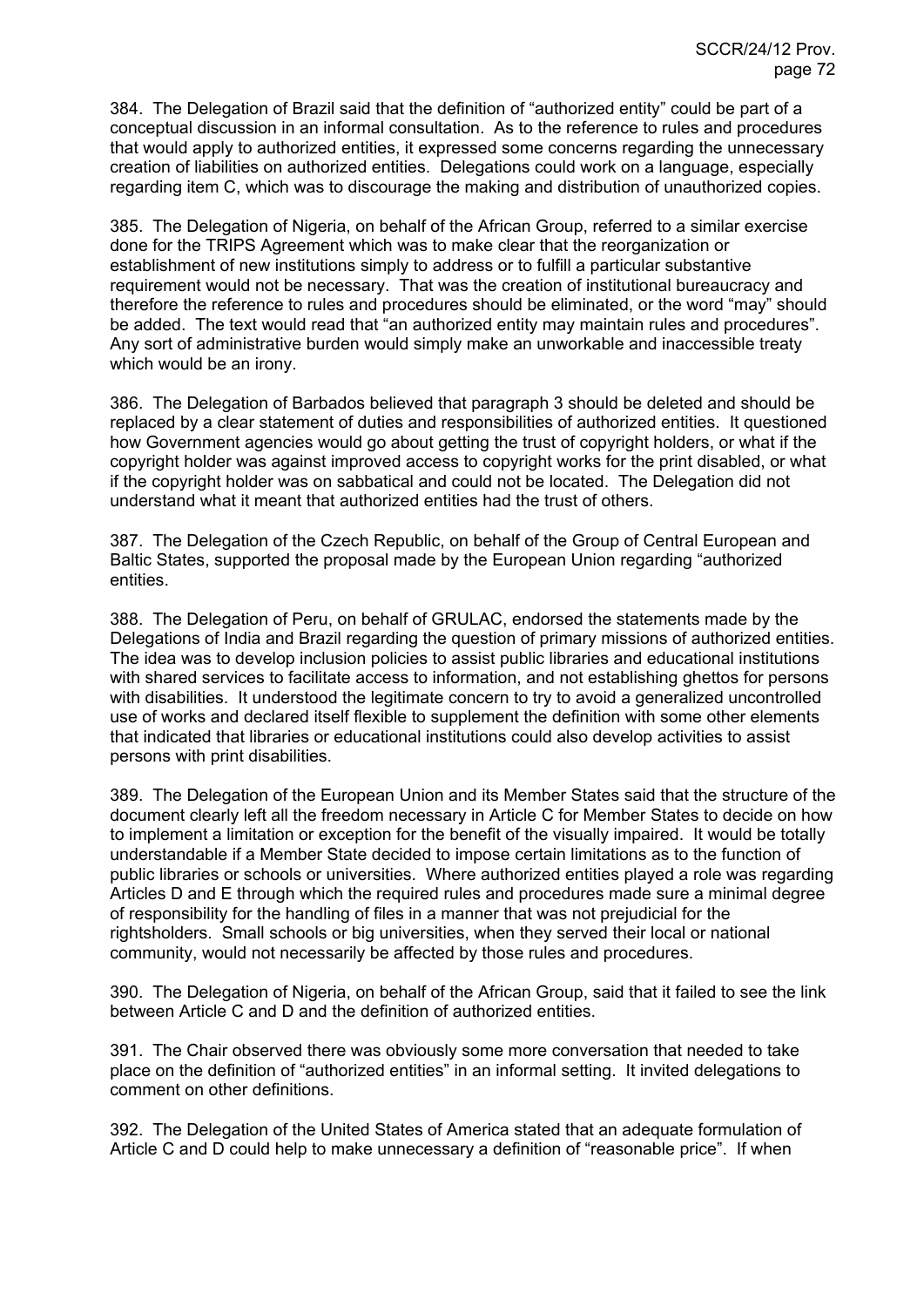384. The Delegation of Brazil said that the definition of "authorized entity" could be part of a conceptual discussion in an informal consultation. As to the reference to rules and procedures that would apply to authorized entities, it expressed some concerns regarding the unnecessary creation of liabilities on authorized entities. Delegations could work on a language, especially regarding item C, which was to discourage the making and distribution of unauthorized copies.

385. The Delegation of Nigeria, on behalf of the African Group, referred to a similar exercise done for the TRIPS Agreement which was to make clear that the reorganization or establishment of new institutions simply to address or to fulfill a particular substantive requirement would not be necessary. That was the creation of institutional bureaucracy and therefore the reference to rules and procedures should be eliminated, or the word "may" should be added. The text would read that "an authorized entity may maintain rules and procedures". Any sort of administrative burden would simply make an unworkable and inaccessible treaty which would be an irony.

386. The Delegation of Barbados believed that paragraph 3 should be deleted and should be replaced by a clear statement of duties and responsibilities of authorized entities. It questioned how Government agencies would go about getting the trust of copyright holders, or what if the copyright holder was against improved access to copyright works for the print disabled, or what if the copyright holder was on sabbatical and could not be located. The Delegation did not understand what it meant that authorized entities had the trust of others.

387. The Delegation of the Czech Republic, on behalf of the Group of Central European and Baltic States, supported the proposal made by the European Union regarding "authorized entities.

388. The Delegation of Peru, on behalf of GRULAC, endorsed the statements made by the Delegations of India and Brazil regarding the question of primary missions of authorized entities. The idea was to develop inclusion policies to assist public libraries and educational institutions with shared services to facilitate access to information, and not establishing ghettos for persons with disabilities. It understood the legitimate concern to try to avoid a generalized uncontrolled use of works and declared itself flexible to supplement the definition with some other elements that indicated that libraries or educational institutions could also develop activities to assist persons with print disabilities.

389. The Delegation of the European Union and its Member States said that the structure of the document clearly left all the freedom necessary in Article C for Member States to decide on how to implement a limitation or exception for the benefit of the visually impaired. It would be totally understandable if a Member State decided to impose certain limitations as to the function of public libraries or schools or universities. Where authorized entities played a role was regarding Articles D and E through which the required rules and procedures made sure a minimal degree of responsibility for the handling of files in a manner that was not prejudicial for the rightsholders. Small schools or big universities, when they served their local or national community, would not necessarily be affected by those rules and procedures.

390. The Delegation of Nigeria, on behalf of the African Group, said that it failed to see the link between Article C and D and the definition of authorized entities.

391. The Chair observed there was obviously some more conversation that needed to take place on the definition of "authorized entities" in an informal setting. It invited delegations to comment on other definitions.

392. The Delegation of the United States of America stated that an adequate formulation of Article C and D could help to make unnecessary a definition of "reasonable price". If when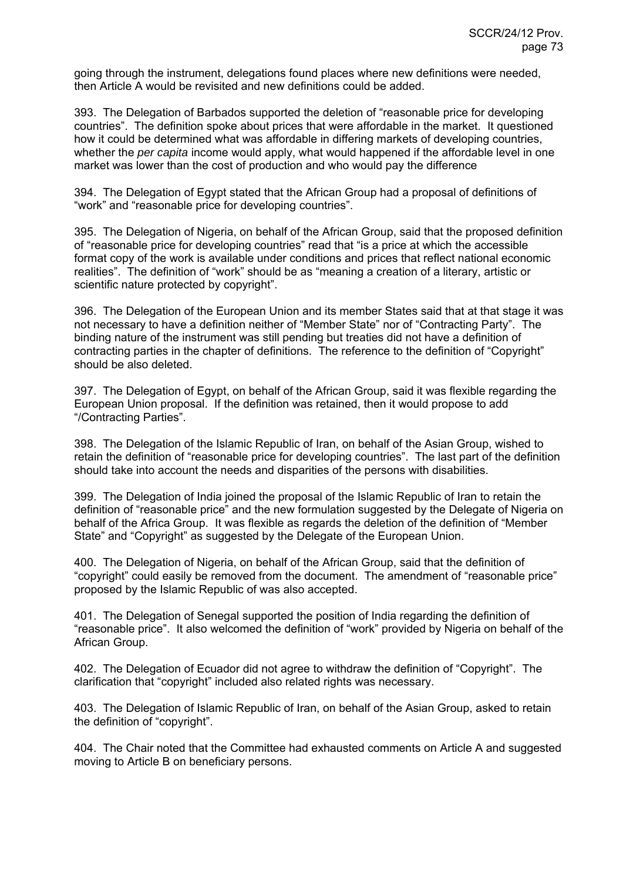going through the instrument, delegations found places where new definitions were needed, then Article A would be revisited and new definitions could be added.

393. The Delegation of Barbados supported the deletion of "reasonable price for developing countries". The definition spoke about prices that were affordable in the market. It questioned how it could be determined what was affordable in differing markets of developing countries, whether the *per capita* income would apply, what would happened if the affordable level in one market was lower than the cost of production and who would pay the difference

394. The Delegation of Egypt stated that the African Group had a proposal of definitions of "work" and "reasonable price for developing countries".

395. The Delegation of Nigeria, on behalf of the African Group, said that the proposed definition of "reasonable price for developing countries" read that "is a price at which the accessible format copy of the work is available under conditions and prices that reflect national economic realities". The definition of "work" should be as "meaning a creation of a literary, artistic or scientific nature protected by copyright".

396. The Delegation of the European Union and its member States said that at that stage it was not necessary to have a definition neither of "Member State" nor of "Contracting Party". The binding nature of the instrument was still pending but treaties did not have a definition of contracting parties in the chapter of definitions. The reference to the definition of "Copyright" should be also deleted.

397. The Delegation of Egypt, on behalf of the African Group, said it was flexible regarding the European Union proposal. If the definition was retained, then it would propose to add "/Contracting Parties".

398. The Delegation of the Islamic Republic of Iran, on behalf of the Asian Group, wished to retain the definition of "reasonable price for developing countries". The last part of the definition should take into account the needs and disparities of the persons with disabilities.

399. The Delegation of India joined the proposal of the Islamic Republic of Iran to retain the definition of "reasonable price" and the new formulation suggested by the Delegate of Nigeria on behalf of the Africa Group. It was flexible as regards the deletion of the definition of "Member State" and "Copyright" as suggested by the Delegate of the European Union.

400. The Delegation of Nigeria, on behalf of the African Group, said that the definition of "copyright" could easily be removed from the document. The amendment of "reasonable price" proposed by the Islamic Republic of was also accepted.

401. The Delegation of Senegal supported the position of India regarding the definition of "reasonable price". It also welcomed the definition of "work" provided by Nigeria on behalf of the African Group.

402. The Delegation of Ecuador did not agree to withdraw the definition of "Copyright". The clarification that "copyright" included also related rights was necessary.

403. The Delegation of Islamic Republic of Iran, on behalf of the Asian Group, asked to retain the definition of "copyright".

404. The Chair noted that the Committee had exhausted comments on Article A and suggested moving to Article B on beneficiary persons.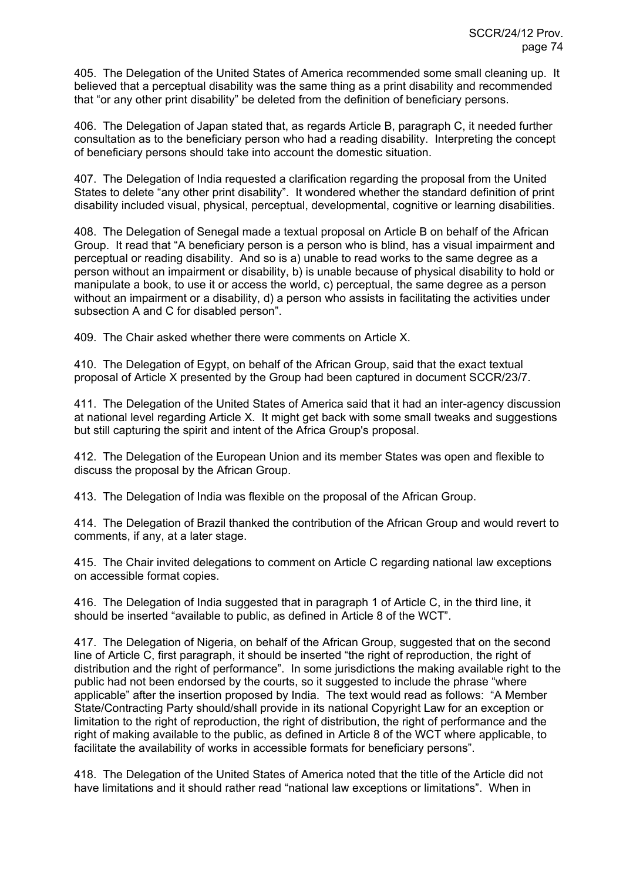405. The Delegation of the United States of America recommended some small cleaning up. It believed that a perceptual disability was the same thing as a print disability and recommended that "or any other print disability" be deleted from the definition of beneficiary persons.

406. The Delegation of Japan stated that, as regards Article B, paragraph C, it needed further consultation as to the beneficiary person who had a reading disability. Interpreting the concept of beneficiary persons should take into account the domestic situation.

407. The Delegation of India requested a clarification regarding the proposal from the United States to delete "any other print disability". It wondered whether the standard definition of print disability included visual, physical, perceptual, developmental, cognitive or learning disabilities.

408. The Delegation of Senegal made a textual proposal on Article B on behalf of the African Group. It read that "A beneficiary person is a person who is blind, has a visual impairment and perceptual or reading disability. And so is a) unable to read works to the same degree as a person without an impairment or disability, b) is unable because of physical disability to hold or manipulate a book, to use it or access the world, c) perceptual, the same degree as a person without an impairment or a disability, d) a person who assists in facilitating the activities under subsection A and C for disabled person".

409. The Chair asked whether there were comments on Article X.

410. The Delegation of Egypt, on behalf of the African Group, said that the exact textual proposal of Article X presented by the Group had been captured in document SCCR/23/7.

411. The Delegation of the United States of America said that it had an inter-agency discussion at national level regarding Article X. It might get back with some small tweaks and suggestions but still capturing the spirit and intent of the Africa Group's proposal.

412. The Delegation of the European Union and its member States was open and flexible to discuss the proposal by the African Group.

413. The Delegation of India was flexible on the proposal of the African Group.

414. The Delegation of Brazil thanked the contribution of the African Group and would revert to comments, if any, at a later stage.

415. The Chair invited delegations to comment on Article C regarding national law exceptions on accessible format copies.

416. The Delegation of India suggested that in paragraph 1 of Article C, in the third line, it should be inserted "available to public, as defined in Article 8 of the WCT".

417. The Delegation of Nigeria, on behalf of the African Group, suggested that on the second line of Article C, first paragraph, it should be inserted "the right of reproduction, the right of distribution and the right of performance". In some jurisdictions the making available right to the public had not been endorsed by the courts, so it suggested to include the phrase "where applicable" after the insertion proposed by India. The text would read as follows: "A Member State/Contracting Party should/shall provide in its national Copyright Law for an exception or limitation to the right of reproduction, the right of distribution, the right of performance and the right of making available to the public, as defined in Article 8 of the WCT where applicable, to facilitate the availability of works in accessible formats for beneficiary persons".

418. The Delegation of the United States of America noted that the title of the Article did not have limitations and it should rather read "national law exceptions or limitations". When in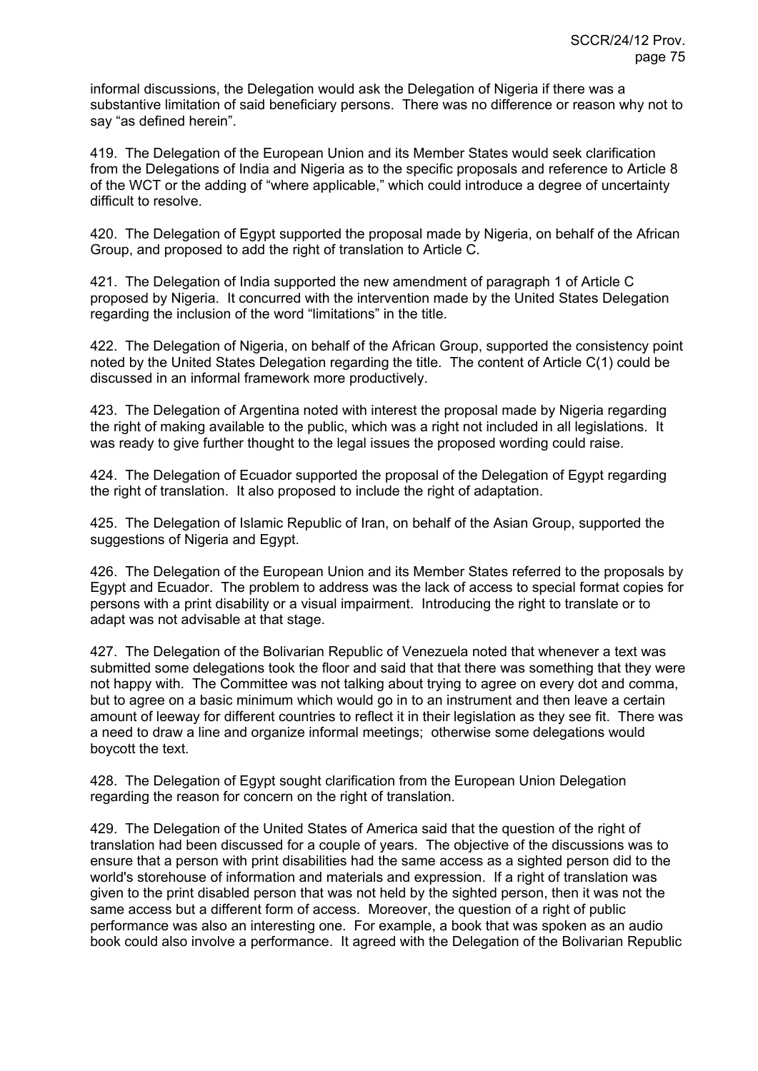informal discussions, the Delegation would ask the Delegation of Nigeria if there was a substantive limitation of said beneficiary persons. There was no difference or reason why not to say "as defined herein".

419. The Delegation of the European Union and its Member States would seek clarification from the Delegations of India and Nigeria as to the specific proposals and reference to Article 8 of the WCT or the adding of "where applicable," which could introduce a degree of uncertainty difficult to resolve.

420. The Delegation of Egypt supported the proposal made by Nigeria, on behalf of the African Group, and proposed to add the right of translation to Article C.

421. The Delegation of India supported the new amendment of paragraph 1 of Article C proposed by Nigeria. It concurred with the intervention made by the United States Delegation regarding the inclusion of the word "limitations" in the title.

422. The Delegation of Nigeria, on behalf of the African Group, supported the consistency point noted by the United States Delegation regarding the title. The content of Article C(1) could be discussed in an informal framework more productively.

423. The Delegation of Argentina noted with interest the proposal made by Nigeria regarding the right of making available to the public, which was a right not included in all legislations. It was ready to give further thought to the legal issues the proposed wording could raise.

424. The Delegation of Ecuador supported the proposal of the Delegation of Egypt regarding the right of translation. It also proposed to include the right of adaptation.

425. The Delegation of Islamic Republic of Iran, on behalf of the Asian Group, supported the suggestions of Nigeria and Egypt.

426. The Delegation of the European Union and its Member States referred to the proposals by Egypt and Ecuador. The problem to address was the lack of access to special format copies for persons with a print disability or a visual impairment. Introducing the right to translate or to adapt was not advisable at that stage.

427. The Delegation of the Bolivarian Republic of Venezuela noted that whenever a text was submitted some delegations took the floor and said that that there was something that they were not happy with. The Committee was not talking about trying to agree on every dot and comma, but to agree on a basic minimum which would go in to an instrument and then leave a certain amount of leeway for different countries to reflect it in their legislation as they see fit. There was a need to draw a line and organize informal meetings; otherwise some delegations would boycott the text.

428. The Delegation of Egypt sought clarification from the European Union Delegation regarding the reason for concern on the right of translation.

429. The Delegation of the United States of America said that the question of the right of translation had been discussed for a couple of years. The objective of the discussions was to ensure that a person with print disabilities had the same access as a sighted person did to the world's storehouse of information and materials and expression. If a right of translation was given to the print disabled person that was not held by the sighted person, then it was not the same access but a different form of access. Moreover, the question of a right of public performance was also an interesting one. For example, a book that was spoken as an audio book could also involve a performance. It agreed with the Delegation of the Bolivarian Republic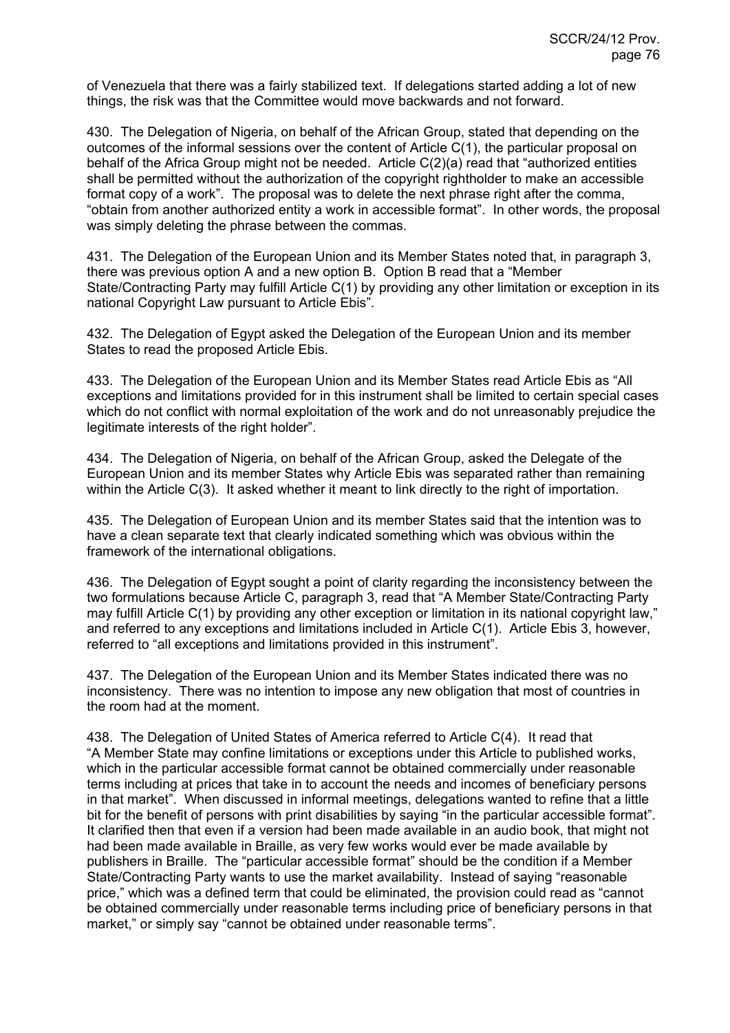of Venezuela that there was a fairly stabilized text. If delegations started adding a lot of new things, the risk was that the Committee would move backwards and not forward.

430. The Delegation of Nigeria, on behalf of the African Group, stated that depending on the outcomes of the informal sessions over the content of Article C(1), the particular proposal on behalf of the Africa Group might not be needed. Article C(2)(a) read that "authorized entities shall be permitted without the authorization of the copyright rightholder to make an accessible format copy of a work". The proposal was to delete the next phrase right after the comma, "obtain from another authorized entity a work in accessible format". In other words, the proposal was simply deleting the phrase between the commas.

431. The Delegation of the European Union and its Member States noted that, in paragraph 3, there was previous option A and a new option B. Option B read that a "Member State/Contracting Party may fulfill Article C(1) by providing any other limitation or exception in its national Copyright Law pursuant to Article Ebis".

432. The Delegation of Egypt asked the Delegation of the European Union and its member States to read the proposed Article Ebis.

433. The Delegation of the European Union and its Member States read Article Ebis as "All exceptions and limitations provided for in this instrument shall be limited to certain special cases which do not conflict with normal exploitation of the work and do not unreasonably prejudice the legitimate interests of the right holder".

434. The Delegation of Nigeria, on behalf of the African Group, asked the Delegate of the European Union and its member States why Article Ebis was separated rather than remaining within the Article C(3). It asked whether it meant to link directly to the right of importation.

435. The Delegation of European Union and its member States said that the intention was to have a clean separate text that clearly indicated something which was obvious within the framework of the international obligations.

436. The Delegation of Egypt sought a point of clarity regarding the inconsistency between the two formulations because Article C, paragraph 3, read that "A Member State/Contracting Party may fulfill Article C(1) by providing any other exception or limitation in its national copyright law," and referred to any exceptions and limitations included in Article C(1). Article Ebis 3, however, referred to "all exceptions and limitations provided in this instrument".

437. The Delegation of the European Union and its Member States indicated there was no inconsistency. There was no intention to impose any new obligation that most of countries in the room had at the moment.

438. The Delegation of United States of America referred to Article C(4). It read that "A Member State may confine limitations or exceptions under this Article to published works, which in the particular accessible format cannot be obtained commercially under reasonable terms including at prices that take in to account the needs and incomes of beneficiary persons in that market". When discussed in informal meetings, delegations wanted to refine that a little bit for the benefit of persons with print disabilities by saying "in the particular accessible format". It clarified then that even if a version had been made available in an audio book, that might not had been made available in Braille, as very few works would ever be made available by publishers in Braille. The "particular accessible format" should be the condition if a Member State/Contracting Party wants to use the market availability. Instead of saying "reasonable price," which was a defined term that could be eliminated, the provision could read as "cannot be obtained commercially under reasonable terms including price of beneficiary persons in that market," or simply say "cannot be obtained under reasonable terms".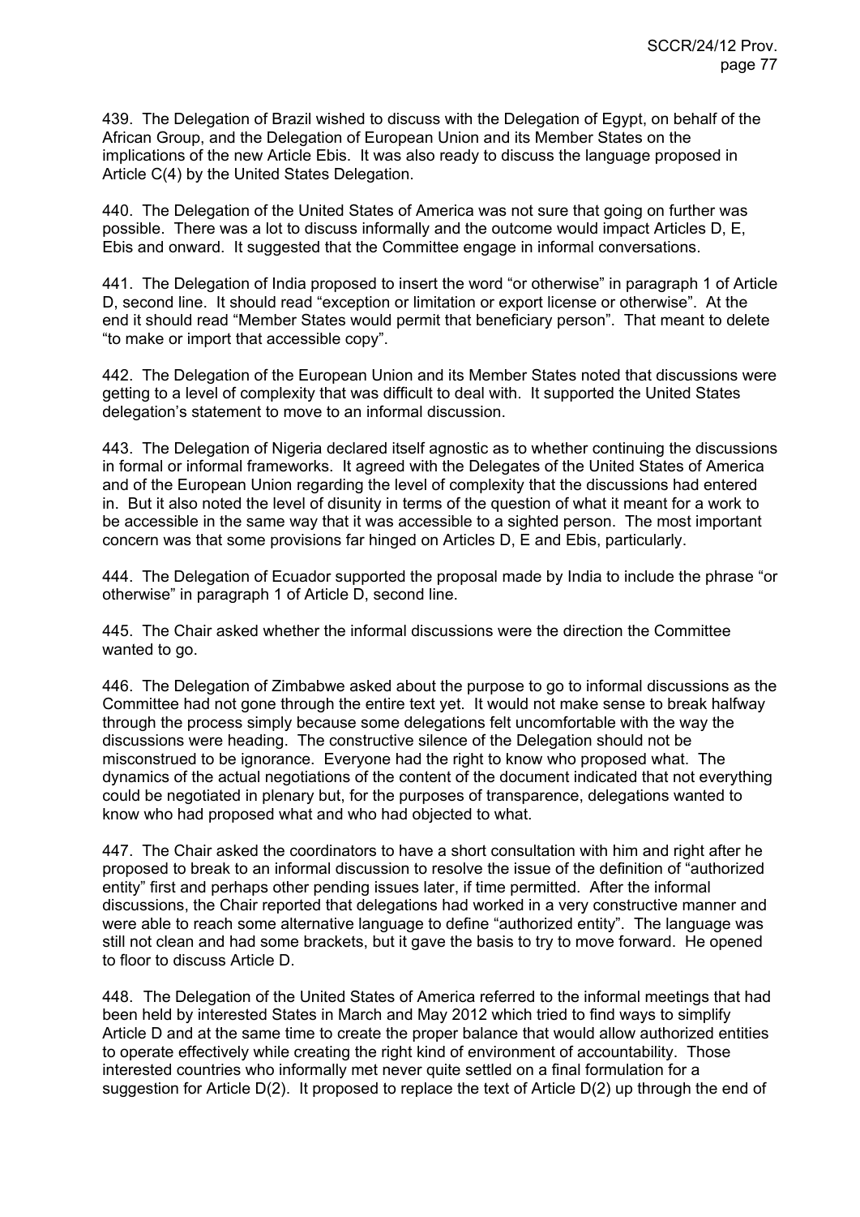439. The Delegation of Brazil wished to discuss with the Delegation of Egypt, on behalf of the African Group, and the Delegation of European Union and its Member States on the implications of the new Article Ebis. It was also ready to discuss the language proposed in Article C(4) by the United States Delegation.

440. The Delegation of the United States of America was not sure that going on further was possible. There was a lot to discuss informally and the outcome would impact Articles D, E, Ebis and onward. It suggested that the Committee engage in informal conversations.

441. The Delegation of India proposed to insert the word "or otherwise" in paragraph 1 of Article D, second line. It should read "exception or limitation or export license or otherwise". At the end it should read "Member States would permit that beneficiary person". That meant to delete "to make or import that accessible copy".

442. The Delegation of the European Union and its Member States noted that discussions were getting to a level of complexity that was difficult to deal with. It supported the United States delegation's statement to move to an informal discussion.

443. The Delegation of Nigeria declared itself agnostic as to whether continuing the discussions in formal or informal frameworks. It agreed with the Delegates of the United States of America and of the European Union regarding the level of complexity that the discussions had entered in. But it also noted the level of disunity in terms of the question of what it meant for a work to be accessible in the same way that it was accessible to a sighted person. The most important concern was that some provisions far hinged on Articles D, E and Ebis, particularly.

444. The Delegation of Ecuador supported the proposal made by India to include the phrase "or otherwise" in paragraph 1 of Article D, second line.

445. The Chair asked whether the informal discussions were the direction the Committee wanted to go.

446. The Delegation of Zimbabwe asked about the purpose to go to informal discussions as the Committee had not gone through the entire text yet. It would not make sense to break halfway through the process simply because some delegations felt uncomfortable with the way the discussions were heading. The constructive silence of the Delegation should not be misconstrued to be ignorance. Everyone had the right to know who proposed what. The dynamics of the actual negotiations of the content of the document indicated that not everything could be negotiated in plenary but, for the purposes of transparence, delegations wanted to know who had proposed what and who had objected to what.

447. The Chair asked the coordinators to have a short consultation with him and right after he proposed to break to an informal discussion to resolve the issue of the definition of "authorized entity" first and perhaps other pending issues later, if time permitted. After the informal discussions, the Chair reported that delegations had worked in a very constructive manner and were able to reach some alternative language to define "authorized entity". The language was still not clean and had some brackets, but it gave the basis to try to move forward. He opened to floor to discuss Article D.

448. The Delegation of the United States of America referred to the informal meetings that had been held by interested States in March and May 2012 which tried to find ways to simplify Article D and at the same time to create the proper balance that would allow authorized entities to operate effectively while creating the right kind of environment of accountability. Those interested countries who informally met never quite settled on a final formulation for a suggestion for Article D(2). It proposed to replace the text of Article D(2) up through the end of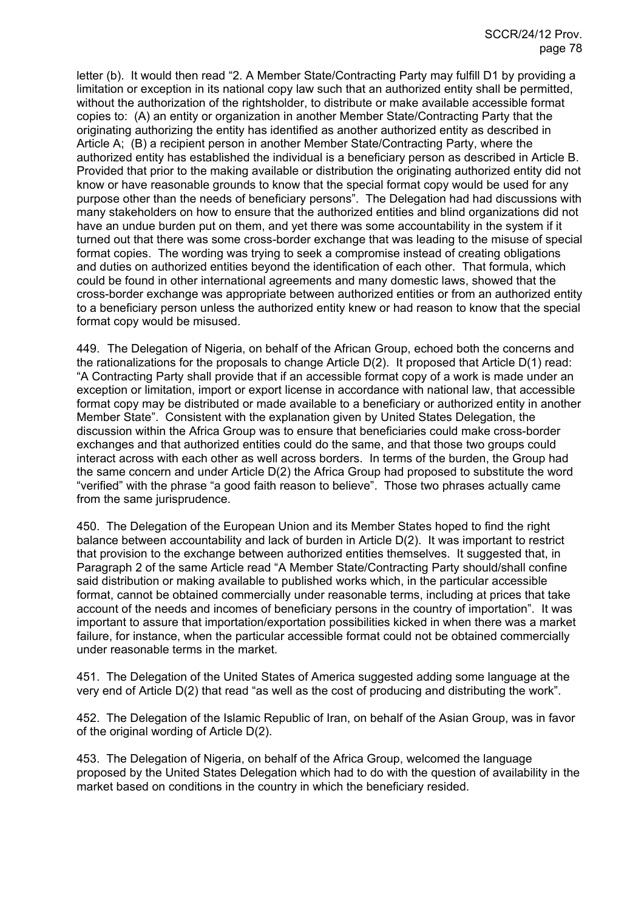letter (b). It would then read "2. A Member State/Contracting Party may fulfill D1 by providing a limitation or exception in its national copy law such that an authorized entity shall be permitted, without the authorization of the rightsholder, to distribute or make available accessible format copies to: (A) an entity or organization in another Member State/Contracting Party that the originating authorizing the entity has identified as another authorized entity as described in Article A; (B) a recipient person in another Member State/Contracting Party, where the authorized entity has established the individual is a beneficiary person as described in Article B. Provided that prior to the making available or distribution the originating authorized entity did not know or have reasonable grounds to know that the special format copy would be used for any purpose other than the needs of beneficiary persons". The Delegation had had discussions with many stakeholders on how to ensure that the authorized entities and blind organizations did not have an undue burden put on them, and yet there was some accountability in the system if it turned out that there was some cross-border exchange that was leading to the misuse of special format copies. The wording was trying to seek a compromise instead of creating obligations and duties on authorized entities beyond the identification of each other. That formula, which could be found in other international agreements and many domestic laws, showed that the cross-border exchange was appropriate between authorized entities or from an authorized entity to a beneficiary person unless the authorized entity knew or had reason to know that the special format copy would be misused.

449. The Delegation of Nigeria, on behalf of the African Group, echoed both the concerns and the rationalizations for the proposals to change Article D(2). It proposed that Article D(1) read: "A Contracting Party shall provide that if an accessible format copy of a work is made under an exception or limitation, import or export license in accordance with national law, that accessible format copy may be distributed or made available to a beneficiary or authorized entity in another Member State". Consistent with the explanation given by United States Delegation, the discussion within the Africa Group was to ensure that beneficiaries could make cross-border exchanges and that authorized entities could do the same, and that those two groups could interact across with each other as well across borders. In terms of the burden, the Group had the same concern and under Article D(2) the Africa Group had proposed to substitute the word "verified" with the phrase "a good faith reason to believe". Those two phrases actually came from the same jurisprudence.

450. The Delegation of the European Union and its Member States hoped to find the right balance between accountability and lack of burden in Article D(2). It was important to restrict that provision to the exchange between authorized entities themselves. It suggested that, in Paragraph 2 of the same Article read "A Member State/Contracting Party should/shall confine said distribution or making available to published works which, in the particular accessible format, cannot be obtained commercially under reasonable terms, including at prices that take account of the needs and incomes of beneficiary persons in the country of importation". It was important to assure that importation/exportation possibilities kicked in when there was a market failure, for instance, when the particular accessible format could not be obtained commercially under reasonable terms in the market.

451. The Delegation of the United States of America suggested adding some language at the very end of Article D(2) that read "as well as the cost of producing and distributing the work".

452. The Delegation of the Islamic Republic of Iran, on behalf of the Asian Group, was in favor of the original wording of Article D(2).

453. The Delegation of Nigeria, on behalf of the Africa Group, welcomed the language proposed by the United States Delegation which had to do with the question of availability in the market based on conditions in the country in which the beneficiary resided.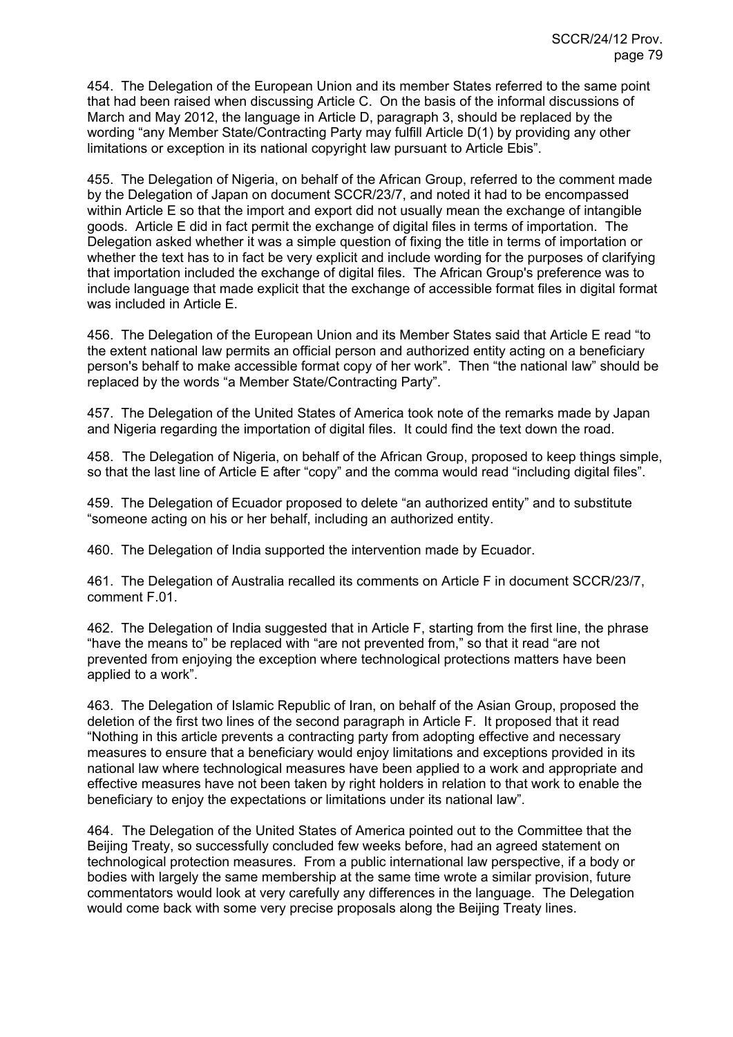454. The Delegation of the European Union and its member States referred to the same point that had been raised when discussing Article C. On the basis of the informal discussions of March and May 2012, the language in Article D, paragraph 3, should be replaced by the wording "any Member State/Contracting Party may fulfill Article D(1) by providing any other limitations or exception in its national copyright law pursuant to Article Ebis".

455. The Delegation of Nigeria, on behalf of the African Group, referred to the comment made by the Delegation of Japan on document SCCR/23/7, and noted it had to be encompassed within Article E so that the import and export did not usually mean the exchange of intangible goods. Article E did in fact permit the exchange of digital files in terms of importation. The Delegation asked whether it was a simple question of fixing the title in terms of importation or whether the text has to in fact be very explicit and include wording for the purposes of clarifying that importation included the exchange of digital files. The African Group's preference was to include language that made explicit that the exchange of accessible format files in digital format was included in Article E.

456. The Delegation of the European Union and its Member States said that Article E read "to the extent national law permits an official person and authorized entity acting on a beneficiary person's behalf to make accessible format copy of her work". Then "the national law" should be replaced by the words "a Member State/Contracting Party".

457. The Delegation of the United States of America took note of the remarks made by Japan and Nigeria regarding the importation of digital files. It could find the text down the road.

458. The Delegation of Nigeria, on behalf of the African Group, proposed to keep things simple, so that the last line of Article E after "copy" and the comma would read "including digital files".

459. The Delegation of Ecuador proposed to delete "an authorized entity" and to substitute "someone acting on his or her behalf, including an authorized entity.

460. The Delegation of India supported the intervention made by Ecuador.

461. The Delegation of Australia recalled its comments on Article F in document SCCR/23/7, comment F.01.

462. The Delegation of India suggested that in Article F, starting from the first line, the phrase "have the means to" be replaced with "are not prevented from," so that it read "are not prevented from enjoying the exception where technological protections matters have been applied to a work".

463. The Delegation of Islamic Republic of Iran, on behalf of the Asian Group, proposed the deletion of the first two lines of the second paragraph in Article F. It proposed that it read "Nothing in this article prevents a contracting party from adopting effective and necessary measures to ensure that a beneficiary would enjoy limitations and exceptions provided in its national law where technological measures have been applied to a work and appropriate and effective measures have not been taken by right holders in relation to that work to enable the beneficiary to enjoy the expectations or limitations under its national law".

464. The Delegation of the United States of America pointed out to the Committee that the Beijing Treaty, so successfully concluded few weeks before, had an agreed statement on technological protection measures. From a public international law perspective, if a body or bodies with largely the same membership at the same time wrote a similar provision, future commentators would look at very carefully any differences in the language. The Delegation would come back with some very precise proposals along the Beijing Treaty lines.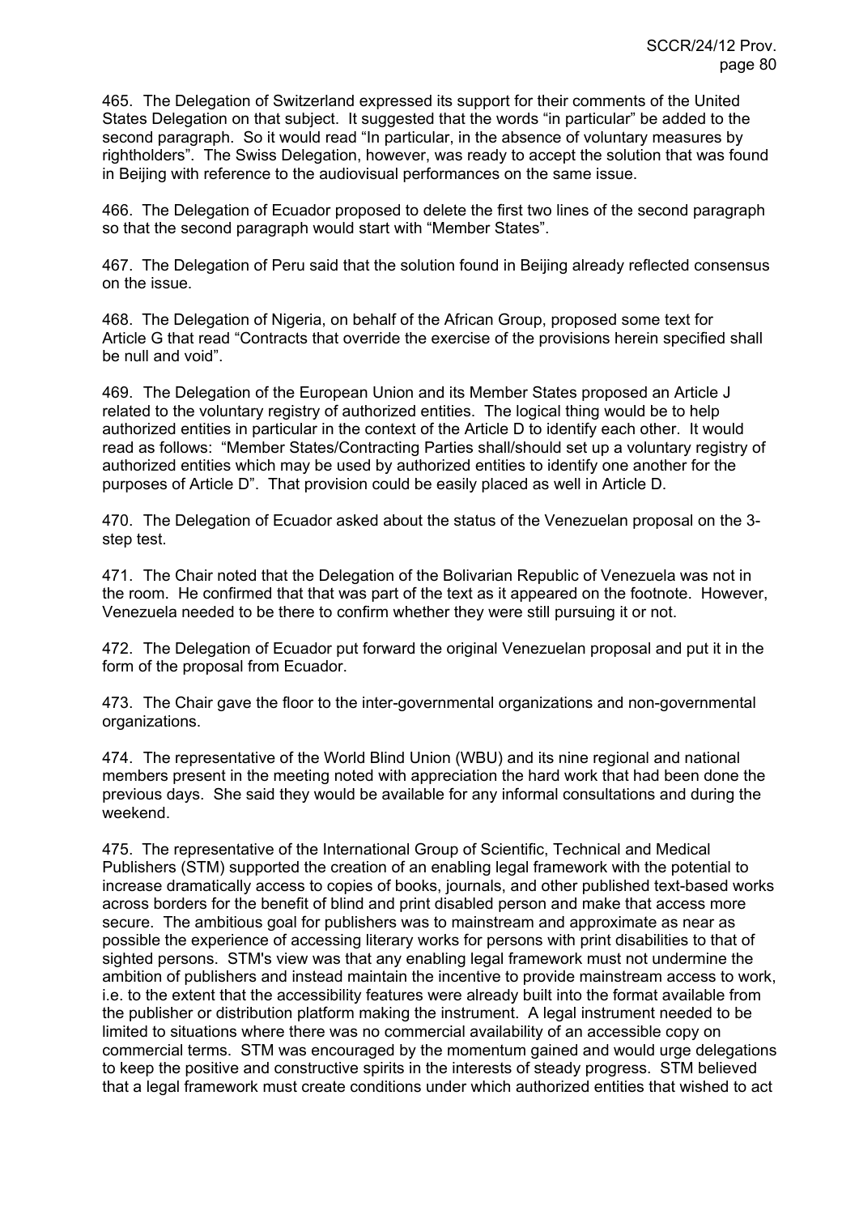465. The Delegation of Switzerland expressed its support for their comments of the United States Delegation on that subject. It suggested that the words "in particular" be added to the second paragraph. So it would read "In particular, in the absence of voluntary measures by rightholders". The Swiss Delegation, however, was ready to accept the solution that was found in Beijing with reference to the audiovisual performances on the same issue.

466. The Delegation of Ecuador proposed to delete the first two lines of the second paragraph so that the second paragraph would start with "Member States".

467. The Delegation of Peru said that the solution found in Beijing already reflected consensus on the issue.

468. The Delegation of Nigeria, on behalf of the African Group, proposed some text for Article G that read "Contracts that override the exercise of the provisions herein specified shall be null and void".

469. The Delegation of the European Union and its Member States proposed an Article J related to the voluntary registry of authorized entities. The logical thing would be to help authorized entities in particular in the context of the Article D to identify each other. It would read as follows: "Member States/Contracting Parties shall/should set up a voluntary registry of authorized entities which may be used by authorized entities to identify one another for the purposes of Article D". That provision could be easily placed as well in Article D.

470. The Delegation of Ecuador asked about the status of the Venezuelan proposal on the 3-step test.

471. The Chair noted that the Delegation of the Bolivarian Republic of Venezuela was not in the room. He confirmed that that was part of the text as it appeared on the footnote. However, Venezuela needed to be there to confirm whether they were still pursuing it or not.

472. The Delegation of Ecuador put forward the original Venezuelan proposal and put it in the form of the proposal from Ecuador.

473. The Chair gave the floor to the inter-governmental organizations and non-governmental organizations.

474. The representative of the World Blind Union (WBU) and its nine regional and national members present in the meeting noted with appreciation the hard work that had been done the previous days. She said they would be available for any informal consultations and during the weekend.

475. The representative of the International Group of Scientific, Technical and Medical Publishers (STM) supported the creation of an enabling legal framework with the potential to increase dramatically access to copies of books, journals, and other published text-based works across borders for the benefit of blind and print disabled person and make that access more secure. The ambitious goal for publishers was to mainstream and approximate as near as possible the experience of accessing literary works for persons with print disabilities to that of sighted persons. STM's view was that any enabling legal framework must not undermine the ambition of publishers and instead maintain the incentive to provide mainstream access to work, i.e. to the extent that the accessibility features were already built into the format available from the publisher or distribution platform making the instrument. A legal instrument needed to be limited to situations where there was no commercial availability of an accessible copy on commercial terms. STM was encouraged by the momentum gained and would urge delegations to keep the positive and constructive spirits in the interests of steady progress. STM believed that a legal framework must create conditions under which authorized entities that wished to act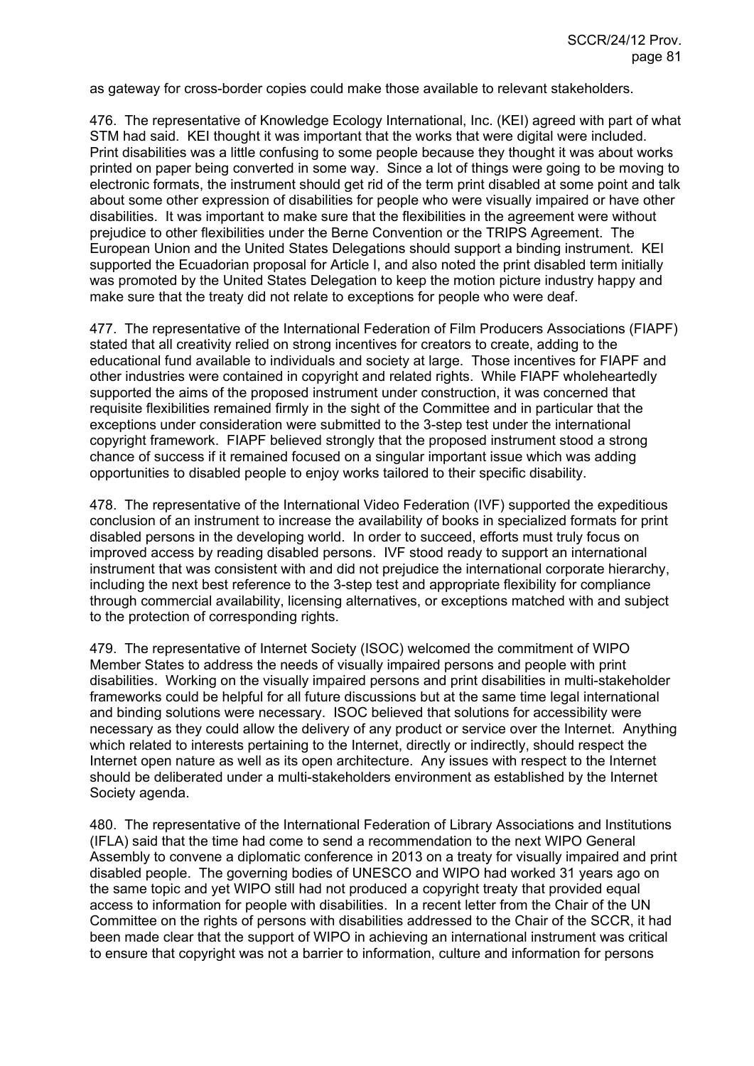as gateway for cross-border copies could make those available to relevant stakeholders.

476. The representative of Knowledge Ecology International, Inc. (KEI) agreed with part of what STM had said. KEI thought it was important that the works that were digital were included. Print disabilities was a little confusing to some people because they thought it was about works printed on paper being converted in some way. Since a lot of things were going to be moving to electronic formats, the instrument should get rid of the term print disabled at some point and talk about some other expression of disabilities for people who were visually impaired or have other disabilities. It was important to make sure that the flexibilities in the agreement were without prejudice to other flexibilities under the Berne Convention or the TRIPS Agreement. The European Union and the United States Delegations should support a binding instrument. KEI supported the Ecuadorian proposal for Article I, and also noted the print disabled term initially was promoted by the United States Delegation to keep the motion picture industry happy and make sure that the treaty did not relate to exceptions for people who were deaf.

477. The representative of the International Federation of Film Producers Associations (FIAPF) stated that all creativity relied on strong incentives for creators to create, adding to the educational fund available to individuals and society at large. Those incentives for FIAPF and other industries were contained in copyright and related rights. While FIAPF wholeheartedly supported the aims of the proposed instrument under construction, it was concerned that requisite flexibilities remained firmly in the sight of the Committee and in particular that the exceptions under consideration were submitted to the 3-step test under the international copyright framework. FIAPF believed strongly that the proposed instrument stood a strong chance of success if it remained focused on a singular important issue which was adding opportunities to disabled people to enjoy works tailored to their specific disability.

478. The representative of the International Video Federation (IVF) supported the expeditious conclusion of an instrument to increase the availability of books in specialized formats for print disabled persons in the developing world. In order to succeed, efforts must truly focus on improved access by reading disabled persons. IVF stood ready to support an international instrument that was consistent with and did not prejudice the international corporate hierarchy, including the next best reference to the 3-step test and appropriate flexibility for compliance through commercial availability, licensing alternatives, or exceptions matched with and subject to the protection of corresponding rights.

479. The representative of Internet Society (ISOC) welcomed the commitment of WIPO Member States to address the needs of visually impaired persons and people with print disabilities. Working on the visually impaired persons and print disableds in multi-stakeholder frameworks could be helpful for all future discussions but at the same time legal international and binding solutions were necessary. ISOC believed that solutions for accessibility were necessary as they could allow the delivery of any product or service over the Internet. Anything which related to interests pertaining to the Internet, directly or indirectly, should respect the Internet open nature as well as its open architecture. Any issues with respect to the Internet should be deliberated under a multi-stakeholders environment as established by the Internet Society agenda.

480. The representative of the International Federation of Library Associations and Institutions (IFLA) said that the time had come to send a recommendation to the next WIPO General Assembly to convene a diplomatic conference in 2013 on a treaty for visually impaired and print disabled people. The governing bodies of UNESCO and WIPO had worked 31 years ago on the same topic and yet WIPO still had not produced a copyright treaty that provided equal access to information for people with disabilities. In a recent letter from the Chair of the UN Committee on the rights of persons with disabilities addressed to the Chair of the SCCR, it had been made clear that the support of WIPO in achieving an international instrument was critical to ensure that copyright was not a barrier to information, culture and information for persons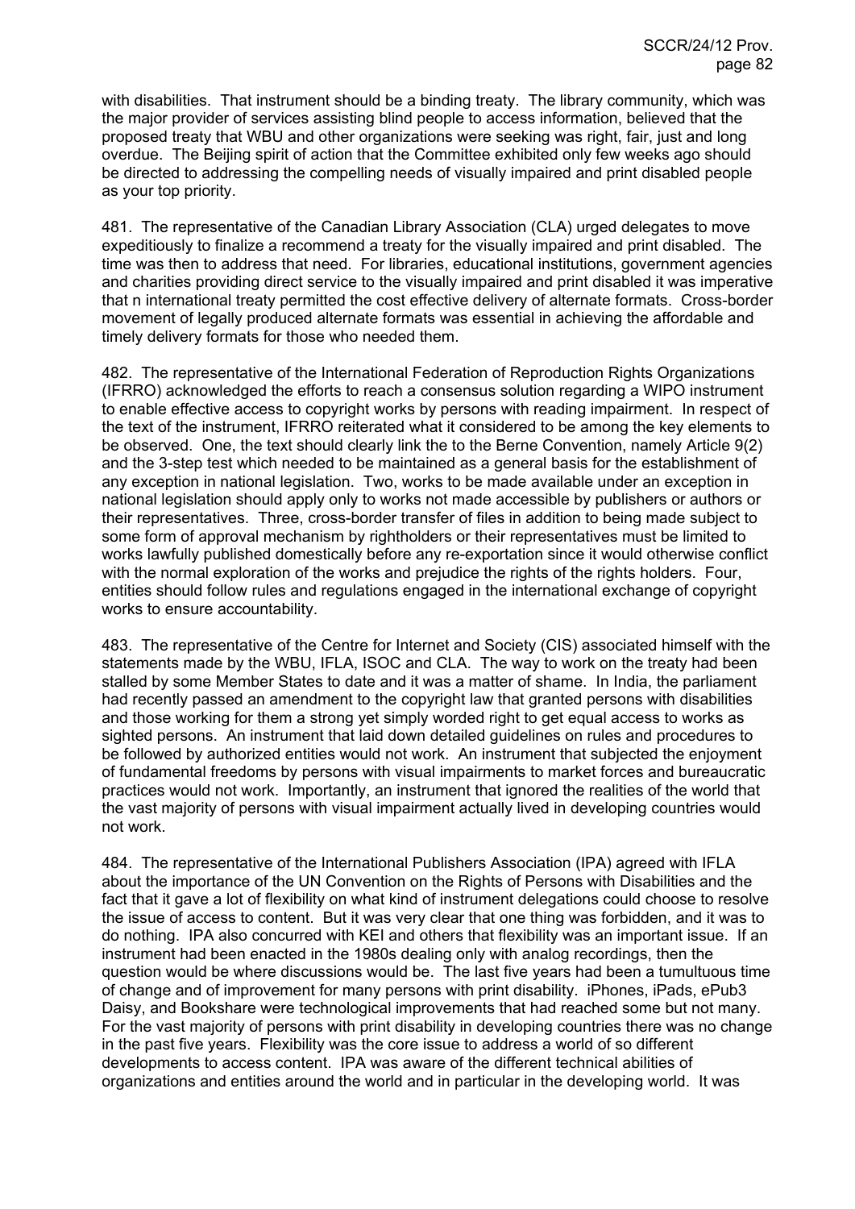with disabilities. That instrument should be a binding treaty. The library community, which was the major provider of services assisting blind people to access information, believed that the proposed treaty that WBU and other organizations were seeking was right, fair, just and long overdue. The Beijing spirit of action that the Committee exhibited only few weeks ago should be directed to addressing the compelling needs of visually impaired and print disabled people as your top priority.

481. The representative of the Canadian Library Association (CLA) urged delegates to move expeditiously to finalize a recommend a treaty for the visually impaired and print disabled. The time was then to address that need. For libraries, educational institutions, government agencies and charities providing direct service to the visually impaired and print disabled it was imperative that n international treaty permitted the cost effective delivery of alternate formats. Cross-border movement of legally produced alternate formats was essential in achieving the affordable and timely delivery formats for those who needed them.

482. The representative of the International Federation of Reproduction Rights Organizations (IFRRO) acknowledged the efforts to reach a consensus solution regarding a WIPO instrument to enable effective access to copyright works by persons with reading impairment. In respect of the text of the instrument, IFRRO reiterated what it considered to be among the key elements to be observed. One, the text should clearly link the to the Berne Convention, namely Article 9(2) and the 3-step test which needed to be maintained as a general basis for the establishment of any exception in national legislation. Two, works to be made available under an exception in national legislation should apply only to works not made accessible by publishers or authors or their representatives. Three, cross-border transfer of files in addition to being made subject to some form of approval mechanism by rightholders or their representatives must be limited to works lawfully published domestically before any re-exportation since it would otherwise conflict with the normal exploration of the works and prejudice the rights of the rights holders. Four, entities should follow rules and regulations engaged in the international exchange of copyright works to ensure accountability.

483. The representative of the Centre for Internet and Society (CIS) associated himself with the statements made by the WBU, IFLA, ISOC and CLA. The way to work on the treaty had been stalled by some Member States to date and it was a matter of shame. In India, the parliament had recently passed an amendment to the copyright law that granted persons with disabilities and those working for them a strong yet simply worded right to get equal access to works as sighted persons. An instrument that laid down detailed guidelines on rules and procedures to be followed by authorized entities would not work. An instrument that subjected the enjoyment of fundamental freedoms by persons with visual impairments to market forces and bureaucratic practices would not work. Importantly, an instrument that ignored the realities of the world that the vast majority of persons with visual impairment actually lived in developing countries would not work.

484. The representative of the International Publishers Association (IPA) agreed with IFLA about the importance of the UN Convention on the Rights of Persons with Disabilities and the fact that it gave a lot of flexibility on what kind of instrument delegations could choose to resolve the issue of access to content. But it was very clear that one thing was forbidden, and it was to do nothing. IPA also concurred with KEI and others that flexibility was an important issue. If an instrument had been enacted in the 1980s dealing only with analog recordings, then the question would be where discussions would be. The last five years had been a tumultuous time of change and of improvement for many persons with print disability. iPhones, iPads, ePub3 Daisy, and Bookshare were technological improvements that had reached some but not many. For the vast majority of persons with print disability in developing countries there was no change in the past five years. Flexibility was the core issue to address a world of so different developments to access content. IPA was aware of the different technical abilities of organizations and entities around the world and in particular in the developing world. It was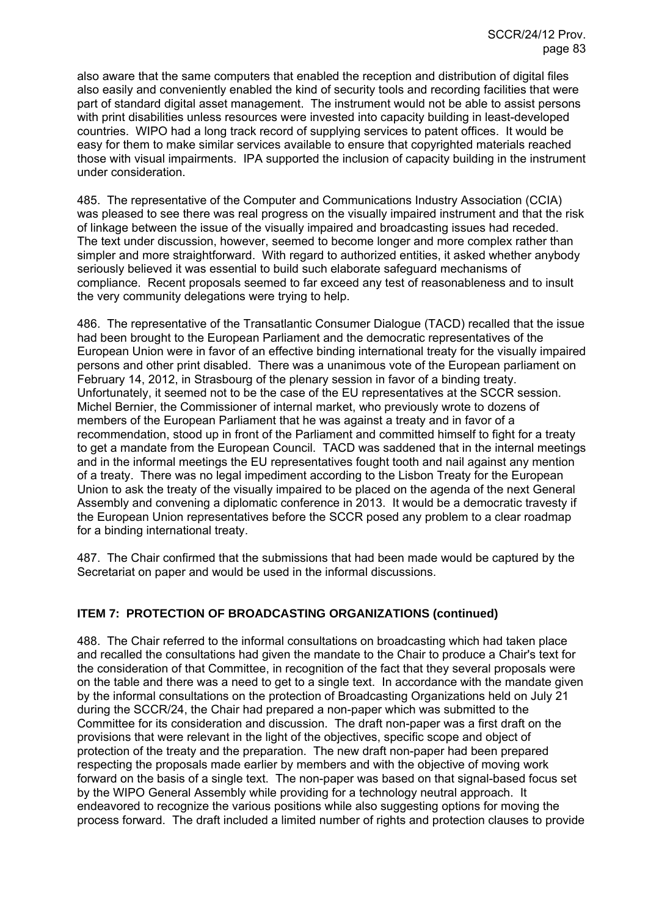also aware that the same computers that enabled the reception and distribution of digital files also easily and conveniently enabled the kind of security tools and recording facilities that were part of standard digital asset management. The instrument would not be able to assist persons with print disabilities unless resources were invested into capacity building in least-developed countries. WIPO had a long track record of supplying services to patent offices. It would be easy for them to make similar services available to ensure that copyrighted materials reached those with visual impairments. IPA supported the inclusion of capacity building in the instrument under consideration.

485. The representative of the Computer and Communications Industry Association (CCIA) was pleased to see there was real progress on the visually impaired instrument and that the risk of linkage between the issue of the visually impaired and broadcasting issues had receded. The text under discussion, however, seemed to become longer and more complex rather than simpler and more straightforward. With regard to authorized entities, it asked whether anybody seriously believed it was essential to build such elaborate safeguard mechanisms of compliance. Recent proposals seemed to far exceed any test of reasonableness and to insult the very community delegations were trying to help.

486. The representative of the Transatlantic Consumer Dialogue (TACD) recalled that the issue had been brought to the European Parliament and the democratic representatives of the European Union were in favor of an effective binding international treaty for the visually impaired persons and other print disabled. There was a unanimous vote of the European parliament on February 14, 2012, in Strasbourg of the plenary session in favor of a binding treaty. Unfortunately, it seemed not to be the case of the EU representatives at the SCCR session. Michel Bernier, the Commissioner of internal market, who previously wrote to dozens of members of the European Parliament that he was against a treaty and in favor of a recommendation, stood up in front of the Parliament and committed himself to fight for a treaty to get a mandate from the European Council. TACD was saddened that in the internal meetings and in the informal meetings the EU representatives fought tooth and nail against any mention of a treaty. There was no legal impediment according to the Lisbon Treaty for the European Union to ask the treaty of the visually impaired to be placed on the agenda of the next General Assembly and convening a diplomatic conference in 2013. It would be a democratic travesty if the European Union representatives before the SCCR posed any problem to a clear roadmap for a binding international treaty.

487. The Chair confirmed that the submissions that had been made would be captured by the Secretariat on paper and would be used in the informal discussions.

### ITEM 7: PROTECTION OF BROADCASTING ORGANIZATIONS (continued)

488. The Chair referred to the informal consultations on broadcasting which had taken place and recalled the consultations had given the mandate to the Chair to produce a Chair's text for the consideration of that Committee, in recognition of the fact that they several proposals were on the table and there was a need to get to a single text. In accordance with the mandate given by the informal consultations on the protection of Broadcasting Organizations held on July 21 during the SCCR/24, the Chair had prepared a non-paper which was submitted to the Committee for its consideration and discussion. The draft non-paper was a first draft on the provisions that were relevant in the light of the objectives, specific scope and object of protection of the treaty and the preparation. The new draft non-paper had been prepared respecting the proposals made earlier by members and with the objective of moving work forward on the basis of a single text. The non-paper was based on that signal-based focus set by the WIPO General Assembly while providing for a technology neutral approach. It endeavored to recognize the various positions while also suggesting options for moving the process forward. The draft included a limited number of rights and protection clauses to provide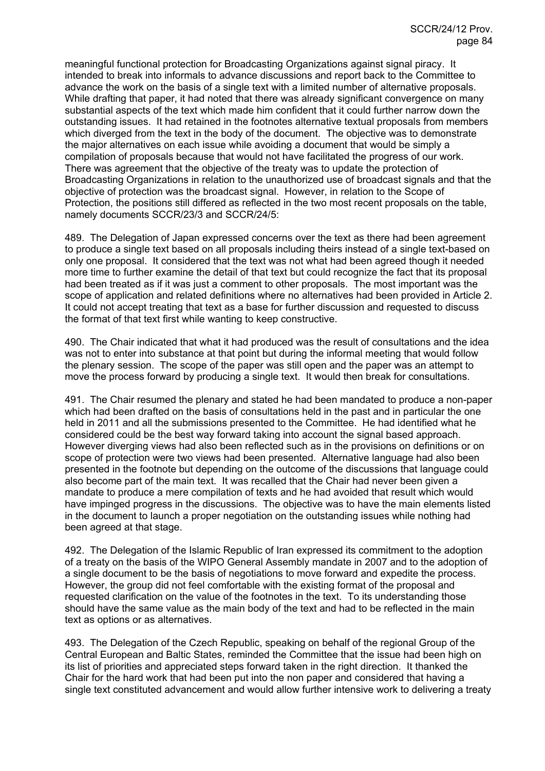meaningful functional protection for Broadcasting Organizations against signal piracy. It intended to break into informals to advance discussions and report back to the Committee to advance the work on the basis of a single text with a limited number of alternative proposals. While drafting that paper, it had noted that there was already significant convergence on many substantial aspects of the text which made him confident that it could further narrow down the outstanding issues. It had retained in the footnotes alternative textual proposals from members which diverged from the text in the body of the document. The objective was to demonstrate the major alternatives on each issue while avoiding a document that would be simply a compilation of proposals because that would not have facilitated the progress of our work. There was agreement that the objective of the treaty was to update the protection of Broadcasting Organizations in relation to the unauthorized use of broadcast signals and that the objective of protection was the broadcast signal. However, in relation to the Scope of Protection, the positions still differed as reflected in the two most recent proposals on the table, namely documents SCCR/23/3 and SCCR/24/5:

489. The Delegation of Japan expressed concerns over the text as there had been agreement to produce a single text based on all proposals including theirs instead of a single text-based on only one proposal. It considered that the text was not what had been agreed though it needed more time to further examine the detail of that text but could recognize the fact that its proposal had been treated as if it was just a comment to other proposals. The most important was the scope of application and related definitions where no alternatives had been provided in Article 2. It could not accept treating that text as a base for further discussion and requested to discuss the format of that text first while wanting to keep constructive.

490. The Chair indicated that what it had produced was the result of consultations and the idea was not to enter into substance at that point but during the informal meeting that would follow the plenary session. The scope of the paper was still open and the paper was an attempt to move the process forward by producing a single text. It would then break for consultations.

491. The Chair resumed the plenary and stated he had been mandated to produce a non-paper which had been drafted on the basis of consultations held in the past and in particular the one held in 2011 and all the submissions presented to the Committee. He had identified what he considered could be the best way forward taking into account the signal based approach. However diverging views had also been reflected such as in the provisions on definitions or on scope of protection were two views had been presented. Alternative language had also been presented in the footnote but depending on the outcome of the discussions that language could also become part of the main text. It was recalled that the Chair had never been given a mandate to produce a mere compilation of texts and he had avoided that result which would have impinged progress in the discussions. The objective was to have the main elements listed in the document to launch a proper negotiation on the outstanding issues while nothing had been agreed at that stage.

492. The Delegation of the Islamic Republic of Iran expressed its commitment to the adoption of a treaty on the basis of the WIPO General Assembly mandate in 2007 and to the adoption of a single document to be the basis of negotiations to move forward and expedite the process. However, the group did not feel comfortable with the existing format of the proposal and requested clarification on the value of the footnotes in the text. To its understanding those should have the same value as the main body of the text and had to be reflected in the main text as options or as alternatives.

493. The Delegation of the Czech Republic, speaking on behalf of the regional Group of the Central European and Baltic States, reminded the Committee that the issue had been high on its list of priorities and appreciated steps forward taken in the right direction. It thanked the Chair for the hard work that had been put into the non paper and considered that having a single text constituted advancement and would allow further intensive work to delivering a treaty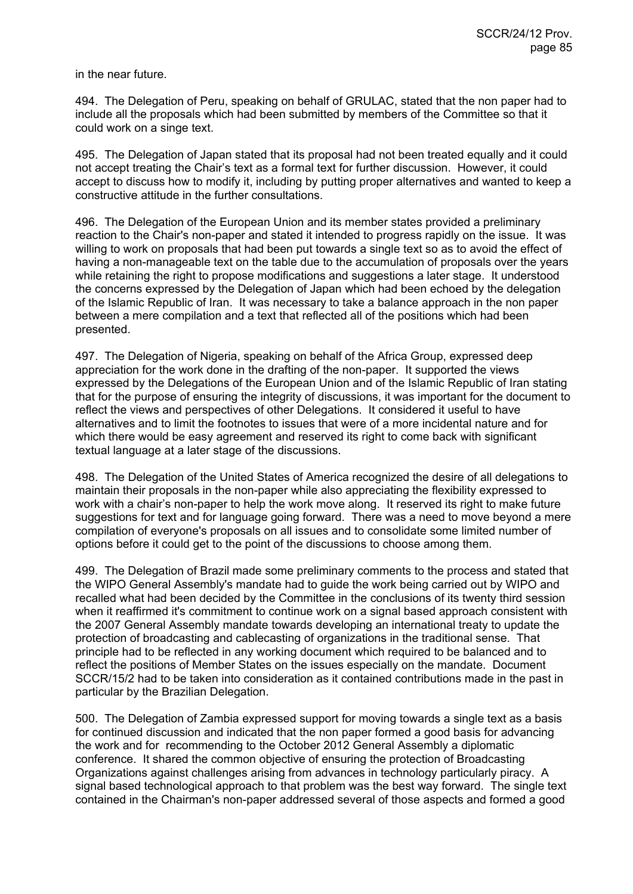in the near future.

494. The Delegation of Peru, speaking on behalf of GRULAC, stated that the non paper had to include all the proposals which had been submitted by members of the Committee so that it could work on a singe text.

495. The Delegation of Japan stated that its proposal had not been treated equally and it could not accept treating the Chair's text as a formal text for further discussion. However, it could accept to discuss how to modify it, including by putting proper alternatives and wanted to keep a constructive attitude in the further consultations.

496. The Delegation of the European Union and its member states provided a preliminary reaction to the Chair's non-paper and stated it intended to progress rapidly on the issue. It was willing to work on proposals that had been put towards a single text so as to avoid the effect of having a non-manageable text on the table due to the accumulation of proposals over the years while retaining the right to propose modifications and suggestions a later stage. It understood the concerns expressed by the Delegation of Japan which had been echoed by the delegation of the Islamic Republic of Iran. It was necessary to take a balance approach in the non paper between a mere compilation and a text that reflected all of the positions which had been presented.

497. The Delegation of Nigeria, speaking on behalf of the Africa Group, expressed deep appreciation for the work done in the drafting of the non-paper. It supported the views expressed by the Delegations of the European Union and of the Islamic Republic of Iran stating that for the purpose of ensuring the integrity of discussions, it was important for the document to reflect the views and perspectives of other Delegations. It considered it useful to have alternatives and to limit the footnotes to issues that were of a more incidental nature and for which there would be easy agreement and reserved its right to come back with significant textual language at a later stage of the discussions.

498. The Delegation of the United States of America recognized the desire of all delegations to maintain their proposals in the non-paper while also appreciating the flexibility expressed to work with a chair's non-paper to help the work move along. It reserved its right to make future suggestions for text and for language going forward. There was a need to move beyond a mere compilation of everyone's proposals on all issues and to consolidate some limited number of options before it could get to the point of the discussions to choose among them.

499. The Delegation of Brazil made some preliminary comments to the process and stated that the WIPO General Assembly's mandate had to guide the work being carried out by WIPO and recalled what had been decided by the Committee in the conclusions of its twenty third session when it reaffirmed it's commitment to continue work on a signal based approach consistent with the 2007 General Assembly mandate towards developing an international treaty to update the protection of broadcasting and cablecasting of organizations in the traditional sense. That principle had to be reflected in any working document which required to be balanced and to reflect the positions of Member States on the issues especially on the mandate. Document SCCR/15/2 had to be taken into consideration as it contained contributions made in the past in particular by the Brazilian Delegation.

500. The Delegation of Zambia expressed support for moving towards a single text as a basis for continued discussion and indicated that the non paper formed a good basis for advancing the work and for recommending to the October 2012 General Assembly a diplomatic conference. It shared the common objective of ensuring the protection of Broadcasting Organizations against challenges arising from advances in technology particularly piracy. A signal based technological approach to that problem was the best way forward. The single text contained in the Chairman's non-paper addressed several of those aspects and formed a good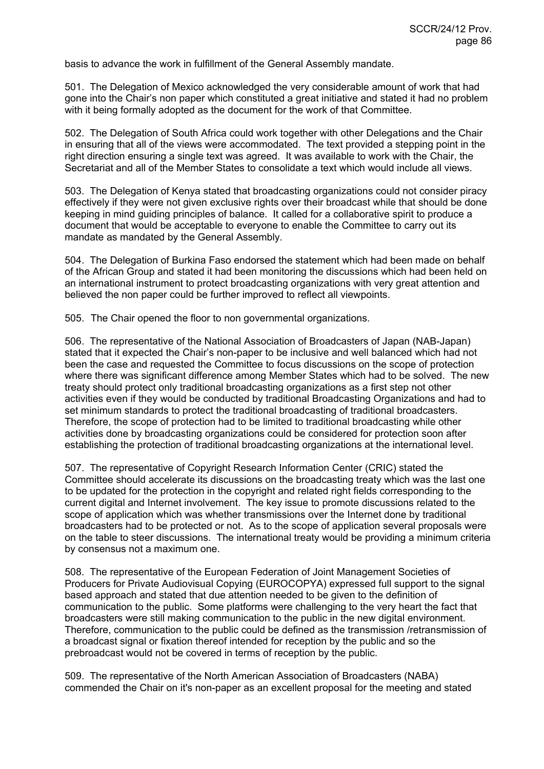basis to advance the work in fulfillment of the General Assembly mandate.

501. The Delegation of Mexico acknowledged the very considerable amount of work that had gone into the Chair's non paper which constituted a great initiative and stated it had no problem with it being formally adopted as the document for the work of that Committee.

502. The Delegation of South Africa could work together with other Delegations and the Chair in ensuring that all of the views were accommodated. The text provided a stepping point in the right direction ensuring a single text was agreed. It was available to work with the Chair, the Secretariat and all of the Member States to consolidate a text which would include all views.

503. The Delegation of Kenya stated that broadcasting organizations could not consider piracy effectively if they were not given exclusive rights over their broadcast while that should be done keeping in mind guiding principles of balance. It called for a collaborative spirit to produce a document that would be acceptable to everyone to enable the Committee to carry out its mandate as mandated by the General Assembly.

504. The Delegation of Burkina Faso endorsed the statement which had been made on behalf of the African Group and stated it had been monitoring the discussions which had been held on an international instrument to protect broadcasting organizations with very great attention and believed the non paper could be further improved to reflect all viewpoints.

505. The Chair opened the floor to non governmental organizations.

506. The representative of the National Association of Broadcasters of Japan (NAB-Japan) stated that it expected the Chair's non-paper to be inclusive and well balanced which had not been the case and requested the Committee to focus discussions on the scope of protection where there was significant difference among Member States which had to be solved. The new treaty should protect only traditional broadcasting organizations as a first step not other activities even if they would be conducted by traditional Broadcasting Organizations and had to set minimum standards to protect the traditional broadcasting of traditional broadcasters. Therefore, the scope of protection had to be limited to traditional broadcasting while other activities done by broadcasting organizations could be considered for protection soon after establishing the protection of traditional broadcasting organizations at the international level.

507. The representative of Copyright Research Information Center (CRIC) stated the Committee should accelerate its discussions on the broadcasting treaty which was the last one to be updated for the protection in the copyright and related right fields corresponding to the current digital and Internet involvement. The key issue to promote discussions related to the scope of application which was whether transmissions over the Internet done by traditional broadcasters had to be protected or not. As to the scope of application several proposals were on the table to steer discussions. The international treaty would be providing a minimum criteria by consensus not a maximum one.

508. The representative of the European Federation of Joint Management Societies of Producers for Private Audiovisual Copying (EUROCOPYA) expressed full support to the signal based approach and stated that due attention needed to be given to the definition of communication to the public. Some platforms were challenging to the very heart the fact that broadcasters were still making communication to the public in the new digital environment. Therefore, communication to the public could be defined as the transmission /retransmission of a broadcast signal or fixation thereof intended for reception by the public and so the prebroadcast would not be covered in terms of reception by the public.

509. The representative of the North American Association of Broadcasters (NABA) commended the Chair on it's non-paper as an excellent proposal for the meeting and stated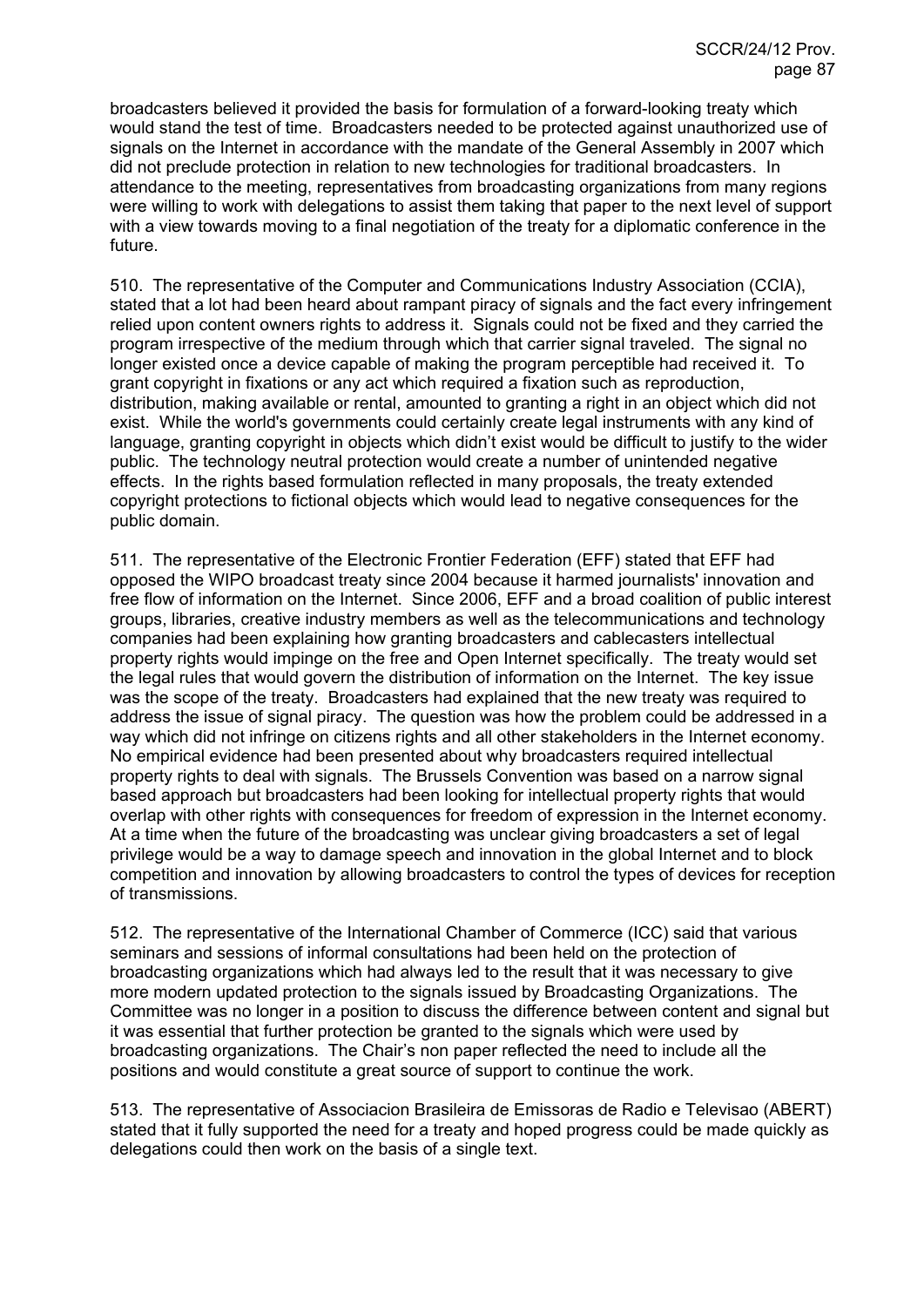broadcasters believed it provided the basis for formulation of a forward-looking treaty which would stand the test of time. Broadcasters needed to be protected against unauthorized use of signals on the Internet in accordance with the mandate of the General Assembly in 2007 which did not preclude protection in relation to new technologies for traditional broadcasters. In attendance to the meeting, representatives from broadcasting organizations from many regions were willing to work with delegations to assist them taking that paper to the next level of support with a view towards moving to a final negotiation of the treaty for a diplomatic conference in the future.

510. The representative of the Computer and Communications Industry Association (CCIA), stated that a lot had been heard about rampant piracy of signals and the fact every infringement relied upon content owners rights to address it. Signals could not be fixed and they carried the program irrespective of the medium through which that carrier signal traveled. The signal no longer existed once a device capable of making the program perceptible had received it. To grant copyright in fixations or any act which required a fixation such as reproduction, distribution, making available or rental, amounted to granting a right in an object which did not exist. While the world's governments could certainly create legal instruments with any kind of language, granting copyright in objects which didn't exist would be difficult to justify to the wider public. The technology neutral protection would create a number of unintended negative effects. In the rights based formulation reflected in many proposals, the treaty extended copyright protections to fictional objects which would lead to negative consequences for the public domain.

511. The representative of the Electronic Frontier Federation (EFF) stated that EFF had opposed the WIPO broadcast treaty since 2004 because it harmed journalists' innovation and free flow of information on the Internet. Since 2006, EFF and a broad coalition of public interest groups, libraries, creative industry members as well as the telecommunications and technology companies had been explaining how granting broadcasters and cablecasters intellectual property rights would impinge on the free and Open Internet specifically. The treaty would set the legal rules that would govern the distribution of information on the Internet. The key issue was the scope of the treaty. Broadcasters had explained that the new treaty was required to address the issue of signal piracy. The question was how the problem could be addressed in a way which did not infringe on citizens rights and all other stakeholders in the Internet economy. No empirical evidence had been presented about why broadcasters required intellectual property rights to deal with signals. The Brussels Convention was based on a narrow signal based approach but broadcasters had been looking for intellectual property rights that would overlap with other rights with consequences for freedom of expression in the Internet economy. At a time when the future of the broadcasting was unclear giving broadcasters a set of legal privilege would be a way to damage speech and innovation in the global Internet and to block competition and innovation by allowing broadcasters to control the types of devices for reception of transmissions.

512. The representative of the International Chamber of Commerce (ICC) said that various seminars and sessions of informal consultations had been held on the protection of broadcasting organizations which had always led to the result that it was necessary to give more modern updated protection to the signals issued by Broadcasting Organizations. The Committee was no longer in a position to discuss the difference between content and signal but it was essential that further protection be granted to the signals which were used by broadcasting organizations. The Chair's non paper reflected the need to include all the positions and would constitute a great source of support to continue the work.

513. The representative of Associacion Brasileira de Emissoras de Radio e Televisao (ABERT) stated that it fully supported the need for a treaty and hoped progress could be made quickly as delegations could then work on the basis of a single text.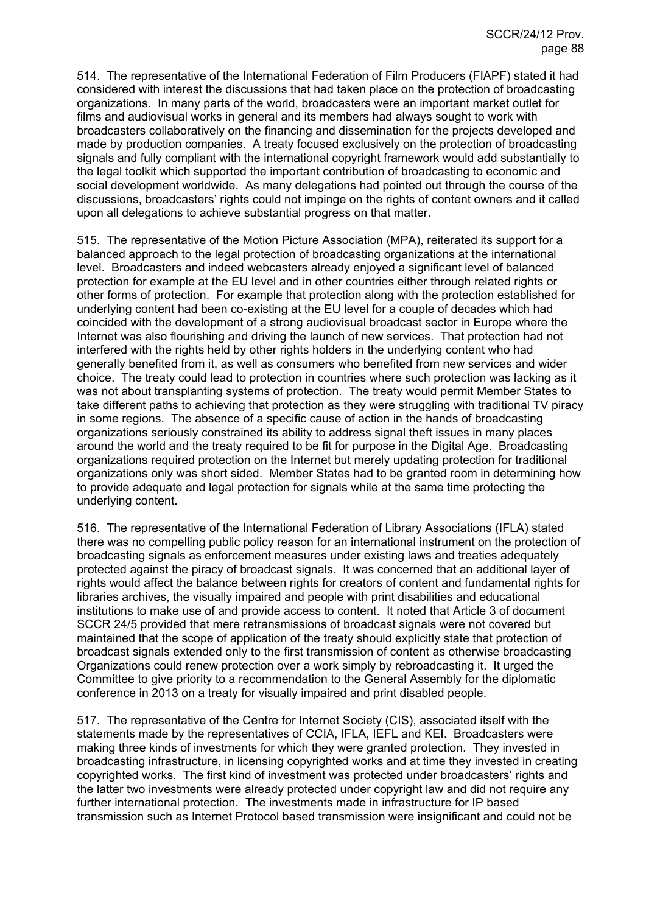514. The representative of the International Federation of Film Producers (FIAPF) stated it had considered with interest the discussions that had taken place on the protection of broadcasting organizations. In many parts of the world, broadcasters were an important market outlet for films and audiovisual works in general and its members had always sought to work with broadcasters collaboratively on the financing and dissemination for the projects developed and made by production companies. A treaty focused exclusively on the protection of broadcasting signals and fully compliant with the international copyright framework would add substantially to the legal toolkit which supported the important contribution of broadcasting to economic and social development worldwide. As many delegations had pointed out through the course of the discussions, broadcasters' rights could not impinge on the rights of content owners and it called upon all delegations to achieve substantial progress on that matter.

515. The representative of the Motion Picture Association (MPA), reiterated its support for a balanced approach to the legal protection of broadcasting organizations at the international level. Broadcasters and indeed webcasters already enjoyed a significant level of balanced protection for example at the EU level and in other countries either through related rights or other forms of protection. For example that protection along with the protection established for underlying content had been co-existing at the EU level for a couple of decades which had coincided with the development of a strong audiovisual broadcast sector in Europe where the Internet was also flourishing and driving the launch of new services. That protection had not interfered with the rights held by other rights holders in the underlying content who had generally benefited from it, as well as consumers who benefited from new services and wider choice. The treaty could lead to protection in countries where such protection was lacking as it was not about transplanting systems of protection. The treaty would permit Member States to take different paths to achieving that protection as they were struggling with traditional TV piracy in some regions. The absence of a specific cause of action in the hands of broadcasting organizations seriously constrained its ability to address signal theft issues in many places around the world and the treaty required to be fit for purpose in the Digital Age. Broadcasting organizations required protection on the Internet but merely updating protection for traditional organizations only was short sided. Member States had to be granted room in determining how to provide adequate and legal protection for signals while at the same time protecting the underlying content.

516. The representative of the International Federation of Library Associations (IFLA) stated there was no compelling public policy reason for an international instrument on the protection of broadcasting signals as enforcement measures under existing laws and treaties adequately protected against the piracy of broadcast signals. It was concerned that an additional layer of rights would affect the balance between rights for creators of content and fundamental rights for libraries archives, the visually impaired and people with print disabilities and educational institutions to make use of and provide access to content. It noted that Article 3 of document SCCR 24/5 provided that mere retransmissions of broadcast signals were not covered but maintained that the scope of application of the treaty should explicitly state that protection of broadcast signals extended only to the first transmission of content as otherwise broadcasting Organizations could renew protection over a work simply by rebroadcasting it. It urged the Committee to give priority to a recommendation to the General Assembly for the diplomatic conference in 2013 on a treaty for visually impaired and print disabled people.

517. The representative of the Centre for Internet Society (CIS), associated itself with the statements made by the representatives of CCIA, IFLA, IEFL and KEI. Broadcasters were making three kinds of investments for which they were granted protection. They invested in broadcasting infrastructure, in licensing copyrighted works and at time they invested in creating copyrighted works. The first kind of investment was protected under broadcasters' rights and the latter two investments were already protected under copyright law and did not require any further international protection. The investments made in infrastructure for IP based transmission such as Internet Protocol based transmission were insignificant and could not be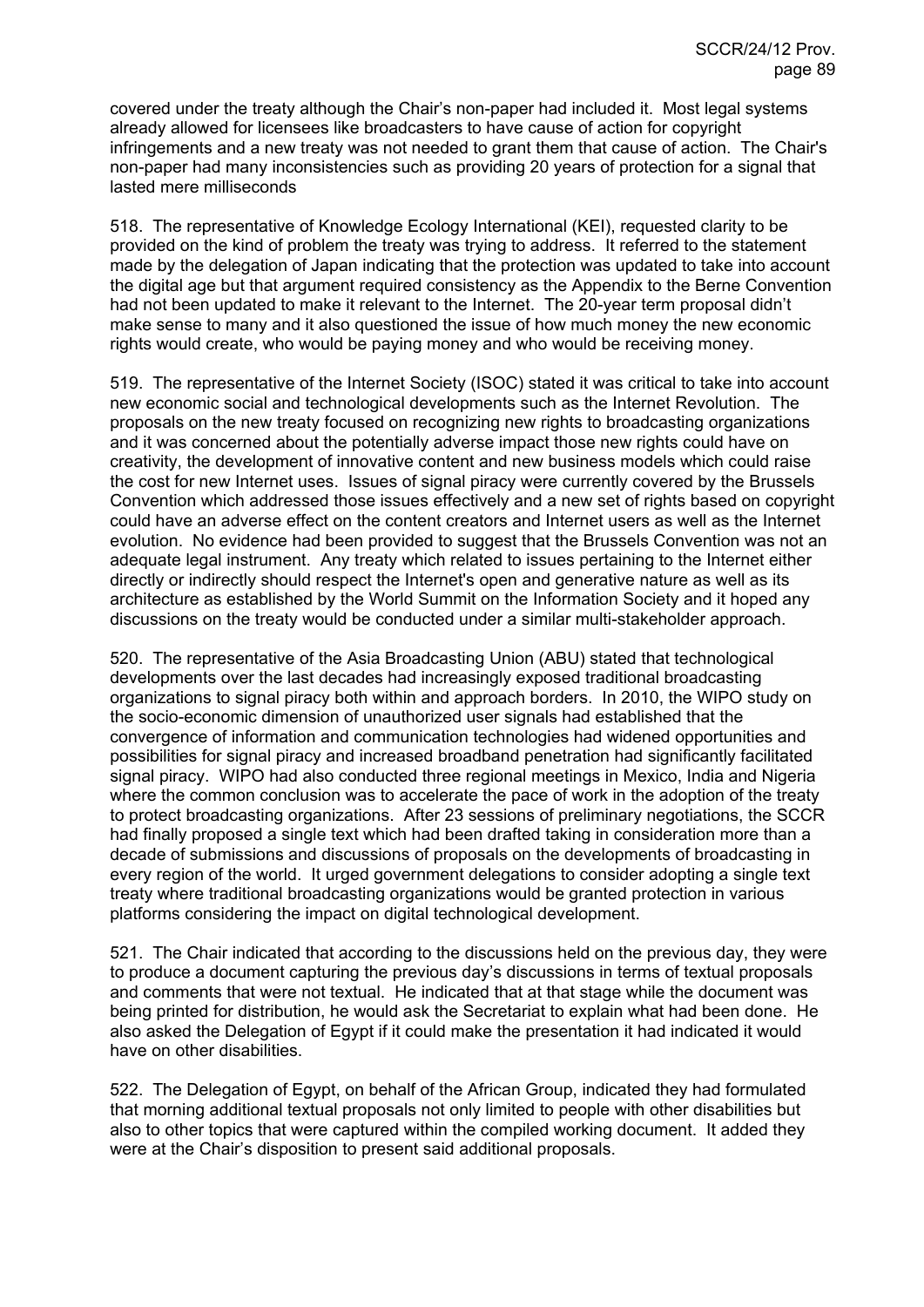covered under the treaty although the Chair's non-paper had included it. Most legal systems already allowed for licensees like broadcasters to have cause of action for copyright infringements and a new treaty was not needed to grant them that cause of action. The Chair's non-paper had many inconsistencies such as providing 20 years of protection for a signal that lasted mere milliseconds

518. The representative of Knowledge Ecology International (KEI), requested clarity to be provided on the kind of problem the treaty was trying to address. It referred to the statement made by the delegation of Japan indicating that the protection was updated to take into account the digital age but that argument required consistency as the Appendix to the Berne Convention had not been updated to make it relevant to the Internet. The 20-year term proposal didn't make sense to many and it also questioned the issue of how much money the new economic rights would create, who would be paying money and who would be receiving money.

519. The representative of the Internet Society (ISOC) stated it was critical to take into account new economic social and technological developments such as the Internet Revolution. The proposals on the new treaty focused on recognizing new rights to broadcasting organizations and it was concerned about the potentially adverse impact those new rights could have on creativity, the development of innovative content and new business models which could raise the cost for new Internet uses. Issues of signal piracy were currently covered by the Brussels Convention which addressed those issues effectively and a new set of rights based on copyright could have an adverse effect on the content creators and Internet users as well as the Internet evolution. No evidence had been provided to suggest that the Brussels Convention was not an adequate legal instrument. Any treaty which related to issues pertaining to the Internet either directly or indirectly should respect the Internet's open and generative nature as well as its architecture as established by the World Summit on the Information Society and it hoped any discussions on the treaty would be conducted under a similar multi-stakeholder approach.

520. The representative of the Asia Broadcasting Union (ABU) stated that technological developments over the last decades had increasingly exposed traditional broadcasting organizations to signal piracy both within and approach borders. In 2010, the WIPO study on the socio-economic dimension of unauthorized user signals had established that the convergence of information and communication technologies had widened opportunities and possibilities for signal piracy and increased broadband penetration had significantly facilitated signal piracy. WIPO had also conducted three regional meetings in Mexico, India and Nigeria where the common conclusion was to accelerate the pace of work in the adoption of the treaty to protect broadcasting organizations. After 23 sessions of preliminary negotiations, the SCCR had finally proposed a single text which had been drafted taking in consideration more than a decade of submissions and discussions of proposals on the developments of broadcasting in every region of the world. It urged government delegations to consider adopting a single text treaty where traditional broadcasting organizations would be granted protection in various platforms considering the impact on digital technological development.

521. The Chair indicated that according to the discussions held on the previous day, they were to produce a document capturing the previous day's discussions in terms of textual proposals and comments that were not textual. He indicated that at that stage while the document was being printed for distribution, he would ask the Secretariat to explain what had been done. He also asked the Delegation of Egypt if it could make the presentation it had indicated it would have on other disabilities.

522. The Delegation of Egypt, on behalf of the African Group, indicated they had formulated that morning additional textual proposals not only limited to people with other disabilities but also to other topics that were captured within the compiled working document. It added they were at the Chair's disposition to present said additional proposals.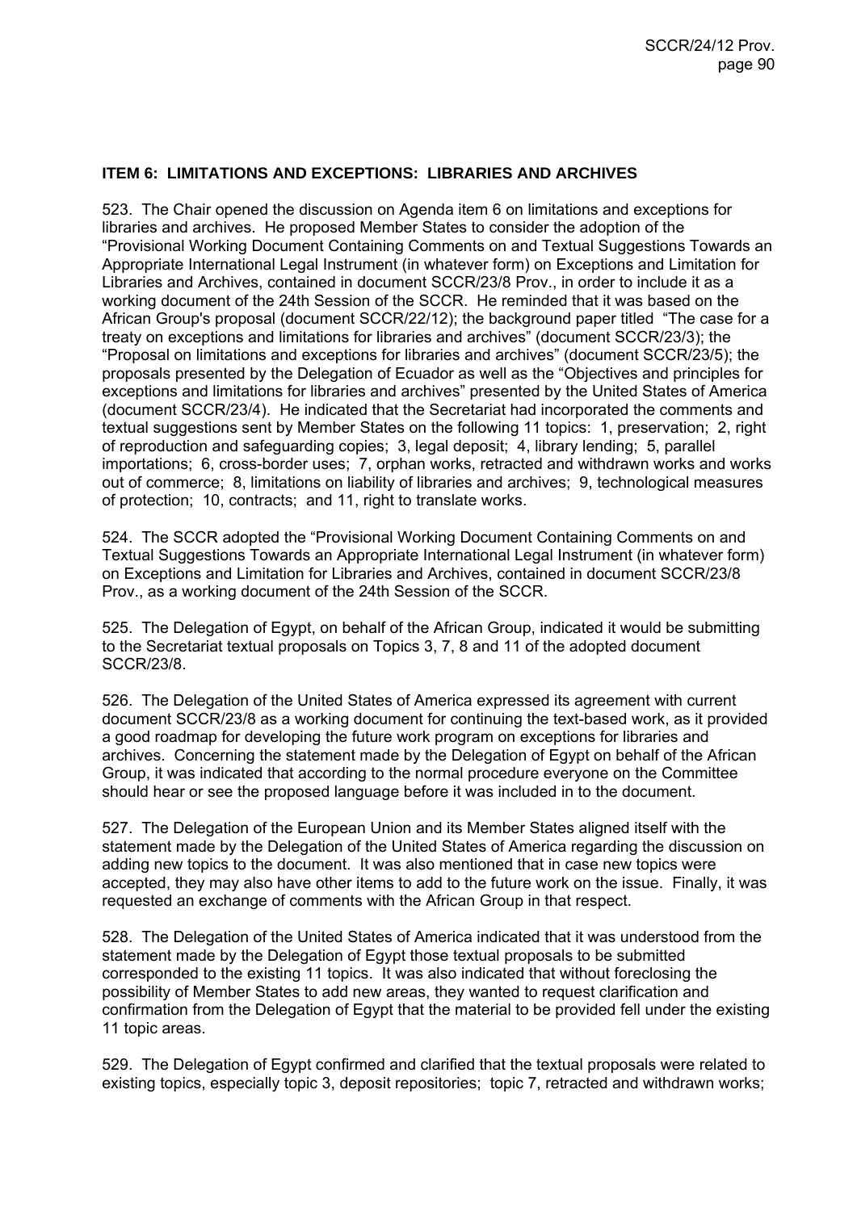### ITEM 6: LIMITATIONS AND EXCEPTIONS: LIBRARIES AND ARCHIVES

523. The Chair opened the discussion on Agenda item 6 on limitations and exceptions for libraries and archives. He proposed Member States to consider the adoption of the "Provisional Working Document Containing Comments on and Textual Suggestions Towards an Appropriate International Legal Instrument (in whatever form) on Exceptions and Limitation for Libraries and Archives, contained in document SCCR/23/8 Prov., in order to include it as a working document of the 24th Session of the SCCR. He reminded that it was based on the African Group's proposal (document SCCR/22/12); the background paper titled "The case for a treaty on exceptions and limitations for libraries and archives" (document SCCR/23/3); the "Proposal on limitations and exceptions for libraries and archives" (document SCCR/23/5); the proposals presented by the Delegation of Ecuador as well as the "Objectives and principles for exceptions and limitations for libraries and archives" presented by the United States of America (document SCCR/23/4). He indicated that the Secretariat had incorporated the comments and textual suggestions sent by Member States on the following 11 topics: 1, preservation; 2, right of reproduction and safeguarding copies; 3, legal deposit; 4, library lending; 5, parallel importations; 6, cross-border uses; 7, orphan works, retracted and withdrawn works and works out of commerce; 8, limitations on liability of libraries and archives; 9, technological measures of protection; 10, contracts; and 11, right to translate works.

524. The SCCR adopted the "Provisional Working Document Containing Comments on and Textual Suggestions Towards an Appropriate International Legal Instrument (in whatever form) on Exceptions and Limitation for Libraries and Archives, contained in document SCCR/23/8 Prov., as a working document of the 24th Session of the SCCR.

525. The Delegation of Egypt, on behalf of the African Group, indicated it would be submitting to the Secretariat textual proposals on Topics 3, 7, 8 and 11 of the adopted document SCCR/23/8.

526. The Delegation of the United States of America expressed its agreement with current document SCCR/23/8 as a working document for continuing the text-based work, as it provided a good roadmap for developing the future work program on exceptions for libraries and archives. Concerning the statement made by the Delegation of Egypt on behalf of the African Group, it was indicated that according to the normal procedure everyone on the Committee should hear or see the proposed language before it was included in to the document.

527. The Delegation of the European Union and its Member States aligned itself with the statement made by the Delegation of the United States of America regarding the discussion on adding new topics to the document. It was also mentioned that in case new topics were accepted, they may also have other items to add to the future work on the issue. Finally, it was requested an exchange of comments with the African Group in that respect.

528. The Delegation of the United States of America indicated that it was understood from the statement made by the Delegation of Egypt those textual proposals to be submitted corresponded to the existing 11 topics. It was also indicated that without foreclosing the possibility of Member States to add new areas, they wanted to request clarification and confirmation from the Delegation of Egypt that the material to be provided fell under the existing 11 topic areas.

529. The Delegation of Egypt confirmed and clarified that the textual proposals were related to existing topics, especially topic 3, deposit repositories; topic 7, retracted and withdrawn works;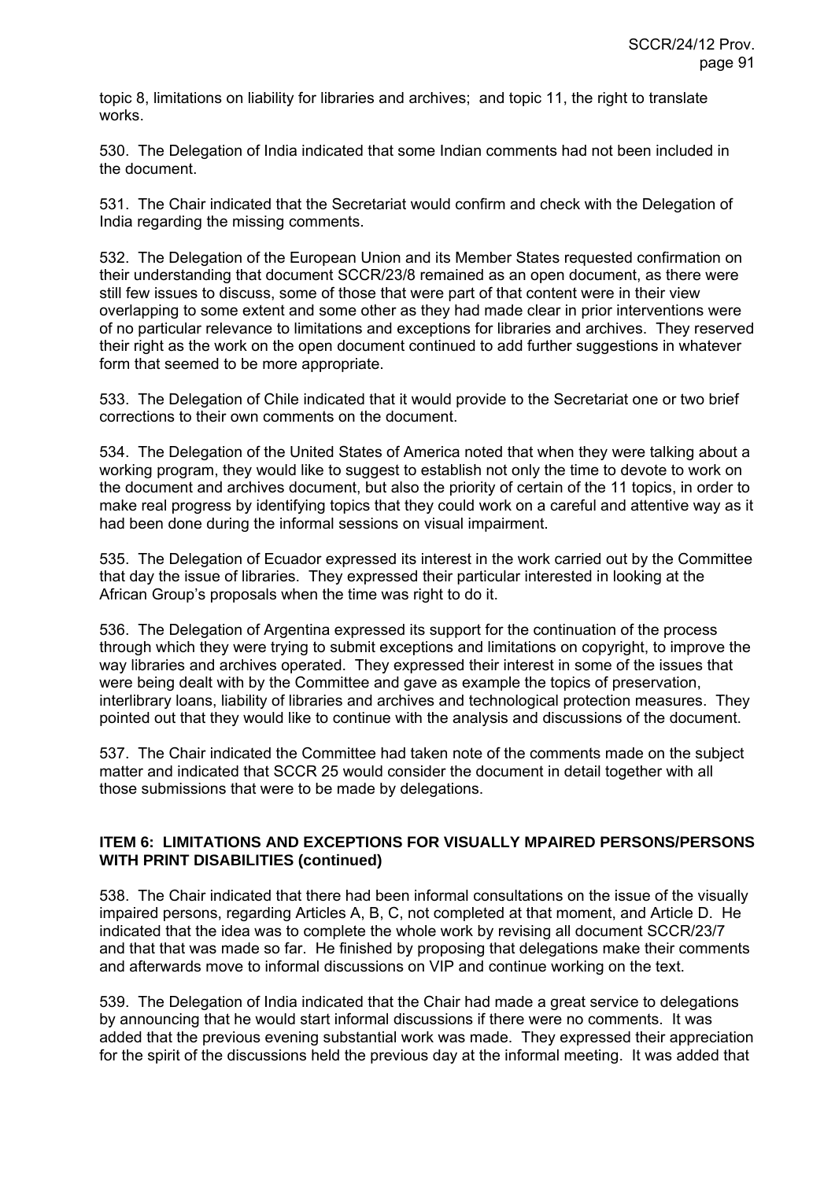topic 8, limitations on liability for libraries and archives; and topic 11, the right to translate works.

530. The Delegation of India indicated that some Indian comments had not been included in the document.

531. The Chair indicated that the Secretariat would confirm and check with the Delegation of India regarding the missing comments.

532. The Delegation of the European Union and its Member States requested confirmation on their understanding that document SCCR/23/8 remained as an open document, as there were still few issues to discuss, some of those that were part of that content were in their view overlapping to some extent and some other as they had made clear in prior interventions were of no particular relevance to limitations and exceptions for libraries and archives. They reserved their right as the work on the open document continued to add further suggestions in whatever form that seemed to be more appropriate.

533. The Delegation of Chile indicated that it would provide to the Secretariat one or two brief corrections to their own comments on the document.

534. The Delegation of the United States of America noted that when they were talking about a working program, they would like to suggest to establish not only the time to devote to work on the document and archives document, but also the priority of certain of the 11 topics, in order to make real progress by identifying topics that they could work on a careful and attentive way as it had been done during the informal sessions on visual impairment.

535. The Delegation of Ecuador expressed its interest in the work carried out by the Committee that day the issue of libraries. They expressed their particular interested in looking at the African Group's proposals when the time was right to do it.

536. The Delegation of Argentina expressed its support for the continuation of the process through which they were trying to submit exceptions and limitations on copyright, to improve the way libraries and archives operated. They expressed their interest in some of the issues that were being dealt with by the Committee and gave as example the topics of preservation, interlibrary loans, liability of libraries and archives and technological protection measures. They pointed out that they would like to continue with the analysis and discussions of the document.

537. The Chair indicated the Committee had taken note of the comments made on the subject matter and indicated that SCCR 25 would consider the document in detail together with all those submissions that were to be made by delegations.

### ITEM 6: LIMITATIONS AND EXCEPTIONS FOR VISUALLY MPAIRED PERSONS/PERSONS WITH PRINT DISABILITIES (continued)

538. The Chair indicated that there had been informal consultations on the issue of the visually impaired persons, regarding Articles A, B, C, not completed at that moment, and Article D. He indicated that the idea was to complete the whole work by revising all document SCCR/23/7 and that that was made so far. He finished by proposing that delegations make their comments and afterwards move to informal discussions on VIP and continue working on the text.

539. The Delegation of India indicated that the Chair had made a great service to delegations by announcing that he would start informal discussions if there were no comments. It was added that the previous evening substantial work was made. They expressed their appreciation for the spirit of the discussions held the previous day at the informal meeting. It was added that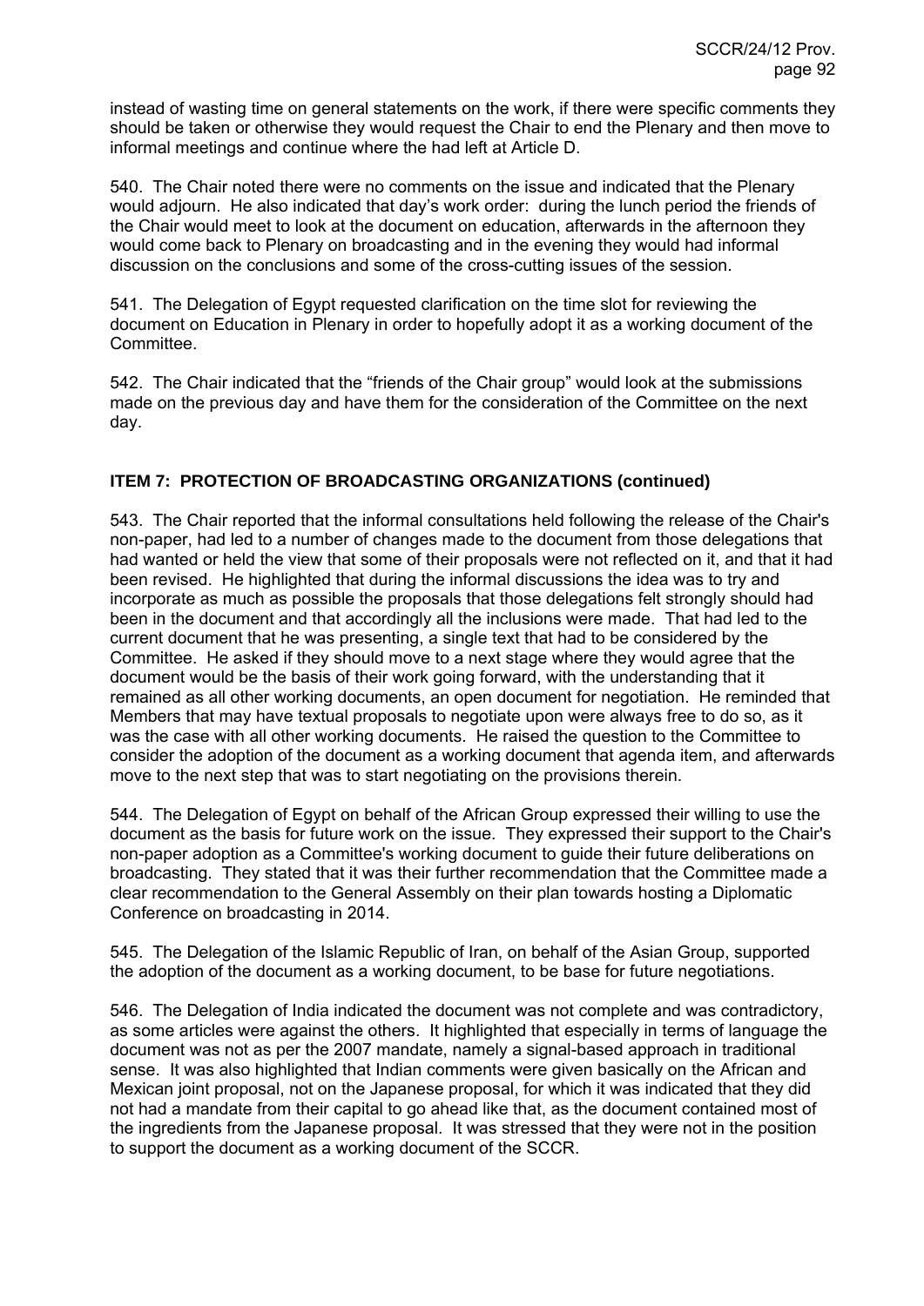instead of wasting time on general statements on the work, if there were specific comments they should be taken or otherwise they would request the Chair to end the Plenary and then move to informal meetings and continue where the had left at Article D.

540. The Chair noted there were no comments on the issue and indicated that the Plenary would adjourn. He also indicated that day's work order: during the lunch period the friends of the Chair would meet to look at the document on education, afterwards in the afternoon they would come back to Plenary on broadcasting and in the evening they would had informal discussion on the conclusions and some of the cross-cutting issues of the session.

541. The Delegation of Egypt requested clarification on the time slot for reviewing the document on Education in Plenary in order to hopefully adopt it as a working document of the Committee.

542. The Chair indicated that the "friends of the Chair group" would look at the submissions made on the previous day and have them for the consideration of the Committee on the next day.

**ITEM 7: PROTECTION OF BROADCASTING ORGANIZATIONS (continued)**

543. The Chair reported that the informal consultations held following the release of the Chair's non-paper, had led to a number of changes made to the document from those delegations that had wanted or held the view that some of their proposals were not reflected on it, and that it had been revised. He highlighted that during the informal discussions the idea was to try and incorporate as much as possible the proposals that those delegations felt strongly should had been in the document and that accordingly all the inclusions were made. That had led to the current document that he was presenting, a single text that had to be considered by the Committee. He asked if they should move to a next stage where they would agree that the document would be the basis of their work going forward, with the understanding that it remained as all other working documents, an open document for negotiation. He reminded that Members that may have textual proposals to negotiate upon were always free to do so, as it was the case with all other working documents. He raised the question to the Committee to consider the adoption of the document as a working document that agenda item, and afterwards move to the next step that was to start negotiating on the provisions therein.

544. The Delegation of Egypt on behalf of the African Group expressed their willing to use the document as the basis for future work on the issue. They expressed their support to the Chair's non-paper adoption as a Committee's working document to guide their future deliberations on broadcasting. They stated that it was their further recommendation that the Committee made a clear recommendation to the General Assembly on their plan towards hosting a Diplomatic Conference on broadcasting in 2014.

545. The Delegation of the Islamic Republic of Iran, on behalf of the Asian Group, supported the adoption of the document as a working document, to be base for future negotiations.

546. The Delegation of India indicated the document was not complete and was contradictory, as some articles were against the others. It highlighted that especially in terms of language the document was not as per the 2007 mandate, namely a signal-based approach in traditional sense. It was also highlighted that Indian comments were given basically on the African and Mexican joint proposal, not on the Japanese proposal, for which it was indicated that they did not had a mandate from their capital to go ahead like that, as the document contained most of the ingredients from the Japanese proposal. It was stressed that they were not in the position to support the document as a working document of the SCCR.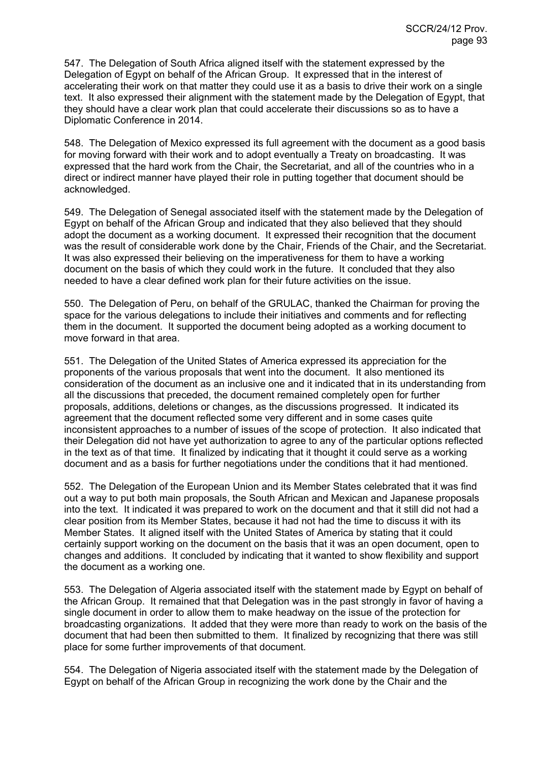547. The Delegation of South Africa aligned itself with the statement expressed by the Delegation of Egypt on behalf of the African Group. It expressed that in the interest of accelerating their work on that matter they could use it as a basis to drive their work on a single text. It also expressed their alignment with the statement made by the Delegation of Egypt, that they should have a clear work plan that could accelerate their discussions so as to have a Diplomatic Conference in 2014.

548. The Delegation of Mexico expressed its full agreement with the document as a good basis for moving forward with their work and to adopt eventually a Treaty on broadcasting. It was expressed that the hard work from the Chair, the Secretariat, and all of the countries who in a direct or indirect manner have played their role in putting together that document should be acknowledged.

549. The Delegation of Senegal associated itself with the statement made by the Delegation of Egypt on behalf of the African Group and indicated that they also believed that they should adopt the document as a working document. It expressed their recognition that the document was the result of considerable work done by the Chair, Friends of the Chair, and the Secretariat. It was also expressed their believing on the imperativeness for them to have a working document on the basis of which they could work in the future. It concluded that they also needed to have a clear defined work plan for their future activities on the issue.

550. The Delegation of Peru, on behalf of the GRULAC, thanked the Chairman for proving the space for the various delegations to include their initiatives and comments and for reflecting them in the document. It supported the document being adopted as a working document to move forward in that area.

551. The Delegation of the United States of America expressed its appreciation for the proponents of the various proposals that went into the document. It also mentioned its consideration of the document as an inclusive one and it indicated that in its understanding from all the discussions that preceded, the document remained completely open for further proposals, additions, deletions or changes, as the discussions progressed. It indicated its agreement that the document reflected some very different and in some cases quite inconsistent approaches to a number of issues of the scope of protection. It also indicated that their Delegation did not have yet authorization to agree to any of the particular options reflected in the text as of that time. It finalized by indicating that it thought it could serve as a working document and as a basis for further negotiations under the conditions that it had mentioned.

552. The Delegation of the European Union and its Member States celebrated that it was find out a way to put both main proposals, the South African and Mexican and Japanese proposals into the text. It indicated it was prepared to work on the document and that it still did not had a clear position from its Member States, because it had not had the time to discuss it with its Member States. It aligned itself with the United States of America by stating that it could certainly support working on the document on the basis that it was an open document, open to changes and additions. It concluded by indicating that it wanted to show flexibility and support the document as a working one.

553. The Delegation of Algeria associated itself with the statement made by Egypt on behalf of the African Group. It remained that that Delegation was in the past strongly in favor of having a single document in order to allow them to make headway on the issue of the protection for broadcasting organizations. It added that they were more than ready to work on the basis of the document that had been then submitted to them. It finalized by recognizing that there was still place for some further improvements of that document.

554. The Delegation of Nigeria associated itself with the statement made by the Delegation of Egypt on behalf of the African Group in recognizing the work done by the Chair and the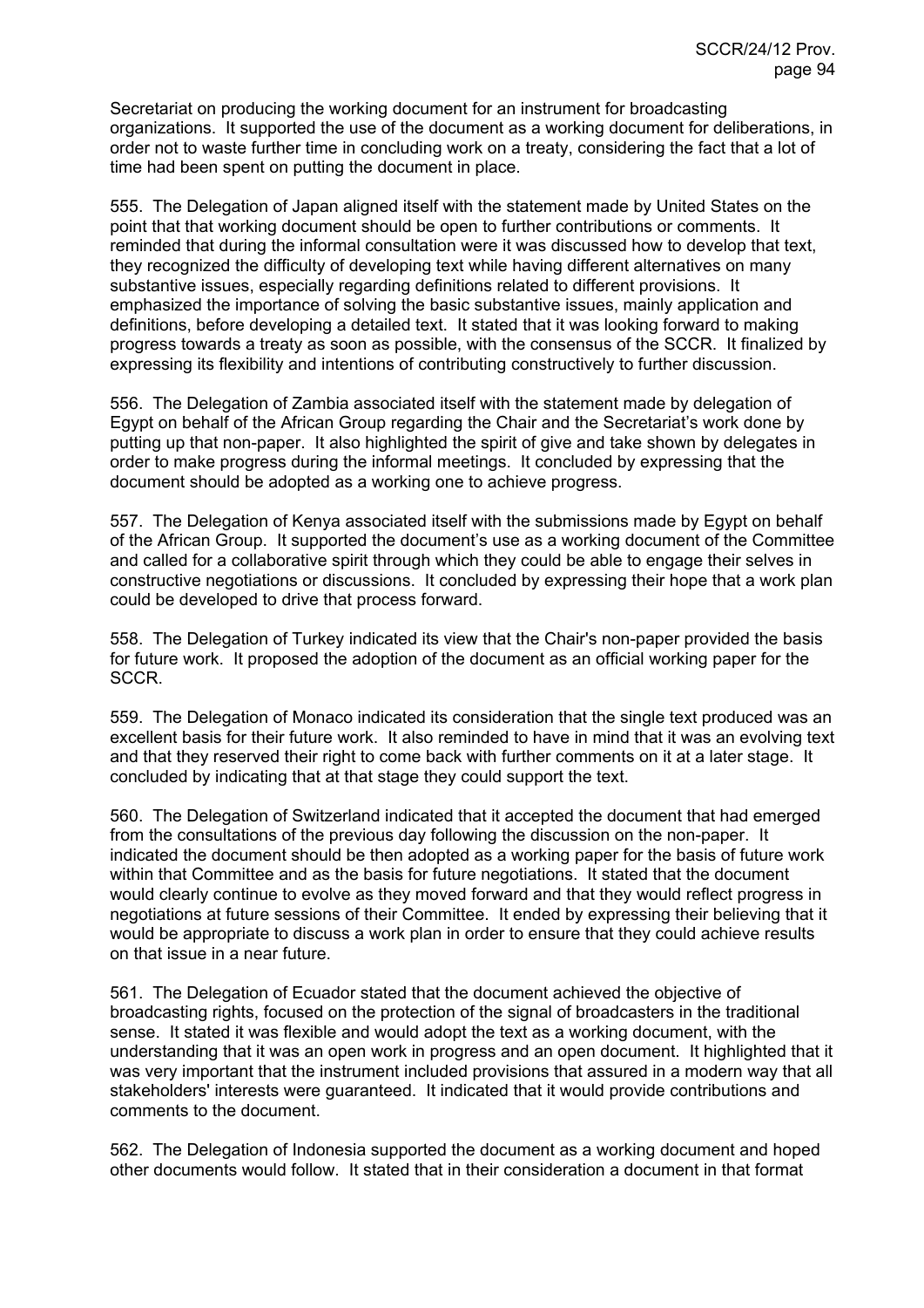Secretariat on producing the working document for an instrument for broadcasting organizations. It supported the use of the document as a working document for deliberations, in order not to waste further time in concluding work on a treaty, considering the fact that a lot of time had been spent on putting the document in place.

555. The Delegation of Japan aligned itself with the statement made by United States on the point that that working document should be open to further contributions or comments. It reminded that during the informal consultation were it was discussed how to develop that text, they recognized the difficulty of developing text while having different alternatives on many substantive issues, especially regarding definitions related to different provisions. It emphasized the importance of solving the basic substantive issues, mainly application and definitions, before developing a detailed text. It stated that it was looking forward to making progress towards a treaty as soon as possible, with the consensus of the SCCR. It finalized by expressing its flexibility and intentions of contributing constructively to further discussion.

556. The Delegation of Zambia associated itself with the statement made by delegation of Egypt on behalf of the African Group regarding the Chair and the Secretariat's work done by putting up that non-paper. It also highlighted the spirit of give and take shown by delegates in order to make progress during the informal meetings. It concluded by expressing that the document should be adopted as a working one to achieve progress.

557. The Delegation of Kenya associated itself with the submissions made by Egypt on behalf of the African Group. It supported the document's use as a working document of the Committee and called for a collaborative spirit through which they could be able to engage their selves in constructive negotiations or discussions. It concluded by expressing their hope that a work plan could be developed to drive that process forward.

558. The Delegation of Turkey indicated its view that the Chair's non-paper provided the basis for future work. It proposed the adoption of the document as an official working paper for the SCCR.

559. The Delegation of Monaco indicated its consideration that the single text produced was an excellent basis for their future work. It also reminded to have in mind that it was an evolving text and that they reserved their right to come back with further comments on it at a later stage. It concluded by indicating that at that stage they could support the text.

560. The Delegation of Switzerland indicated that it accepted the document that had emerged from the consultations of the previous day following the discussion on the non-paper. It indicated the document should be then adopted as a working paper for the basis of future work within that Committee and as the basis for future negotiations. It stated that the document would clearly continue to evolve as they moved forward and that they would reflect progress in negotiations at future sessions of their Committee. It ended by expressing their believing that it would be appropriate to discuss a work plan in order to ensure that they could achieve results on that issue in a near future.

561. The Delegation of Ecuador stated that the document achieved the objective of broadcasting rights, focused on the protection of the signal of broadcasters in the traditional sense. It stated it was flexible and would adopt the text as a working document, with the understanding that it was an open work in progress and an open document. It highlighted that it was very important that the instrument included provisions that assured in a modern way that all stakeholders' interests were guaranteed. It indicated that it would provide contributions and comments to the document.

562. The Delegation of Indonesia supported the document as a working document and hoped other documents would follow. It stated that in their consideration a document in that format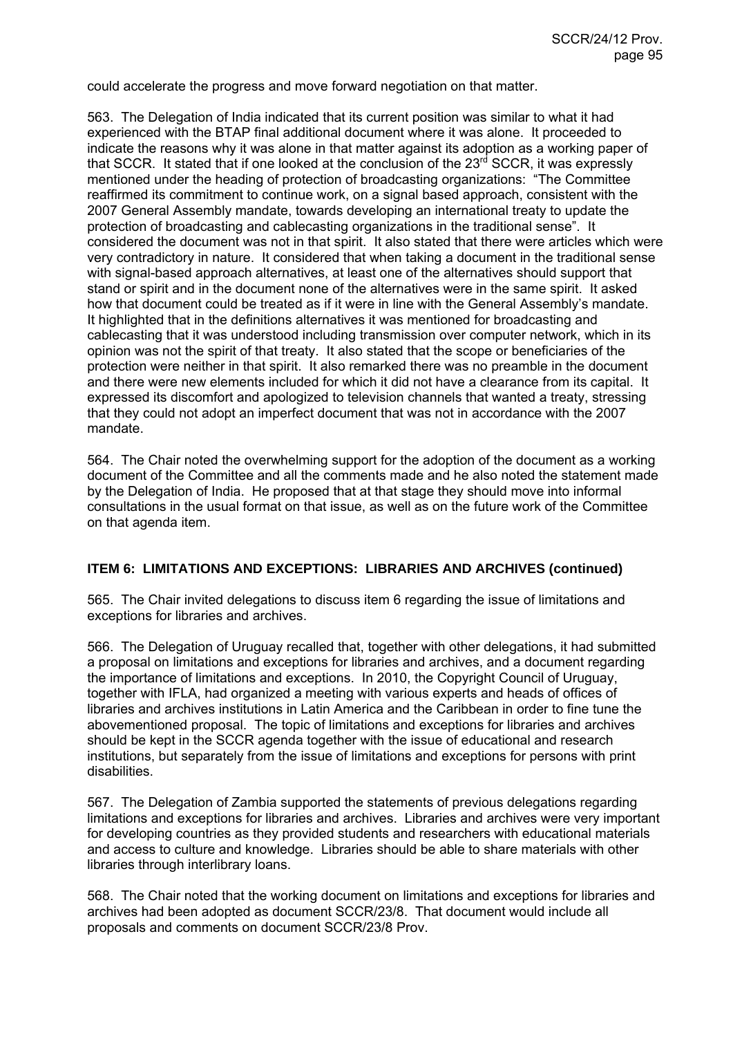could accelerate the progress and move forward negotiation on that matter.

563. The Delegation of India indicated that its current position was similar to what it had experienced with the BTAP final additional document where it was alone. It proceeded to indicate the reasons why it was alone in that matter against its adoption as a working paper of that SCCR. It stated that if one looked at the conclusion of the 23rd SCCR, it was expressly mentioned under the heading of protection of broadcasting organizations: "The Committee reaffirmed its commitment to continue work, on a signal based approach, consistent with the 2007 General Assembly mandate, towards developing an international treaty to update the protection of broadcasting and cablecasting organizations in the traditional sense". It considered the document was not in that spirit. It also stated that there were articles which were very contradictory in nature. It considered that when taking a document in the traditional sense with signal-based approach alternatives, at least one of the alternatives should support that stand or spirit and in the document none of the alternatives were in the same spirit. It asked how that document could be treated as if it were in line with the General Assembly's mandate. It highlighted that in the definitions alternatives it was mentioned for broadcasting and cablecasting that it was understood including transmission over computer network, which in its opinion was not the spirit of that treaty. It also stated that the scope or beneficiaries of the protection were neither in that spirit. It also remarked there was no preamble in the document and there were new elements included for which it did not have a clearance from its capital. It expressed its discomfort and apologized to television channels that wanted a treaty, stressing that they could not adopt an imperfect document that was not in accordance with the 2007 mandate.

564. The Chair noted the overwhelming support for the adoption of the document as a working document of the Committee and all the comments made and he also noted the statement made by the Delegation of India. He proposed that at that stage they should move into informal consultations in the usual format on that issue, as well as on the future work of the Committee on that agenda item.

**ITEM 6: LIMITATIONS AND EXCEPTIONS: LIBRARIES AND ARCHIVES (continued)**

565. The Chair invited delegations to discuss item 6 regarding the issue of limitations and exceptions for libraries and archives.

566. The Delegation of Uruguay recalled that, together with other delegations, it had submitted a proposal on limitations and exceptions for libraries and archives, and a document regarding the importance of limitations and exceptions. In 2010, the Copyright Council of Uruguay, together with IFLA, had organized a meeting with various experts and heads of offices of libraries and archives institutions in Latin America and the Caribbean in order to fine tune the abovementioned proposal. The topic of limitations and exceptions for libraries and archives should be kept in the SCCR agenda together with the issue of educational and research institutions, but separately from the issue of limitations and exceptions for persons with print disabilities.

567. The Delegation of Zambia supported the statements of previous delegations regarding limitations and exceptions for libraries and archives. Libraries and archives were very important for developing countries as they provided students and researchers with educational materials and access to culture and knowledge. Libraries should be able to share materials with other libraries through interlibrary loans.

568. The Chair noted that the working document on limitations and exceptions for libraries and archives had been adopted as document SCCR/23/8. That document would include all proposals and comments on document SCCR/23/8 Prov.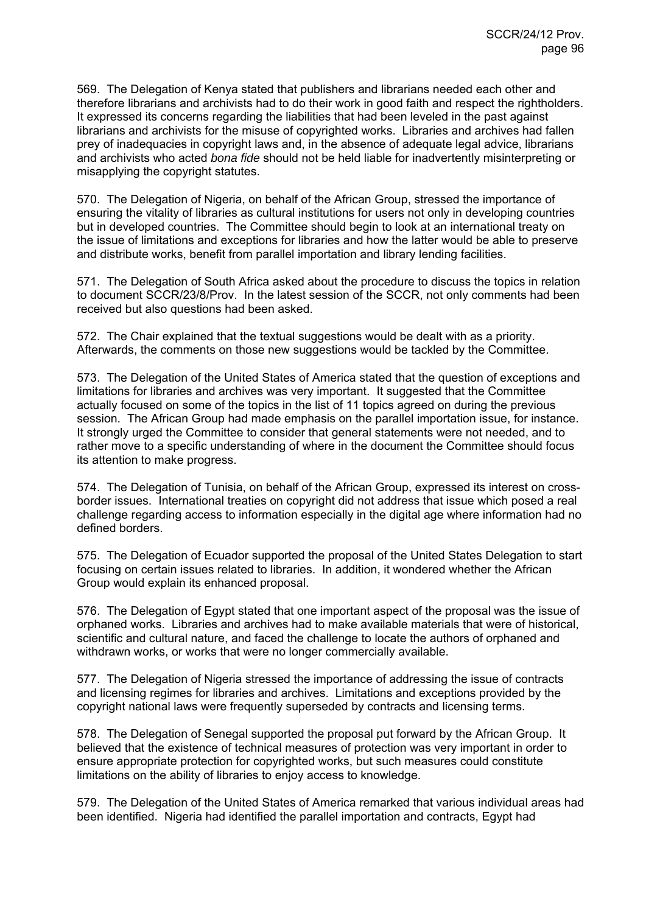569. The Delegation of Kenya stated that publishers and librarians needed each other and therefore librarians and archivists had to do their work in good faith and respect the rightholders. It expressed its concerns regarding the liabilities that had been leveled in the past against librarians and archivists for the misuse of copyrighted works. Libraries and archives had fallen prey of inadequacies in copyright laws and, in the absence of adequate legal advice, librarians and archivists who acted *bona fide* should not be held liable for inadvertently misinterpreting or misapplying the copyright statutes.

570. The Delegation of Nigeria, on behalf of the African Group, stressed the importance of ensuring the vitality of libraries as cultural institutions for users not only in developing countries but in developed countries. The Committee should begin to look at an international treaty on the issue of limitations and exceptions for libraries and how the latter would be able to preserve and distribute works, benefit from parallel importation and library lending facilities.

571. The Delegation of South Africa asked about the procedure to discuss the topics in relation to document SCCR/23/8/Prov. In the latest session of the SCCR, not only comments had been received but also questions had been asked.

572. The Chair explained that the textual suggestions would be dealt with as a priority. Afterwards, the comments on those new suggestions would be tackled by the Committee.

573. The Delegation of the United States of America stated that the question of exceptions and limitations for libraries and archives was very important. It suggested that the Committee actually focused on some of the topics in the list of 11 topics agreed on during the previous session. The African Group had made emphasis on the parallel importation issue, for instance. It strongly urged the Committee to consider that general statements were not needed, and to rather move to a specific understanding of where in the document the Committee should focus its attention to make progress.

574. The Delegation of Tunisia, on behalf of the African Group, expressed its interest on cross-border issues. International treaties on copyright did not address that issue which posed a real challenge regarding access to information especially in the digital age where information had no defined borders.

575. The Delegation of Ecuador supported the proposal of the United States Delegation to start focusing on certain issues related to libraries. In addition, it wondered whether the African Group would explain its enhanced proposal.

576. The Delegation of Egypt stated that one important aspect of the proposal was the issue of orphaned works. Libraries and archives had to make available materials that were of historical, scientific and cultural nature, and faced the challenge to locate the authors of orphaned and withdrawn works, or works that were no longer commercially available.

577. The Delegation of Nigeria stressed the importance of addressing the issue of contracts and licensing regimes for libraries and archives. Limitations and exceptions provided by the copyright national laws were frequently superseded by contracts and licensing terms.

578. The Delegation of Senegal supported the proposal put forward by the African Group. It believed that the existence of technical measures of protection was very important in order to ensure appropriate protection for copyrighted works, but such measures could constitute limitations on the ability of libraries to enjoy access to knowledge.

579. The Delegation of the United States of America remarked that various individual areas had been identified. Nigeria had identified the parallel importation and contracts, Egypt had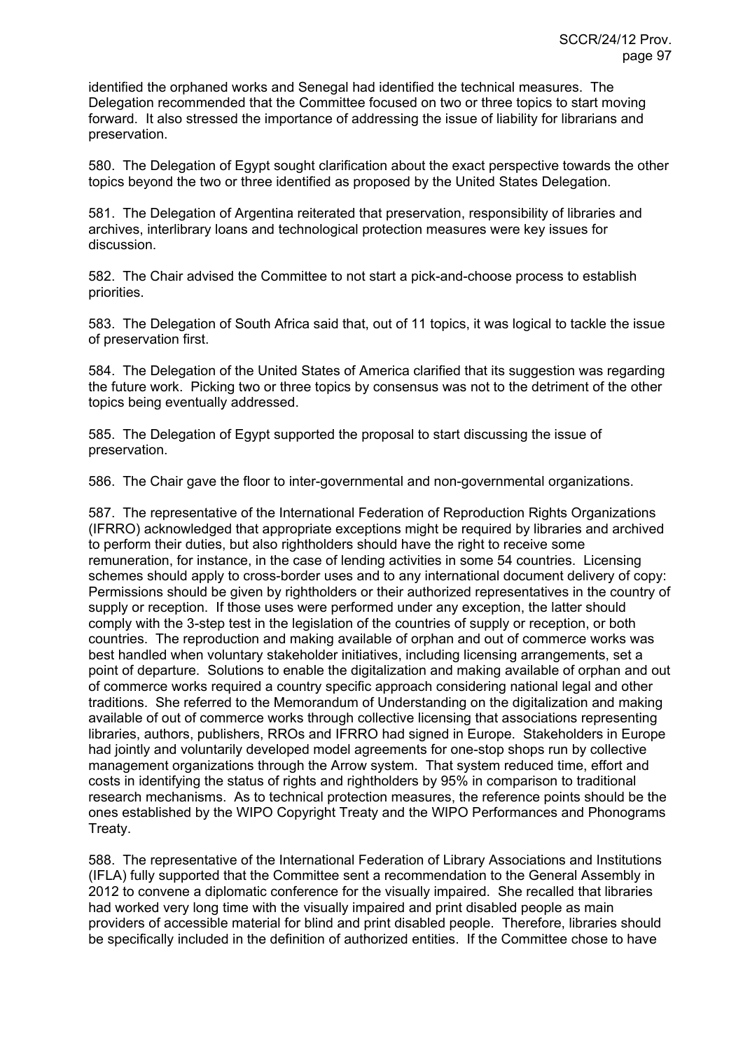identified the orphaned works and Senegal had identified the technical measures. The Delegation recommended that the Committee focused on two or three topics to start moving forward. It also stressed the importance of addressing the issue of liability for librarians and preservation.

580. The Delegation of Egypt sought clarification about the exact perspective towards the other topics beyond the two or three identified as proposed by the United States Delegation.

581. The Delegation of Argentina reiterated that preservation, responsibility of libraries and archives, interlibrary loans and technological protection measures were key issues for discussion.

582. The Chair advised the Committee to not start a pick-and-choose process to establish priorities.

583. The Delegation of South Africa said that, out of 11 topics, it was logical to tackle the issue of preservation first.

584. The Delegation of the United States of America clarified that its suggestion was regarding the future work. Picking two or three topics by consensus was not to the detriment of the other topics being eventually addressed.

585. The Delegation of Egypt supported the proposal to start discussing the issue of preservation.

586. The Chair gave the floor to inter-governmental and non-governmental organizations.

587. The representative of the International Federation of Reproduction Rights Organizations (IFRRO) acknowledged that appropriate exceptions might be required by libraries and archived to perform their duties, but also rightholders should have the right to receive some remuneration, for instance, in the case of lending activities in some 54 countries. Licensing schemes should apply to cross-border uses and to any international document delivery of copy: Permissions should be given by rightholders or their authorized representatives in the country of supply or reception. If those uses were performed under any exception, the latter should comply with the 3-step test in the legislation of the countries of supply or reception, or both countries. The reproduction and making available of orphan and out of commerce works was best handled when voluntary stakeholder initiatives, including licensing arrangements, set a point of departure. Solutions to enable the digitalization and making available of orphan and out of commerce works required a country specific approach considering national legal and other traditions. She referred to the Memorandum of Understanding on the digitalization and making available of out of commerce works through collective licensing that associations representing libraries, authors, publishers, RROs and IFRRO had signed in Europe. Stakeholders in Europe had jointly and voluntarily developed model agreements for one-stop shops run by collective management organizations through the Arrow system. That system reduced time, effort and costs in identifying the status of rights and rightholders by 95% in comparison to traditional research mechanisms. As to technical protection measures, the reference points should be the ones established by the WIPO Copyright Treaty and the WIPO Performances and Phonograms Treaty.

588. The representative of the International Federation of Library Associations and Institutions (IFLA) fully supported that the Committee sent a recommendation to the General Assembly in 2012 to convene a diplomatic conference for the visually impaired. She recalled that libraries had worked very long time with the visually impaired and print disabled people as main providers of accessible material for blind and print disabled people. Therefore, libraries should be specifically included in the definition of authorized entities. If the Committee chose to have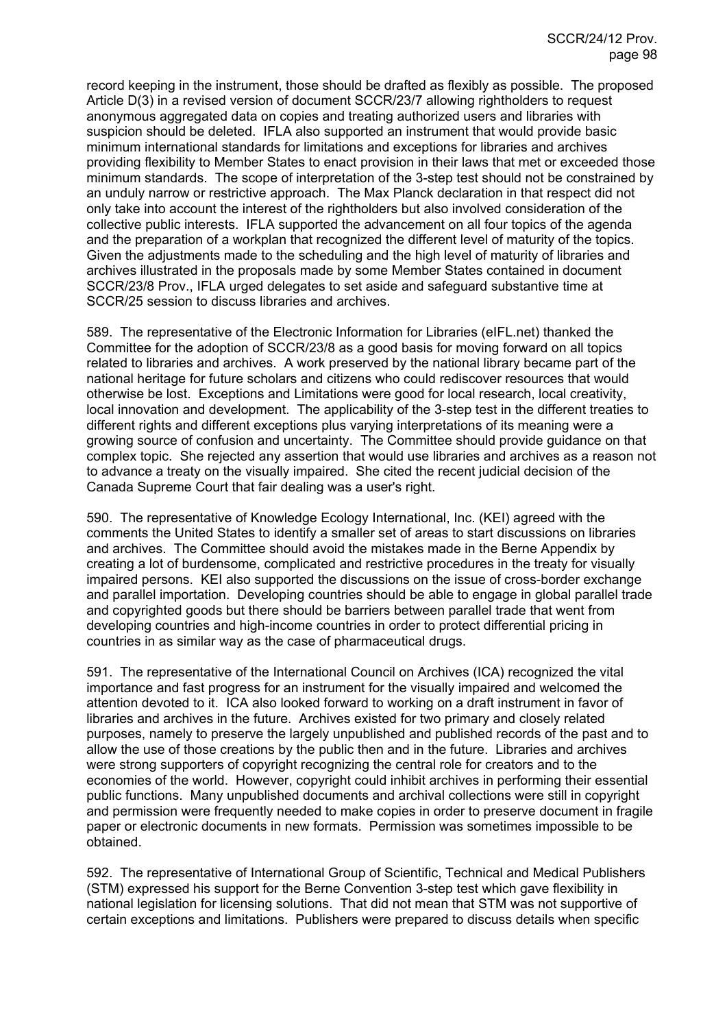record keeping in the instrument, those should be drafted as flexibly as possible. The proposed Article D(3) in a revised version of document SCCR/23/7 allowing rightholders to request anonymous aggregated data on copies and treating authorized users and libraries with suspicion should be deleted. IFLA also supported an instrument that would provide basic minimum international standards for limitations and exceptions for libraries and archives providing flexibility to Member States to enact provision in their laws that met or exceeded those minimum standards. The scope of interpretation of the 3-step test should not be constrained by an unduly narrow or restrictive approach. The Max Planck declaration in that respect did not only take into account the interest of the rightholders but also involved consideration of the collective public interests. IFLA supported the advancement on all four topics of the agenda and the preparation of a workplan that recognized the different level of maturity of the topics. Given the adjustments made to the scheduling and the high level of maturity of libraries and archives illustrated in the proposals made by some Member States contained in document SCCR/23/8 Prov., IFLA urged delegates to set aside and safeguard substantive time at SCCR/25 session to discuss libraries and archives.

589. The representative of the Electronic Information for Libraries (eIFL.net) thanked the Committee for the adoption of SCCR/23/8 as a good basis for moving forward on all topics related to libraries and archives. A work preserved by the national library became part of the national heritage for future scholars and citizens who could rediscover resources that would otherwise be lost. Exceptions and Limitations were good for local research, local creativity, local innovation and development. The applicability of the 3-step test in the different treaties to different rights and different exceptions plus varying interpretations of its meaning were a growing source of confusion and uncertainty. The Committee should provide guidance on that complex topic. She rejected any assertion that would use libraries and archives as a reason not to advance a treaty on the visually impaired. She cited the recent judicial decision of the Canada Supreme Court that fair dealing was a user's right.

590. The representative of Knowledge Ecology International, Inc. (KEI) agreed with the comments the United States to identify a smaller set of areas to start discussions on libraries and archives. The Committee should avoid the mistakes made in the Berne Appendix by creating a lot of burdensome, complicated and restrictive procedures in the treaty for visually impaired persons. KEI also supported the discussions on the issue of cross-border exchange and parallel importation. Developing countries should be able to engage in global parallel trade and copyrighted goods but there should be barriers between parallel trade that went from developing countries and high-income countries in order to protect differential pricing in countries in as similar way as the case of pharmaceutical drugs.

591. The representative of the International Council on Archives (ICA) recognized the vital importance and fast progress for an instrument for the visually impaired and welcomed the attention devoted to it. ICA also looked forward to working on a draft instrument in favor of libraries and archives in the future. Archives existed for two primary and closely related purposes, namely to preserve the largely unpublished and published records of the past and to allow the use of those creations by the public then and in the future. Libraries and archives were strong supporters of copyright recognizing the central role for creators and to the economies of the world. However, copyright could inhibit archives in performing their essential public functions. Many unpublished documents and archival collections were still in copyright and permission were frequently needed to make copies in order to preserve document in fragile paper or electronic documents in new formats. Permission was sometimes impossible to be obtained.

592. The representative of International Group of Scientific, Technical and Medical Publishers (STM) expressed his support for the Berne Convention 3-step test which gave flexibility in national legislation for licensing solutions. That did not mean that STM was not supportive of certain exceptions and limitations. Publishers were prepared to discuss details when specific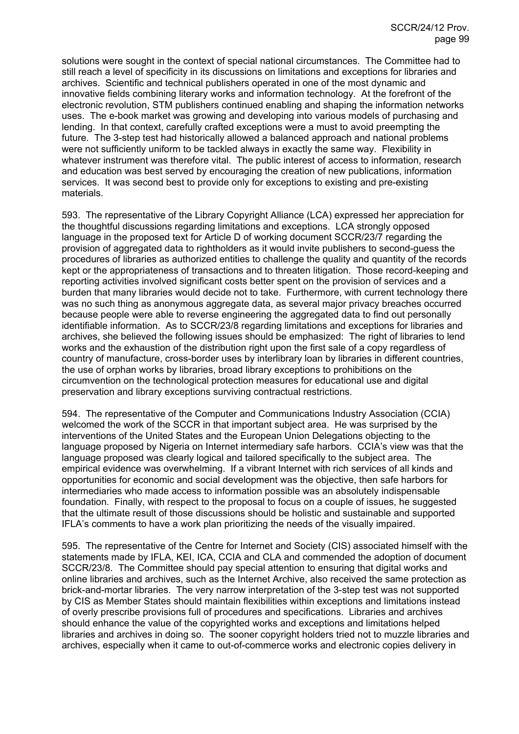solutions were sought in the context of special national circumstances. The Committee had to still reach a level of specificity in its discussions on limitations and exceptions for libraries and archives. Scientific and technical publishers operated in one of the most dynamic and innovative fields combining literary works and information technology. At the forefront of the electronic revolution, STM publishers continued enabling and shaping the information networks uses. The e-book market was growing and developing into various models of purchasing and lending. In that context, carefully crafted exceptions were a must to avoid preempting the future. The 3-step test had historically allowed a balanced approach and national problems were not sufficiently uniform to be tackled always in exactly the same way. Flexibility in whatever instrument was therefore vital. The public interest of access to information, research and education was best served by encouraging the creation of new publications, information services. It was second best to provide only for exceptions to existing and pre-existing materials.

593. The representative of the Library Copyright Alliance (LCA) expressed her appreciation for the thoughtful discussions regarding limitations and exceptions. LCA strongly opposed language in the proposed text for Article D of working document SCCR/23/7 regarding the provision of aggregated data to rightholders as it would invite publishers to second-guess the procedures of libraries as authorized entities to challenge the quality and quantity of the records kept or the appropriateness of transactions and to threaten litigation. Those record-keeping and reporting activities involved significant costs better spent on the provision of services and a burden that many libraries would decide not to take. Furthermore, with current technology there was no such thing as anonymous aggregate data, as several major privacy breaches occurred because people were able to reverse engineering the aggregated data to find out personally identifiable information. As to SCCR/23/8 regarding limitations and exceptions for libraries and archives, she believed the following issues should be emphasized: The right of libraries to lend works and the exhaustion of the distribution right upon the first sale of a copy regardless of country of manufacture, cross-border uses by interlibrary loan by libraries in different countries, the use of orphan works by libraries, broad library exceptions to prohibitions on the circumvention on the technological protection measures for educational use and digital preservation and library exceptions surviving contractual restrictions.

594. The representative of the Computer and Communications Industry Association (CCIA) welcomed the work of the SCCR in that important subject area. He was surprised by the interventions of the United States and the European Union Delegations objecting to the language proposed by Nigeria on Internet intermediary safe harbors. CCIA's view was that the language proposed was clearly logical and tailored specifically to the subject area. The empirical evidence was overwhelming. If a vibrant Internet with rich services of all kinds and opportunities for economic and social development was the objective, then safe harbors for intermediaries who made access to information possible was an absolutely indispensable foundation. Finally, with respect to the proposal to focus on a couple of issues, he suggested that the ultimate result of those discussions should be holistic and sustainable and supported IFLA's comments to have a work plan prioritizing the needs of the visually impaired.

595. The representative of the Centre for Internet and Society (CIS) associated himself with the statements made by IFLA, KEI, ICA, CCIA and CLA and commended the adoption of document SCCR/23/8. The Committee should pay special attention to ensuring that digital works and online libraries and archives, such as the Internet Archive, also received the same protection as brick-and-mortar libraries. The very narrow interpretation of the 3-step test was not supported by CIS as Member States should maintain flexibilities within exceptions and limitations instead of overly prescribe provisions full of procedures and specifications. Libraries and archives should enhance the value of the copyrighted works and exceptions and limitations helped libraries and archives in doing so. The sooner copyright holders tried not to muzzle libraries and archives, especially when it came to out-of-commerce works and electronic copies delivery in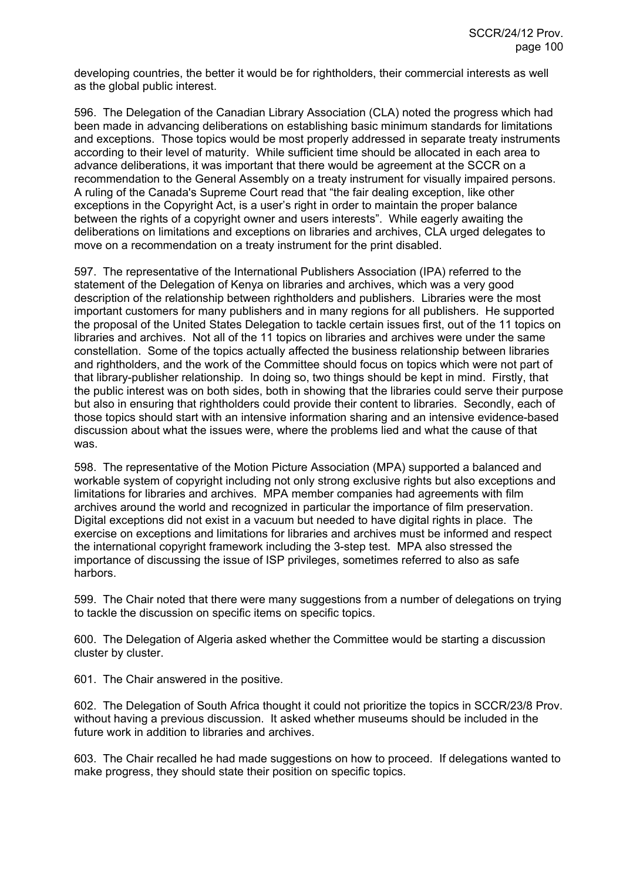developing countries, the better it would be for rightholders, their commercial interests as well as the global public interest.

596. The Delegation of the Canadian Library Association (CLA) noted the progress which had been made in advancing deliberations on establishing basic minimum standards for limitations and exceptions. Those topics would be most properly addressed in separate treaty instruments according to their level of maturity. While sufficient time should be allocated in each area to advance deliberations, it was important that there would be agreement at the SCCR on a recommendation to the General Assembly on a treaty instrument for visually impaired persons. A ruling of the Canada's Supreme Court read that "the fair dealing exception, like other exceptions in the Copyright Act, is a user's right in order to maintain the proper balance between the rights of a copyright owner and users interests". While eagerly awaiting the deliberations on limitations and exceptions on libraries and archives, CLA urged delegates to move on a recommendation on a treaty instrument for the print disabled.

597. The representative of the International Publishers Association (IPA) referred to the statement of the Delegation of Kenya on libraries and archives, which was a very good description of the relationship between rightholders and publishers. Libraries were the most important customers for many publishers and in many regions for all publishers. He supported the proposal of the United States Delegation to tackle certain issues first, out of the 11 topics on libraries and archives. Not all of the 11 topics on libraries and archives were under the same constellation. Some of the topics actually affected the business relationship between libraries and rightholders, and the work of the Committee should focus on topics which were not part of that library-publisher relationship. In doing so, two things should be kept in mind. Firstly, that the public interest was on both sides, both in showing that the libraries could serve their purpose but also in ensuring that rightholders could provide their content to libraries. Secondly, each of those topics should start with an intensive information sharing and an intensive evidence-based discussion about what the issues were, where the problems lied and what the cause of that was.

598. The representative of the Motion Picture Association (MPA) supported a balanced and workable system of copyright including not only strong exclusive rights but also exceptions and limitations for libraries and archives. MPA member companies had agreements with film archives around the world and recognized in particular the importance of film preservation. Digital exceptions did not exist in a vacuum but needed to have digital rights in place. The exercise on exceptions and limitations for libraries and archives must be informed and respect the international copyright framework including the 3-step test. MPA also stressed the importance of discussing the issue of ISP privileges, sometimes referred to also as safe harbors.

599. The Chair noted that there were many suggestions from a number of delegations on trying to tackle the discussion on specific items on specific topics.

600. The Delegation of Algeria asked whether the Committee would be starting a discussion cluster by cluster.

601. The Chair answered in the positive.

602. The Delegation of South Africa thought it could not prioritize the topics in SCCR/23/8 Prov. without having a previous discussion. It asked whether museums should be included in the future work in addition to libraries and archives.

603. The Chair recalled he had made suggestions on how to proceed. If delegations wanted to make progress, they should state their position on specific topics.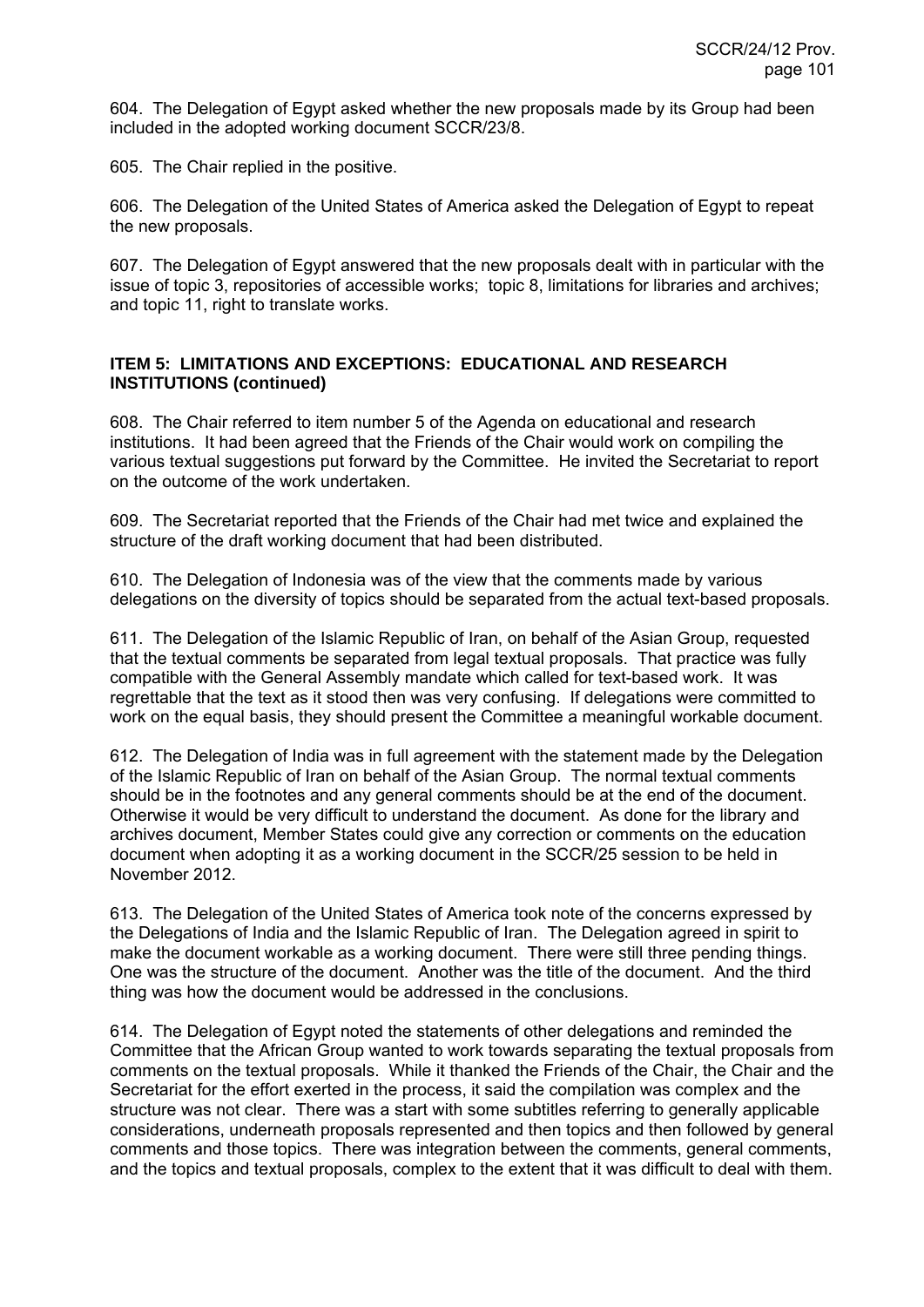604. The Delegation of Egypt asked whether the new proposals made by its Group had been included in the adopted working document SCCR/23/8.

605. The Chair replied in the positive.

606. The Delegation of the United States of America asked the Delegation of Egypt to repeat the new proposals.

607. The Delegation of Egypt answered that the new proposals dealt with in particular with the issue of topic 3, repositories of accessible works; topic 8, limitations for libraries and archives; and topic 11, right to translate works.

## ITEM 5: LIMITATIONS AND EXCEPTIONS: EDUCATIONAL AND RESEARCH INSTITUTIONS (continued)

608. The Chair referred to item number 5 of the Agenda on educational and research institutions. It had been agreed that the Friends of the Chair would work on compiling the various textual suggestions put forward by the Committee. He invited the Secretariat to report on the outcome of the work undertaken.

609. The Secretariat reported that the Friends of the Chair had met twice and explained the structure of the draft working document that had been distributed.

610. The Delegation of Indonesia was of the view that the comments made by various delegations on the diversity of topics should be separated from the actual text-based proposals.

611. The Delegation of the Islamic Republic of Iran, on behalf of the Asian Group, requested that the textual comments be separated from legal textual proposals. That practice was fully compatible with the General Assembly mandate which called for text-based work. It was regrettable that the text as it stood then was very confusing. If delegations were committed to work on the equal basis, they should present the Committee a meaningful workable document.

612. The Delegation of India was in full agreement with the statement made by the Delegation of the Islamic Republic of Iran on behalf of the Asian Group. The normal textual comments should be in the footnotes and any general comments should be at the end of the document. Otherwise it would be very difficult to understand the document. As done for the library and archives document, Member States could give any correction or comments on the education document when adopting it as a working document in the SCCR/25 session to be held in November 2012.

613. The Delegation of the United States of America took note of the concerns expressed by the Delegations of India and the Islamic Republic of Iran. The Delegation agreed in spirit to make the document workable as a working document. There were still three pending things. One was the structure of the document. Another was the title of the document. And the third thing was how the document would be addressed in the conclusions.

614. The Delegation of Egypt noted the statements of other delegations and reminded the Committee that the African Group wanted to work towards separating the textual proposals from comments on the textual proposals. While it thanked the Friends of the Chair, the Chair and the Secretariat for the effort exerted in the process, it said the compilation was complex and the structure was not clear. There was a start with some subtitles referring to generally applicable considerations, underneath proposals represented and then topics and then followed by general comments and those topics. There was integration between the comments, general comments, and the topics and textual proposals, complex to the extent that it was difficult to deal with them.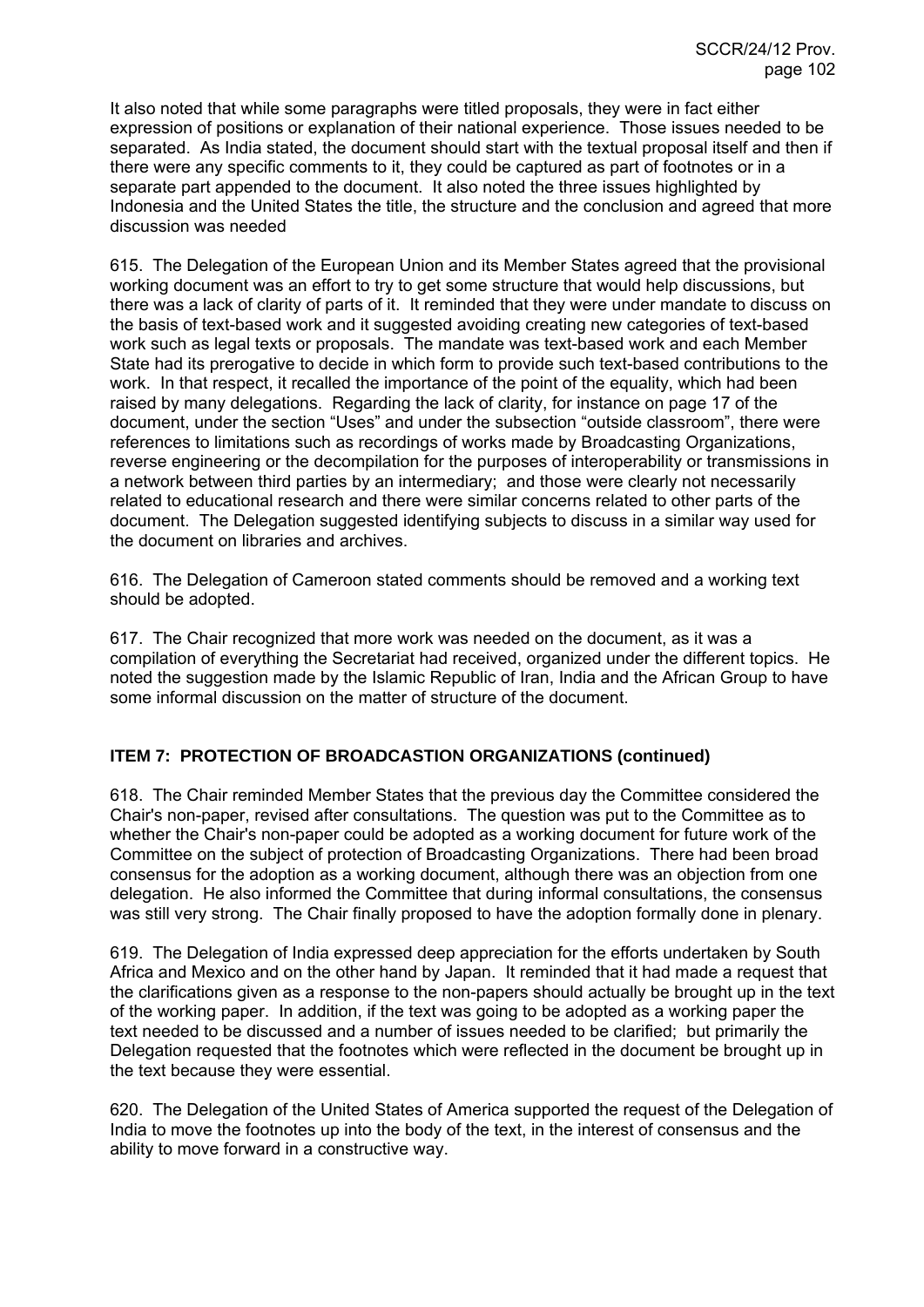It also noted that while some paragraphs were titled proposals, they were in fact either expression of positions or explanation of their national experience. Those issues needed to be separated. As India stated, the document should start with the textual proposal itself and then if there were any specific comments to it, they could be captured as part of footnotes or in a separate part appended to the document. It also noted the three issues highlighted by Indonesia and the United States the title, the structure and the conclusion and agreed that more discussion was needed

615. The Delegation of the European Union and its Member States agreed that the provisional working document was an effort to try to get some structure that would help discussions, but there was a lack of clarity of parts of it. It reminded that they were under mandate to discuss on the basis of text-based work and it suggested avoiding creating new categories of text-based work such as legal texts or proposals. The mandate was text-based work and each Member State had its prerogative to decide in which form to provide such text-based contributions to the work. In that respect, it recalled the importance of the point of the equality, which had been raised by many delegations. Regarding the lack of clarity, for instance on page 17 of the document, under the section "Uses" and under the subsection "outside classroom", there were references to limitations such as recordings of works made by Broadcasting Organizations, reverse engineering or the decompilation for the purposes of interoperability or transmissions in a network between third parties by an intermediary; and those were clearly not necessarily related to educational research and there were similar concerns related to other parts of the document. The Delegation suggested identifying subjects to discuss in a similar way used for the document on libraries and archives.

616. The Delegation of Cameroon stated comments should be removed and a working text should be adopted.

617. The Chair recognized that more work was needed on the document, as it was a compilation of everything the Secretariat had received, organized under the different topics. He noted the suggestion made by the Islamic Republic of Iran, India and the African Group to have some informal discussion on the matter of structure of the document.

## ITEM 7: PROTECTION OF BROADCASTION ORGANIZATIONS (continued)

618. The Chair reminded Member States that the previous day the Committee considered the Chair's non-paper, revised after consultations. The question was put to the Committee as to whether the Chair's non-paper could be adopted as a working document for future work of the Committee on the subject of protection of Broadcasting Organizations. There had been broad consensus for the adoption as a working document, although there was an objection from one delegation. He also informed the Committee that during informal consultations, the consensus was still very strong. The Chair finally proposed to have the adoption formally done in plenary.

619. The Delegation of India expressed deep appreciation for the efforts undertaken by South Africa and Mexico and on the other hand by Japan. It reminded that it had made a request that the clarifications given as a response to the non-papers should actually be brought up in the text of the working paper. In addition, if the text was going to be adopted as a working paper the text needed to be discussed and a number of issues needed to be clarified; but primarily the Delegation requested that the footnotes which were reflected in the document be brought up in the text because they were essential.

620. The Delegation of the United States of America supported the request of the Delegation of India to move the footnotes up into the body of the text, in the interest of consensus and the ability to move forward in a constructive way.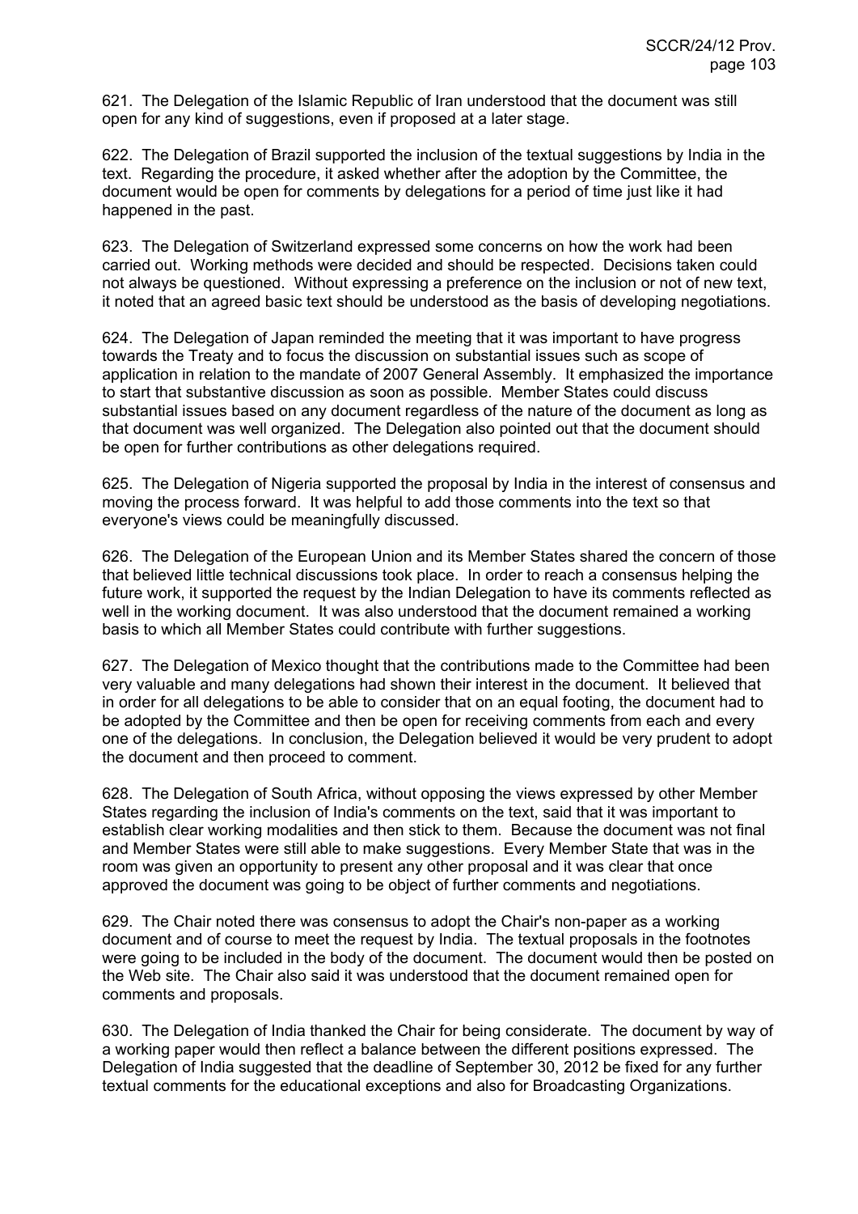621. The Delegation of the Islamic Republic of Iran understood that the document was still open for any kind of suggestions, even if proposed at a later stage.

622. The Delegation of Brazil supported the inclusion of the textual suggestions by India in the text. Regarding the procedure, it asked whether after the adoption by the Committee, the document would be open for comments by delegations for a period of time just like it had happened in the past.

623. The Delegation of Switzerland expressed some concerns on how the work had been carried out. Working methods were decided and should be respected. Decisions taken could not always be questioned. Without expressing a preference on the inclusion or not of new text, it noted that an agreed basic text should be understood as the basis of developing negotiations.

624. The Delegation of Japan reminded the meeting that it was important to have progress towards the Treaty and to focus the discussion on substantial issues such as scope of application in relation to the mandate of 2007 General Assembly. It emphasized the importance to start that substantive discussion as soon as possible. Member States could discuss substantial issues based on any document regardless of the nature of the document as long as that document was well organized. The Delegation also pointed out that the document should be open for further contributions as other delegations required.

625. The Delegation of Nigeria supported the proposal by India in the interest of consensus and moving the process forward. It was helpful to add those comments into the text so that everyone's views could be meaningfully discussed.

626. The Delegation of the European Union and its Member States shared the concern of those that believed little technical discussions took place. In order to reach a consensus helping the future work, it supported the request by the Indian Delegation to have its comments reflected as well in the working document. It was also understood that the document remained a working basis to which all Member States could contribute with further suggestions.

627. The Delegation of Mexico thought that the contributions made to the Committee had been very valuable and many delegations had shown their interest in the document. It believed that in order for all delegations to be able to consider that on an equal footing, the document had to be adopted by the Committee and then be open for receiving comments from each and every one of the delegations. In conclusion, the Delegation believed it would be very prudent to adopt the document and then proceed to comment.

628. The Delegation of South Africa, without opposing the views expressed by other Member States regarding the inclusion of India's comments on the text, said that it was important to establish clear working modalities and then stick to them. Because the document was not final and Member States were still able to make suggestions. Every Member State that was in the room was given an opportunity to present any other proposal and it was clear that once approved the document was going to be object of further comments and negotiations.

629. The Chair noted there was consensus to adopt the Chair's non-paper as a working document and of course to meet the request by India. The textual proposals in the footnotes were going to be included in the body of the document. The document would then be posted on the Web site. The Chair also said it was understood that the document remained open for comments and proposals.

630. The Delegation of India thanked the Chair for being considerate. The document by way of a working paper would then reflect a balance between the different positions expressed. The Delegation of India suggested that the deadline of September 30, 2012 be fixed for any further textual comments for the educational exceptions and also for Broadcasting Organizations.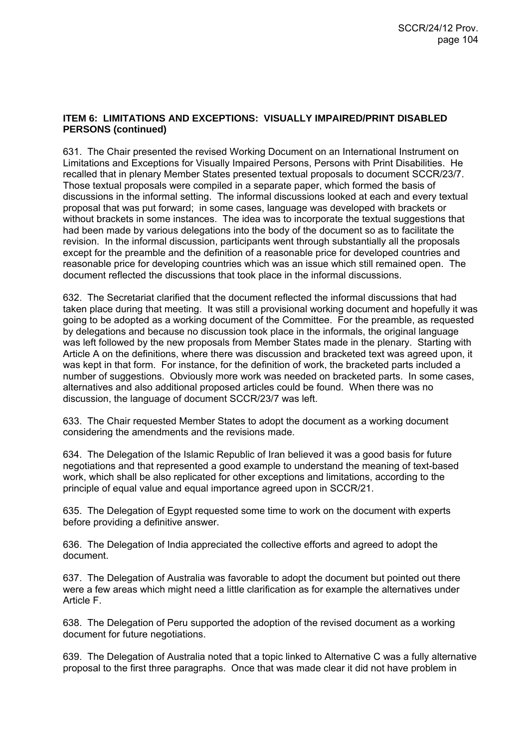**ITEM 6: LIMITATIONS AND EXCEPTIONS: VISUALLY IMPAIRED/PRINT DISABLED PERSONS (continued)**

631. The Chair presented the revised Working Document on an International Instrument on Limitations and Exceptions for Visually Impaired Persons, Persons with Print Disabilities. He recalled that in plenary Member States presented textual proposals to document SCCR/23/7. Those textual proposals were compiled in a separate paper, which formed the basis of discussions in the informal setting. The informal discussions looked at each and every textual proposal that was put forward; in some cases, language was developed with brackets or without brackets in some instances. The idea was to incorporate the textual suggestions that had been made by various delegations into the body of the document so as to facilitate the revision. In the informal discussion, participants went through substantially all the proposals except for the preamble and the definition of a reasonable price for developed countries and reasonable price for developing countries which was an issue which still remained open. The document reflected the discussions that took place in the informal discussions.

632. The Secretariat clarified that the document reflected the informal discussions that had taken place during that meeting. It was still a provisional working document and hopefully it was going to be adopted as a working document of the Committee. For the preamble, as requested by delegations and because no discussion took place in the informals, the original language was left followed by the new proposals from Member States made in the plenary. Starting with Article A on the definitions, where there was discussion and bracketed text was agreed upon, it was kept in that form. For instance, for the definition of work, the bracketed parts included a number of suggestions. Obviously more work was needed on bracketed parts. In some cases, alternatives and also additional proposed articles could be found. When there was no discussion, the language of document SCCR/23/7 was left.

633. The Chair requested Member States to adopt the document as a working document considering the amendments and the revisions made.

634. The Delegation of the Islamic Republic of Iran believed it was a good basis for future negotiations and that represented a good example to understand the meaning of text-based work, which shall be also replicated for other exceptions and limitations, according to the principle of equal value and equal importance agreed upon in SCCR/21.

635. The Delegation of Egypt requested some time to work on the document with experts before providing a definitive answer.

636. The Delegation of India appreciated the collective efforts and agreed to adopt the document.

637. The Delegation of Australia was favorable to adopt the document but pointed out there were a few areas which might need a little clarification as for example the alternatives under Article F.

638. The Delegation of Peru supported the adoption of the revised document as a working document for future negotiations.

639. The Delegation of Australia noted that a topic linked to Alternative C was a fully alternative proposal to the first three paragraphs. Once that was made clear it did not have problem in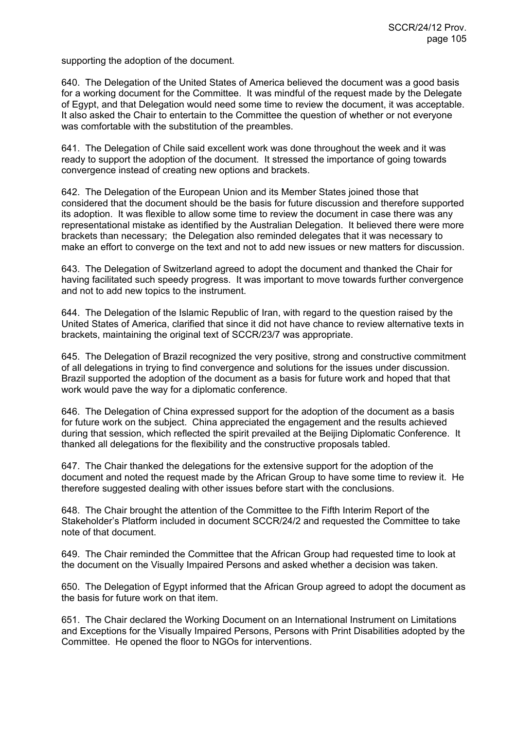supporting the adoption of the document.

640. The Delegation of the United States of America believed the document was a good basis for a working document for the Committee. It was mindful of the request made by the Delegate of Egypt, and that Delegation would need some time to review the document, it was acceptable. It also asked the Chair to entertain to the Committee the question of whether or not everyone was comfortable with the substitution of the preambles.

641. The Delegation of Chile said excellent work was done throughout the week and it was ready to support the adoption of the document. It stressed the importance of going towards convergence instead of creating new options and brackets.

642. The Delegation of the European Union and its Member States joined those that considered that the document should be the basis for future discussion and therefore supported its adoption. It was flexible to allow some time to review the document in case there was any representational mistake as identified by the Australian Delegation. It believed there were more brackets than necessary; the Delegation also reminded delegates that it was necessary to make an effort to converge on the text and not to add new issues or new matters for discussion.

643. The Delegation of Switzerland agreed to adopt the document and thanked the Chair for having facilitated such speedy progress. It was important to move towards further convergence and not to add new topics to the instrument.

644. The Delegation of the Islamic Republic of Iran, with regard to the question raised by the United States of America, clarified that since it did not have chance to review alternative texts in brackets, maintaining the original text of SCCR/23/7 was appropriate.

645. The Delegation of Brazil recognized the very positive, strong and constructive commitment of all delegations in trying to find convergence and solutions for the issues under discussion. Brazil supported the adoption of the document as a basis for future work and hoped that that work would pave the way for a diplomatic conference.

646. The Delegation of China expressed support for the adoption of the document as a basis for future work on the subject. China appreciated the engagement and the results achieved during that session, which reflected the spirit prevailed at the Beijing Diplomatic Conference. It thanked all delegations for the flexibility and the constructive proposals tabled.

647. The Chair thanked the delegations for the extensive support for the adoption of the document and noted the request made by the African Group to have some time to review it. He therefore suggested dealing with other issues before start with the conclusions.

648. The Chair brought the attention of the Committee to the Fifth Interim Report of the Stakeholder's Platform included in document SCCR/24/2 and requested the Committee to take note of that document.

649. The Chair reminded the Committee that the African Group had requested time to look at the document on the Visually Impaired Persons and asked whether a decision was taken.

650. The Delegation of Egypt informed that the African Group agreed to adopt the document as the basis for future work on that item.

651. The Chair declared the Working Document on an International Instrument on Limitations and Exceptions for the Visually Impaired Persons, Persons with Print Disabilities adopted by the Committee. He opened the floor to NGOs for interventions.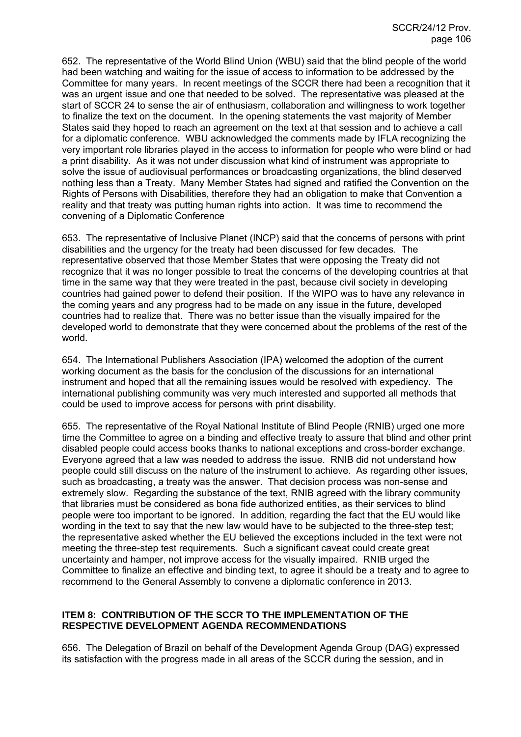652. The representative of the World Blind Union (WBU) said that the blind people of the world had been watching and waiting for the issue of access to information to be addressed by the Committee for many years. In recent meetings of the SCCR there had been a recognition that it was an urgent issue and one that needed to be solved. The representative was pleased at the start of SCCR 24 to sense the air of enthusiasm, collaboration and willingness to work together to finalize the text on the document. In the opening statements the vast majority of Member States said they hoped to reach an agreement on the text at that session and to achieve a call for a diplomatic conference. WBU acknowledged the comments made by IFLA recognizing the very important role libraries played in the access to information for people who were blind or had a print disability. As it was not under discussion what kind of instrument was appropriate to solve the issue of audiovisual performances or broadcasting organizations, the blind deserved nothing less than a Treaty. Many Member States had signed and ratified the Convention on the Rights of Persons with Disabilities, therefore they had an obligation to make that Convention a reality and that treaty was putting human rights into action. It was time to recommend the convening of a Diplomatic Conference

653. The representative of Inclusive Planet (INCP) said that the concerns of persons with print disabilities and the urgency for the treaty had been discussed for few decades. The representative observed that those Member States that were opposing the Treaty did not recognize that it was no longer possible to treat the concerns of the developing countries at that time in the same way that they were treated in the past, because civil society in developing countries had gained power to defend their position. If the WIPO was to have any relevance in the coming years and any progress had to be made on any issue in the future, developed countries had to realize that. There was no better issue than the visually impaired for the developed world to demonstrate that they were concerned about the problems of the rest of the world.

654. The International Publishers Association (IPA) welcomed the adoption of the current working document as the basis for the conclusion of the discussions for an international instrument and hoped that all the remaining issues would be resolved with expediency. The international publishing community was very much interested and supported all methods that could be used to improve access for persons with print disability.

655. The representative of the Royal National Institute of Blind People (RNIB) urged one more time the Committee to agree on a binding and effective treaty to assure that blind and other print disabled people could access books thanks to national exceptions and cross-border exchange. Everyone agreed that a law was needed to address the issue. RNIB did not understand how people could still discuss on the nature of the instrument to achieve. As regarding other issues, such as broadcasting, a treaty was the answer. That decision process was non-sense and extremely slow. Regarding the substance of the text, RNIB agreed with the library community that libraries must be considered as bona fide authorized entities, as their services to blind people were too important to be ignored. In addition, regarding the fact that the EU would like wording in the text to say that the new law would have to be subjected to the three-step test; the representative asked whether the EU believed the exceptions included in the text were not meeting the three-step test requirements. Such a significant caveat could create great uncertainty and hamper, not improve access for the visually impaired. RNIB urged the Committee to finalize an effective and binding text, to agree it should be a treaty and to agree to recommend to the General Assembly to convene a diplomatic conference in 2013.

## ITEM 8: CONTRIBUTION OF THE SCCR TO THE IMPLEMENTATION OF THE RESPECTIVE DEVELOPMENT AGENDA RECOMMENDATIONS

656. The Delegation of Brazil on behalf of the Development Agenda Group (DAG) expressed its satisfaction with the progress made in all areas of the SCCR during the session, and in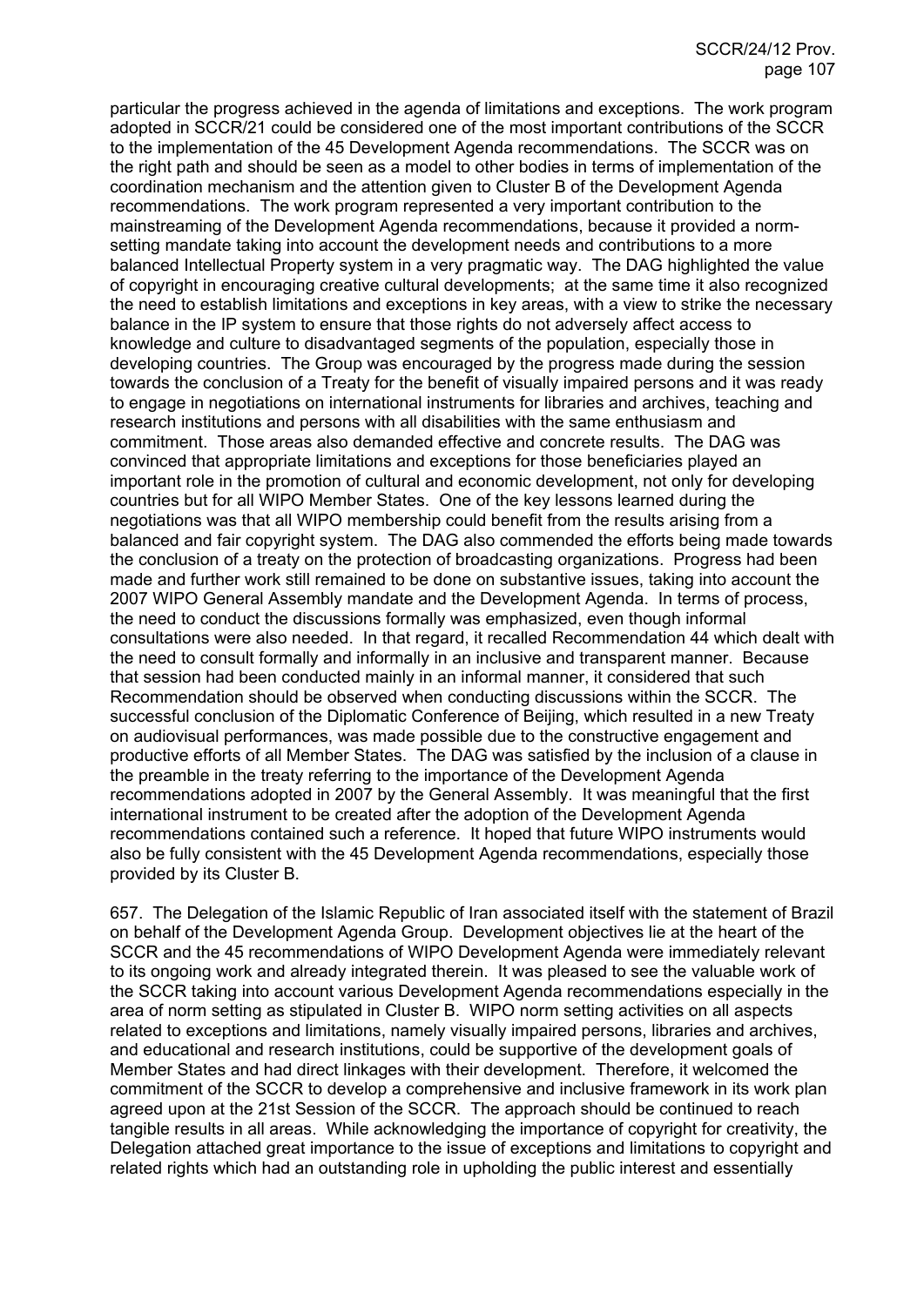particular the progress achieved in the agenda of limitations and exceptions. The work program adopted in SCCR/21 could be considered one of the most important contributions of the SCCR to the implementation of the 45 Development Agenda recommendations. The SCCR was on the right path and should be seen as a model to other bodies in terms of implementation of the coordination mechanism and the attention given to Cluster B of the Development Agenda recommendations. The work program represented a very important contribution to the mainstreaming of the Development Agenda recommendations, because it provided a norm-setting mandate taking into account the development needs and contributions to a more balanced Intellectual Property system in a very pragmatic way. The DAG highlighted the value of copyright in encouraging creative cultural developments; at the same time it also recognized the need to establish limitations and exceptions in key areas, with a view to strike the necessary balance in the IP system to ensure that those rights do not adversely affect access to knowledge and culture to disadvantaged segments of the population, especially those in developing countries. The Group was encouraged by the progress made during the session towards the conclusion of a Treaty for the benefit of visually impaired persons and it was ready to engage in negotiations on international instruments for libraries and archives, teaching and research institutions and persons with all disabilities with the same enthusiasm and commitment. Those areas also demanded effective and concrete results. The DAG was convinced that appropriate limitations and exceptions for those beneficiaries played an important role in the promotion of cultural and economic development, not only for developing countries but for all WIPO Member States. One of the key lessons learned during the negotiations was that all WIPO membership could benefit from the results arising from a balanced and fair copyright system. The DAG also commended the efforts being made towards the conclusion of a treaty on the protection of broadcasting organizations. Progress had been made and further work still remained to be done on substantive issues, taking into account the 2007 WIPO General Assembly mandate and the Development Agenda. In terms of process, the need to conduct the discussions formally was emphasized, even though informal consultations were also needed. In that regard, it recalled Recommendation 44 which dealt with the need to consult formally and informally in an inclusive and transparent manner. Because that session had been conducted mainly in an informal manner, it considered that such Recommendation should be observed when conducting discussions within the SCCR. The successful conclusion of the Diplomatic Conference of Beijing, which resulted in a new Treaty on audiovisual performances, was made possible due to the constructive engagement and productive efforts of all Member States. The DAG was satisfied by the inclusion of a clause in the preamble in the treaty referring to the importance of the Development Agenda recommendations adopted in 2007 by the General Assembly. It was meaningful that the first international instrument to be created after the adoption of the Development Agenda recommendations contained such a reference. It hoped that future WIPO instruments would also be fully consistent with the 45 Development Agenda recommendations, especially those provided by its Cluster B.

657. The Delegation of the Islamic Republic of Iran associated itself with the statement of Brazil on behalf of the Development Agenda Group. Development objectives lie at the heart of the SCCR and the 45 recommendations of WIPO Development Agenda were immediately relevant to its ongoing work and already integrated therein. It was pleased to see the valuable work of the SCCR taking into account various Development Agenda recommendations especially in the area of norm setting as stipulated in Cluster B. WIPO norm setting activities on all aspects related to exceptions and limitations, namely visually impaired persons, libraries and archives, and educational and research institutions, could be supportive of the development goals of Member States and had direct linkages with their development. Therefore, it welcomed the commitment of the SCCR to develop a comprehensive and inclusive framework in its work plan agreed upon at the 21st Session of the SCCR. The approach should be continued to reach tangible results in all areas. While acknowledging the importance of copyright for creativity, the Delegation attached great importance to the issue of exceptions and limitations to copyright and related rights which had an outstanding role in upholding the public interest and essentially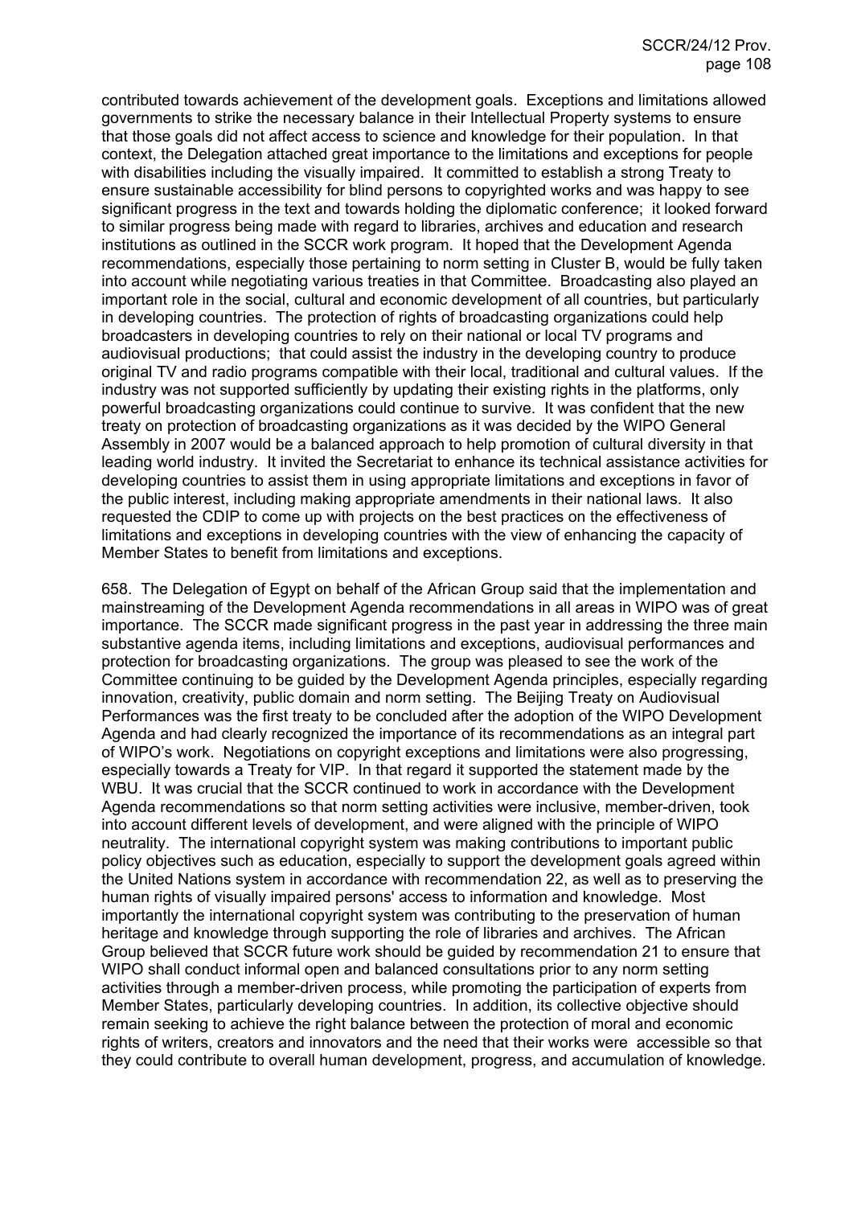contributed towards achievement of the development goals. Exceptions and limitations allowed governments to strike the necessary balance in their Intellectual Property systems to ensure that those goals did not affect access to science and knowledge for their population. In that context, the Delegation attached great importance to the limitations and exceptions for people with disabilities including the visually impaired. It committed to establish a strong Treaty to ensure sustainable accessibility for blind persons to copyrighted works and was happy to see significant progress in the text and towards holding the diplomatic conference; it looked forward to similar progress being made with regard to libraries, archives and education and research institutions as outlined in the SCCR work program. It hoped that the Development Agenda recommendations, especially those pertaining to norm setting in Cluster B, would be fully taken into account while negotiating various treaties in that Committee. Broadcasting also played an important role in the social, cultural and economic development of all countries, but particularly in developing countries. The protection of rights of broadcasting organizations could help broadcasters in developing countries to rely on their national or local TV programs and audiovisual productions; that could assist the industry in the developing country to produce original TV and radio programs compatible with their local, traditional and cultural values. If the industry was not supported sufficiently by updating their existing rights in the platforms, only powerful broadcasting organizations could continue to survive. It was confident that the new treaty on protection of broadcasting organizations as it was decided by the WIPO General Assembly in 2007 would be a balanced approach to help promotion of cultural diversity in that leading world industry. It invited the Secretariat to enhance its technical assistance activities for developing countries to assist them in using appropriate limitations and exceptions in favor of the public interest, including making appropriate amendments in their national laws. It also requested the CDIP to come up with projects on the best practices on the effectiveness of limitations and exceptions in developing countries with the view of enhancing the capacity of Member States to benefit from limitations and exceptions.

658. The Delegation of Egypt on behalf of the African Group said that the implementation and mainstreaming of the Development Agenda recommendations in all areas in WIPO was of great importance. The SCCR made significant progress in the past year in addressing the three main substantive agenda items, including limitations and exceptions, audiovisual performances and protection for broadcasting organizations. The group was pleased to see the work of the Committee continuing to be guided by the Development Agenda principles, especially regarding innovation, creativity, public domain and norm setting. The Beijing Treaty on Audiovisual Performances was the first treaty to be concluded after the adoption of the WIPO Development Agenda and had clearly recognized the importance of its recommendations as an integral part of WIPO's work. Negotiations on copyright exceptions and limitations were also progressing, especially towards a Treaty for VIP. In that regard it supported the statement made by the WBU. It was crucial that the SCCR continued to work in accordance with the Development Agenda recommendations so that norm setting activities were inclusive, member-driven, took into account different levels of development, and were aligned with the principle of WIPO neutrality. The international copyright system was making contributions to important public policy objectives such as education, especially to support the development goals agreed within the United Nations system in accordance with recommendation 22, as well as to preserving the human rights of visually impaired persons' access to information and knowledge. Most importantly the international copyright system was contributing to the preservation of human heritage and knowledge through supporting the role of libraries and archives. The African Group believed that SCCR future work should be guided by recommendation 21 to ensure that WIPO shall conduct informal open and balanced consultations prior to any norm setting activities through a member-driven process, while promoting the participation of experts from Member States, particularly developing countries. In addition, its collective objective should remain seeking to achieve the right balance between the protection of moral and economic rights of writers, creators and innovators and the need that their works were accessible so that they could contribute to overall human development, progress, and accumulation of knowledge.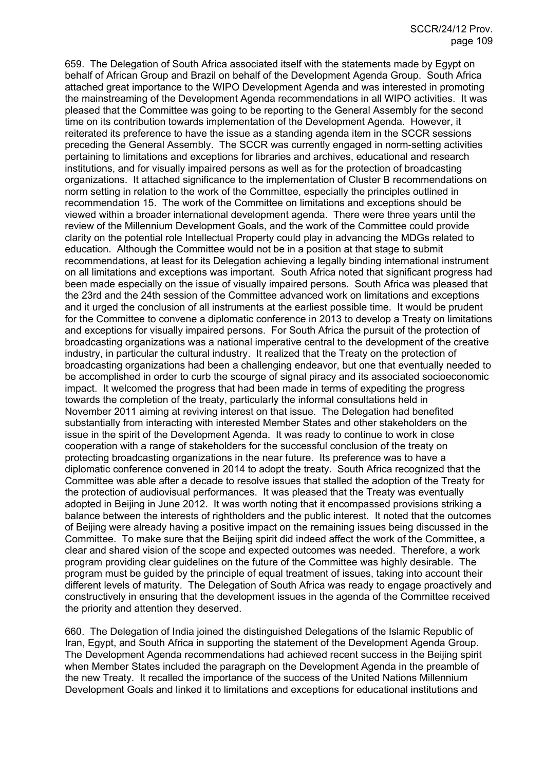659. The Delegation of South Africa associated itself with the statements made by Egypt on behalf of African Group and Brazil on behalf of the Development Agenda Group. South Africa attached great importance to the WIPO Development Agenda and was interested in promoting the mainstreaming of the Development Agenda recommendations in all WIPO activities. It was pleased that the Committee was going to be reporting to the General Assembly for the second time on its contribution towards implementation of the Development Agenda. However, it reiterated its preference to have the issue as a standing agenda item in the SCCR sessions preceding the General Assembly. The SCCR was currently engaged in norm-setting activities pertaining to limitations and exceptions for libraries and archives, educational and research institutions, and for visually impaired persons as well as for the protection of broadcasting organizations. It attached significance to the implementation of Cluster B recommendations on norm setting in relation to the work of the Committee, especially the principles outlined in recommendation 15. The work of the Committee on limitations and exceptions should be viewed within a broader international development agenda. There were three years until the review of the Millennium Development Goals, and the work of the Committee could provide clarity on the potential role Intellectual Property could play in advancing the MDGs related to education. Although the Committee would not be in a position at that stage to submit recommendations, at least for its Delegation achieving a legally binding international instrument on all limitations and exceptions was important. South Africa noted that significant progress had been made especially on the issue of visually impaired persons. South Africa was pleased that the 23rd and the 24th session of the Committee advanced work on limitations and exceptions and it urged the conclusion of all instruments at the earliest possible time. It would be prudent for the Committee to convene a diplomatic conference in 2013 to develop a Treaty on limitations and exceptions for visually impaired persons. For South Africa the pursuit of the protection of broadcasting organizations was a national imperative central to the development of the creative industry, in particular the cultural industry. It realized that the Treaty on the protection of broadcasting organizations had been a challenging endeavor, but one that eventually needed to be accomplished in order to curb the scourge of signal piracy and its associated socioeconomic impact. It welcomed the progress that had been made in terms of expediting the progress towards the completion of the treaty, particularly the informal consultations held in November 2011 aiming at reviving interest on that issue. The Delegation had benefited substantially from interacting with interested Member States and other stakeholders on the issue in the spirit of the Development Agenda. It was ready to continue to work in close cooperation with a range of stakeholders for the successful conclusion of the treaty on protecting broadcasting organizations in the near future. Its preference was to have a diplomatic conference convened in 2014 to adopt the treaty. South Africa recognized that the Committee was able after a decade to resolve issues that stalled the adoption of the Treaty for the protection of audiovisual performances. It was pleased that the Treaty was eventually adopted in Beijing in June 2012. It was worth noting that it encompassed provisions striking a balance between the interests of rightholders and the public interest. It noted that the outcomes of Beijing were already having a positive impact on the remaining issues being discussed in the Committee. To make sure that the Beijing spirit did indeed affect the work of the Committee, a clear and shared vision of the scope and expected outcomes was needed. Therefore, a work program providing clear guidelines on the future of the Committee was highly desirable. The program must be guided by the principle of equal treatment of issues, taking into account their different levels of maturity. The Delegation of South Africa was ready to engage proactively and constructively in ensuring that the development issues in the agenda of the Committee received the priority and attention they deserved.

660. The Delegation of India joined the distinguished Delegations of the Islamic Republic of Iran, Egypt, and South Africa in supporting the statement of the Development Agenda Group. The Development Agenda recommendations had achieved recent success in the Beijing spirit when Member States included the paragraph on the Development Agenda in the preamble of the new Treaty. It recalled the importance of the success of the United Nations Millennium Development Goals and linked it to limitations and exceptions for educational institutions and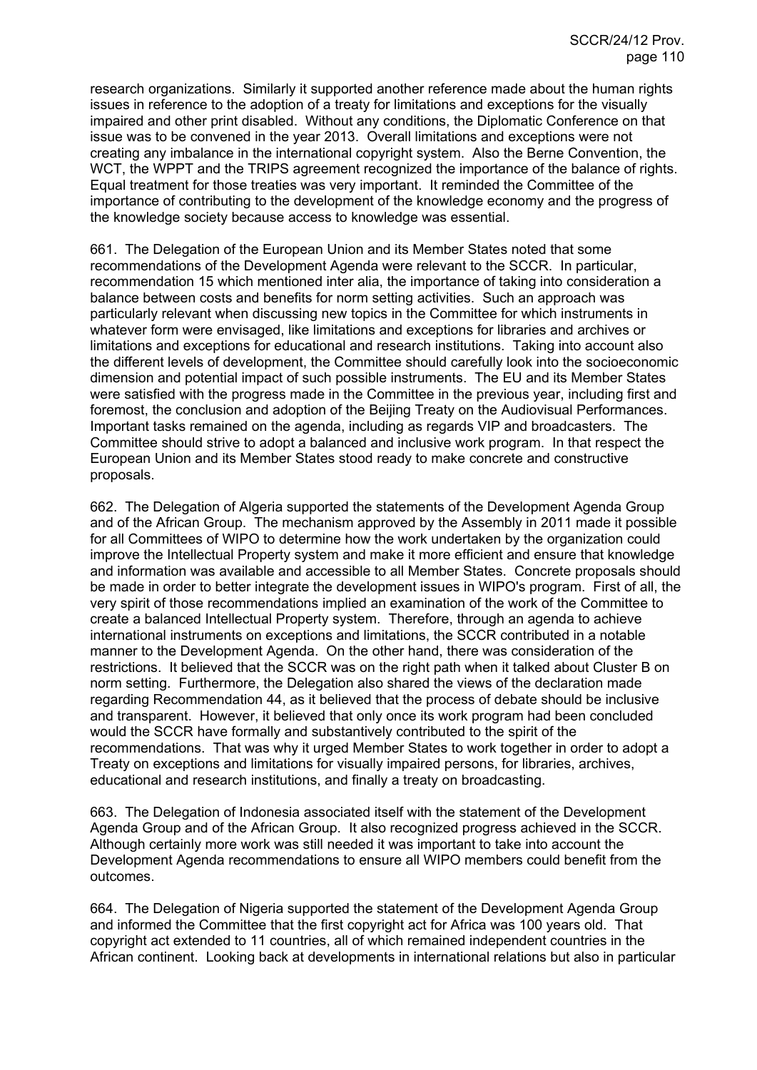research organizations. Similarly it supported another reference made about the human rights issues in reference to the adoption of a treaty for limitations and exceptions for the visually impaired and other print disabled. Without any conditions, the Diplomatic Conference on that issue was to be convened in the year 2013. Overall limitations and exceptions were not creating any imbalance in the international copyright system. Also the Berne Convention, the WCT, the WPPT and the TRIPS agreement recognized the importance of the balance of rights. Equal treatment for those treaties was very important. It reminded the Committee of the importance of contributing to the development of the knowledge economy and the progress of the knowledge society because access to knowledge was essential.

661. The Delegation of the European Union and its Member States noted that some recommendations of the Development Agenda were relevant to the SCCR. In particular, recommendation 15 which mentioned inter alia, the importance of taking into consideration a balance between costs and benefits for norm setting activities. Such an approach was particularly relevant when discussing new topics in the Committee for which instruments in whatever form were envisaged, like limitations and exceptions for libraries and archives or limitations and exceptions for educational and research institutions. Taking into account also the different levels of development, the Committee should carefully look into the socioeconomic dimension and potential impact of such possible instruments. The EU and its Member States were satisfied with the progress made in the Committee in the previous year, including first and foremost, the conclusion and adoption of the Beijing Treaty on the Audiovisual Performances. Important tasks remained on the agenda, including as regards VIP and broadcasters. The Committee should strive to adopt a balanced and inclusive work program. In that respect the European Union and its Member States stood ready to make concrete and constructive proposals.

662. The Delegation of Algeria supported the statements of the Development Agenda Group and of the African Group. The mechanism approved by the Assembly in 2011 made it possible for all Committees of WIPO to determine how the work undertaken by the organization could improve the Intellectual Property system and make it more efficient and ensure that knowledge and information was available and accessible to all Member States. Concrete proposals should be made in order to better integrate the development issues in WIPO's program. First of all, the very spirit of those recommendations implied an examination of the work of the Committee to create a balanced Intellectual Property system. Therefore, through an agenda to achieve international instruments on exceptions and limitations, the SCCR contributed in a notable manner to the Development Agenda. On the other hand, there was consideration of the restrictions. It believed that the SCCR was on the right path when it talked about Cluster B on norm setting. Furthermore, the Delegation also shared the views of the declaration made regarding Recommendation 44, as it believed that the process of debate should be inclusive and transparent. However, it believed that only once its work program had been concluded would the SCCR have formally and substantively contributed to the spirit of the recommendations. That was why it urged Member States to work together in order to adopt a Treaty on exceptions and limitations for visually impaired persons, for libraries, archives, educational and research institutions, and finally a treaty on broadcasting.

663. The Delegation of Indonesia associated itself with the statement of the Development Agenda Group and of the African Group. It also recognized progress achieved in the SCCR. Although certainly more work was still needed it was important to take into account the Development Agenda recommendations to ensure all WIPO members could benefit from the outcomes.

664. The Delegation of Nigeria supported the statement of the Development Agenda Group and informed the Committee that the first copyright act for Africa was 100 years old. That copyright act extended to 11 countries, all of which remained independent countries in the African continent. Looking back at developments in international relations but also in particular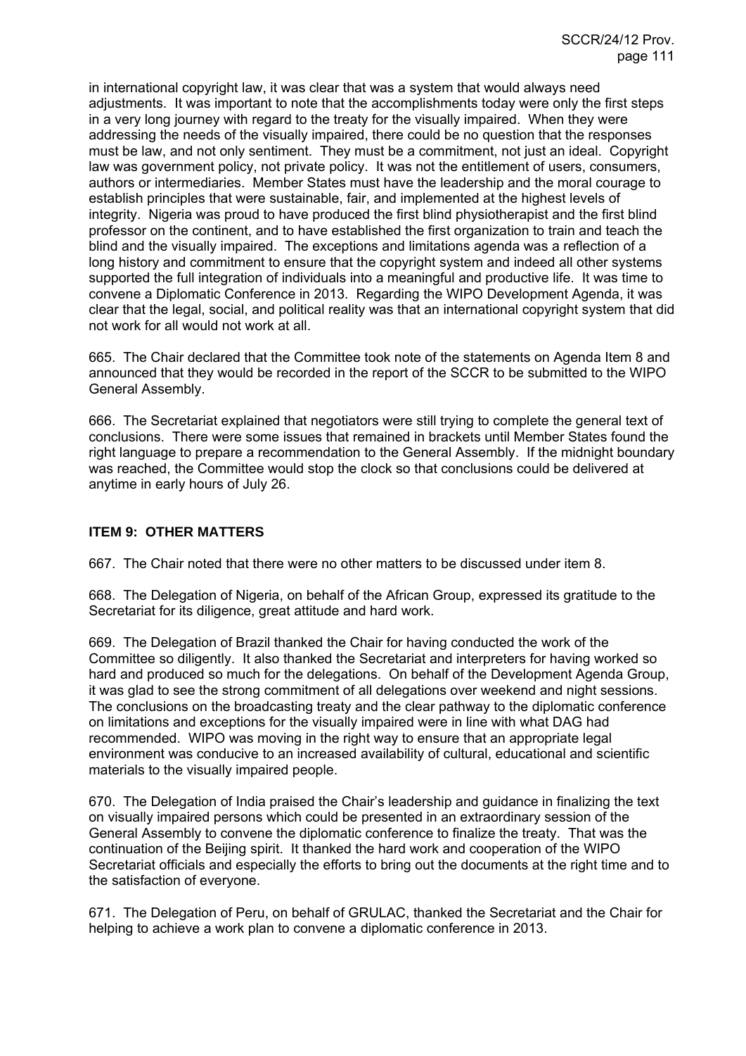in international copyright law, it was clear that was a system that would always need adjustments. It was important to note that the accomplishments today were only the first steps in a very long journey with regard to the treaty for the visually impaired. When they were addressing the needs of the visually impaired, there could be no question that the responses must be law, and not only sentiment. They must be a commitment, not just an ideal. Copyright law was government policy, not private policy. It was not the entitlement of users, consumers, authors or intermediaries. Member States must have the leadership and the moral courage to establish principles that were sustainable, fair, and implemented at the highest levels of integrity. Nigeria was proud to have produced the first blind physiotherapist and the first blind professor on the continent, and to have established the first organization to train and teach the blind and the visually impaired. The exceptions and limitations agenda was a reflection of a long history and commitment to ensure that the copyright system and indeed all other systems supported the full integration of individuals into a meaningful and productive life. It was time to convene a Diplomatic Conference in 2013. Regarding the WIPO Development Agenda, it was clear that the legal, social, and political reality was that an international copyright system that did not work for all would not work at all.

665. The Chair declared that the Committee took note of the statements on Agenda Item 8 and announced that they would be recorded in the report of the SCCR to be submitted to the WIPO General Assembly.

666. The Secretariat explained that negotiators were still trying to complete the general text of conclusions. There were some issues that remained in brackets until Member States found the right language to prepare a recommendation to the General Assembly. If the midnight boundary was reached, the Committee would stop the clock so that conclusions could be delivered at anytime in early hours of July 26.

## ITEM 9: OTHER MATTERS

667. The Chair noted that there were no other matters to be discussed under item 8.

668. The Delegation of Nigeria, on behalf of the African Group, expressed its gratitude to the Secretariat for its diligence, great attitude and hard work.

669. The Delegation of Brazil thanked the Chair for having conducted the work of the Committee so diligently. It also thanked the Secretariat and interpreters for having worked so hard and produced so much for the delegations. On behalf of the Development Agenda Group, it was glad to see the strong commitment of all delegations over weekend and night sessions. The conclusions on the broadcasting treaty and the clear pathway to the diplomatic conference on limitations and exceptions for the visually impaired were in line with what DAG had recommended. WIPO was moving in the right way to ensure that an appropriate legal environment was conducive to an increased availability of cultural, educational and scientific materials to the visually impaired people.

670. The Delegation of India praised the Chair's leadership and guidance in finalizing the text on visually impaired persons which could be presented in an extraordinary session of the General Assembly to convene the diplomatic conference to finalize the treaty. That was the continuation of the Beijing spirit. It thanked the hard work and cooperation of the WIPO Secretariat officials and especially the efforts to bring out the documents at the right time and to the satisfaction of everyone.

671. The Delegation of Peru, on behalf of GRULAC, thanked the Secretariat and the Chair for helping to achieve a work plan to convene a diplomatic conference in 2013.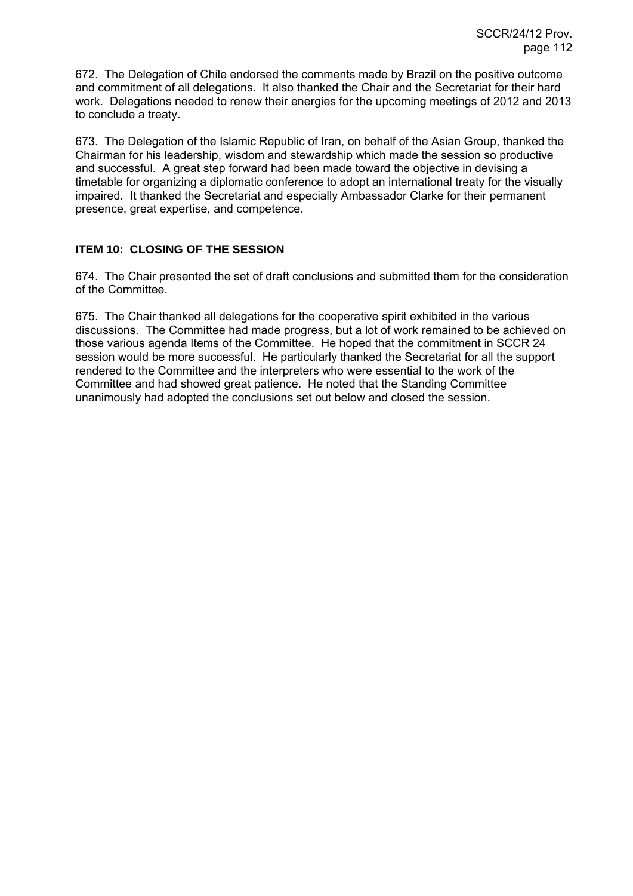672. The Delegation of Chile endorsed the comments made by Brazil on the positive outcome and commitment of all delegations. It also thanked the Chair and the Secretariat for their hard work. Delegations needed to renew their energies for the upcoming meetings of 2012 and 2013 to conclude a treaty.

673. The Delegation of the Islamic Republic of Iran, on behalf of the Asian Group, thanked the Chairman for his leadership, wisdom and stewardship which made the session so productive and successful. A great step forward had been made toward the objective in devising a timetable for organizing a diplomatic conference to adopt an international treaty for the visually impaired. It thanked the Secretariat and especially Ambassador Clarke for their permanent presence, great expertise, and competence.

## ITEM 10: CLOSING OF THE SESSION

674. The Chair presented the set of draft conclusions and submitted them for the consideration of the Committee.

675. The Chair thanked all delegations for the cooperative spirit exhibited in the various discussions. The Committee had made progress, but a lot of work remained to be achieved on those various agenda Items of the Committee. He hoped that the commitment in SCCR 24 session would be more successful. He particularly thanked the Secretariat for all the support rendered to the Committee and the interpreters who were essential to the work of the Committee and had showed great patience. He noted that the Standing Committee unanimously had adopted the conclusions set out below and closed the session.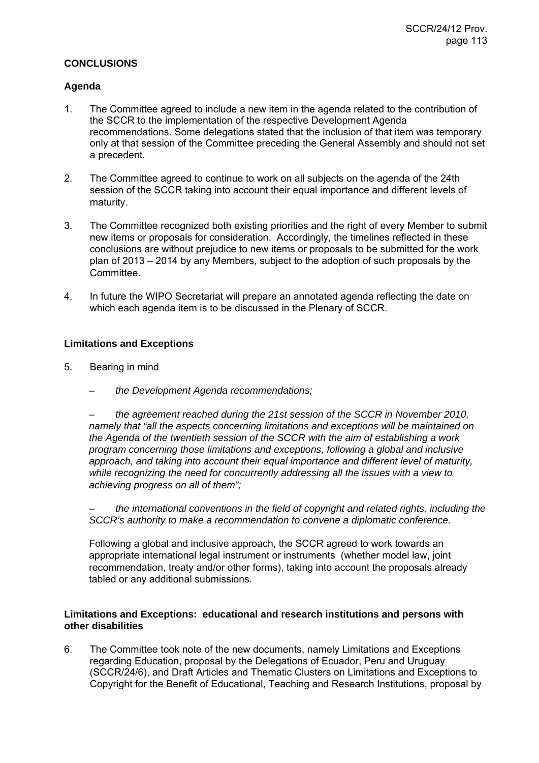## CONCLUSIONS

### Agenda

1. The Committee agreed to include a new item in the agenda related to the contribution of the SCCR to the implementation of the respective Development Agenda recommendations. Some delegations stated that the inclusion of that item was temporary only at that session of the Committee preceding the General Assembly and should not set a precedent.

2. The Committee agreed to continue to work on all subjects on the agenda of the 24th session of the SCCR taking into account their equal importance and different levels of maturity.

3. The Committee recognized both existing priorities and the right of every Member to submit new items or proposals for consideration. Accordingly, the timelines reflected in these conclusions are without prejudice to new items or proposals to be submitted for the work plan of 2013 – 2014 by any Members, subject to the adoption of such proposals by the Committee.

4. In future the WIPO Secretariat will prepare an annotated agenda reflecting the date on which each agenda item is to be discussed in the Plenary of SCCR.

### Limitations and Exceptions

5. Bearing in mind

   – *the Development Agenda recommendations;*

   – *the agreement reached during the 21st session of the SCCR in November 2010, namely that "all the aspects concerning limitations and exceptions will be maintained on the Agenda of the twentieth session of the SCCR with the aim of establishing a work program concerning those limitations and exceptions, following a global and inclusive approach, and taking into account their equal importance and different level of maturity, while recognizing the need for concurrently addressing all the issues with a view to achieving progress on all of them";*

   – *the international conventions in the field of copyright and related rights, including the SCCR's authority to make a recommendation to convene a diplomatic conference.*

   Following a global and inclusive approach, the SCCR agreed to work towards an appropriate international legal instrument or instruments (whether model law, joint recommendation, treaty and/or other forms), taking into account the proposals already tabled or any additional submissions.

### Limitations and Exceptions: educational and research institutions and persons with other disabilities

6. The Committee took note of the new documents, namely Limitations and Exceptions regarding Education, proposal by the Delegations of Ecuador, Peru and Uruguay (SCCR/24/6), and Draft Articles and Thematic Clusters on Limitations and Exceptions to Copyright for the Benefit of Educational, Teaching and Research Institutions, proposal by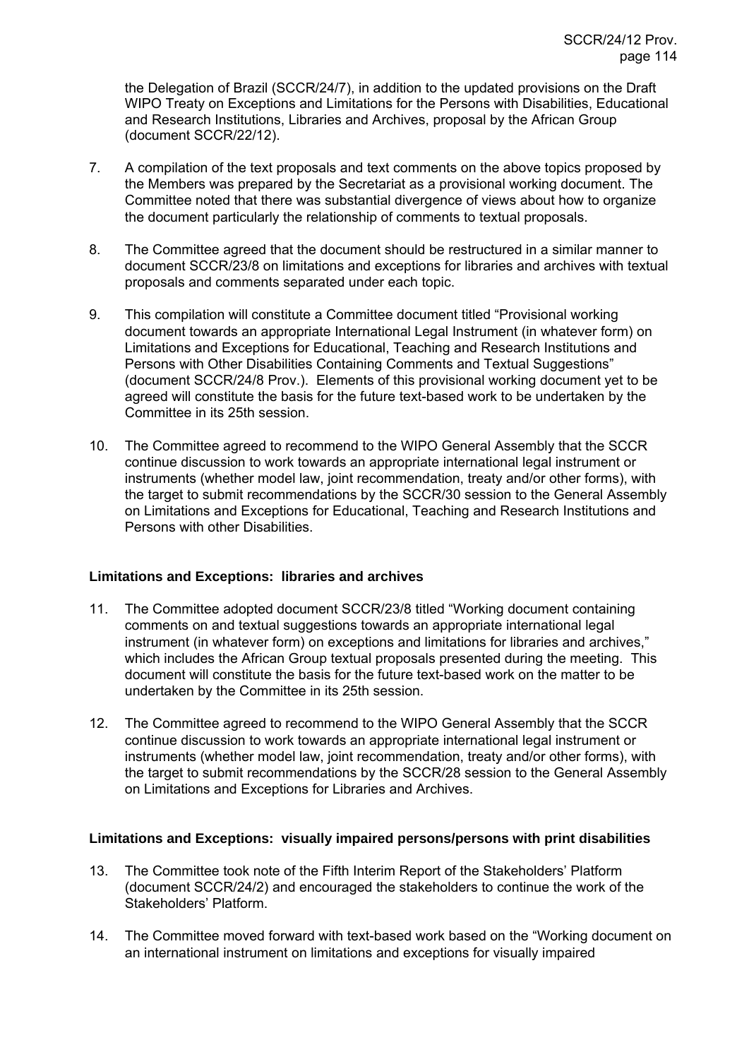the Delegation of Brazil (SCCR/24/7), in addition to the updated provisions on the Draft WIPO Treaty on Exceptions and Limitations for the Persons with Disabilities, Educational and Research Institutions, Libraries and Archives, proposal by the African Group (document SCCR/22/12).

7. A compilation of the text proposals and text comments on the above topics proposed by the Members was prepared by the Secretariat as a provisional working document. The Committee noted that there was substantial divergence of views about how to organize the document particularly the relationship of comments to textual proposals.

8. The Committee agreed that the document should be restructured in a similar manner to document SCCR/23/8 on limitations and exceptions for libraries and archives with textual proposals and comments separated under each topic.

9. This compilation will constitute a Committee document titled "Provisional working document towards an appropriate International Legal Instrument (in whatever form) on Limitations and Exceptions for Educational, Teaching and Research Institutions and Persons with Other Disabilities Containing Comments and Textual Suggestions" (document SCCR/24/8 Prov.). Elements of this provisional working document yet to be agreed will constitute the basis for the future text-based work to be undertaken by the Committee in its 25th session.

10. The Committee agreed to recommend to the WIPO General Assembly that the SCCR continue discussion to work towards an appropriate international legal instrument or instruments (whether model law, joint recommendation, treaty and/or other forms), with the target to submit recommendations by the SCCR/30 session to the General Assembly on Limitations and Exceptions for Educational, Teaching and Research Institutions and Persons with other Disabilities.

**Limitations and Exceptions: libraries and archives**

11. The Committee adopted document SCCR/23/8 titled "Working document containing comments on and textual suggestions towards an appropriate international legal instrument (in whatever form) on exceptions and limitations for libraries and archives," which includes the African Group textual proposals presented during the meeting. This document will constitute the basis for the future text-based work on the matter to be undertaken by the Committee in its 25th session.

12. The Committee agreed to recommend to the WIPO General Assembly that the SCCR continue discussion to work towards an appropriate international legal instrument or instruments (whether model law, joint recommendation, treaty and/or other forms), with the target to submit recommendations by the SCCR/28 session to the General Assembly on Limitations and Exceptions for Libraries and Archives.

**Limitations and Exceptions: visually impaired persons/persons with print disabilities**

13. The Committee took note of the Fifth Interim Report of the Stakeholders' Platform (document SCCR/24/2) and encouraged the stakeholders to continue the work of the Stakeholders' Platform.

14. The Committee moved forward with text-based work based on the "Working document on an international instrument on limitations and exceptions for visually impaired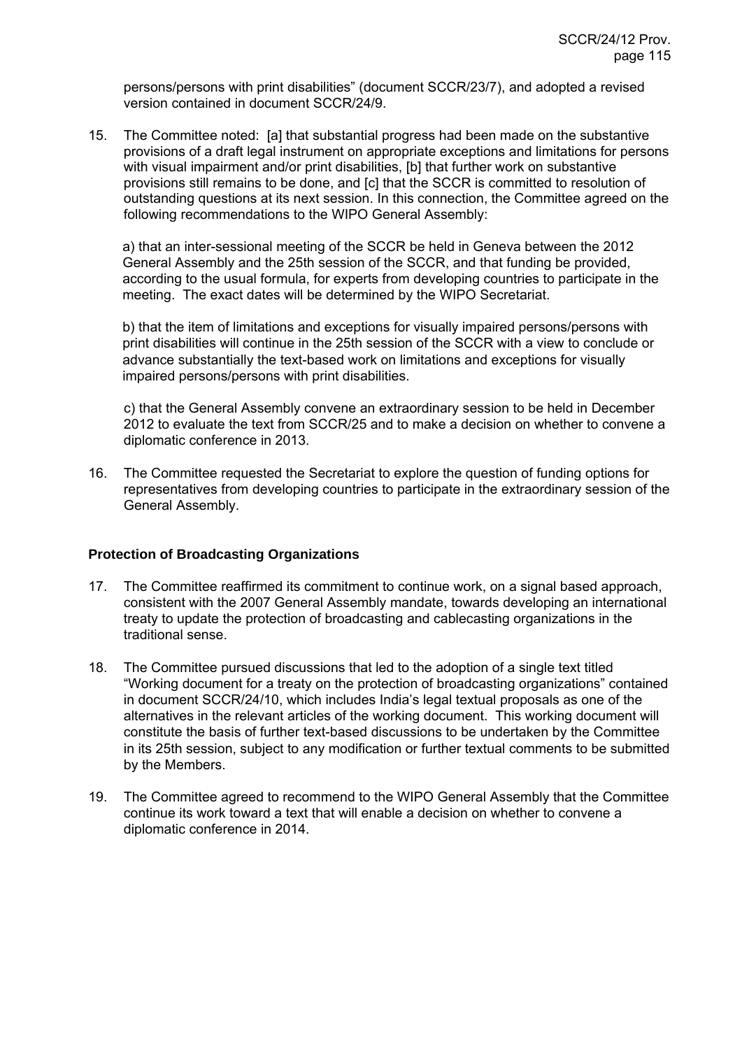persons/persons with print disabilities" (document SCCR/23/7), and adopted a revised version contained in document SCCR/24/9.

15. The Committee noted: [a] that substantial progress had been made on the substantive provisions of a draft legal instrument on appropriate exceptions and limitations for persons with visual impairment and/or print disabilities, [b] that further work on substantive provisions still remains to be done, and [c] that the SCCR is committed to resolution of outstanding questions at its next session. In this connection, the Committee agreed on the following recommendations to the WIPO General Assembly:

    a) that an inter-sessional meeting of the SCCR be held in Geneva between the 2012 General Assembly and the 25th session of the SCCR, and that funding be provided, according to the usual formula, for experts from developing countries to participate in the meeting. The exact dates will be determined by the WIPO Secretariat.

    b) that the item of limitations and exceptions for visually impaired persons/persons with print disabilities will continue in the 25th session of the SCCR with a view to conclude or advance substantially the text-based work on limitations and exceptions for visually impaired persons/persons with print disabilities.

    c) that the General Assembly convene an extraordinary session to be held in December 2012 to evaluate the text from SCCR/25 and to make a decision on whether to convene a diplomatic conference in 2013.

16. The Committee requested the Secretariat to explore the question of funding options for representatives from developing countries to participate in the extraordinary session of the General Assembly.

**Protection of Broadcasting Organizations**

17. The Committee reaffirmed its commitment to continue work, on a signal based approach, consistent with the 2007 General Assembly mandate, towards developing an international treaty to update the protection of broadcasting and cablecasting organizations in the traditional sense.

18. The Committee pursued discussions that led to the adoption of a single text titled "Working document for a treaty on the protection of broadcasting organizations" contained in document SCCR/24/10, which includes India's legal textual proposals as one of the alternatives in the relevant articles of the working document. This working document will constitute the basis of further text-based discussions to be undertaken by the Committee in its 25th session, subject to any modification or further textual comments to be submitted by the Members.

19. The Committee agreed to recommend to the WIPO General Assembly that the Committee continue its work toward a text that will enable a decision on whether to convene a diplomatic conference in 2014.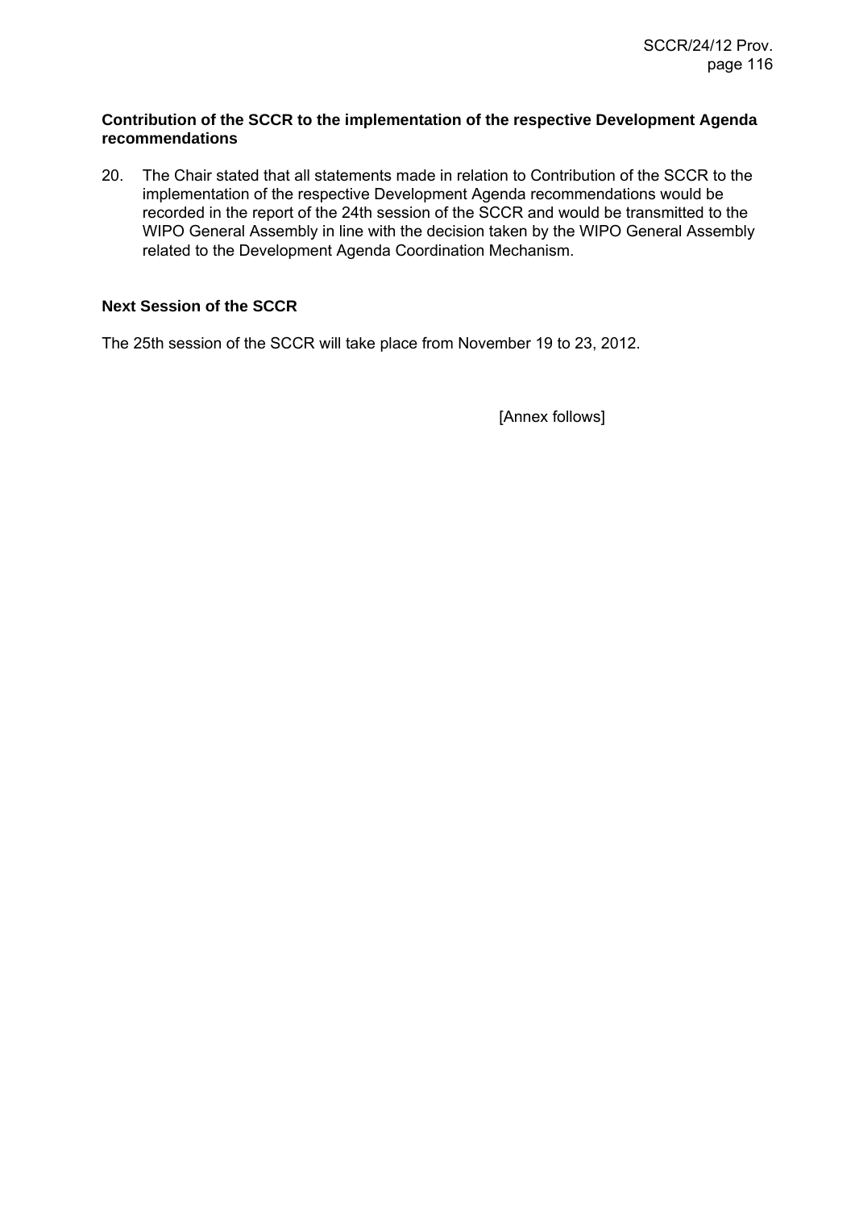### Contribution of the SCCR to the implementation of the respective Development Agenda recommendations

20. The Chair stated that all statements made in relation to Contribution of the SCCR to the implementation of the respective Development Agenda recommendations would be recorded in the report of the 24th session of the SCCR and would be transmitted to the WIPO General Assembly in line with the decision taken by the WIPO General Assembly related to the Development Agenda Coordination Mechanism.

### Next Session of the SCCR

The 25th session of the SCCR will take place from November 19 to 23, 2012.

[Annex follows]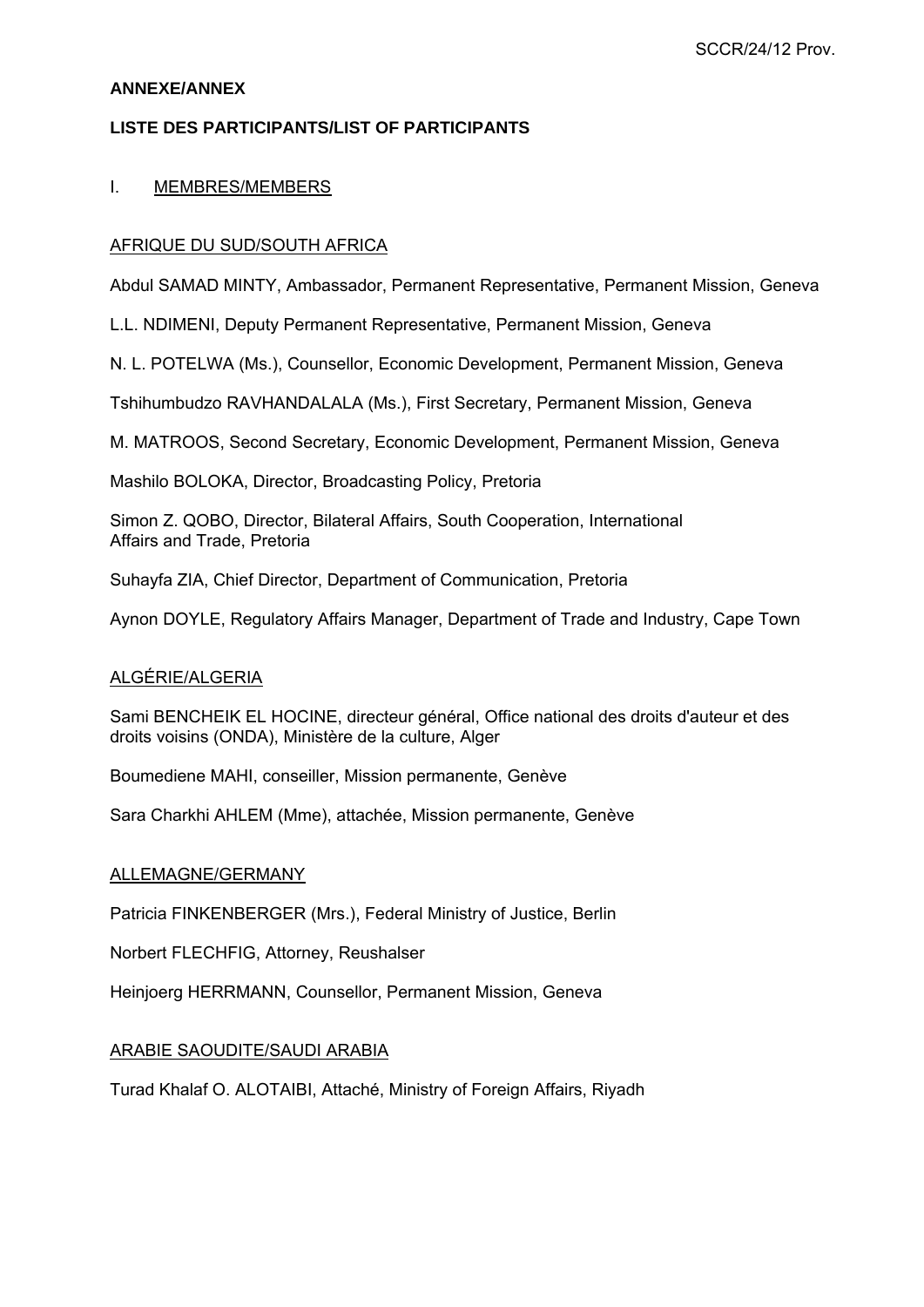**ANNEXE/ANNEX**

**LISTE DES PARTICIPANTS/LIST OF PARTICIPANTS**

I. MEMBRES/MEMBERS

AFRIQUE DU SUD/SOUTH AFRICA

Abdul SAMAD MINTY, Ambassador, Permanent Representative, Permanent Mission, Geneva

L.L. NDIMENI, Deputy Permanent Representative, Permanent Mission, Geneva

N. L. POTELWA (Ms.), Counsellor, Economic Development, Permanent Mission, Geneva

Tshihumbudzo RAVHANDALALA (Ms.), First Secretary, Permanent Mission, Geneva

M. MATROOS, Second Secretary, Economic Development, Permanent Mission, Geneva

Mashilo BOLOKA, Director, Broadcasting Policy, Pretoria

Simon Z. QOBO, Director, Bilateral Affairs, South Cooperation, International Affairs and Trade, Pretoria

Suhayfa ZIA, Chief Director, Department of Communication, Pretoria

Aynon DOYLE, Regulatory Affairs Manager, Department of Trade and Industry, Cape Town

ALGÉRIE/ALGERIA

Sami BENCHEIK EL HOCINE, directeur général, Office national des droits d'auteur et des droits voisins (ONDA), Ministère de la culture, Alger

Boumediene MAHI, conseiller, Mission permanente, Genève

Sara Charkhi AHLEM (Mme), attachée, Mission permanente, Genève

ALLEMAGNE/GERMANY

Patricia FINKENBERGER (Mrs.), Federal Ministry of Justice, Berlin

Norbert FLECHFIG, Attorney, Reushalser

Heinjoerg HERRMANN, Counsellor, Permanent Mission, Geneva

ARABIE SAOUDITE/SAUDI ARABIA

Turad Khalaf O. ALOTAIBI, Attaché, Ministry of Foreign Affairs, Riyadh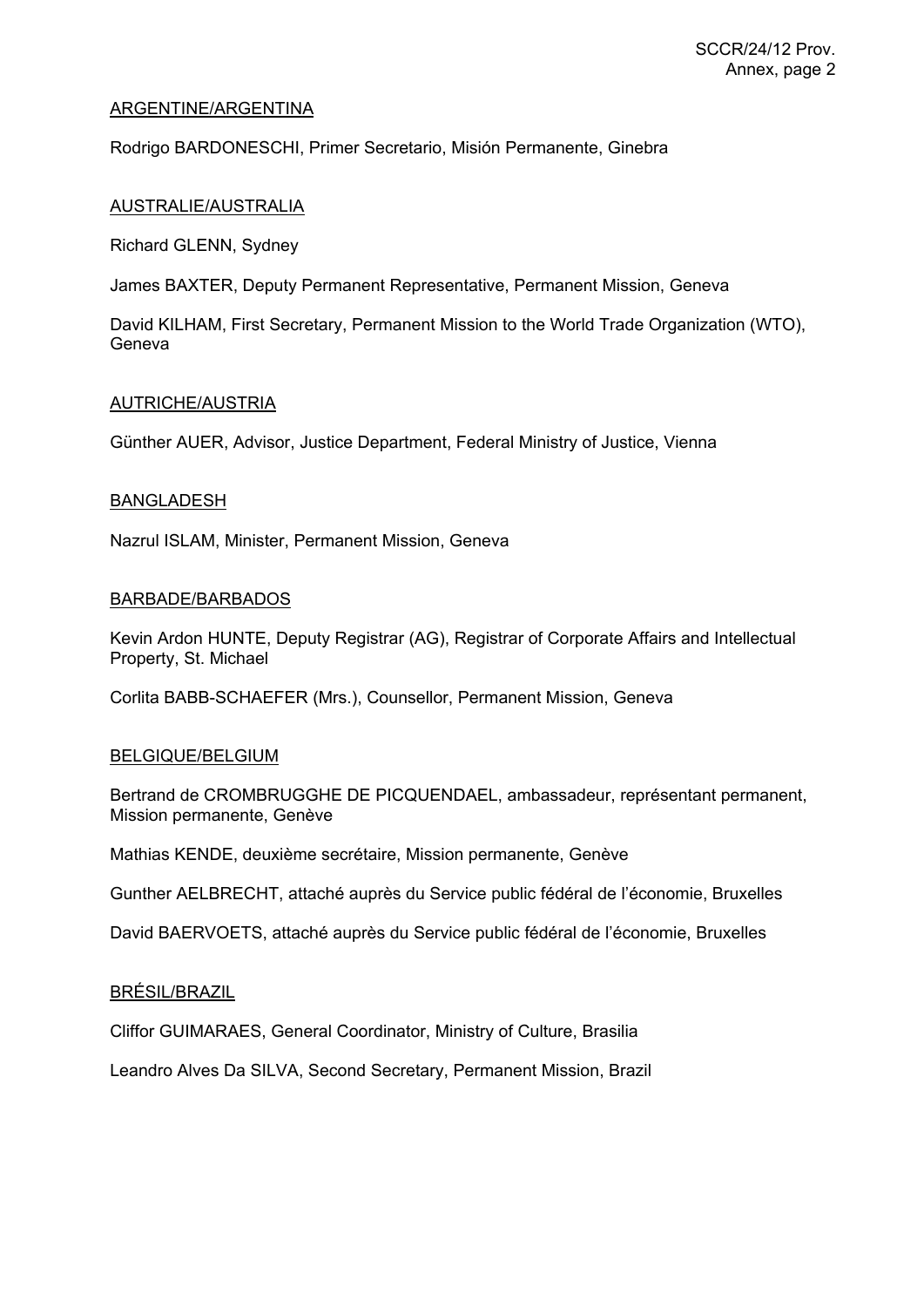ARGENTINE/ARGENTINA

Rodrigo BARDONESCHI, Primer Secretario, Misión Permanente, Ginebra

AUSTRALIE/AUSTRALIA

Richard GLENN, Sydney

James BAXTER, Deputy Permanent Representative, Permanent Mission, Geneva

David KILHAM, First Secretary, Permanent Mission to the World Trade Organization (WTO), Geneva

AUTRICHE/AUSTRIA

Günther AUER, Advisor, Justice Department, Federal Ministry of Justice, Vienna

BANGLADESH

Nazrul ISLAM, Minister, Permanent Mission, Geneva

BARBADE/BARBADOS

Kevin Ardon HUNTE, Deputy Registrar (AG), Registrar of Corporate Affairs and Intellectual Property, St. Michael

Corlita BABB-SCHAEFER (Mrs.), Counsellor, Permanent Mission, Geneva

BELGIQUE/BELGIUM

Bertrand de CROMBRUGGHE DE PICQUENDAEL, ambassadeur, représentant permanent, Mission permanente, Genève

Mathias KENDE, deuxième secrétaire, Mission permanente, Genève

Gunther AELBRECHT, attaché auprès du Service public fédéral de l'économie, Bruxelles

David BAERVOETS, attaché auprès du Service public fédéral de l'économie, Bruxelles

BRÉSIL/BRAZIL

Cliffor GUIMARAES, General Coordinator, Ministry of Culture, Brasilia

Leandro Alves Da SILVA, Second Secretary, Permanent Mission, Brazil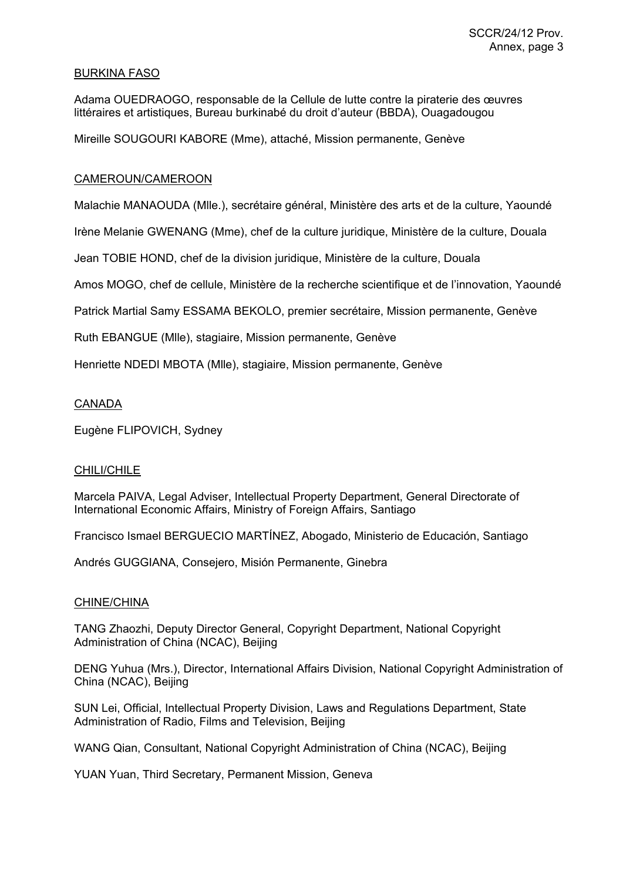BURKINA FASO

Adama OUEDRAOGO, responsable de la Cellule de lutte contre la piraterie des œuvres littéraires et artistiques, Bureau burkinabé du droit d'auteur (BBDA), Ouagadougou

Mireille SOUGOURI KABORE (Mme), attaché, Mission permanente, Genève

CAMEROUN/CAMEROON

Malachie MANAOUDA (Mlle.), secrétaire général, Ministère des arts et de la culture, Yaoundé

Irène Melanie GWENANG (Mme), chef de la culture juridique, Ministère de la culture, Douala

Jean TOBIE HOND, chef de la division juridique, Ministère de la culture, Douala

Amos MOGO, chef de cellule, Ministère de la recherche scientifique et de l'innovation, Yaoundé

Patrick Martial Samy ESSAMA BEKOLO, premier secrétaire, Mission permanente, Genève

Ruth EBANGUE (Mlle), stagiaire, Mission permanente, Genève

Henriette NDEDI MBOTA (Mlle), stagiaire, Mission permanente, Genève

CANADA

Eugène FLIPOVICH, Sydney

CHILI/CHILE

Marcela PAIVA, Legal Adviser, Intellectual Property Department, General Directorate of International Economic Affairs, Ministry of Foreign Affairs, Santiago

Francisco Ismael BERGUECIO MARTÍNEZ, Abogado, Ministerio de Educación, Santiago

Andrés GUGGIANA, Consejero, Misión Permanente, Ginebra

CHINE/CHINA

TANG Zhaozhi, Deputy Director General, Copyright Department, National Copyright Administration of China (NCAC), Beijing

DENG Yuhua (Mrs.), Director, International Affairs Division, National Copyright Administration of China (NCAC), Beijing

SUN Lei, Official, Intellectual Property Division, Laws and Regulations Department, State Administration of Radio, Films and Television, Beijing

WANG Qian, Consultant, National Copyright Administration of China (NCAC), Beijing

YUAN Yuan, Third Secretary, Permanent Mission, Geneva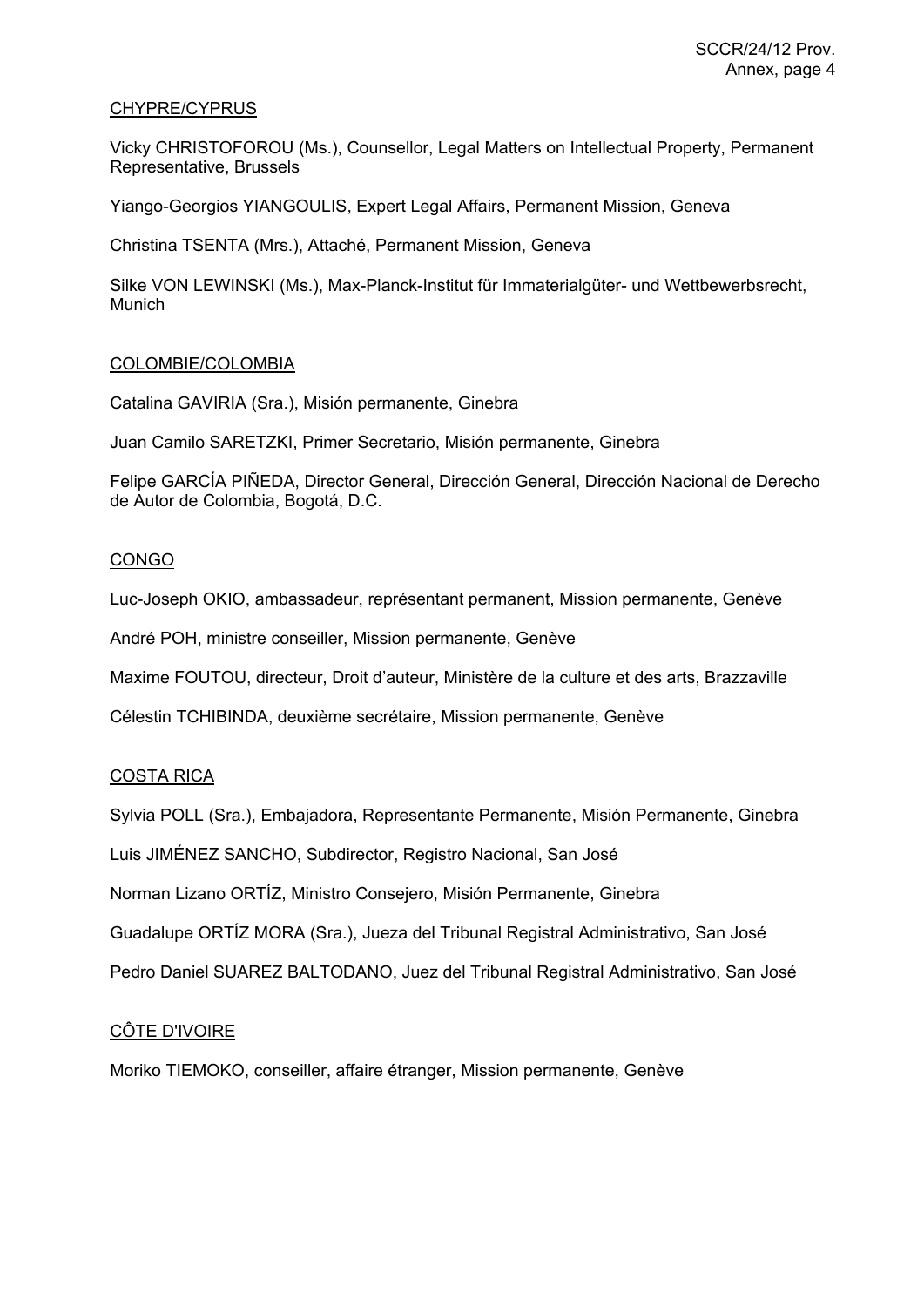CHYPRE/CYPRUS

Vicky CHRISTOFOROU (Ms.), Counsellor, Legal Matters on Intellectual Property, Permanent Representative, Brussels

Yiango-Georgios YIANGOULIS, Expert Legal Affairs, Permanent Mission, Geneva

Christina TSENTA (Mrs.), Attaché, Permanent Mission, Geneva

Silke VON LEWINSKI (Ms.), Max-Planck-Institut für Immaterialgüter- und Wettbewerbsrecht, Munich

COLOMBIE/COLOMBIA

Catalina GAVIRIA (Sra.), Misión permanente, Ginebra

Juan Camilo SARETZKI, Primer Secretario, Misión permanente, Ginebra

Felipe GARCÍA PIÑEDA, Director General, Dirección General, Dirección Nacional de Derecho de Autor de Colombia, Bogotá, D.C.

CONGO

Luc-Joseph OKIO, ambassadeur, représentant permanent, Mission permanente, Genève

André POH, ministre conseiller, Mission permanente, Genève

Maxime FOUTOU, directeur, Droit d'auteur, Ministère de la culture et des arts, Brazzaville

Célestin TCHIBINDA, deuxième secrétaire, Mission permanente, Genève

COSTA RICA

Sylvia POLL (Sra.), Embajadora, Representante Permanente, Misión Permanente, Ginebra

Luis JIMÉNEZ SANCHO, Subdirector, Registro Nacional, San José

Norman Lizano ORTÍZ, Ministro Consejero, Misión Permanente, Ginebra

Guadalupe ORTÍZ MORA (Sra.), Jueza del Tribunal Registral Administrativo, San José

Pedro Daniel SUAREZ BALTODANO, Juez del Tribunal Registral Administrativo, San José

CÔTE D'IVOIRE

Moriko TIEMOKO, conseiller, affaire étranger, Mission permanente, Genève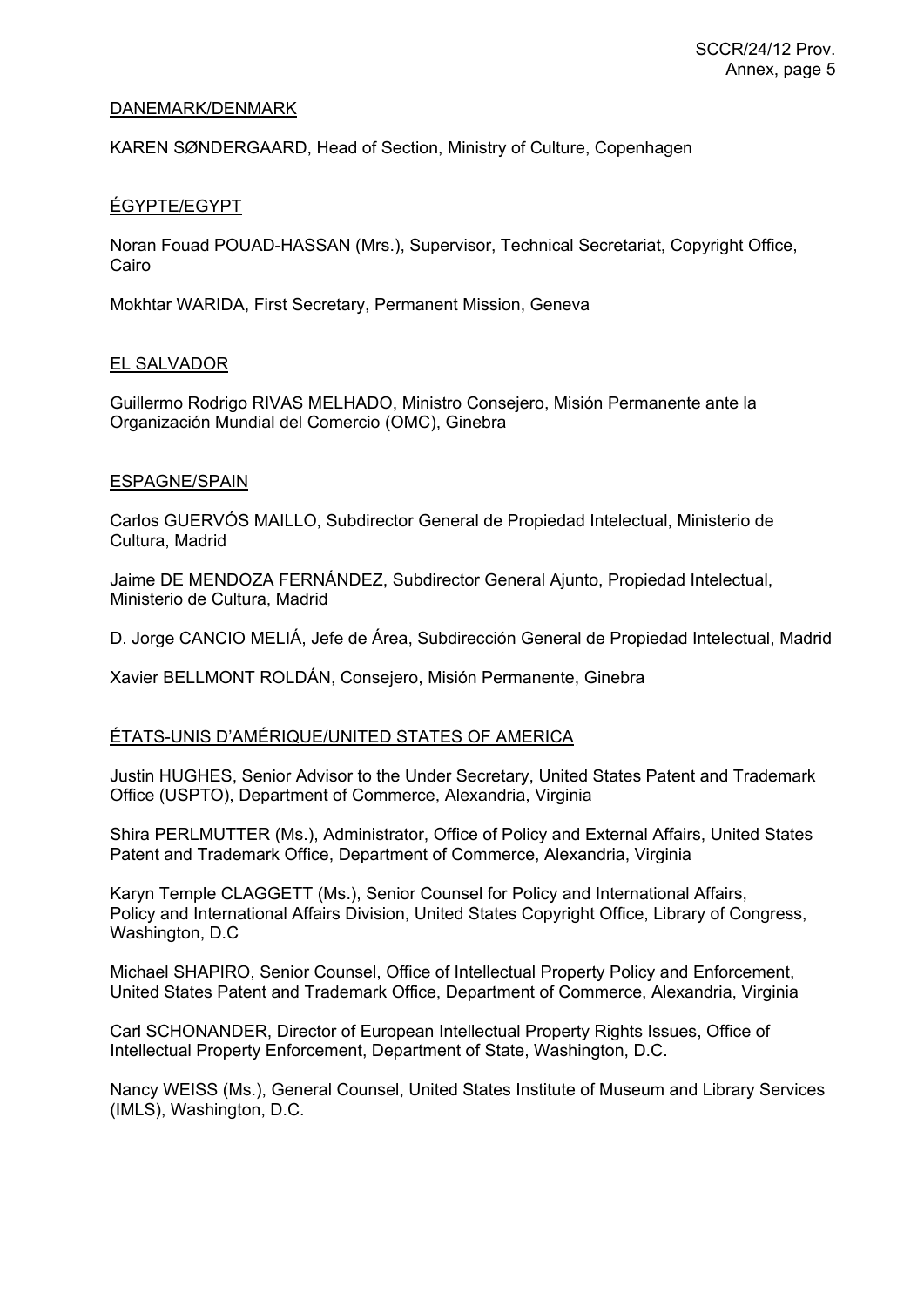DANEMARK/DENMARK

KAREN SØNDERGAARD, Head of Section, Ministry of Culture, Copenhagen

ÉGYPTE/EGYPT

Noran Fouad POUAD-HASSAN (Mrs.), Supervisor, Technical Secretariat, Copyright Office, Cairo

Mokhtar WARIDA, First Secretary, Permanent Mission, Geneva

EL SALVADOR

Guillermo Rodrigo RIVAS MELHADO, Ministro Consejero, Misión Permanente ante la Organización Mundial del Comercio (OMC), Ginebra

ESPAGNE/SPAIN

Carlos GUERVÓS MAILLO, Subdirector General de Propiedad Intelectual, Ministerio de Cultura, Madrid

Jaime DE MENDOZA FERNÁNDEZ, Subdirector General Ajunto, Propiedad Intelectual, Ministerio de Cultura, Madrid

D. Jorge CANCIO MELIÁ, Jefe de Área, Subdirección General de Propiedad Intelectual, Madrid

Xavier BELLMONT ROLDÁN, Consejero, Misión Permanente, Ginebra

ÉTATS-UNIS D'AMÉRIQUE/UNITED STATES OF AMERICA

Justin HUGHES, Senior Advisor to the Under Secretary, United States Patent and Trademark Office (USPTO), Department of Commerce, Alexandria, Virginia

Shira PERLMUTTER (Ms.), Administrator, Office of Policy and External Affairs, United States Patent and Trademark Office, Department of Commerce, Alexandria, Virginia

Karyn Temple CLAGGETT (Ms.), Senior Counsel for Policy and International Affairs, Policy and International Affairs Division, United States Copyright Office, Library of Congress, Washington, D.C

Michael SHAPIRO, Senior Counsel, Office of Intellectual Property Policy and Enforcement, United States Patent and Trademark Office, Department of Commerce, Alexandria, Virginia

Carl SCHONANDER, Director of European Intellectual Property Rights Issues, Office of Intellectual Property Enforcement, Department of State, Washington, D.C.

Nancy WEISS (Ms.), General Counsel, United States Institute of Museum and Library Services (IMLS), Washington, D.C.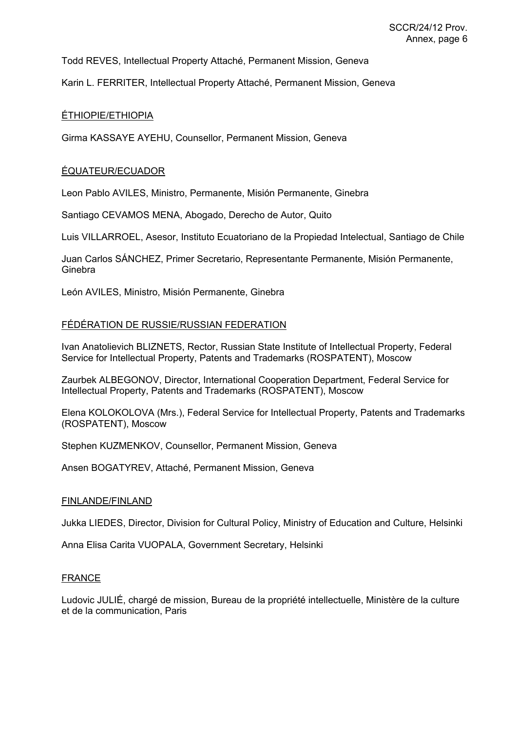Todd REVES, Intellectual Property Attaché, Permanent Mission, Geneva

Karin L. FERRITER, Intellectual Property Attaché, Permanent Mission, Geneva

ÉTHIOPIE/ETHIOPIA

Girma KASSAYE AYEHU, Counsellor, Permanent Mission, Geneva

ÉQUATEUR/ECUADOR

Leon Pablo AVILES, Ministro, Permanente, Misión Permanente, Ginebra

Santiago CEVAMOS MENA, Abogado, Derecho de Autor, Quito

Luis VILLARROEL, Asesor, Instituto Ecuatoriano de la Propiedad Intelectual, Santiago de Chile

Juan Carlos SÁNCHEZ, Primer Secretario, Representante Permanente, Misión Permanente, Ginebra

León AVILES, Ministro, Misión Permanente, Ginebra

FÉDÉRATION DE RUSSIE/RUSSIAN FEDERATION

Ivan Anatolievich BLIZNETS, Rector, Russian State Institute of Intellectual Property, Federal Service for Intellectual Property, Patents and Trademarks (ROSPATENT), Moscow

Zaurbek ALBEGONOV, Director, International Cooperation Department, Federal Service for Intellectual Property, Patents and Trademarks (ROSPATENT), Moscow

Elena KOLOKOLOVA (Mrs.), Federal Service for Intellectual Property, Patents and Trademarks (ROSPATENT), Moscow

Stephen KUZMENKOV, Counsellor, Permanent Mission, Geneva

Ansen BOGATYREV, Attaché, Permanent Mission, Geneva

FINLANDE/FINLAND

Jukka LIEDES, Director, Division for Cultural Policy, Ministry of Education and Culture, Helsinki

Anna Elisa Carita VUOPALA, Government Secretary, Helsinki

FRANCE

Ludovic JULIÉ, chargé de mission, Bureau de la propriété intellectuelle, Ministère de la culture et de la communication, Paris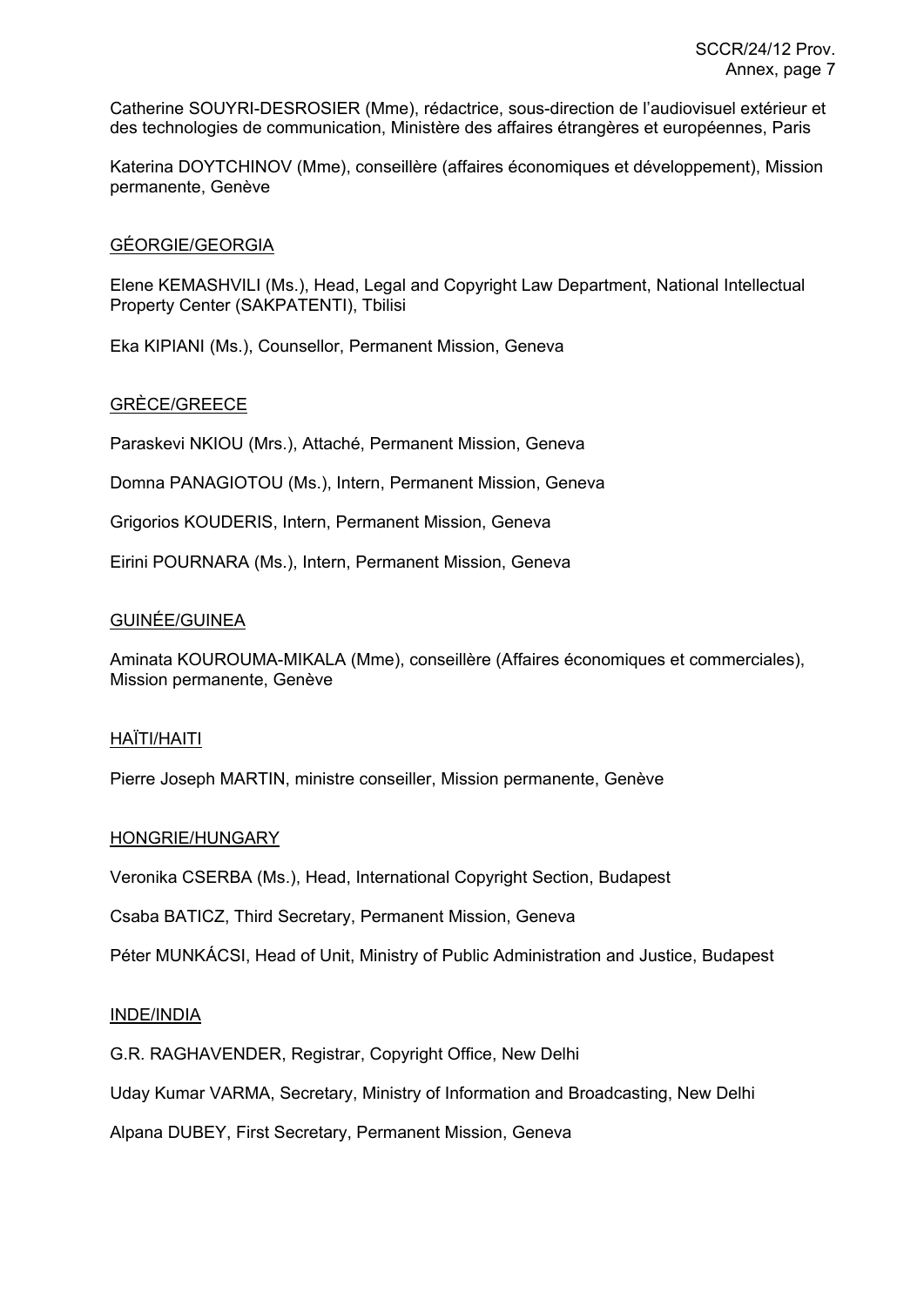Catherine SOUYRI-DESROSIER (Mme), rédactrice, sous-direction de l'audiovisuel extérieur et des technologies de communication, Ministère des affaires étrangères et européennes, Paris

Katerina DOYTCHINOV (Mme), conseillère (affaires économiques et développement), Mission permanente, Genève

<u>GÉORGIE/GEORGIA</u>

Elene KEMASHVILI (Ms.), Head, Legal and Copyright Law Department, National Intellectual Property Center (SAKPATENTI), Tbilisi

Eka KIPIANI (Ms.), Counsellor, Permanent Mission, Geneva

<u>GRÈCE/GREECE</u>

Paraskevi NKIOU (Mrs.), Attaché, Permanent Mission, Geneva

Domna PANAGIOTOU (Ms.), Intern, Permanent Mission, Geneva

Grigorios KOUDERIS, Intern, Permanent Mission, Geneva

Eirini POURNARA (Ms.), Intern, Permanent Mission, Geneva

<u>GUINÉE/GUINEA</u>

Aminata KOUROUMA-MIKALA (Mme), conseillère (Affaires économiques et commerciales), Mission permanente, Genève

<u>HAÏTI/HAITI</u>

Pierre Joseph MARTIN, ministre conseiller, Mission permanente, Genève

<u>HONGRIE/HUNGARY</u>

Veronika CSERBA (Ms.), Head, International Copyright Section, Budapest

Csaba BATICZ, Third Secretary, Permanent Mission, Geneva

Péter MUNKÁCSI, Head of Unit, Ministry of Public Administration and Justice, Budapest

<u>INDE/INDIA</u>

G.R. RAGHAVENDER, Registrar, Copyright Office, New Delhi

Uday Kumar VARMA, Secretary, Ministry of Information and Broadcasting, New Delhi

Alpana DUBEY, First Secretary, Permanent Mission, Geneva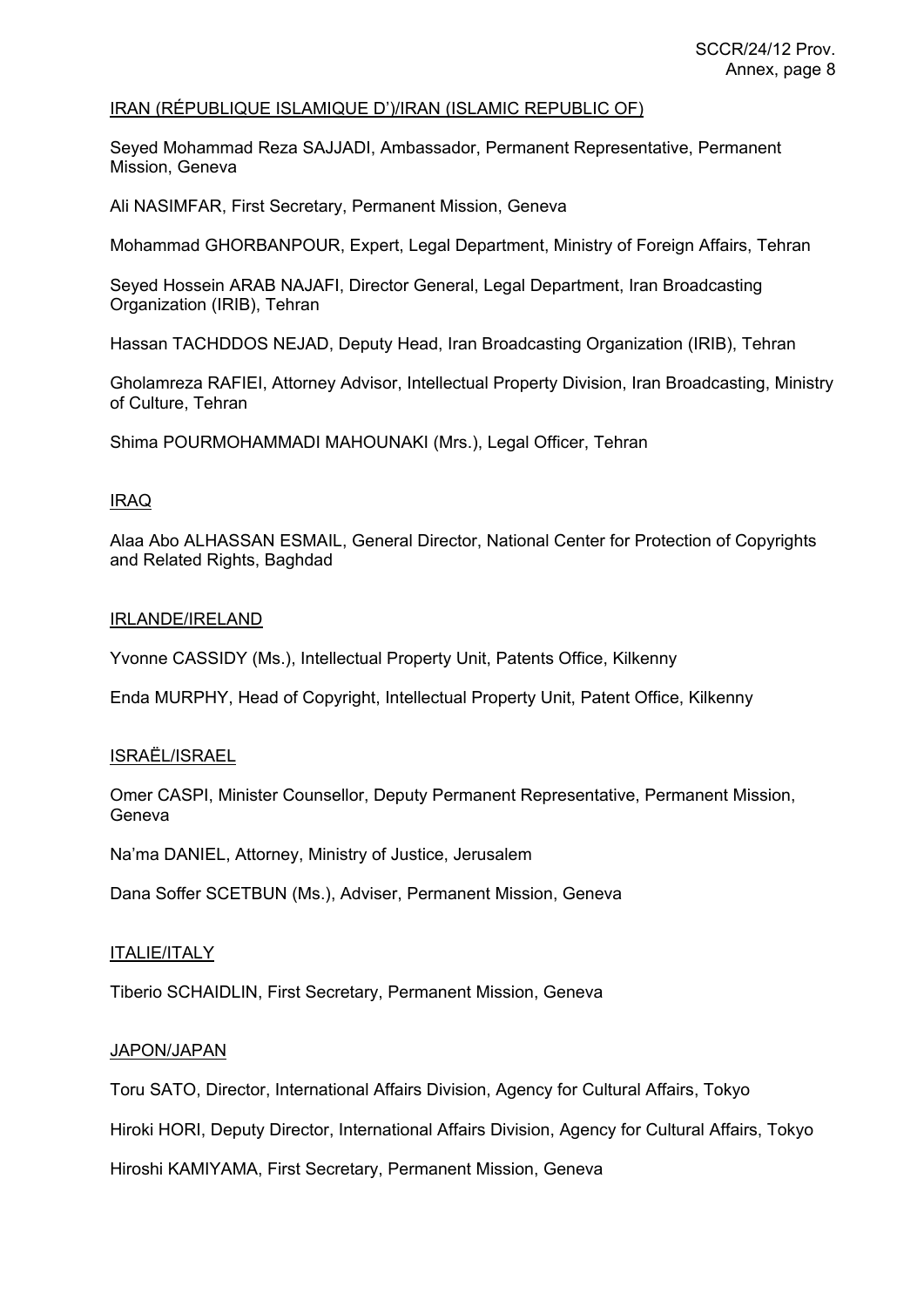<u>IRAN (RÉPUBLIQUE ISLAMIQUE D')/IRAN (ISLAMIC REPUBLIC OF)</u>

Seyed Mohammad Reza SAJJADI, Ambassador, Permanent Representative, Permanent Mission, Geneva

Ali NASIMFAR, First Secretary, Permanent Mission, Geneva

Mohammad GHORBANPOUR, Expert, Legal Department, Ministry of Foreign Affairs, Tehran

Seyed Hossein ARAB NAJAFI, Director General, Legal Department, Iran Broadcasting Organization (IRIB), Tehran

Hassan TACHDDOS NEJAD, Deputy Head, Iran Broadcasting Organization (IRIB), Tehran

Gholamreza RAFIEI, Attorney Advisor, Intellectual Property Division, Iran Broadcasting, Ministry of Culture, Tehran

Shima POURMOHAMMADI MAHOUNAKI (Mrs.), Legal Officer, Tehran

<u>IRAQ</u>

Alaa Abo ALHASSAN ESMAIL, General Director, National Center for Protection of Copyrights and Related Rights, Baghdad

<u>IRLANDE/IRELAND</u>

Yvonne CASSIDY (Ms.), Intellectual Property Unit, Patents Office, Kilkenny

Enda MURPHY, Head of Copyright, Intellectual Property Unit, Patent Office, Kilkenny

<u>ISRAËL/ISRAEL</u>

Omer CASPI, Minister Counsellor, Deputy Permanent Representative, Permanent Mission, Geneva

Na'ma DANIEL, Attorney, Ministry of Justice, Jerusalem

Dana Soffer SCETBUN (Ms.), Adviser, Permanent Mission, Geneva

<u>ITALIE/ITALY</u>

Tiberio SCHAIDLIN, First Secretary, Permanent Mission, Geneva

<u>JAPON/JAPAN</u>

Toru SATO, Director, International Affairs Division, Agency for Cultural Affairs, Tokyo

Hiroki HORI, Deputy Director, International Affairs Division, Agency for Cultural Affairs, Tokyo

Hiroshi KAMIYAMA, First Secretary, Permanent Mission, Geneva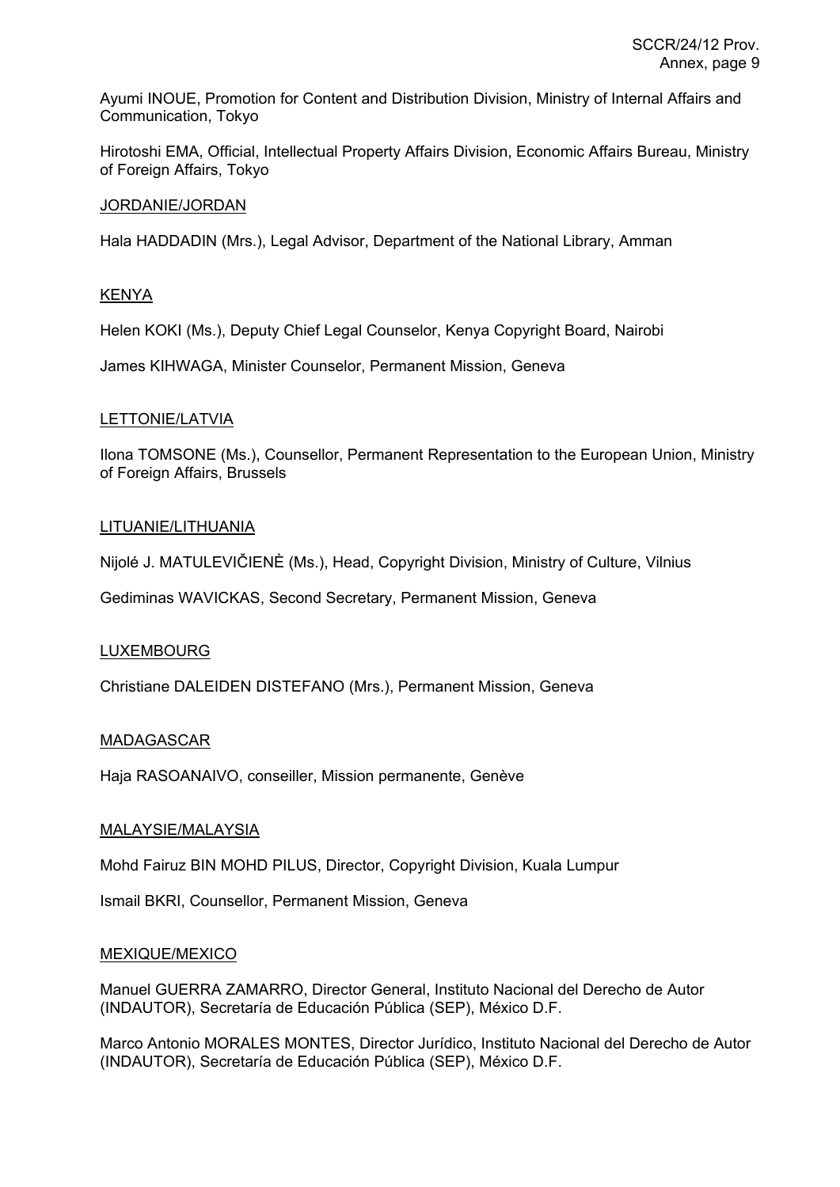Ayumi INOUE, Promotion for Content and Distribution Division, Ministry of Internal Affairs and Communication, Tokyo

Hirotoshi EMA, Official, Intellectual Property Affairs Division, Economic Affairs Bureau, Ministry of Foreign Affairs, Tokyo

JORDANIE/JORDAN

Hala HADDADIN (Mrs.), Legal Advisor, Department of the National Library, Amman

KENYA

Helen KOKI (Ms.), Deputy Chief Legal Counselor, Kenya Copyright Board, Nairobi

James KIHWAGA, Minister Counselor, Permanent Mission, Geneva

LETTONIE/LATVIA

Ilona TOMSONE (Ms.), Counsellor, Permanent Representation to the European Union, Ministry of Foreign Affairs, Brussels

LITUANIE/LITHUANIA

Nijolé J. MATULEVIČIENÈ (Ms.), Head, Copyright Division, Ministry of Culture, Vilnius

Gediminas WAVICKAS, Second Secretary, Permanent Mission, Geneva

LUXEMBOURG

Christiane DALEIDEN DISTEFANO (Mrs.), Permanent Mission, Geneva

MADAGASCAR

Haja RASOANAIVO, conseiller, Mission permanente, Genève

MALAYSIE/MALAYSIA

Mohd Fairuz BIN MOHD PILUS, Director, Copyright Division, Kuala Lumpur

Ismail BKRI, Counsellor, Permanent Mission, Geneva

MEXIQUE/MEXICO

Manuel GUERRA ZAMARRO, Director General, Instituto Nacional del Derecho de Autor (INDAUTOR), Secretaría de Educación Pública (SEP), México D.F.

Marco Antonio MORALES MONTES, Director Jurídico, Instituto Nacional del Derecho de Autor (INDAUTOR), Secretaría de Educación Pública (SEP), México D.F.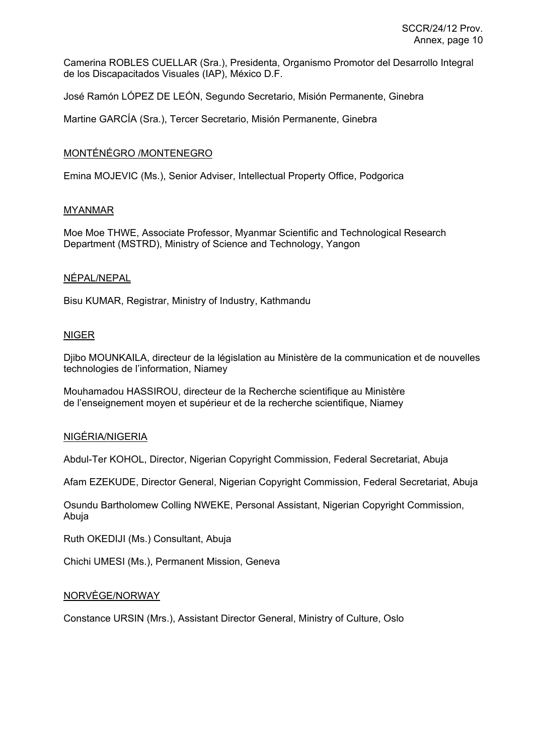Camerina ROBLES CUELLAR (Sra.), Presidenta, Organismo Promotor del Desarrollo Integral de los Discapacitados Visuales (IAP), México D.F.

José Ramón LÓPEZ DE LEÓN, Segundo Secretario, Misión Permanente, Ginebra

Martine GARCÍA (Sra.), Tercer Secretario, Misión Permanente, Ginebra

<u>MONTÉNÉGRO /MONTENEGRO</u>

Emina MOJEVIC (Ms.), Senior Adviser, Intellectual Property Office, Podgorica

<u>MYANMAR</u>

Moe Moe THWE, Associate Professor, Myanmar Scientific and Technological Research Department (MSTRD), Ministry of Science and Technology, Yangon

<u>NÉPAL/NEPAL</u>

Bisu KUMAR, Registrar, Ministry of Industry, Kathmandu

<u>NIGER</u>

Djibo MOUNKAILA, directeur de la législation au Ministère de la communication et de nouvelles technologies de l'information, Niamey

Mouhamadou HASSIROU, directeur de la Recherche scientifique au Ministère de l'enseignement moyen et supérieur et de la recherche scientifique, Niamey

<u>NIGÉRIA/NIGERIA</u>

Abdul-Ter KOHOL, Director, Nigerian Copyright Commission, Federal Secretariat, Abuja

Afam EZEKUDE, Director General, Nigerian Copyright Commission, Federal Secretariat, Abuja

Osundu Bartholomew Colling NWEKE, Personal Assistant, Nigerian Copyright Commission, Abuja

Ruth OKEDIJI (Ms.) Consultant, Abuja

Chichi UMESI (Ms.), Permanent Mission, Geneva

<u>NORVÈGE/NORWAY</u>

Constance URSIN (Mrs.), Assistant Director General, Ministry of Culture, Oslo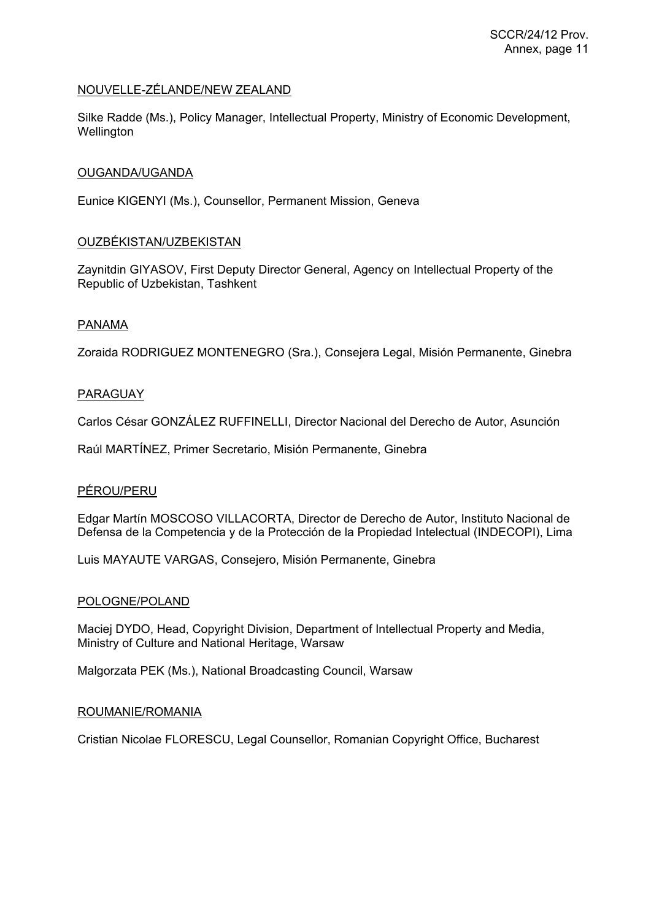<u>NOUVELLE-ZÉLANDE/NEW ZEALAND</u>

Silke Radde (Ms.), Policy Manager, Intellectual Property, Ministry of Economic Development, Wellington

<u>OUGANDA/UGANDA</u>

Eunice KIGENYI (Ms.), Counsellor, Permanent Mission, Geneva

<u>OUZBÉKISTAN/UZBEKISTAN</u>

Zaynitdin GIYASOV, First Deputy Director General, Agency on Intellectual Property of the Republic of Uzbekistan, Tashkent

<u>PANAMA</u>

Zoraida RODRIGUEZ MONTENEGRO (Sra.), Consejera Legal, Misión Permanente, Ginebra

<u>PARAGUAY</u>

Carlos César GONZÁLEZ RUFFINELLI, Director Nacional del Derecho de Autor, Asunción

Raúl MARTÍNEZ, Primer Secretario, Misión Permanente, Ginebra

<u>PÉROU/PERU</u>

Edgar Martín MOSCOSO VILLACORTA, Director de Derecho de Autor, Instituto Nacional de Defensa de la Competencia y de la Protección de la Propiedad Intelectual (INDECOPI), Lima

Luis MAYAUTE VARGAS, Consejero, Misión Permanente, Ginebra

<u>POLOGNE/POLAND</u>

Maciej DYDO, Head, Copyright Division, Department of Intellectual Property and Media, Ministry of Culture and National Heritage, Warsaw

Malgorzata PEK (Ms.), National Broadcasting Council, Warsaw

<u>ROUMANIE/ROMANIA</u>

Cristian Nicolae FLORESCU, Legal Counsellor, Romanian Copyright Office, Bucharest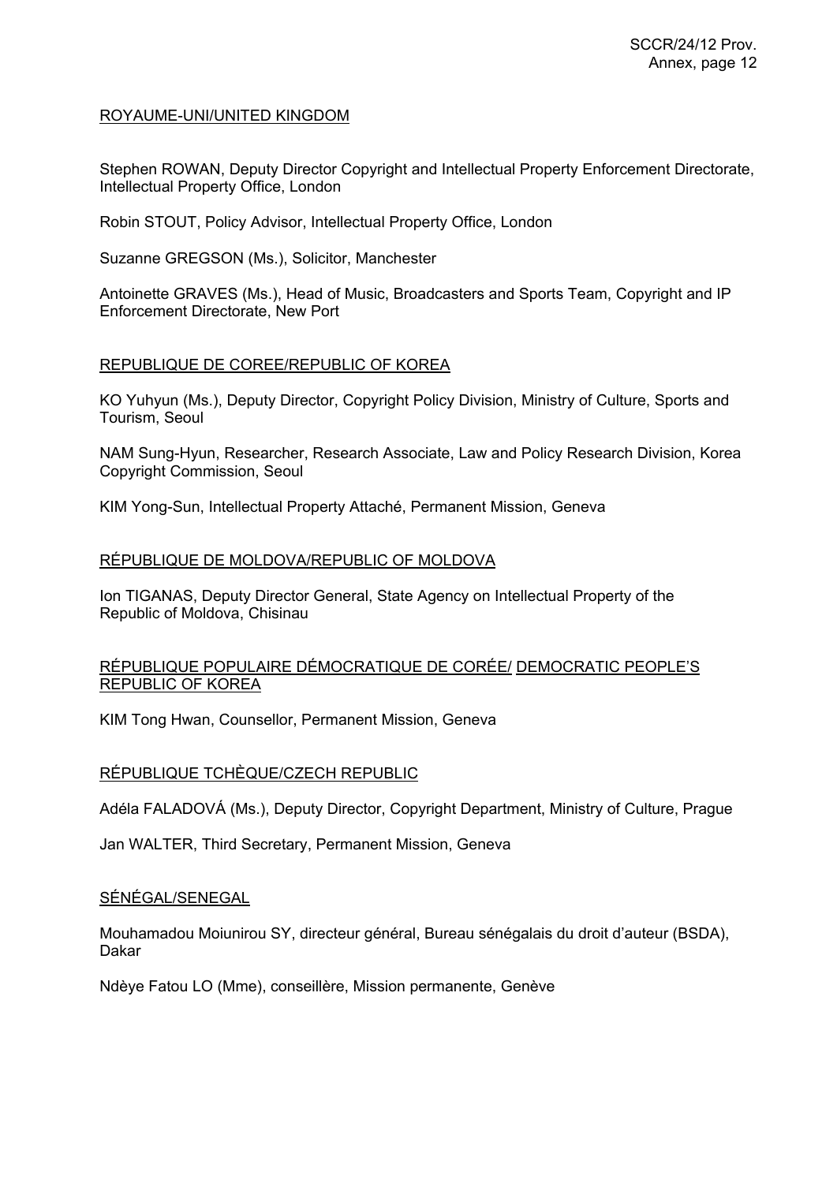ROYAUME-UNI/UNITED KINGDOM

Stephen ROWAN, Deputy Director Copyright and Intellectual Property Enforcement Directorate, Intellectual Property Office, London

Robin STOUT, Policy Advisor, Intellectual Property Office, London

Suzanne GREGSON (Ms.), Solicitor, Manchester

Antoinette GRAVES (Ms.), Head of Music, Broadcasters and Sports Team, Copyright and IP Enforcement Directorate, New Port

REPUBLIQUE DE COREE/REPUBLIC OF KOREA

KO Yuhyun (Ms.), Deputy Director, Copyright Policy Division, Ministry of Culture, Sports and Tourism, Seoul

NAM Sung-Hyun, Researcher, Research Associate, Law and Policy Research Division, Korea Copyright Commission, Seoul

KIM Yong-Sun, Intellectual Property Attaché, Permanent Mission, Geneva

RÉPUBLIQUE DE MOLDOVA/REPUBLIC OF MOLDOVA

Ion TIGANAS, Deputy Director General, State Agency on Intellectual Property of the Republic of Moldova, Chisinau

RÉPUBLIQUE POPULAIRE DÉMOCRATIQUE DE CORÉE/ DEMOCRATIC PEOPLE'S REPUBLIC OF KOREA

KIM Tong Hwan, Counsellor, Permanent Mission, Geneva

RÉPUBLIQUE TCHÈQUE/CZECH REPUBLIC

Adéla FALADOVÁ (Ms.), Deputy Director, Copyright Department, Ministry of Culture, Prague

Jan WALTER, Third Secretary, Permanent Mission, Geneva

SÉNÉGAL/SENEGAL

Mouhamadou Moiunirou SY, directeur général, Bureau sénégalais du droit d'auteur (BSDA), Dakar

Ndèye Fatou LO (Mme), conseillère, Mission permanente, Genève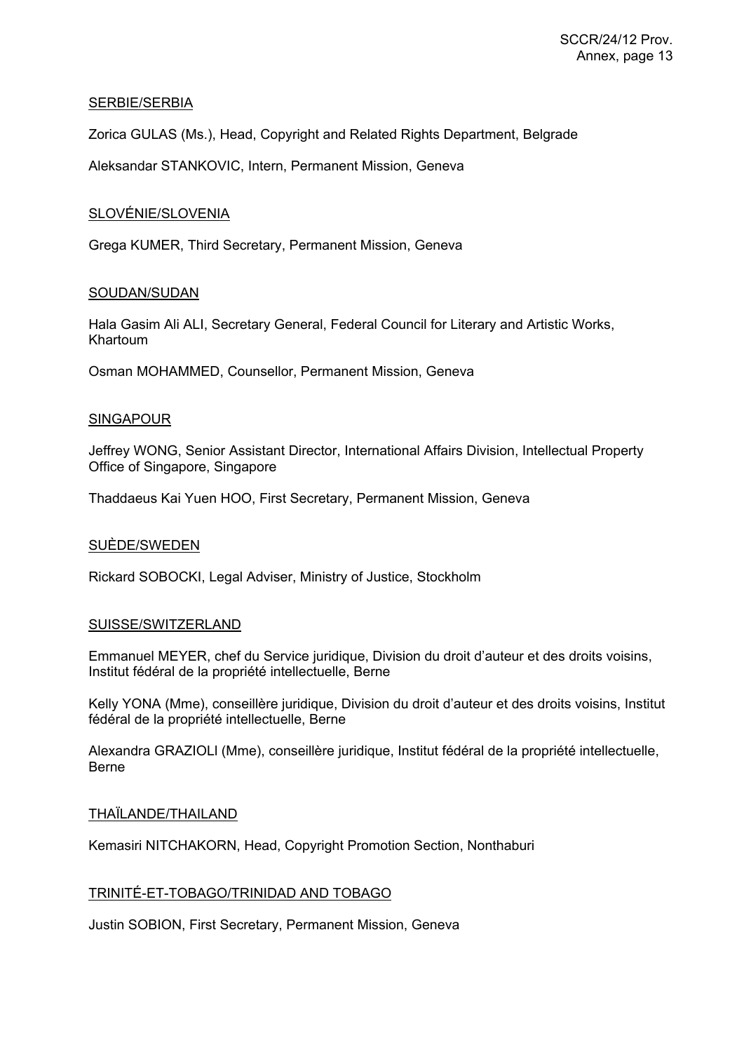SERBIE/SERBIA

Zorica GULAS (Ms.), Head, Copyright and Related Rights Department, Belgrade

Aleksandar STANKOVIC, Intern, Permanent Mission, Geneva

SLOVÉNIE/SLOVENIA

Grega KUMER, Third Secretary, Permanent Mission, Geneva

SOUDAN/SUDAN

Hala Gasim Ali ALI, Secretary General, Federal Council for Literary and Artistic Works, Khartoum

Osman MOHAMMED, Counsellor, Permanent Mission, Geneva

SINGAPOUR

Jeffrey WONG, Senior Assistant Director, International Affairs Division, Intellectual Property Office of Singapore, Singapore

Thaddaeus Kai Yuen HOO, First Secretary, Permanent Mission, Geneva

SUÈDE/SWEDEN

Rickard SOBOCKI, Legal Adviser, Ministry of Justice, Stockholm

SUISSE/SWITZERLAND

Emmanuel MEYER, chef du Service juridique, Division du droit d'auteur et des droits voisins, Institut fédéral de la propriété intellectuelle, Berne

Kelly YONA (Mme), conseillère juridique, Division du droit d'auteur et des droits voisins, Institut fédéral de la propriété intellectuelle, Berne

Alexandra GRAZIOLI (Mme), conseillère juridique, Institut fédéral de la propriété intellectuelle, Berne

THAÏLANDE/THAILAND

Kemasiri NITCHAKORN, Head, Copyright Promotion Section, Nonthaburi

TRINITÉ-ET-TOBAGO/TRINIDAD AND TOBAGO

Justin SOBION, First Secretary, Permanent Mission, Geneva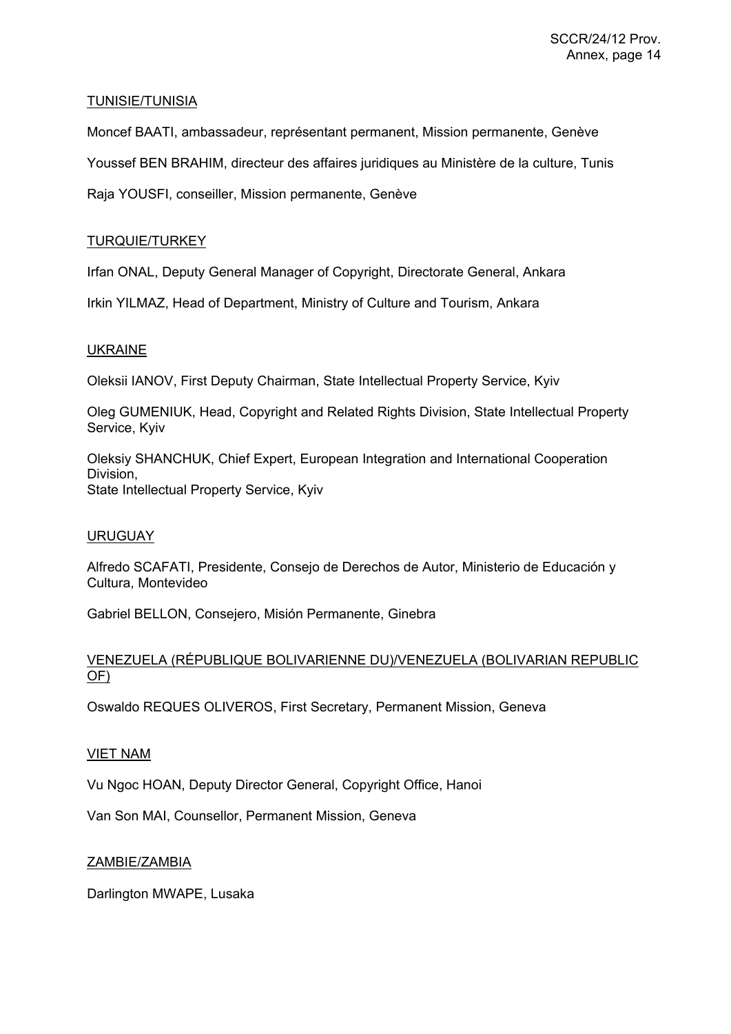<u>TUNISIE/TUNISIA</u>

Moncef BAATI, ambassadeur, représentant permanent, Mission permanente, Genève

Youssef BEN BRAHIM, directeur des affaires juridiques au Ministère de la culture, Tunis

Raja YOUSFI, conseiller, Mission permanente, Genève

<u>TURQUIE/TURKEY</u>

Irfan ONAL, Deputy General Manager of Copyright, Directorate General, Ankara

Irkin YILMAZ, Head of Department, Ministry of Culture and Tourism, Ankara

<u>UKRAINE</u>

Oleksii IANOV, First Deputy Chairman, State Intellectual Property Service, Kyiv

Oleg GUMENIUK, Head, Copyright and Related Rights Division, State Intellectual Property Service, Kyiv

Oleksiy SHANCHUK, Chief Expert, European Integration and International Cooperation Division,
State Intellectual Property Service, Kyiv

<u>URUGUAY</u>

Alfredo SCAFATI, Presidente, Consejo de Derechos de Autor, Ministerio de Educación y Cultura, Montevideo

Gabriel BELLON, Consejero, Misión Permanente, Ginebra

<u>VENEZUELA (RÉPUBLIQUE BOLIVARIENNE DU)/VENEZUELA (BOLIVARIAN REPUBLIC OF)</u>

Oswaldo REQUES OLIVEROS, First Secretary, Permanent Mission, Geneva

<u>VIET NAM</u>

Vu Ngoc HOAN, Deputy Director General, Copyright Office, Hanoi

Van Son MAI, Counsellor, Permanent Mission, Geneva

<u>ZAMBIE/ZAMBIA</u>

Darlington MWAPE, Lusaka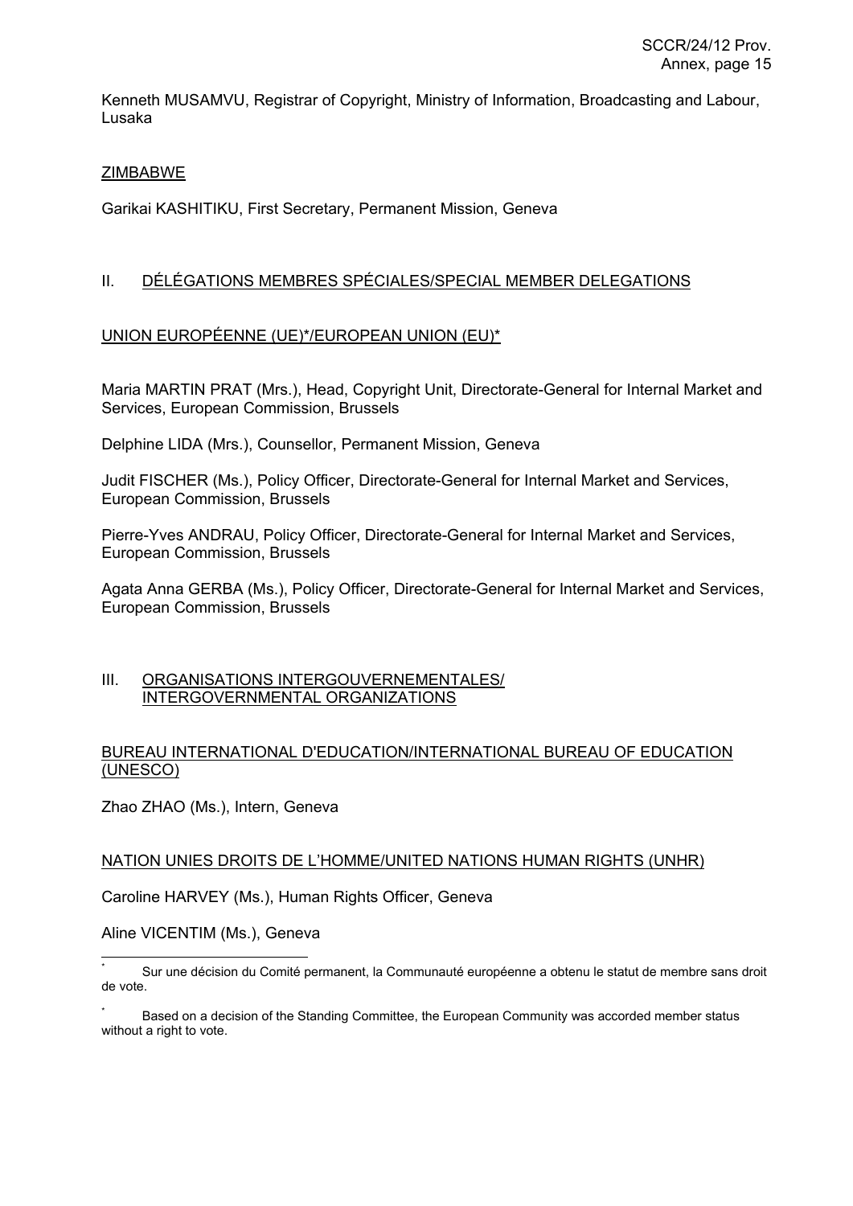Kenneth MUSAMVU, Registrar of Copyright, Ministry of Information, Broadcasting and Labour, Lusaka

ZIMBABWE

Garikai KASHITIKU, First Secretary, Permanent Mission, Geneva

## II. DÉLÉGATIONS MEMBRES SPÉCIALES/SPECIAL MEMBER DELEGATIONS

UNION EUROPÉENNE (UE)*/EUROPEAN UNION (EU)*

Maria MARTIN PRAT (Mrs.), Head, Copyright Unit, Directorate-General for Internal Market and Services, European Commission, Brussels

Delphine LIDA (Mrs.), Counsellor, Permanent Mission, Geneva

Judit FISCHER (Ms.), Policy Officer, Directorate-General for Internal Market and Services, European Commission, Brussels

Pierre-Yves ANDRAU, Policy Officer, Directorate-General for Internal Market and Services, European Commission, Brussels

Agata Anna GERBA (Ms.), Policy Officer, Directorate-General for Internal Market and Services, European Commission, Brussels

## III. ORGANISATIONS INTERGOUVERNEMENTALES/ INTERGOVERNMENTAL ORGANIZATIONS

BUREAU INTERNATIONAL D'EDUCATION/INTERNATIONAL BUREAU OF EDUCATION (UNESCO)

Zhao ZHAO (Ms.), Intern, Geneva

NATION UNIES DROITS DE L'HOMME/UNITED NATIONS HUMAN RIGHTS (UNHR)

Caroline HARVEY (Ms.), Human Rights Officer, Geneva

Aline VICENTIM (Ms.), Geneva

---

* Sur une décision du Comité permanent, la Communauté européenne a obtenu le statut de membre sans droit de vote.

* Based on a decision of the Standing Committee, the European Community was accorded member status without a right to vote.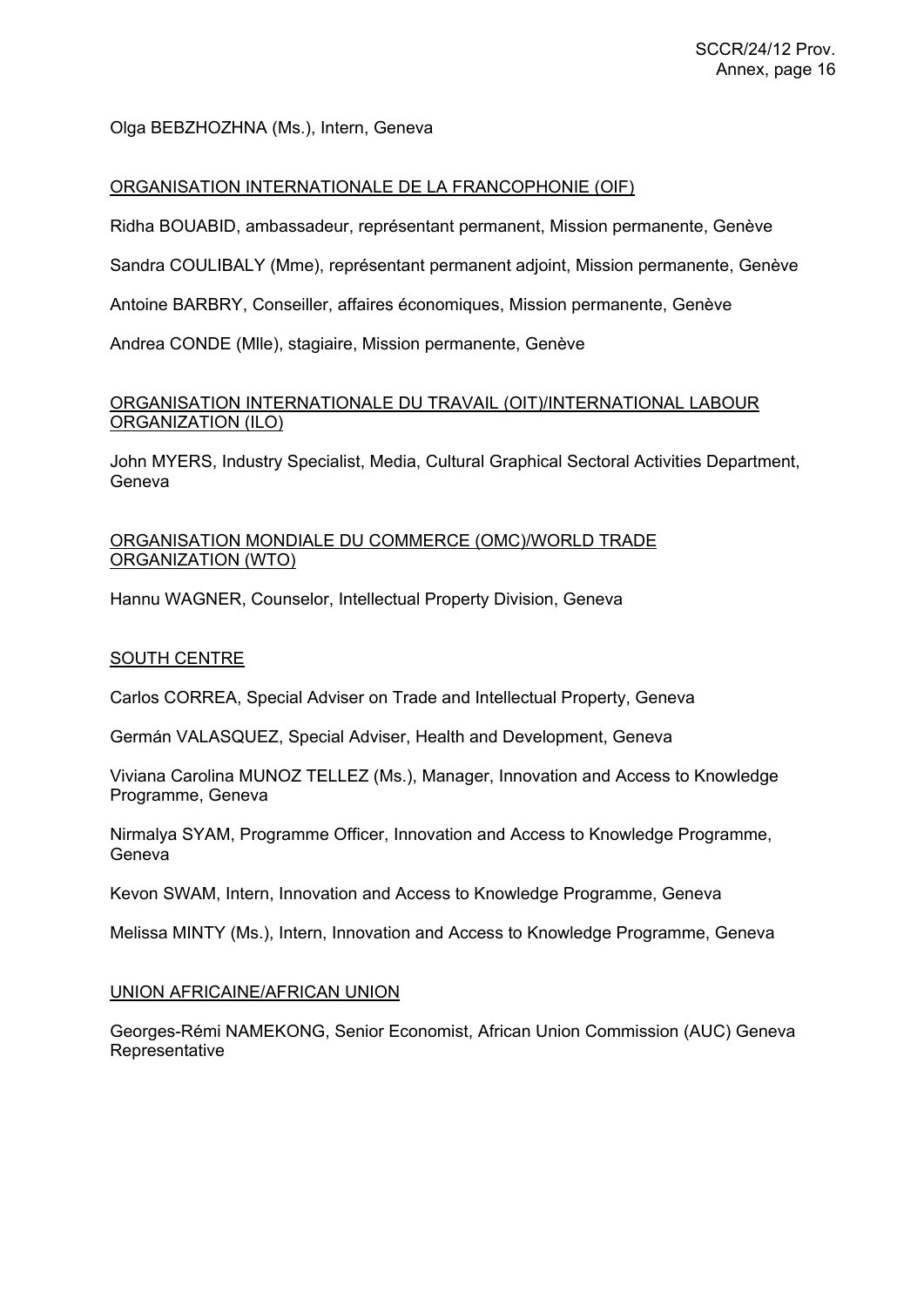Olga BEBZHOZHNA (Ms.), Intern, Geneva

ORGANISATION INTERNATIONALE DE LA FRANCOPHONIE (OIF)

Ridha BOUABID, ambassadeur, représentant permanent, Mission permanente, Genève

Sandra COULIBALY (Mme), représentant permanent adjoint, Mission permanente, Genève

Antoine BARBRY, Conseiller, affaires économiques, Mission permanente, Genève

Andrea CONDE (Mlle), stagiaire, Mission permanente, Genève

ORGANISATION INTERNATIONALE DU TRAVAIL (OIT)/INTERNATIONAL LABOUR ORGANIZATION (ILO)

John MYERS, Industry Specialist, Media, Cultural Graphical Sectoral Activities Department, Geneva

ORGANISATION MONDIALE DU COMMERCE (OMC)/WORLD TRADE ORGANIZATION (WTO)

Hannu WAGNER, Counselor, Intellectual Property Division, Geneva

SOUTH CENTRE

Carlos CORREA, Special Adviser on Trade and Intellectual Property, Geneva

Germán VALASQUEZ, Special Adviser, Health and Development, Geneva

Viviana Carolina MUNOZ TELLEZ (Ms.), Manager, Innovation and Access to Knowledge Programme, Geneva

Nirmalya SYAM, Programme Officer, Innovation and Access to Knowledge Programme, Geneva

Kevon SWAM, Intern, Innovation and Access to Knowledge Programme, Geneva

Melissa MINTY (Ms.), Intern, Innovation and Access to Knowledge Programme, Geneva

UNION AFRICAINE/AFRICAN UNION

Georges-Rémi NAMEKONG, Senior Economist, African Union Commission (AUC) Geneva Representative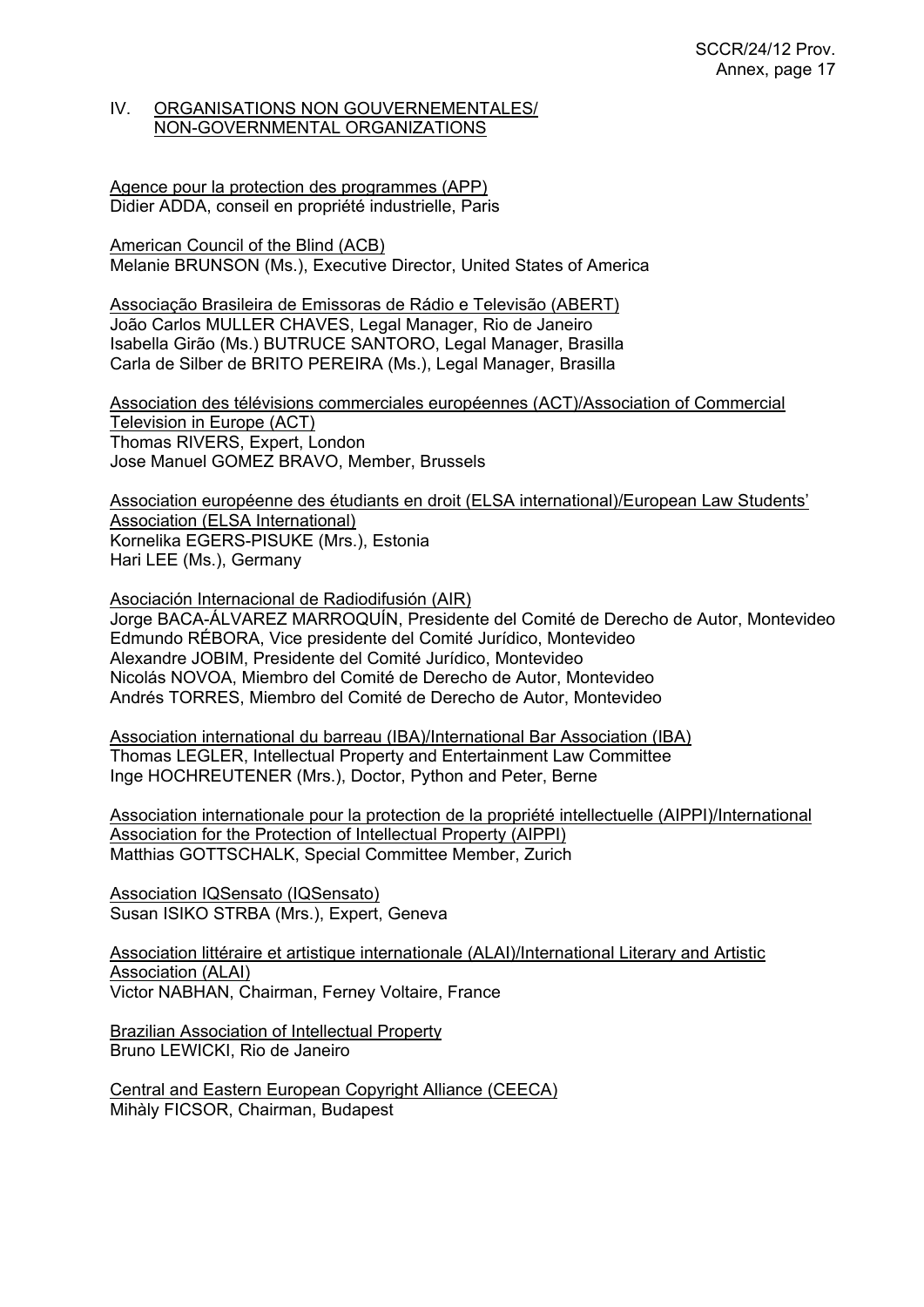## IV. ORGANISATIONS NON GOUVERNEMENTALES/ NON-GOVERNMENTAL ORGANIZATIONS

Agence pour la protection des programmes (APP)
Didier ADDA, conseil en propriété industrielle, Paris

American Council of the Blind (ACB)
Melanie BRUNSON (Ms.), Executive Director, United States of America

Associação Brasileira de Emissoras de Rádio e Televisão (ABERT)
João Carlos MULLER CHAVES, Legal Manager, Rio de Janeiro
Isabella Girão (Ms.) BUTRUCE SANTORO, Legal Manager, Brasilla
Carla de Silber de BRITO PEREIRA (Ms.), Legal Manager, Brasilla

Association des télévisions commerciales européennes (ACT)/Association of Commercial Television in Europe (ACT)
Thomas RIVERS, Expert, London
Jose Manuel GOMEZ BRAVO, Member, Brussels

Association européenne des étudiants en droit (ELSA international)/European Law Students' Association (ELSA International)
Kornelika EGERS-PISUKE (Mrs.), Estonia
Hari LEE (Ms.), Germany

Asociación Internacional de Radiodifusión (AIR)
Jorge BACA-ÁLVAREZ MARROQUÍN, Presidente del Comité de Derecho de Autor, Montevideo
Edmundo RÉBORA, Vice presidente del Comité Jurídico, Montevideo
Alexandre JOBIM, Presidente del Comité Jurídico, Montevideo
Nicolás NOVOA, Miembro del Comité de Derecho de Autor, Montevideo
Andrés TORRES, Miembro del Comité de Derecho de Autor, Montevideo

Association international du barreau (IBA)/International Bar Association (IBA)
Thomas LEGLER, Intellectual Property and Entertainment Law Committee
Inge HOCHREUTENER (Mrs.), Doctor, Python and Peter, Berne

Association internationale pour la protection de la propriété intellectuelle (AIPPI)/International Association for the Protection of Intellectual Property (AIPPI)
Matthias GOTTSCHALK, Special Committee Member, Zurich

Association IQSensato (IQSensato)
Susan ISIKO STRBA (Mrs.), Expert, Geneva

Association littéraire et artistique internationale (ALAI)/International Literary and Artistic Association (ALAI)
Victor NABHAN, Chairman, Ferney Voltaire, France

Brazilian Association of Intellectual Property
Bruno LEWICKI, Rio de Janeiro

Central and Eastern European Copyright Alliance (CEECA)
Mihàly FICSOR, Chairman, Budapest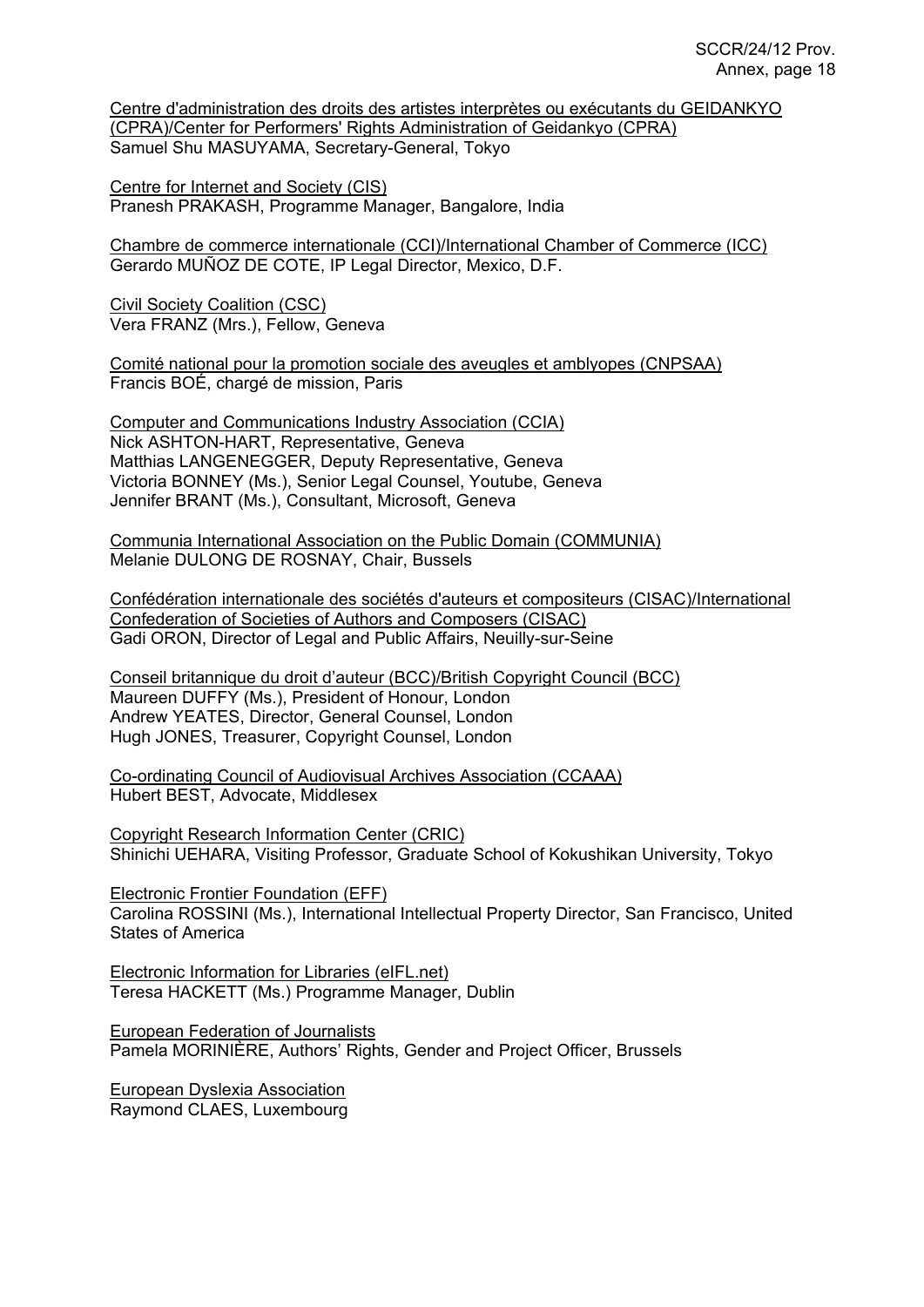Centre d'administration des droits des artistes interprètes ou exécutants du GEIDANKYO (CPRA)/Center for Performers' Rights Administration of Geidankyo (CPRA)
Samuel Shu MASUYAMA, Secretary-General, Tokyo

Centre for Internet and Society (CIS)
Pranesh PRAKASH, Programme Manager, Bangalore, India

Chambre de commerce internationale (CCI)/International Chamber of Commerce (ICC)
Gerardo MUÑOZ DE COTE, IP Legal Director, Mexico, D.F.

Civil Society Coalition (CSC)
Vera FRANZ (Mrs.), Fellow, Geneva

Comité national pour la promotion sociale des aveugles et amblyopes (CNPSAA)
Francis BOÉ, chargé de mission, Paris

Computer and Communications Industry Association (CCIA)
Nick ASHTON-HART, Representative, Geneva
Matthias LANGENEGGER, Deputy Representative, Geneva
Victoria BONNEY (Ms.), Senior Legal Counsel, Youtube, Geneva
Jennifer BRANT (Ms.), Consultant, Microsoft, Geneva

Communia International Association on the Public Domain (COMMUNIA)
Melanie DULONG DE ROSNAY, Chair, Bussels

Confédération internationale des sociétés d'auteurs et compositeurs (CISAC)/International Confederation of Societies of Authors and Composers (CISAC)
Gadi ORON, Director of Legal and Public Affairs, Neuilly-sur-Seine

Conseil britannique du droit d'auteur (BCC)/British Copyright Council (BCC)
Maureen DUFFY (Ms.), President of Honour, London
Andrew YEATES, Director, General Counsel, London
Hugh JONES, Treasurer, Copyright Counsel, London

Co-ordinating Council of Audiovisual Archives Association (CCAAA)
Hubert BEST, Advocate, Middlesex

Copyright Research Information Center (CRIC)
Shinichi UEHARA, Visiting Professor, Graduate School of Kokushikan University, Tokyo

Electronic Frontier Foundation (EFF)
Carolina ROSSINI (Ms.), International Intellectual Property Director, San Francisco, United States of America

Electronic Information for Libraries (eIFL.net)
Teresa HACKETT (Ms.) Programme Manager, Dublin

European Federation of Journalists
Pamela MORINIÈRE, Authors' Rights, Gender and Project Officer, Brussels

European Dyslexia Association
Raymond CLAES, Luxembourg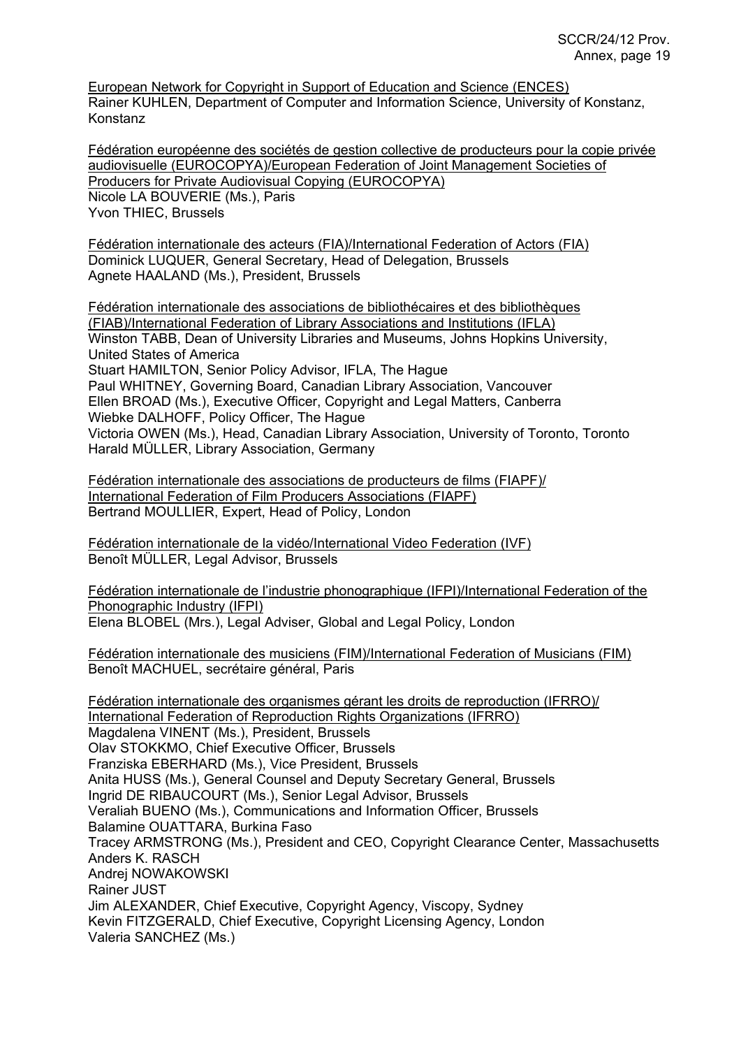<u>European Network for Copyright in Support of Education and Science (ENCES)</u>
Rainer KUHLEN, Department of Computer and Information Science, University of Konstanz, Konstanz

<u>Fédération européenne des sociétés de gestion collective de producteurs pour la copie privée audiovisuelle (EUROCOPYA)/European Federation of Joint Management Societies of Producers for Private Audiovisual Copying (EUROCOPYA)</u>
Nicole LA BOUVERIE (Ms.), Paris
Yvon THIEC, Brussels

<u>Fédération internationale des acteurs (FIA)/International Federation of Actors (FIA)</u>
Dominick LUQUER, General Secretary, Head of Delegation, Brussels
Agnete HAALAND (Ms.), President, Brussels

<u>Fédération internationale des associations de bibliothécaires et des bibliothèques (FIAB)/International Federation of Library Associations and Institutions (IFLA)</u>
Winston TABB, Dean of University Libraries and Museums, Johns Hopkins University, United States of America
Stuart HAMILTON, Senior Policy Advisor, IFLA, The Hague
Paul WHITNEY, Governing Board, Canadian Library Association, Vancouver
Ellen BROAD (Ms.), Executive Officer, Copyright and Legal Matters, Canberra
Wiebke DALHOFF, Policy Officer, The Hague
Victoria OWEN (Ms.), Head, Canadian Library Association, University of Toronto, Toronto
Harald MÜLLER, Library Association, Germany

<u>Fédération internationale des associations de producteurs de films (FIAPF)/ International Federation of Film Producers Associations (FIAPF)</u>
Bertrand MOULLIER, Expert, Head of Policy, London

<u>Fédération internationale de la vidéo/International Video Federation (IVF)</u>
Benoît MÜLLER, Legal Advisor, Brussels

<u>Fédération internationale de l'industrie phonographique (IFPI)/International Federation of the Phonographic Industry (IFPI)</u>
Elena BLOBEL (Mrs.), Legal Adviser, Global and Legal Policy, London

<u>Fédération internationale des musiciens (FIM)/International Federation of Musicians (FIM)</u>
Benoît MACHUEL, secrétaire général, Paris

<u>Fédération internationale des organismes gérant les droits de reproduction (IFRRO)/ International Federation of Reproduction Rights Organizations (IFRRO)</u>
Magdalena VINENT (Ms.), President, Brussels
Olav STOKKMO, Chief Executive Officer, Brussels
Franziska EBERHARD (Ms.), Vice President, Brussels
Anita HUSS (Ms.), General Counsel and Deputy Secretary General, Brussels
Ingrid DE RIBAUCOURT (Ms.), Senior Legal Advisor, Brussels
Veraliah BUENO (Ms.), Communications and Information Officer, Brussels
Balamine OUATTARA, Burkina Faso
Tracey ARMSTRONG (Ms.), President and CEO, Copyright Clearance Center, Massachusetts
Anders K. RASCH
Andrej NOWAKOWSKI
Rainer JUST
Jim ALEXANDER, Chief Executive, Copyright Agency, Viscopy, Sydney
Kevin FITZGERALD, Chief Executive, Copyright Licensing Agency, London
Valeria SANCHEZ (Ms.)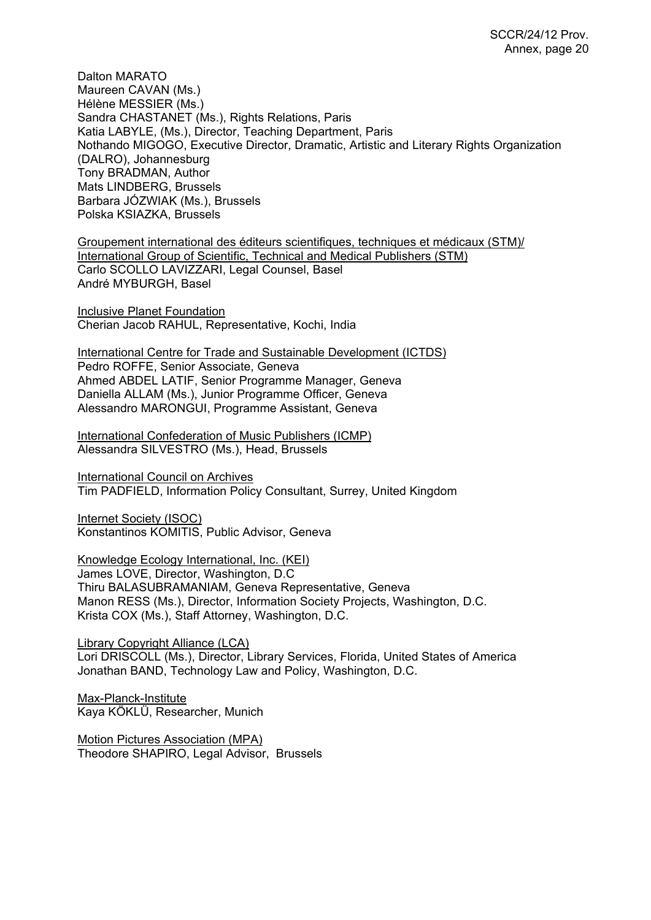Dalton MARATO
Maureen CAVAN (Ms.)
Hélène MESSIER (Ms.)
Sandra CHASTANET (Ms.), Rights Relations, Paris
Katia LABYLE, (Ms.), Director, Teaching Department, Paris
Nothando MIGOGO, Executive Director, Dramatic, Artistic and Literary Rights Organization (DALRO), Johannesburg
Tony BRADMAN, Author
Mats LINDBERG, Brussels
Barbara JÓZWIAK (Ms.), Brussels
Polska KSIAZKA, Brussels

<u>Groupement international des éditeurs scientifiques, techniques et médicaux (STM)/ International Group of Scientific, Technical and Medical Publishers (STM)</u>
Carlo SCOLLO LAVIZZARI, Legal Counsel, Basel
André MYBURGH, Basel

<u>Inclusive Planet Foundation</u>
Cherian Jacob RAHUL, Representative, Kochi, India

<u>International Centre for Trade and Sustainable Development (ICTDS)</u>
Pedro ROFFE, Senior Associate, Geneva
Ahmed ABDEL LATIF, Senior Programme Manager, Geneva
Daniella ALLAM (Ms.), Junior Programme Officer, Geneva
Alessandro MARONGUI, Programme Assistant, Geneva

<u>International Confederation of Music Publishers (ICMP)</u>
Alessandra SILVESTRO (Ms.), Head, Brussels

<u>International Council on Archives</u>
Tim PADFIELD, Information Policy Consultant, Surrey, United Kingdom

<u>Internet Society (ISOC)</u>
Konstantinos KOMITIS, Public Advisor, Geneva

<u>Knowledge Ecology International, Inc. (KEI)</u>
James LOVE, Director, Washington, D.C
Thiru BALASUBRAMANIAM, Geneva Representative, Geneva
Manon RESS (Ms.), Director, Information Society Projects, Washington, D.C.
Krista COX (Ms.), Staff Attorney, Washington, D.C.

<u>Library Copyright Alliance (LCA)</u>
Lori DRISCOLL (Ms.), Director, Library Services, Florida, United States of America
Jonathan BAND, Technology Law and Policy, Washington, D.C.

<u>Max-Planck-Institute</u>
Kaya KÖKLÜ, Researcher, Munich

<u>Motion Pictures Association (MPA)</u>
Theodore SHAPIRO, Legal Advisor, Brussels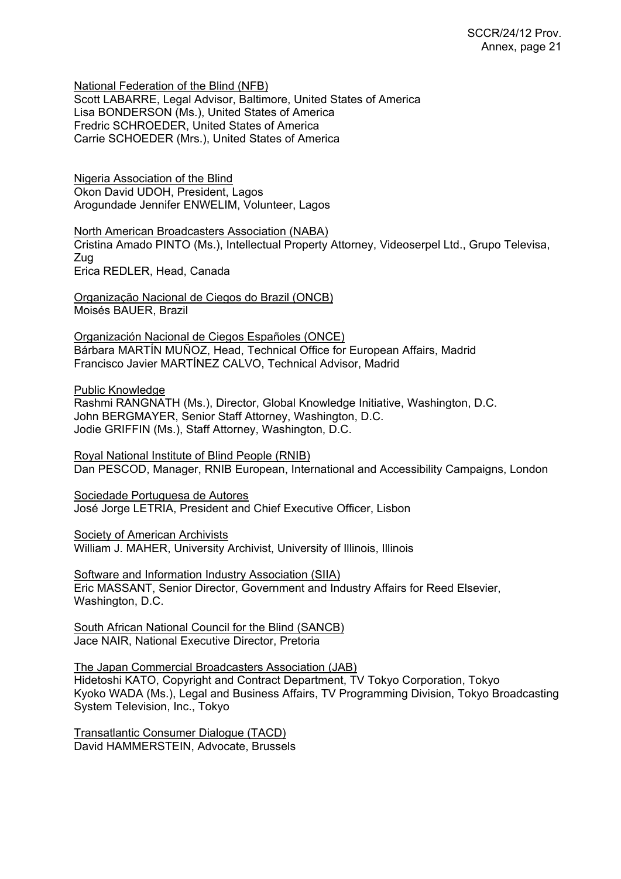<u>National Federation of the Blind (NFB)</u>
Scott LABARRE, Legal Advisor, Baltimore, United States of America
Lisa BONDERSON (Ms.), United States of America
Fredric SCHROEDER, United States of America
Carrie SCHOEDER (Mrs.), United States of America

<u>Nigeria Association of the Blind</u>
Okon David UDOH, President, Lagos
Arogundade Jennifer ENWELIM, Volunteer, Lagos

<u>North American Broadcasters Association (NABA)</u>
Cristina Amado PINTO (Ms.), Intellectual Property Attorney, Videoserpel Ltd., Grupo Televisa, Zug
Erica REDLER, Head, Canada

<u>Organização Nacional de Ciegos do Brazil (ONCB)</u>
Moisés BAUER, Brazil

<u>Organización Nacional de Ciegos Españoles (ONCE)</u>
Bárbara MARTÍN MUÑOZ, Head, Technical Office for European Affairs, Madrid
Francisco Javier MARTÍNEZ CALVO, Technical Advisor, Madrid

<u>Public Knowledge</u>
Rashmi RANGNATH (Ms.), Director, Global Knowledge Initiative, Washington, D.C.
John BERGMAYER, Senior Staff Attorney, Washington, D.C.
Jodie GRIFFIN (Ms.), Staff Attorney, Washington, D.C.

<u>Royal National Institute of Blind People (RNIB)</u>
Dan PESCOD, Manager, RNIB European, International and Accessibility Campaigns, London

<u>Sociedade Portuguesa de Autores</u>
José Jorge LETRIA, President and Chief Executive Officer, Lisbon

<u>Society of American Archivists</u>
William J. MAHER, University Archivist, University of Illinois, Illinois

<u>Software and Information Industry Association (SIIA)</u>
Eric MASSANT, Senior Director, Government and Industry Affairs for Reed Elsevier, Washington, D.C.

<u>South African National Council for the Blind (SANCB)</u>
Jace NAIR, National Executive Director, Pretoria

<u>The Japan Commercial Broadcasters Association (JAB)</u>
Hidetoshi KATO, Copyright and Contract Department, TV Tokyo Corporation, Tokyo
Kyoko WADA (Ms.), Legal and Business Affairs, TV Programming Division, Tokyo Broadcasting System Television, Inc., Tokyo

<u>Transatlantic Consumer Dialogue (TACD)</u>
David HAMMERSTEIN, Advocate, Brussels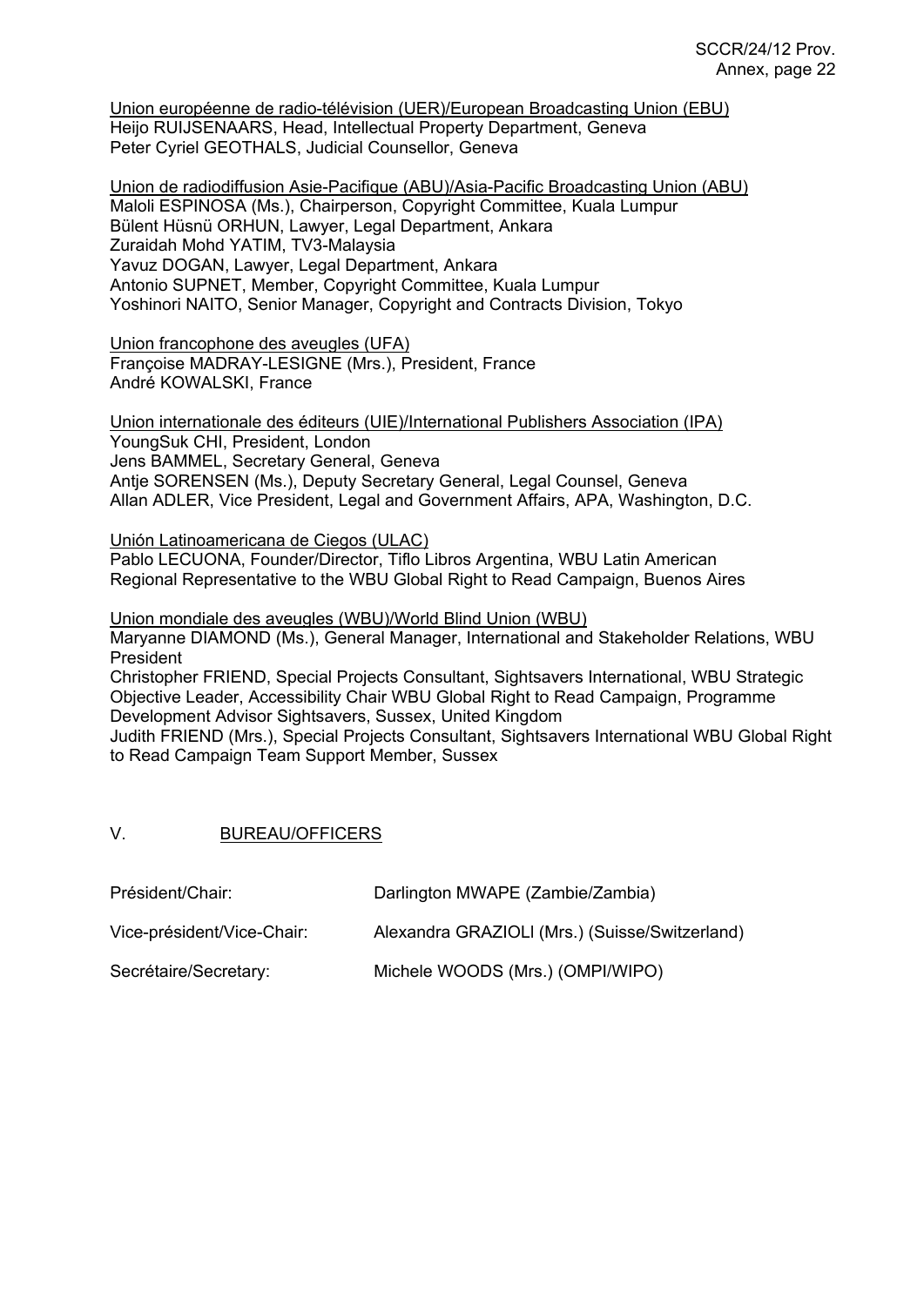Union européenne de radio-télévision (UER)/European Broadcasting Union (EBU)
Heijo RUIJSENAARS, Head, Intellectual Property Department, Geneva
Peter Cyriel GEOTHALS, Judicial Counsellor, Geneva

Union de radiodiffusion Asie-Pacifique (ABU)/Asia-Pacific Broadcasting Union (ABU)
Maloli ESPINOSA (Ms.), Chairperson, Copyright Committee, Kuala Lumpur
Bülent Hüsnü ORHUN, Lawyer, Legal Department, Ankara
Zuraidah Mohd YATIM, TV3-Malaysia
Yavuz DOGAN, Lawyer, Legal Department, Ankara
Antonio SUPNET, Member, Copyright Committee, Kuala Lumpur
Yoshinori NAITO, Senior Manager, Copyright and Contracts Division, Tokyo

Union francophone des aveugles (UFA)
Françoise MADRAY-LESIGNE (Mrs.), President, France
André KOWALSKI, France

Union internationale des éditeurs (UIE)/International Publishers Association (IPA)
YoungSuk CHI, President, London
Jens BAMMEL, Secretary General, Geneva
Antje SORENSEN (Ms.), Deputy Secretary General, Legal Counsel, Geneva
Allan ADLER, Vice President, Legal and Government Affairs, APA, Washington, D.C.

Unión Latinoamericana de Ciegos (ULAC)
Pablo LECUONA, Founder/Director, Tiflo Libros Argentina, WBU Latin American Regional Representative to the WBU Global Right to Read Campaign, Buenos Aires

Union mondiale des aveugles (WBU)/World Blind Union (WBU)
Maryanne DIAMOND (Ms.), General Manager, International and Stakeholder Relations, WBU President
Christopher FRIEND, Special Projects Consultant, Sightsavers International, WBU Strategic Objective Leader, Accessibility Chair WBU Global Right to Read Campaign, Programme Development Advisor Sightsavers, Sussex, United Kingdom
Judith FRIEND (Mrs.), Special Projects Consultant, Sightsavers International WBU Global Right to Read Campaign Team Support Member, Sussex

## V. BUREAU/OFFICERS

| | |
|---|---|
| Président/Chair: | Darlington MWAPE (Zambie/Zambia) |
| Vice-président/Vice-Chair: | Alexandra GRAZIOLI (Mrs.) (Suisse/Switzerland) |
| Secrétaire/Secretary: | Michele WOODS (Mrs.) (OMPI/WIPO) |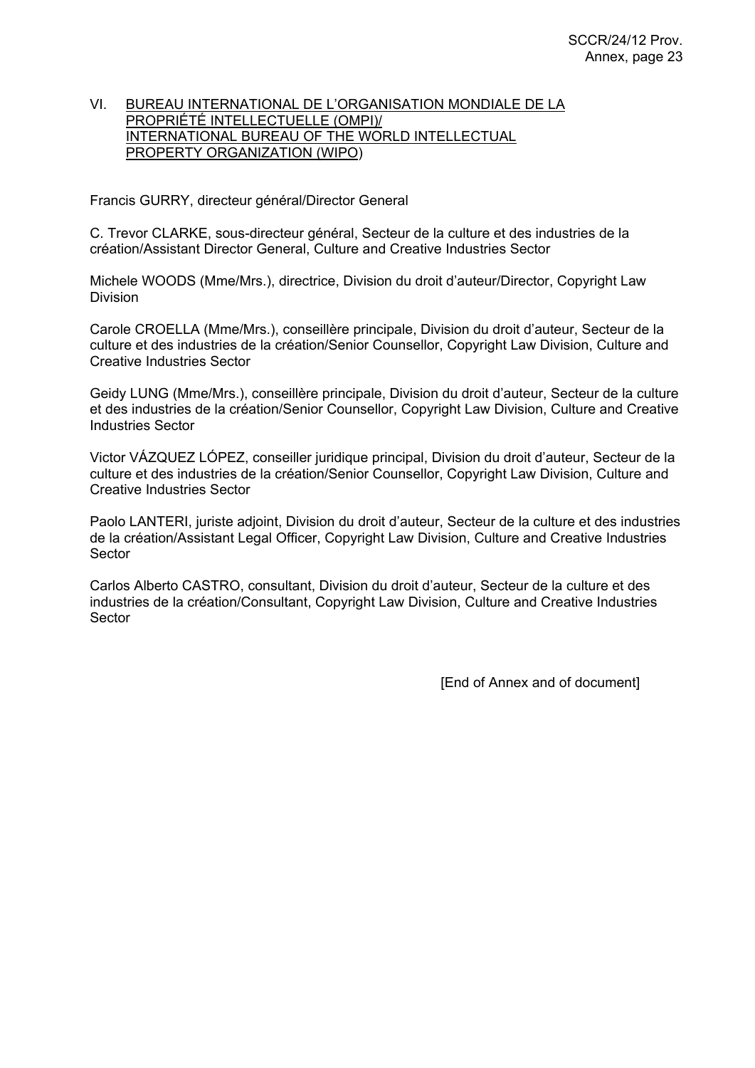VI. BUREAU INTERNATIONAL DE L'ORGANISATION MONDIALE DE LA PROPRIÉTÉ INTELLECTUELLE (OMPI)/ INTERNATIONAL BUREAU OF THE WORLD INTELLECTUAL PROPERTY ORGANIZATION (WIPO)

Francis GURRY, directeur général/Director General

C. Trevor CLARKE, sous-directeur général, Secteur de la culture et des industries de la création/Assistant Director General, Culture and Creative Industries Sector

Michele WOODS (Mme/Mrs.), directrice, Division du droit d'auteur/Director, Copyright Law Division

Carole CROELLA (Mme/Mrs.), conseillère principale, Division du droit d'auteur, Secteur de la culture et des industries de la création/Senior Counsellor, Copyright Law Division, Culture and Creative Industries Sector

Geidy LUNG (Mme/Mrs.), conseillère principale, Division du droit d'auteur, Secteur de la culture et des industries de la création/Senior Counsellor, Copyright Law Division, Culture and Creative Industries Sector

Victor VÁZQUEZ LÓPEZ, conseiller juridique principal, Division du droit d'auteur, Secteur de la culture et des industries de la création/Senior Counsellor, Copyright Law Division, Culture and Creative Industries Sector

Paolo LANTERI, juriste adjoint, Division du droit d'auteur, Secteur de la culture et des industries de la création/Assistant Legal Officer, Copyright Law Division, Culture and Creative Industries Sector

Carlos Alberto CASTRO, consultant, Division du droit d'auteur, Secteur de la culture et des industries de la création/Consultant, Copyright Law Division, Culture and Creative Industries Sector

[End of Annex and of document]